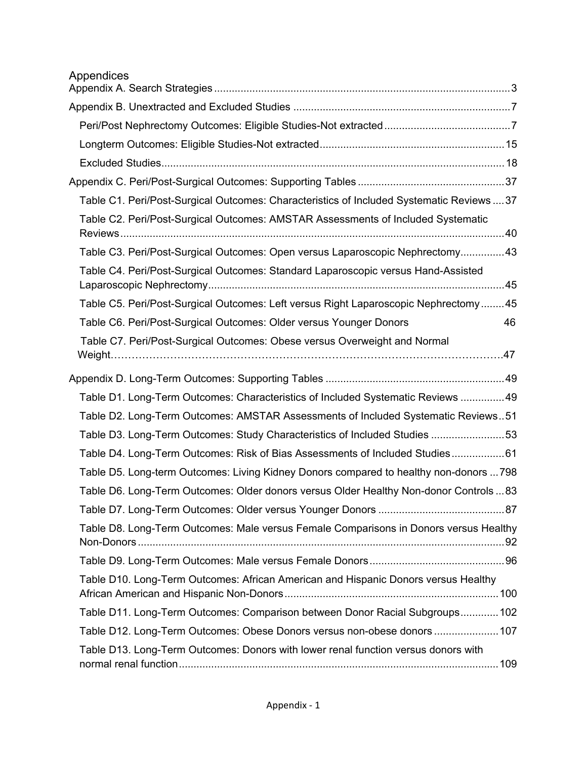# Appendices

Appendix A. Search Strategies ..................................................................................................3

Appendix B. Unextracted and Excluded Studies ..........................................................................7

- Peri/Post Nephrectomy Outcomes: Eligible Studies-Not extracted ..........................................7
- Longterm Outcomes: Eligible Studies-Not extracted ..............................................................15
- Excluded Studies ....................................................................................................................18

Appendix C. Peri/Post-Surgical Outcomes: Supporting Tables ..................................................37

- Table C1. Peri/Post-Surgical Outcomes: Characteristics of Included Systematic Reviews ....37
- Table C2. Peri/Post-Surgical Outcomes: AMSTAR Assessments of Included Systematic Reviews ....40
- Table C3. Peri/Post-Surgical Outcomes: Open versus Laparoscopic Nephrectomy ...............43
- Table C4. Peri/Post-Surgical Outcomes: Standard Laparoscopic versus Hand-Assisted Laparoscopic Nephrectomy ....45
- Table C5. Peri/Post-Surgical Outcomes: Left versus Right Laparoscopic Nephrectomy ........45
- Table C6. Peri/Post-Surgical Outcomes: Older versus Younger Donors 46
- Table C7. Peri/Post-Surgical Outcomes: Obese versus Overweight and Normal Weight....47

Appendix D. Long-Term Outcomes: Supporting Tables .............................................................49

- Table D1. Long-Term Outcomes: Characteristics of Included Systematic Reviews ...............49
- Table D2. Long-Term Outcomes: AMSTAR Assessments of Included Systematic Reviews..51
- Table D3. Long-Term Outcomes: Study Characteristics of Included Studies .........................53
- Table D4. Long-Term Outcomes: Risk of Bias Assessments of Included Studies ..................61
- Table D5. Long-term Outcomes: Living Kidney Donors compared to healthy non-donors ...798
- Table D6. Long-Term Outcomes: Older donors versus Older Healthy Non-donor Controls ...83
- Table D7. Long-Term Outcomes: Older versus Younger Donors ...........................................87
- Table D8. Long-Term Outcomes: Male versus Female Comparisons in Donors versus Healthy Non-Donors ....92
- Table D9. Long-Term Outcomes: Male versus Female Donors .............................................96
- Table D10. Long-Term Outcomes: African American and Hispanic Donors versus Healthy African American and Hispanic Non-Donors ....100
- Table D11. Long-Term Outcomes: Comparison between Donor Racial Subgroups .............102
- Table D12. Long-Term Outcomes: Obese Donors versus non-obese donors ......................107
- Table D13. Long-Term Outcomes: Donors with lower renal function versus donors with normal renal function ....109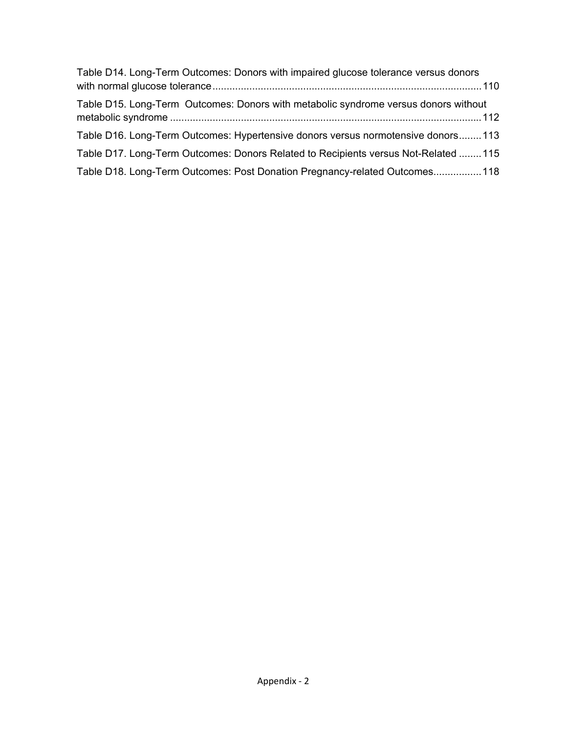Table D14. Long-Term Outcomes: Donors with impaired glucose tolerance versus donors with normal glucose tolerance ........ 110

Table D15. Long-Term Outcomes: Donors with metabolic syndrome versus donors without metabolic syndrome ........ 112

Table D16. Long-Term Outcomes: Hypertensive donors versus normotensive donors ........ 113

Table D17. Long-Term Outcomes: Donors Related to Recipients versus Not-Related ........ 115

Table D18. Long-Term Outcomes: Post Donation Pregnancy-related Outcomes ........ 118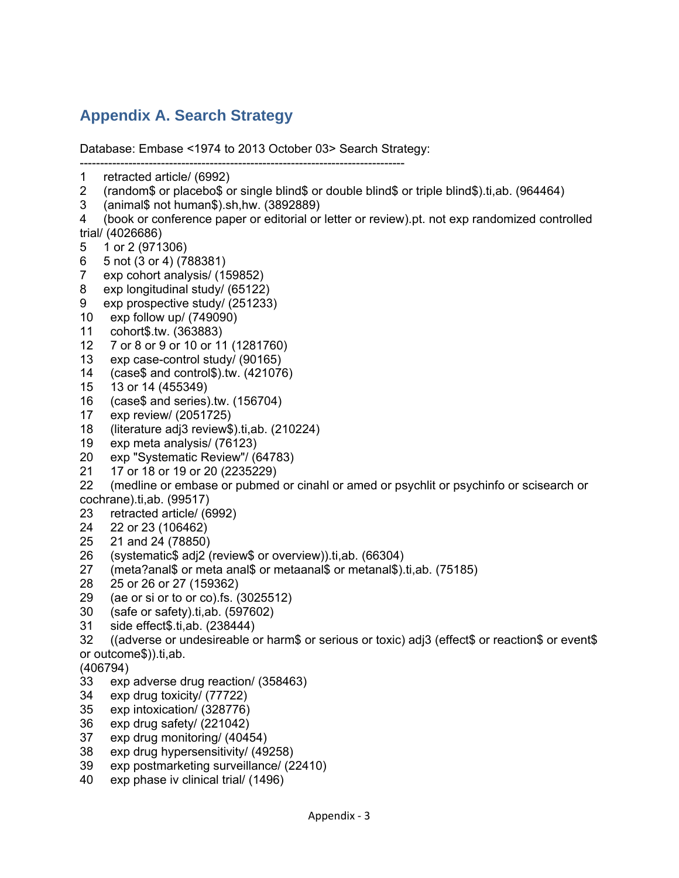## Appendix A. Search Strategy

Database: Embase <1974 to 2013 October 03> Search Strategy:

--------------------------------------------------------------------------------

1 retracted article/ (6992)
2 (random$ or placebo$ or single blind$ or double blind$ or triple blind$).ti,ab. (964464)
3 (animal$ not human$).sh,hw. (3892889)
4 (book or conference paper or editorial or letter or review).pt. not exp randomized controlled trial/ (4026686)
5 1 or 2 (971306)
6 5 not (3 or 4) (788381)
7 exp cohort analysis/ (159852)
8 exp longitudinal study/ (65122)
9 exp prospective study/ (251233)
10 exp follow up/ (749090)
11 cohort$.tw. (363883)
12 7 or 8 or 9 or 10 or 11 (1281760)
13 exp case-control study/ (90165)
14 (case$ and control$).tw. (421076)
15 13 or 14 (455349)
16 (case$ and series).tw. (156704)
17 exp review/ (2051725)
18 (literature adj3 review$).ti,ab. (210224)
19 exp meta analysis/ (76123)
20 exp "Systematic Review"/ (64783)
21 17 or 18 or 19 or 20 (2235229)
22 (medline or embase or pubmed or cinahl or amed or psychlit or psychinfo or scisearch or cochrane).ti,ab. (99517)
23 retracted article/ (6992)
24 22 or 23 (106462)
25 21 and 24 (78850)
26 (systematic$ adj2 (review$ or overview)).ti,ab. (66304)
27 (meta?anal$ or meta anal$ or metaanal$ or metanal$).ti,ab. (75185)
28 25 or 26 or 27 (159362)
29 (ae or si or to or co).fs. (3025512)
30 (safe or safety).ti,ab. (597602)
31 side effect$.ti,ab. (238444)
32 ((adverse or undesireable or harm$ or serious or toxic) adj3 (effect$ or reaction$ or event$ or outcome$)).ti,ab. (406794)
33 exp adverse drug reaction/ (358463)
34 exp drug toxicity/ (77722)
35 exp intoxication/ (328776)
36 exp drug safety/ (221042)
37 exp drug monitoring/ (40454)
38 exp drug hypersensitivity/ (49258)
39 exp postmarketing surveillance/ (22410)
40 exp phase iv clinical trial/ (1496)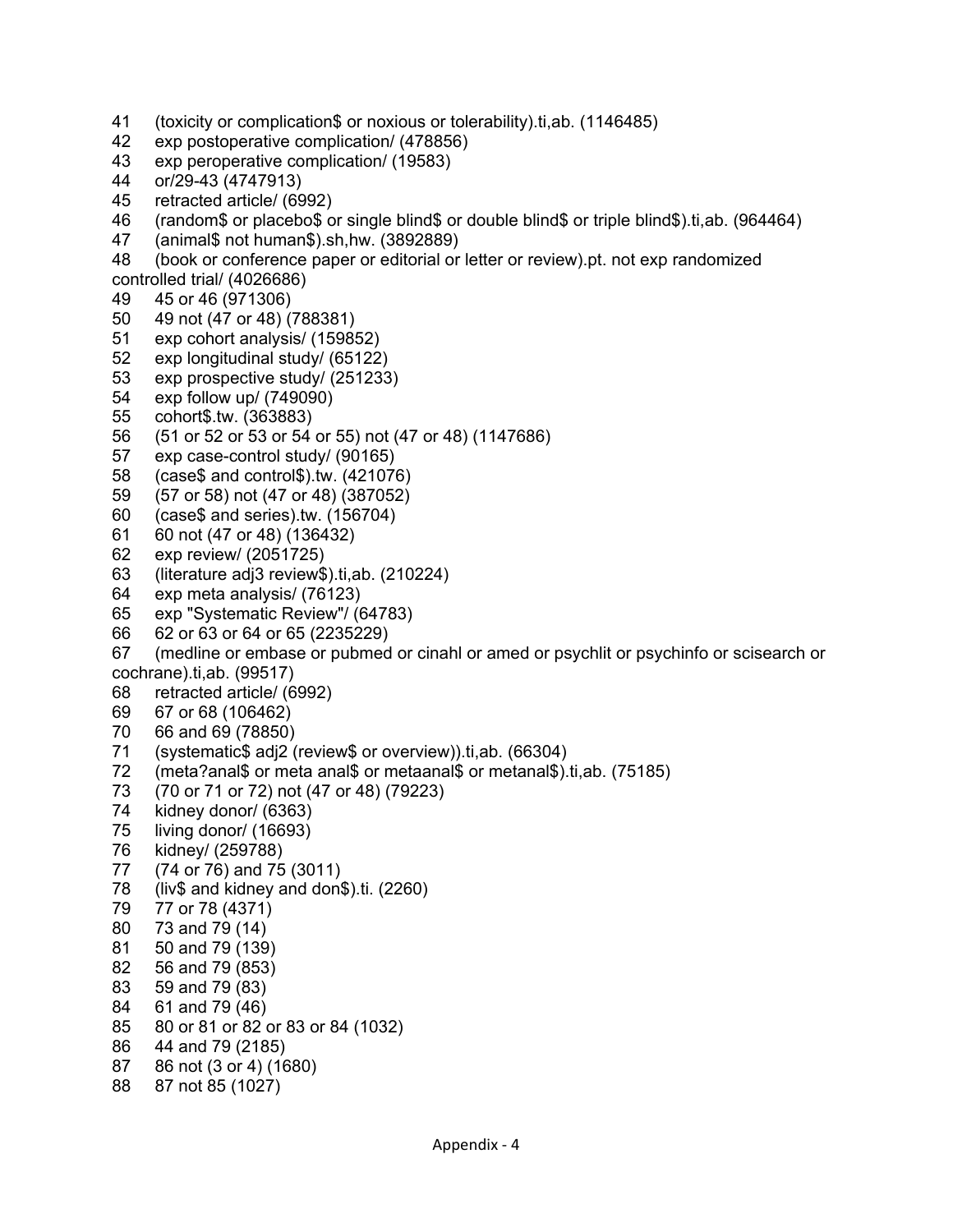41 (toxicity or complication$ or noxious or tolerability).ti,ab. (1146485)
42 exp postoperative complication/ (478856)
43 exp peroperative complication/ (19583)
44 or/29-43 (4747913)
45 retracted article/ (6992)
46 (random$ or placebo$ or single blind$ or double blind$ or triple blind$).ti,ab. (964464)
47 (animal$ not human$).sh,hw. (3892889)
48 (book or conference paper or editorial or letter or review).pt. not exp randomized controlled trial/ (4026686)
49 45 or 46 (971306)
50 49 not (47 or 48) (788381)
51 exp cohort analysis/ (159852)
52 exp longitudinal study/ (65122)
53 exp prospective study/ (251233)
54 exp follow up/ (749090)
55 cohort$.tw. (363883)
56 (51 or 52 or 53 or 54 or 55) not (47 or 48) (1147686)
57 exp case-control study/ (90165)
58 (case$ and control$).tw. (421076)
59 (57 or 58) not (47 or 48) (387052)
60 (case$ and series).tw. (156704)
61 60 not (47 or 48) (136432)
62 exp review/ (2051725)
63 (literature adj3 review$).ti,ab. (210224)
64 exp meta analysis/ (76123)
65 exp "Systematic Review"/ (64783)
66 62 or 63 or 64 or 65 (2235229)
67 (medline or embase or pubmed or cinahl or amed or psychlit or psychinfo or scisearch or cochrane).ti,ab. (99517)
68 retracted article/ (6992)
69 67 or 68 (106462)
70 66 and 69 (78850)
71 (systematic$ adj2 (review$ or overview)).ti,ab. (66304)
72 (meta?anal$ or meta anal$ or metaanal$ or metanal$).ti,ab. (75185)
73 (70 or 71 or 72) not (47 or 48) (79223)
74 kidney donor/ (6363)
75 living donor/ (16693)
76 kidney/ (259788)
77 (74 or 76) and 75 (3011)
78 (liv$ and kidney and don$).ti. (2260)
79 77 or 78 (4371)
80 73 and 79 (14)
81 50 and 79 (139)
82 56 and 79 (853)
83 59 and 79 (83)
84 61 and 79 (46)
85 80 or 81 or 82 or 83 or 84 (1032)
86 44 and 79 (2185)
87 86 not (3 or 4) (1680)
88 87 not 85 (1027)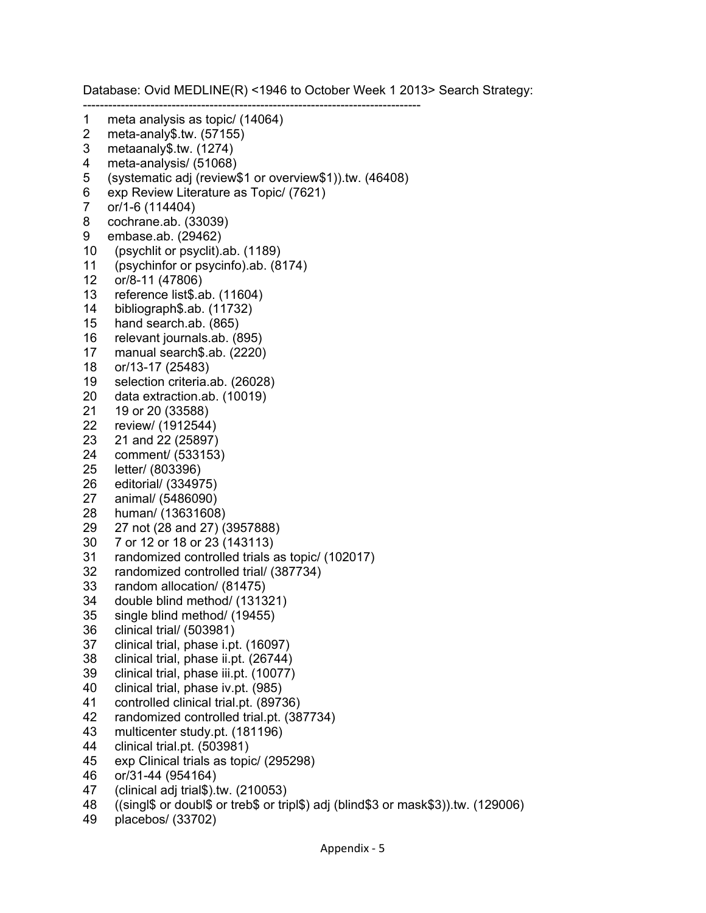Database: Ovid MEDLINE(R) <1946 to October Week 1 2013> Search Strategy:

--------------------------------------------------------------------------------

```
1    meta analysis as topic/ (14064)
2    meta-analy$.tw. (57155)
3    metaanaly$.tw. (1274)
4    meta-analysis/ (51068)
5    (systematic adj (review$1 or overview$1)).tw. (46408)
6    exp Review Literature as Topic/ (7621)
7    or/1-6 (114404)
8    cochrane.ab. (33039)
9    embase.ab. (29462)
10   (psychlit or psyclit).ab. (1189)
11   (psychinfor or psycinfo).ab. (8174)
12   or/8-11 (47806)
13   reference list$.ab. (11604)
14   bibliograph$.ab. (11732)
15   hand search.ab. (865)
16   relevant journals.ab. (895)
17   manual search$.ab. (2220)
18   or/13-17 (25483)
19   selection criteria.ab. (26028)
20   data extraction.ab. (10019)
21   19 or 20 (33588)
22   review/ (1912544)
23   21 and 22 (25897)
24   comment/ (533153)
25   letter/ (803396)
26   editorial/ (334975)
27   animal/ (5486090)
28   human/ (13631608)
29   27 not (28 and 27) (3957888)
30   7 or 12 or 18 or 23 (143113)
31   randomized controlled trials as topic/ (102017)
32   randomized controlled trial/ (387734)
33   random allocation/ (81475)
34   double blind method/ (131321)
35   single blind method/ (19455)
36   clinical trial/ (503981)
37   clinical trial, phase i.pt. (16097)
38   clinical trial, phase ii.pt. (26744)
39   clinical trial, phase iii.pt. (10077)
40   clinical trial, phase iv.pt. (985)
41   controlled clinical trial.pt. (89736)
42   randomized controlled trial.pt. (387734)
43   multicenter study.pt. (181196)
44   clinical trial.pt. (503981)
45   exp Clinical trials as topic/ (295298)
46   or/31-44 (954164)
47   (clinical adj trial$).tw. (210053)
48   ((singl$ or doubl$ or treb$ or tripl$) adj (blind$3 or mask$3)).tw. (129006)
49   placebos/ (33702)
```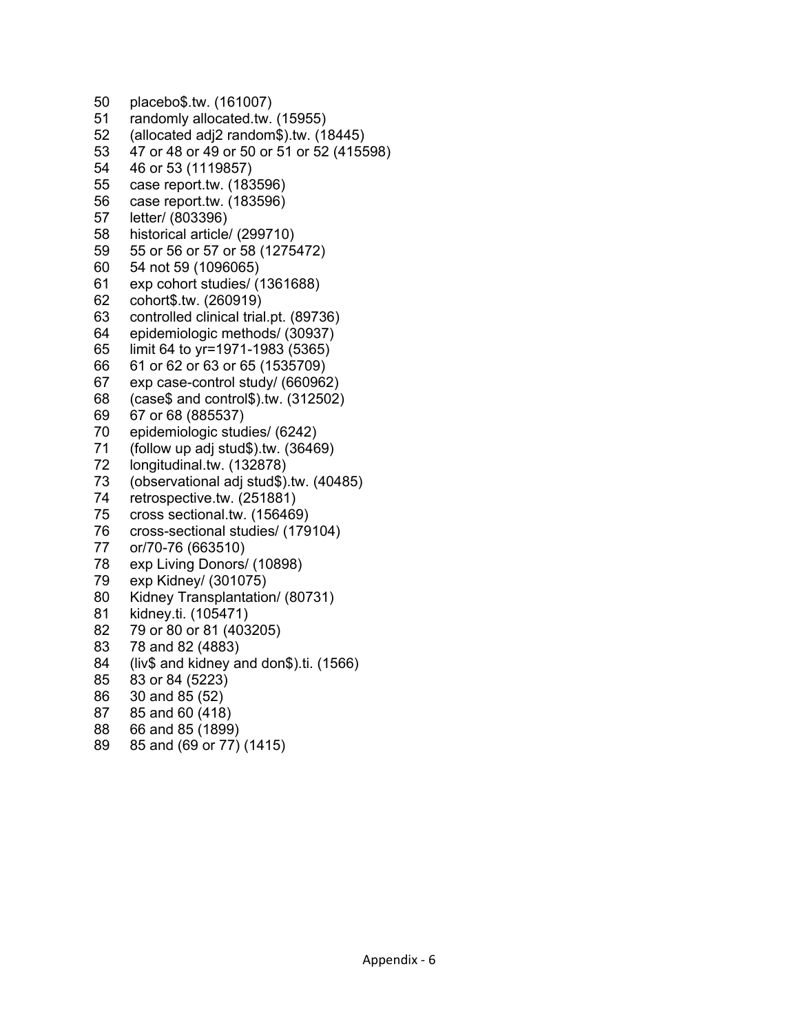50 placebo$.tw. (161007)
51 randomly allocated.tw. (15955)
52 (allocated adj2 random$).tw. (18445)
53 47 or 48 or 49 or 50 or 51 or 52 (415598)
54 46 or 53 (1119857)
55 case report.tw. (183596)
56 case report.tw. (183596)
57 letter/ (803396)
58 historical article/ (299710)
59 55 or 56 or 57 or 58 (1275472)
60 54 not 59 (1096065)
61 exp cohort studies/ (1361688)
62 cohort$.tw. (260919)
63 controlled clinical trial.pt. (89736)
64 epidemiologic methods/ (30937)
65 limit 64 to yr=1971-1983 (5365)
66 61 or 62 or 63 or 65 (1535709)
67 exp case-control study/ (660962)
68 (case$ and control$).tw. (312502)
69 67 or 68 (885537)
70 epidemiologic studies/ (6242)
71 (follow up adj stud$).tw. (36469)
72 longitudinal.tw. (132878)
73 (observational adj stud$).tw. (40485)
74 retrospective.tw. (251881)
75 cross sectional.tw. (156469)
76 cross-sectional studies/ (179104)
77 or/70-76 (663510)
78 exp Living Donors/ (10898)
79 exp Kidney/ (301075)
80 Kidney Transplantation/ (80731)
81 kidney.ti. (105471)
82 79 or 80 or 81 (403205)
83 78 and 82 (4883)
84 (liv$ and kidney and don$).ti. (1566)
85 83 or 84 (5223)
86 30 and 85 (52)
87 85 and 60 (418)
88 66 and 85 (1899)
89 85 and (69 or 77) (1415)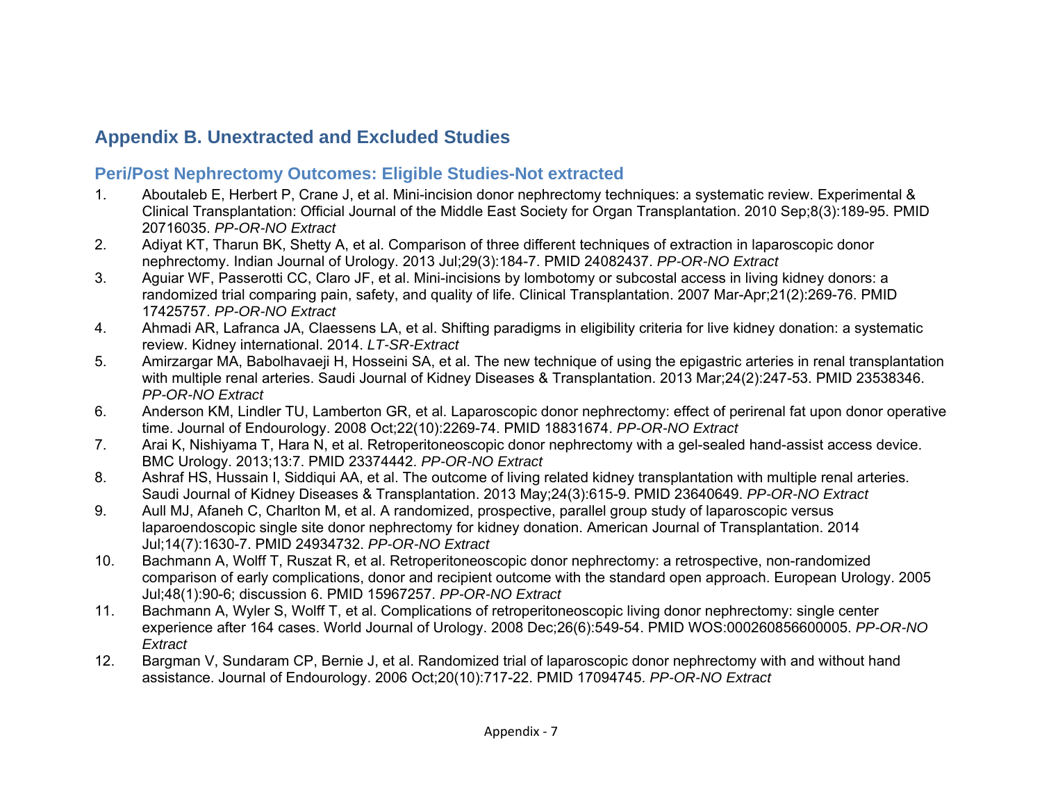# Appendix B. Unextracted and Excluded Studies

## Peri/Post Nephrectomy Outcomes: Eligible Studies-Not extracted

1. Aboutaleb E, Herbert P, Crane J, et al. Mini-incision donor nephrectomy techniques: a systematic review. Experimental & Clinical Transplantation: Official Journal of the Middle East Society for Organ Transplantation. 2010 Sep;8(3):189-95. PMID 20716035. *PP-OR-NO Extract*
2. Adiyat KT, Tharun BK, Shetty A, et al. Comparison of three different techniques of extraction in laparoscopic donor nephrectomy. Indian Journal of Urology. 2013 Jul;29(3):184-7. PMID 24082437. *PP-OR-NO Extract*
3. Aguiar WF, Passerotti CC, Claro JF, et al. Mini-incisions by lombotomy or subcostal access in living kidney donors: a randomized trial comparing pain, safety, and quality of life. Clinical Transplantation. 2007 Mar-Apr;21(2):269-76. PMID 17425757. *PP-OR-NO Extract*
4. Ahmadi AR, Lafranca JA, Claessens LA, et al. Shifting paradigms in eligibility criteria for live kidney donation: a systematic review. Kidney international. 2014. *LT-SR-Extract*
5. Amirzargar MA, Babolhavaeji H, Hosseini SA, et al. The new technique of using the epigastric arteries in renal transplantation with multiple renal arteries. Saudi Journal of Kidney Diseases & Transplantation. 2013 Mar;24(2):247-53. PMID 23538346. *PP-OR-NO Extract*
6. Anderson KM, Lindler TU, Lamberton GR, et al. Laparoscopic donor nephrectomy: effect of perirenal fat upon donor operative time. Journal of Endourology. 2008 Oct;22(10):2269-74. PMID 18831674. *PP-OR-NO Extract*
7. Arai K, Nishiyama T, Hara N, et al. Retroperitoneoscopic donor nephrectomy with a gel-sealed hand-assist access device. BMC Urology. 2013;13:7. PMID 23374442. *PP-OR-NO Extract*
8. Ashraf HS, Hussain I, Siddiqui AA, et al. The outcome of living related kidney transplantation with multiple renal arteries. Saudi Journal of Kidney Diseases & Transplantation. 2013 May;24(3):615-9. PMID 23640649. *PP-OR-NO Extract*
9. Aull MJ, Afaneh C, Charlton M, et al. A randomized, prospective, parallel group study of laparoscopic versus laparoendoscopic single site donor nephrectomy for kidney donation. American Journal of Transplantation. 2014 Jul;14(7):1630-7. PMID 24934732. *PP-OR-NO Extract*
10. Bachmann A, Wolff T, Ruszat R, et al. Retroperitoneoscopic donor nephrectomy: a retrospective, non-randomized comparison of early complications, donor and recipient outcome with the standard open approach. European Urology. 2005 Jul;48(1):90-6; discussion 6. PMID 15967257. *PP-OR-NO Extract*
11. Bachmann A, Wyler S, Wolff T, et al. Complications of retroperitoneoscopic living donor nephrectomy: single center experience after 164 cases. World Journal of Urology. 2008 Dec;26(6):549-54. PMID WOS:000260856600005. *PP-OR-NO Extract*
12. Bargman V, Sundaram CP, Bernie J, et al. Randomized trial of laparoscopic donor nephrectomy with and without hand assistance. Journal of Endourology. 2006 Oct;20(10):717-22. PMID 17094745. *PP-OR-NO Extract*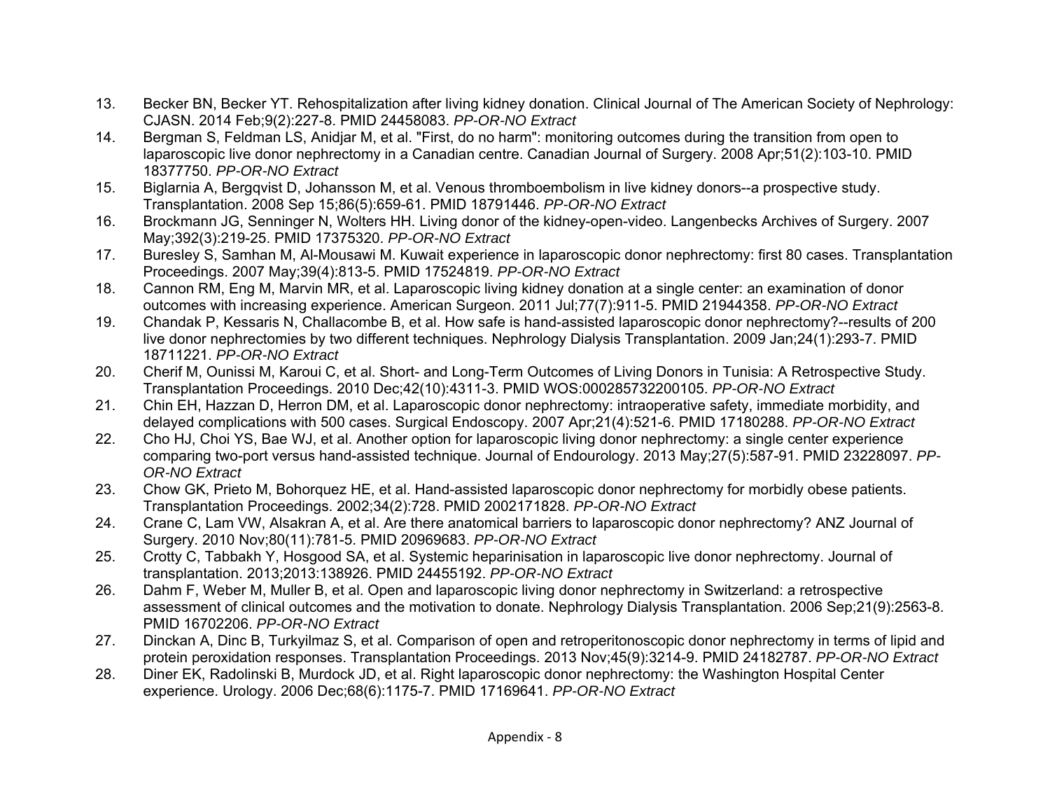13. Becker BN, Becker YT. Rehospitalization after living kidney donation. Clinical Journal of The American Society of Nephrology: CJASN. 2014 Feb;9(2):227-8. PMID 24458083. *PP-OR-NO Extract*
14. Bergman S, Feldman LS, Anidjar M, et al. "First, do no harm": monitoring outcomes during the transition from open to laparoscopic live donor nephrectomy in a Canadian centre. Canadian Journal of Surgery. 2008 Apr;51(2):103-10. PMID 18377750. *PP-OR-NO Extract*
15. Biglarnia A, Bergqvist D, Johansson M, et al. Venous thromboembolism in live kidney donors--a prospective study. Transplantation. 2008 Sep 15;86(5):659-61. PMID 18791446. *PP-OR-NO Extract*
16. Brockmann JG, Senninger N, Wolters HH. Living donor of the kidney-open-video. Langenbecks Archives of Surgery. 2007 May;392(3):219-25. PMID 17375320. *PP-OR-NO Extract*
17. Buresley S, Samhan M, Al-Mousawi M. Kuwait experience in laparoscopic donor nephrectomy: first 80 cases. Transplantation Proceedings. 2007 May;39(4):813-5. PMID 17524819. *PP-OR-NO Extract*
18. Cannon RM, Eng M, Marvin MR, et al. Laparoscopic living kidney donation at a single center: an examination of donor outcomes with increasing experience. American Surgeon. 2011 Jul;77(7):911-5. PMID 21944358. *PP-OR-NO Extract*
19. Chandak P, Kessaris N, Challacombe B, et al. How safe is hand-assisted laparoscopic donor nephrectomy?--results of 200 live donor nephrectomies by two different techniques. Nephrology Dialysis Transplantation. 2009 Jan;24(1):293-7. PMID 18711221. *PP-OR-NO Extract*
20. Cherif M, Ounissi M, Karoui C, et al. Short- and Long-Term Outcomes of Living Donors in Tunisia: A Retrospective Study. Transplantation Proceedings. 2010 Dec;42(10):4311-3. PMID WOS:000285732200105. *PP-OR-NO Extract*
21. Chin EH, Hazzan D, Herron DM, et al. Laparoscopic donor nephrectomy: intraoperative safety, immediate morbidity, and delayed complications with 500 cases. Surgical Endoscopy. 2007 Apr;21(4):521-6. PMID 17180288. *PP-OR-NO Extract*
22. Cho HJ, Choi YS, Bae WJ, et al. Another option for laparoscopic living donor nephrectomy: a single center experience comparing two-port versus hand-assisted technique. Journal of Endourology. 2013 May;27(5):587-91. PMID 23228097. *PP-OR-NO Extract*
23. Chow GK, Prieto M, Bohorquez HE, et al. Hand-assisted laparoscopic donor nephrectomy for morbidly obese patients. Transplantation Proceedings. 2002;34(2):728. PMID 2002171828. *PP-OR-NO Extract*
24. Crane C, Lam VW, Alsakran A, et al. Are there anatomical barriers to laparoscopic donor nephrectomy? ANZ Journal of Surgery. 2010 Nov;80(11):781-5. PMID 20969683. *PP-OR-NO Extract*
25. Crotty C, Tabbakh Y, Hosgood SA, et al. Systemic heparinisation in laparoscopic live donor nephrectomy. Journal of transplantation. 2013;2013:138926. PMID 24455192. *PP-OR-NO Extract*
26. Dahm F, Weber M, Muller B, et al. Open and laparoscopic living donor nephrectomy in Switzerland: a retrospective assessment of clinical outcomes and the motivation to donate. Nephrology Dialysis Transplantation. 2006 Sep;21(9):2563-8. PMID 16702206. *PP-OR-NO Extract*
27. Dinckan A, Dinc B, Turkyilmaz S, et al. Comparison of open and retroperitonoscopic donor nephrectomy in terms of lipid and protein peroxidation responses. Transplantation Proceedings. 2013 Nov;45(9):3214-9. PMID 24182787. *PP-OR-NO Extract*
28. Diner EK, Radolinski B, Murdock JD, et al. Right laparoscopic donor nephrectomy: the Washington Hospital Center experience. Urology. 2006 Dec;68(6):1175-7. PMID 17169641. *PP-OR-NO Extract*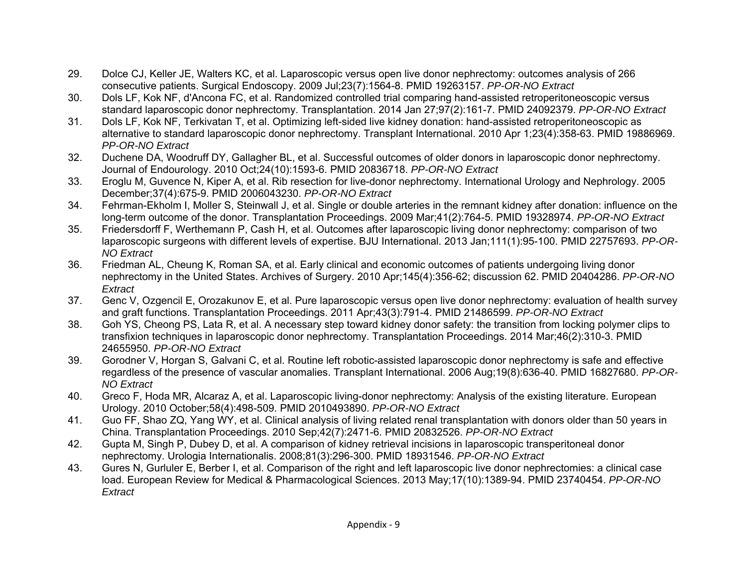29. Dolce CJ, Keller JE, Walters KC, et al. Laparoscopic versus open live donor nephrectomy: outcomes analysis of 266 consecutive patients. Surgical Endoscopy. 2009 Jul;23(7):1564-8. PMID 19263157. *PP-OR-NO Extract*
30. Dols LF, Kok NF, d'Ancona FC, et al. Randomized controlled trial comparing hand-assisted retroperitoneoscopic versus standard laparoscopic donor nephrectomy. Transplantation. 2014 Jan 27;97(2):161-7. PMID 24092379. *PP-OR-NO Extract*
31. Dols LF, Kok NF, Terkivatan T, et al. Optimizing left-sided live kidney donation: hand-assisted retroperitoneoscopic as alternative to standard laparoscopic donor nephrectomy. Transplant International. 2010 Apr 1;23(4):358-63. PMID 19886969. *PP-OR-NO Extract*
32. Duchene DA, Woodruff DY, Gallagher BL, et al. Successful outcomes of older donors in laparoscopic donor nephrectomy. Journal of Endourology. 2010 Oct;24(10):1593-6. PMID 20836718. *PP-OR-NO Extract*
33. Eroglu M, Guvence N, Kiper A, et al. Rib resection for live-donor nephrectomy. International Urology and Nephrology. 2005 December;37(4):675-9. PMID 2006043230. *PP-OR-NO Extract*
34. Fehrman-Ekholm I, Moller S, Steinwall J, et al. Single or double arteries in the remnant kidney after donation: influence on the long-term outcome of the donor. Transplantation Proceedings. 2009 Mar;41(2):764-5. PMID 19328974. *PP-OR-NO Extract*
35. Friedersdorff F, Werthemann P, Cash H, et al. Outcomes after laparoscopic living donor nephrectomy: comparison of two laparoscopic surgeons with different levels of expertise. BJU International. 2013 Jan;111(1):95-100. PMID 22757693. *PP-OR-NO Extract*
36. Friedman AL, Cheung K, Roman SA, et al. Early clinical and economic outcomes of patients undergoing living donor nephrectomy in the United States. Archives of Surgery. 2010 Apr;145(4):356-62; discussion 62. PMID 20404286. *PP-OR-NO Extract*
37. Genc V, Ozgencil E, Orozakunov E, et al. Pure laparoscopic versus open live donor nephrectomy: evaluation of health survey and graft functions. Transplantation Proceedings. 2011 Apr;43(3):791-4. PMID 21486599. *PP-OR-NO Extract*
38. Goh YS, Cheong PS, Lata R, et al. A necessary step toward kidney donor safety: the transition from locking polymer clips to transfixion techniques in laparoscopic donor nephrectomy. Transplantation Proceedings. 2014 Mar;46(2):310-3. PMID 24655950. *PP-OR-NO Extract*
39. Gorodner V, Horgan S, Galvani C, et al. Routine left robotic-assisted laparoscopic donor nephrectomy is safe and effective regardless of the presence of vascular anomalies. Transplant International. 2006 Aug;19(8):636-40. PMID 16827680. *PP-OR-NO Extract*
40. Greco F, Hoda MR, Alcaraz A, et al. Laparoscopic living-donor nephrectomy: Analysis of the existing literature. European Urology. 2010 October;58(4):498-509. PMID 2010493890. *PP-OR-NO Extract*
41. Guo FF, Shao ZQ, Yang WY, et al. Clinical analysis of living related renal transplantation with donors older than 50 years in China. Transplantation Proceedings. 2010 Sep;42(7):2471-6. PMID 20832526. *PP-OR-NO Extract*
42. Gupta M, Singh P, Dubey D, et al. A comparison of kidney retrieval incisions in laparoscopic transperitoneal donor nephrectomy. Urologia Internationalis. 2008;81(3):296-300. PMID 18931546. *PP-OR-NO Extract*
43. Gures N, Gurluler E, Berber I, et al. Comparison of the right and left laparoscopic live donor nephrectomies: a clinical case load. European Review for Medical & Pharmacological Sciences. 2013 May;17(10):1389-94. PMID 23740454. *PP-OR-NO Extract*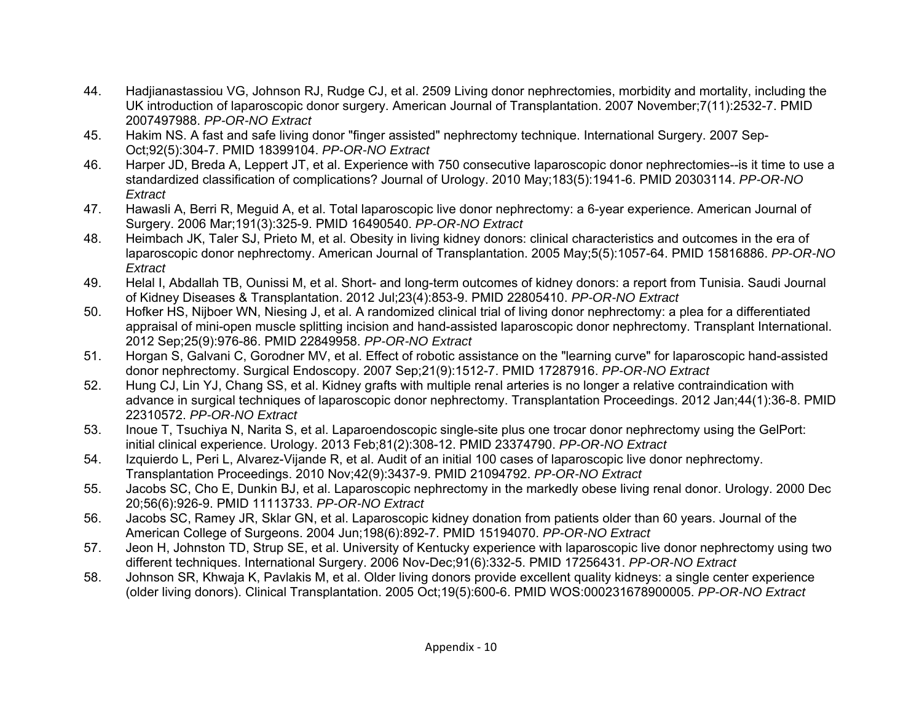44. Hadjianastassiou VG, Johnson RJ, Rudge CJ, et al. 2509 Living donor nephrectomies, morbidity and mortality, including the UK introduction of laparoscopic donor surgery. American Journal of Transplantation. 2007 November;7(11):2532-7. PMID 2007497988. *PP-OR-NO Extract*
45. Hakim NS. A fast and safe living donor "finger assisted" nephrectomy technique. International Surgery. 2007 Sep-Oct;92(5):304-7. PMID 18399104. *PP-OR-NO Extract*
46. Harper JD, Breda A, Leppert JT, et al. Experience with 750 consecutive laparoscopic donor nephrectomies--is it time to use a standardized classification of complications? Journal of Urology. 2010 May;183(5):1941-6. PMID 20303114. *PP-OR-NO Extract*
47. Hawasli A, Berri R, Meguid A, et al. Total laparoscopic live donor nephrectomy: a 6-year experience. American Journal of Surgery. 2006 Mar;191(3):325-9. PMID 16490540. *PP-OR-NO Extract*
48. Heimbach JK, Taler SJ, Prieto M, et al. Obesity in living kidney donors: clinical characteristics and outcomes in the era of laparoscopic donor nephrectomy. American Journal of Transplantation. 2005 May;5(5):1057-64. PMID 15816886. *PP-OR-NO Extract*
49. Helal I, Abdallah TB, Ounissi M, et al. Short- and long-term outcomes of kidney donors: a report from Tunisia. Saudi Journal of Kidney Diseases & Transplantation. 2012 Jul;23(4):853-9. PMID 22805410. *PP-OR-NO Extract*
50. Hofker HS, Nijboer WN, Niesing J, et al. A randomized clinical trial of living donor nephrectomy: a plea for a differentiated appraisal of mini-open muscle splitting incision and hand-assisted laparoscopic donor nephrectomy. Transplant International. 2012 Sep;25(9):976-86. PMID 22849958. *PP-OR-NO Extract*
51. Horgan S, Galvani C, Gorodner MV, et al. Effect of robotic assistance on the "learning curve" for laparoscopic hand-assisted donor nephrectomy. Surgical Endoscopy. 2007 Sep;21(9):1512-7. PMID 17287916. *PP-OR-NO Extract*
52. Hung CJ, Lin YJ, Chang SS, et al. Kidney grafts with multiple renal arteries is no longer a relative contraindication with advance in surgical techniques of laparoscopic donor nephrectomy. Transplantation Proceedings. 2012 Jan;44(1):36-8. PMID 22310572. *PP-OR-NO Extract*
53. Inoue T, Tsuchiya N, Narita S, et al. Laparoendoscopic single-site plus one trocar donor nephrectomy using the GelPort: initial clinical experience. Urology. 2013 Feb;81(2):308-12. PMID 23374790. *PP-OR-NO Extract*
54. Izquierdo L, Peri L, Alvarez-Vijande R, et al. Audit of an initial 100 cases of laparoscopic live donor nephrectomy. Transplantation Proceedings. 2010 Nov;42(9):3437-9. PMID 21094792. *PP-OR-NO Extract*
55. Jacobs SC, Cho E, Dunkin BJ, et al. Laparoscopic nephrectomy in the markedly obese living renal donor. Urology. 2000 Dec 20;56(6):926-9. PMID 11113733. *PP-OR-NO Extract*
56. Jacobs SC, Ramey JR, Sklar GN, et al. Laparoscopic kidney donation from patients older than 60 years. Journal of the American College of Surgeons. 2004 Jun;198(6):892-7. PMID 15194070. *PP-OR-NO Extract*
57. Jeon H, Johnston TD, Strup SE, et al. University of Kentucky experience with laparoscopic live donor nephrectomy using two different techniques. International Surgery. 2006 Nov-Dec;91(6):332-5. PMID 17256431. *PP-OR-NO Extract*
58. Johnson SR, Khwaja K, Pavlakis M, et al. Older living donors provide excellent quality kidneys: a single center experience (older living donors). Clinical Transplantation. 2005 Oct;19(5):600-6. PMID WOS:000231678900005. *PP-OR-NO Extract*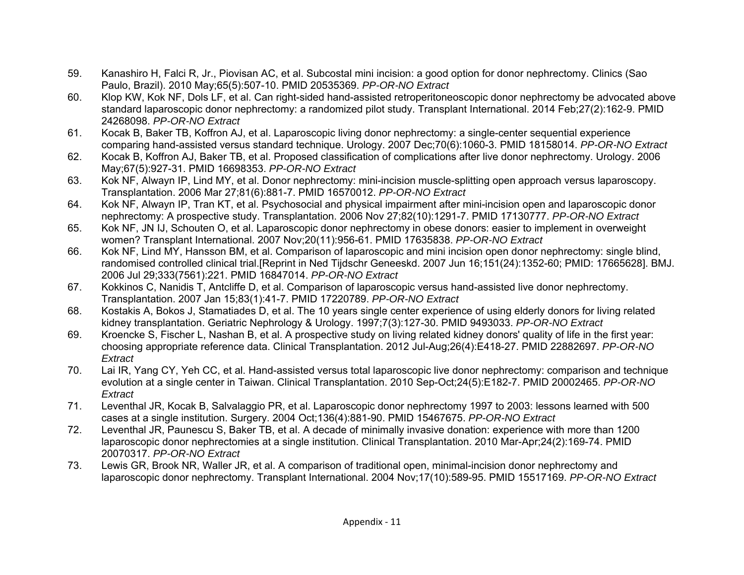59. Kanashiro H, Falci R, Jr., Piovisan AC, et al. Subcostal mini incision: a good option for donor nephrectomy. Clinics (Sao Paulo, Brazil). 2010 May;65(5):507-10. PMID 20535369. *PP-OR-NO Extract*
60. Klop KW, Kok NF, Dols LF, et al. Can right-sided hand-assisted retroperitoneoscopic donor nephrectomy be advocated above standard laparoscopic donor nephrectomy: a randomized pilot study. Transplant International. 2014 Feb;27(2):162-9. PMID 24268098. *PP-OR-NO Extract*
61. Kocak B, Baker TB, Koffron AJ, et al. Laparoscopic living donor nephrectomy: a single-center sequential experience comparing hand-assisted versus standard technique. Urology. 2007 Dec;70(6):1060-3. PMID 18158014. *PP-OR-NO Extract*
62. Kocak B, Koffron AJ, Baker TB, et al. Proposed classification of complications after live donor nephrectomy. Urology. 2006 May;67(5):927-31. PMID 16698353. *PP-OR-NO Extract*
63. Kok NF, Alwayn IP, Lind MY, et al. Donor nephrectomy: mini-incision muscle-splitting open approach versus laparoscopy. Transplantation. 2006 Mar 27;81(6):881-7. PMID 16570012. *PP-OR-NO Extract*
64. Kok NF, Alwayn IP, Tran KT, et al. Psychosocial and physical impairment after mini-incision open and laparoscopic donor nephrectomy: A prospective study. Transplantation. 2006 Nov 27;82(10):1291-7. PMID 17130777. *PP-OR-NO Extract*
65. Kok NF, JN IJ, Schouten O, et al. Laparoscopic donor nephrectomy in obese donors: easier to implement in overweight women? Transplant International. 2007 Nov;20(11):956-61. PMID 17635838. *PP-OR-NO Extract*
66. Kok NF, Lind MY, Hansson BM, et al. Comparison of laparoscopic and mini incision open donor nephrectomy: single blind, randomised controlled clinical trial.[Reprint in Ned Tijdschr Geneeskd. 2007 Jun 16;151(24):1352-60; PMID: 17665628]. BMJ. 2006 Jul 29;333(7561):221. PMID 16847014. *PP-OR-NO Extract*
67. Kokkinos C, Nanidis T, Antcliffe D, et al. Comparison of laparoscopic versus hand-assisted live donor nephrectomy. Transplantation. 2007 Jan 15;83(1):41-7. PMID 17220789. *PP-OR-NO Extract*
68. Kostakis A, Bokos J, Stamatiades D, et al. The 10 years single center experience of using elderly donors for living related kidney transplantation. Geriatric Nephrology & Urology. 1997;7(3):127-30. PMID 9493033. *PP-OR-NO Extract*
69. Kroencke S, Fischer L, Nashan B, et al. A prospective study on living related kidney donors' quality of life in the first year: choosing appropriate reference data. Clinical Transplantation. 2012 Jul-Aug;26(4):E418-27. PMID 22882697. *PP-OR-NO Extract*
70. Lai IR, Yang CY, Yeh CC, et al. Hand-assisted versus total laparoscopic live donor nephrectomy: comparison and technique evolution at a single center in Taiwan. Clinical Transplantation. 2010 Sep-Oct;24(5):E182-7. PMID 20002465. *PP-OR-NO Extract*
71. Leventhal JR, Kocak B, Salvalaggio PR, et al. Laparoscopic donor nephrectomy 1997 to 2003: lessons learned with 500 cases at a single institution. Surgery. 2004 Oct;136(4):881-90. PMID 15467675. *PP-OR-NO Extract*
72. Leventhal JR, Paunescu S, Baker TB, et al. A decade of minimally invasive donation: experience with more than 1200 laparoscopic donor nephrectomies at a single institution. Clinical Transplantation. 2010 Mar-Apr;24(2):169-74. PMID 20070317. *PP-OR-NO Extract*
73. Lewis GR, Brook NR, Waller JR, et al. A comparison of traditional open, minimal-incision donor nephrectomy and laparoscopic donor nephrectomy. Transplant International. 2004 Nov;17(10):589-95. PMID 15517169. *PP-OR-NO Extract*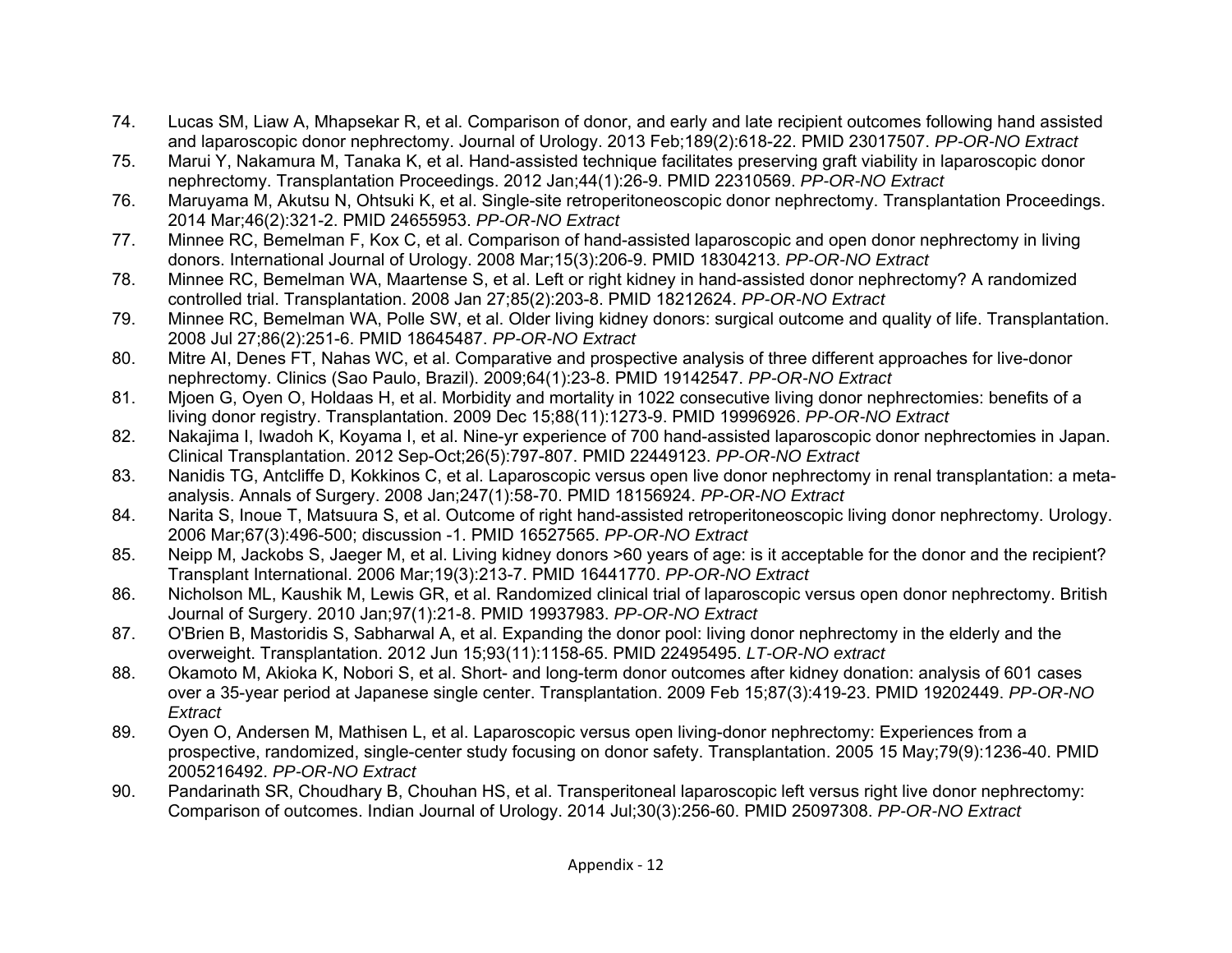74. Lucas SM, Liaw A, Mhapsekar R, et al. Comparison of donor, and early and late recipient outcomes following hand assisted and laparoscopic donor nephrectomy. Journal of Urology. 2013 Feb;189(2):618-22. PMID 23017507. *PP-OR-NO Extract*
75. Marui Y, Nakamura M, Tanaka K, et al. Hand-assisted technique facilitates preserving graft viability in laparoscopic donor nephrectomy. Transplantation Proceedings. 2012 Jan;44(1):26-9. PMID 22310569. *PP-OR-NO Extract*
76. Maruyama M, Akutsu N, Ohtsuki K, et al. Single-site retroperitoneoscopic donor nephrectomy. Transplantation Proceedings. 2014 Mar;46(2):321-2. PMID 24655953. *PP-OR-NO Extract*
77. Minnee RC, Bemelman F, Kox C, et al. Comparison of hand-assisted laparoscopic and open donor nephrectomy in living donors. International Journal of Urology. 2008 Mar;15(3):206-9. PMID 18304213. *PP-OR-NO Extract*
78. Minnee RC, Bemelman WA, Maartense S, et al. Left or right kidney in hand-assisted donor nephrectomy? A randomized controlled trial. Transplantation. 2008 Jan 27;85(2):203-8. PMID 18212624. *PP-OR-NO Extract*
79. Minnee RC, Bemelman WA, Polle SW, et al. Older living kidney donors: surgical outcome and quality of life. Transplantation. 2008 Jul 27;86(2):251-6. PMID 18645487. *PP-OR-NO Extract*
80. Mitre AI, Denes FT, Nahas WC, et al. Comparative and prospective analysis of three different approaches for live-donor nephrectomy. Clinics (Sao Paulo, Brazil). 2009;64(1):23-8. PMID 19142547. *PP-OR-NO Extract*
81. Mjoen G, Oyen O, Holdaas H, et al. Morbidity and mortality in 1022 consecutive living donor nephrectomies: benefits of a living donor registry. Transplantation. 2009 Dec 15;88(11):1273-9. PMID 19996926. *PP-OR-NO Extract*
82. Nakajima I, Iwadoh K, Koyama I, et al. Nine-yr experience of 700 hand-assisted laparoscopic donor nephrectomies in Japan. Clinical Transplantation. 2012 Sep-Oct;26(5):797-807. PMID 22449123. *PP-OR-NO Extract*
83. Nanidis TG, Antcliffe D, Kokkinos C, et al. Laparoscopic versus open live donor nephrectomy in renal transplantation: a meta-analysis. Annals of Surgery. 2008 Jan;247(1):58-70. PMID 18156924. *PP-OR-NO Extract*
84. Narita S, Inoue T, Matsuura S, et al. Outcome of right hand-assisted retroperitoneoscopic living donor nephrectomy. Urology. 2006 Mar;67(3):496-500; discussion -1. PMID 16527565. *PP-OR-NO Extract*
85. Neipp M, Jackobs S, Jaeger M, et al. Living kidney donors >60 years of age: is it acceptable for the donor and the recipient? Transplant International. 2006 Mar;19(3):213-7. PMID 16441770. *PP-OR-NO Extract*
86. Nicholson ML, Kaushik M, Lewis GR, et al. Randomized clinical trial of laparoscopic versus open donor nephrectomy. British Journal of Surgery. 2010 Jan;97(1):21-8. PMID 19937983. *PP-OR-NO Extract*
87. O'Brien B, Mastoridis S, Sabharwal A, et al. Expanding the donor pool: living donor nephrectomy in the elderly and the overweight. Transplantation. 2012 Jun 15;93(11):1158-65. PMID 22495495. *LT-OR-NO extract*
88. Okamoto M, Akioka K, Nobori S, et al. Short- and long-term donor outcomes after kidney donation: analysis of 601 cases over a 35-year period at Japanese single center. Transplantation. 2009 Feb 15;87(3):419-23. PMID 19202449. *PP-OR-NO Extract*
89. Oyen O, Andersen M, Mathisen L, et al. Laparoscopic versus open living-donor nephrectomy: Experiences from a prospective, randomized, single-center study focusing on donor safety. Transplantation. 2005 15 May;79(9):1236-40. PMID 2005216492. *PP-OR-NO Extract*
90. Pandarinath SR, Choudhary B, Chouhan HS, et al. Transperitoneal laparoscopic left versus right live donor nephrectomy: Comparison of outcomes. Indian Journal of Urology. 2014 Jul;30(3):256-60. PMID 25097308. *PP-OR-NO Extract*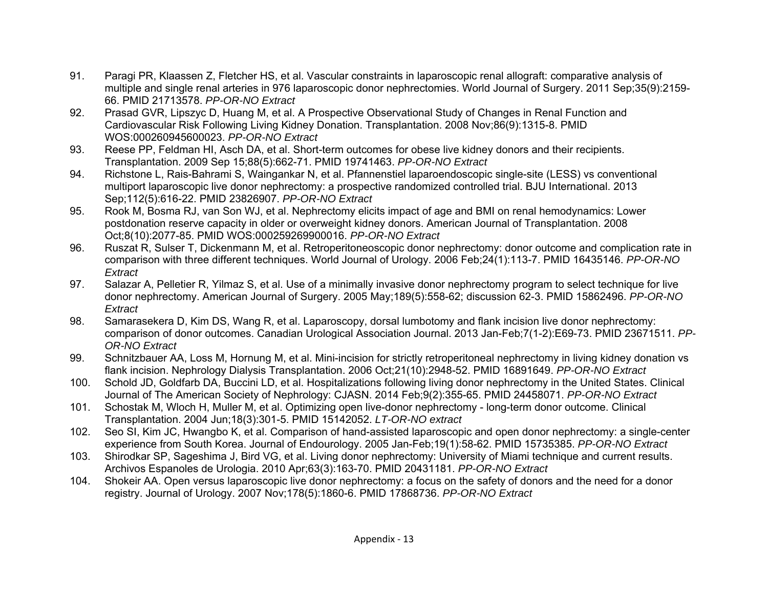91. Paragi PR, Klaassen Z, Fletcher HS, et al. Vascular constraints in laparoscopic renal allograft: comparative analysis of multiple and single renal arteries in 976 laparoscopic donor nephrectomies. World Journal of Surgery. 2011 Sep;35(9):2159-66. PMID 21713578. *PP-OR-NO Extract*
92. Prasad GVR, Lipszyc D, Huang M, et al. A Prospective Observational Study of Changes in Renal Function and Cardiovascular Risk Following Living Kidney Donation. Transplantation. 2008 Nov;86(9):1315-8. PMID WOS:000260945600023. *PP-OR-NO Extract*
93. Reese PP, Feldman HI, Asch DA, et al. Short-term outcomes for obese live kidney donors and their recipients. Transplantation. 2009 Sep 15;88(5):662-71. PMID 19741463. *PP-OR-NO Extract*
94. Richstone L, Rais-Bahrami S, Waingankar N, et al. Pfannenstiel laparoendoscopic single-site (LESS) vs conventional multiport laparoscopic live donor nephrectomy: a prospective randomized controlled trial. BJU International. 2013 Sep;112(5):616-22. PMID 23826907. *PP-OR-NO Extract*
95. Rook M, Bosma RJ, van Son WJ, et al. Nephrectomy elicits impact of age and BMI on renal hemodynamics: Lower postdonation reserve capacity in older or overweight kidney donors. American Journal of Transplantation. 2008 Oct;8(10):2077-85. PMID WOS:000259269900016. *PP-OR-NO Extract*
96. Ruszat R, Sulser T, Dickenmann M, et al. Retroperitoneoscopic donor nephrectomy: donor outcome and complication rate in comparison with three different techniques. World Journal of Urology. 2006 Feb;24(1):113-7. PMID 16435146. *PP-OR-NO Extract*
97. Salazar A, Pelletier R, Yilmaz S, et al. Use of a minimally invasive donor nephrectomy program to select technique for live donor nephrectomy. American Journal of Surgery. 2005 May;189(5):558-62; discussion 62-3. PMID 15862496. *PP-OR-NO Extract*
98. Samarasekera D, Kim DS, Wang R, et al. Laparoscopy, dorsal lumbotomy and flank incision live donor nephrectomy: comparison of donor outcomes. Canadian Urological Association Journal. 2013 Jan-Feb;7(1-2):E69-73. PMID 23671511. *PP-OR-NO Extract*
99. Schnitzbauer AA, Loss M, Hornung M, et al. Mini-incision for strictly retroperitoneal nephrectomy in living kidney donation vs flank incision. Nephrology Dialysis Transplantation. 2006 Oct;21(10):2948-52. PMID 16891649. *PP-OR-NO Extract*
100. Schold JD, Goldfarb DA, Buccini LD, et al. Hospitalizations following living donor nephrectomy in the United States. Clinical Journal of The American Society of Nephrology: CJASN. 2014 Feb;9(2):355-65. PMID 24458071. *PP-OR-NO Extract*
101. Schostak M, Wloch H, Muller M, et al. Optimizing open live-donor nephrectomy - long-term donor outcome. Clinical Transplantation. 2004 Jun;18(3):301-5. PMID 15142052. *LT-OR-NO extract*
102. Seo SI, Kim JC, Hwangbo K, et al. Comparison of hand-assisted laparoscopic and open donor nephrectomy: a single-center experience from South Korea. Journal of Endourology. 2005 Jan-Feb;19(1):58-62. PMID 15735385. *PP-OR-NO Extract*
103. Shirodkar SP, Sageshima J, Bird VG, et al. Living donor nephrectomy: University of Miami technique and current results. Archivos Espanoles de Urologia. 2010 Apr;63(3):163-70. PMID 20431181. *PP-OR-NO Extract*
104. Shokeir AA. Open versus laparoscopic live donor nephrectomy: a focus on the safety of donors and the need for a donor registry. Journal of Urology. 2007 Nov;178(5):1860-6. PMID 17868736. *PP-OR-NO Extract*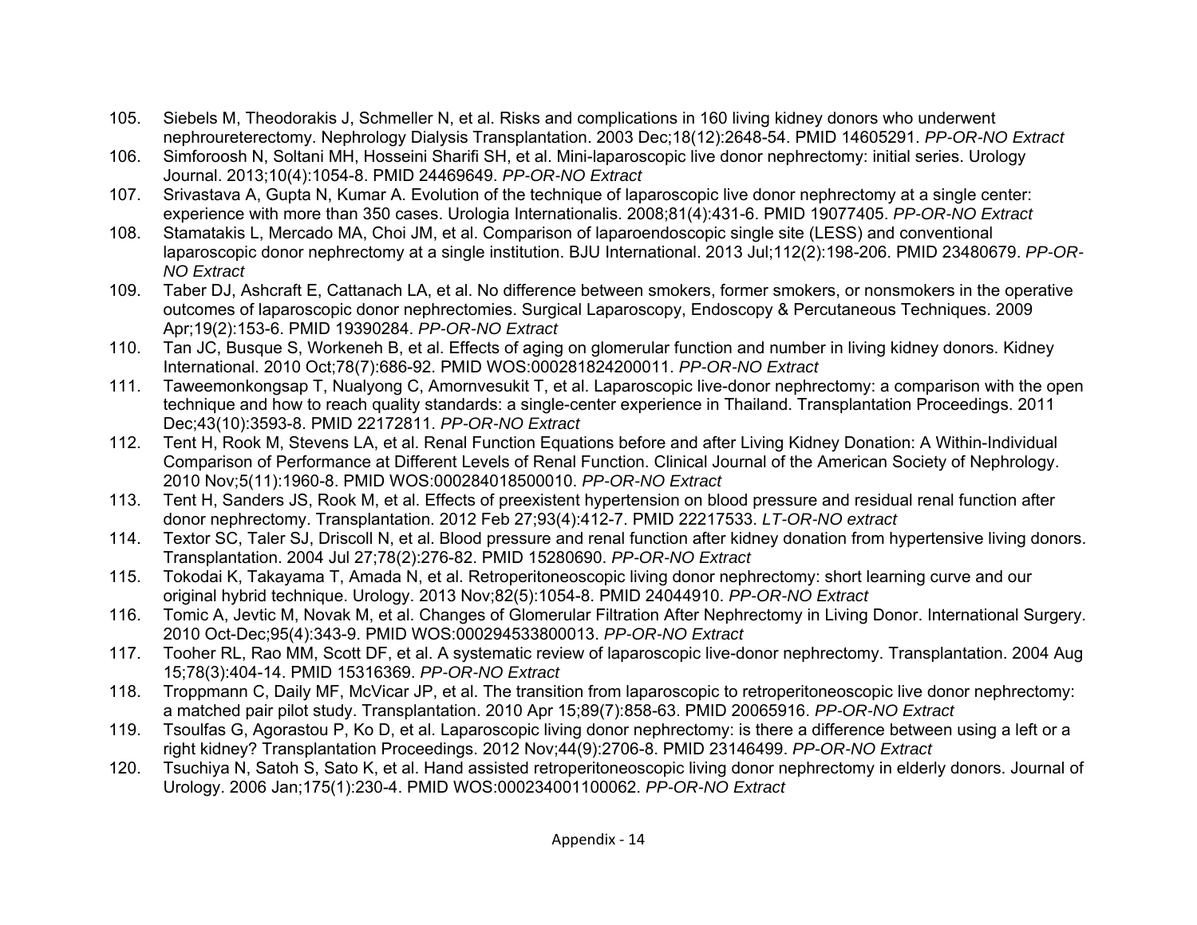105. Siebels M, Theodorakis J, Schmeller N, et al. Risks and complications in 160 living kidney donors who underwent nephroureterectomy. Nephrology Dialysis Transplantation. 2003 Dec;18(12):2648-54. PMID 14605291. *PP-OR-NO Extract*
106. Simforoosh N, Soltani MH, Hosseini Sharifi SH, et al. Mini-laparoscopic live donor nephrectomy: initial series. Urology Journal. 2013;10(4):1054-8. PMID 24469649. *PP-OR-NO Extract*
107. Srivastava A, Gupta N, Kumar A. Evolution of the technique of laparoscopic live donor nephrectomy at a single center: experience with more than 350 cases. Urologia Internationalis. 2008;81(4):431-6. PMID 19077405. *PP-OR-NO Extract*
108. Stamatakis L, Mercado MA, Choi JM, et al. Comparison of laparoendoscopic single site (LESS) and conventional laparoscopic donor nephrectomy at a single institution. BJU International. 2013 Jul;112(2):198-206. PMID 23480679. *PP-OR-NO Extract*
109. Taber DJ, Ashcraft E, Cattanach LA, et al. No difference between smokers, former smokers, or nonsmokers in the operative outcomes of laparoscopic donor nephrectomies. Surgical Laparoscopy, Endoscopy & Percutaneous Techniques. 2009 Apr;19(2):153-6. PMID 19390284. *PP-OR-NO Extract*
110. Tan JC, Busque S, Workeneh B, et al. Effects of aging on glomerular function and number in living kidney donors. Kidney International. 2010 Oct;78(7):686-92. PMID WOS:000281824200011. *PP-OR-NO Extract*
111. Taweemonkongsap T, Nualyong C, Amornvesukit T, et al. Laparoscopic live-donor nephrectomy: a comparison with the open technique and how to reach quality standards: a single-center experience in Thailand. Transplantation Proceedings. 2011 Dec;43(10):3593-8. PMID 22172811. *PP-OR-NO Extract*
112. Tent H, Rook M, Stevens LA, et al. Renal Function Equations before and after Living Kidney Donation: A Within-Individual Comparison of Performance at Different Levels of Renal Function. Clinical Journal of the American Society of Nephrology. 2010 Nov;5(11):1960-8. PMID WOS:000284018500010. *PP-OR-NO Extract*
113. Tent H, Sanders JS, Rook M, et al. Effects of preexistent hypertension on blood pressure and residual renal function after donor nephrectomy. Transplantation. 2012 Feb 27;93(4):412-7. PMID 22217533. *LT-OR-NO extract*
114. Textor SC, Taler SJ, Driscoll N, et al. Blood pressure and renal function after kidney donation from hypertensive living donors. Transplantation. 2004 Jul 27;78(2):276-82. PMID 15280690. *PP-OR-NO Extract*
115. Tokodai K, Takayama T, Amada N, et al. Retroperitoneoscopic living donor nephrectomy: short learning curve and our original hybrid technique. Urology. 2013 Nov;82(5):1054-8. PMID 24044910. *PP-OR-NO Extract*
116. Tomic A, Jevtic M, Novak M, et al. Changes of Glomerular Filtration After Nephrectomy in Living Donor. International Surgery. 2010 Oct-Dec;95(4):343-9. PMID WOS:000294533800013. *PP-OR-NO Extract*
117. Tooher RL, Rao MM, Scott DF, et al. A systematic review of laparoscopic live-donor nephrectomy. Transplantation. 2004 Aug 15;78(3):404-14. PMID 15316369. *PP-OR-NO Extract*
118. Troppmann C, Daily MF, McVicar JP, et al. The transition from laparoscopic to retroperitoneoscopic live donor nephrectomy: a matched pair pilot study. Transplantation. 2010 Apr 15;89(7):858-63. PMID 20065916. *PP-OR-NO Extract*
119. Tsoulfas G, Agorastou P, Ko D, et al. Laparoscopic living donor nephrectomy: is there a difference between using a left or a right kidney? Transplantation Proceedings. 2012 Nov;44(9):2706-8. PMID 23146499. *PP-OR-NO Extract*
120. Tsuchiya N, Satoh S, Sato K, et al. Hand assisted retroperitoneoscopic living donor nephrectomy in elderly donors. Journal of Urology. 2006 Jan;175(1):230-4. PMID WOS:000234001100062. *PP-OR-NO Extract*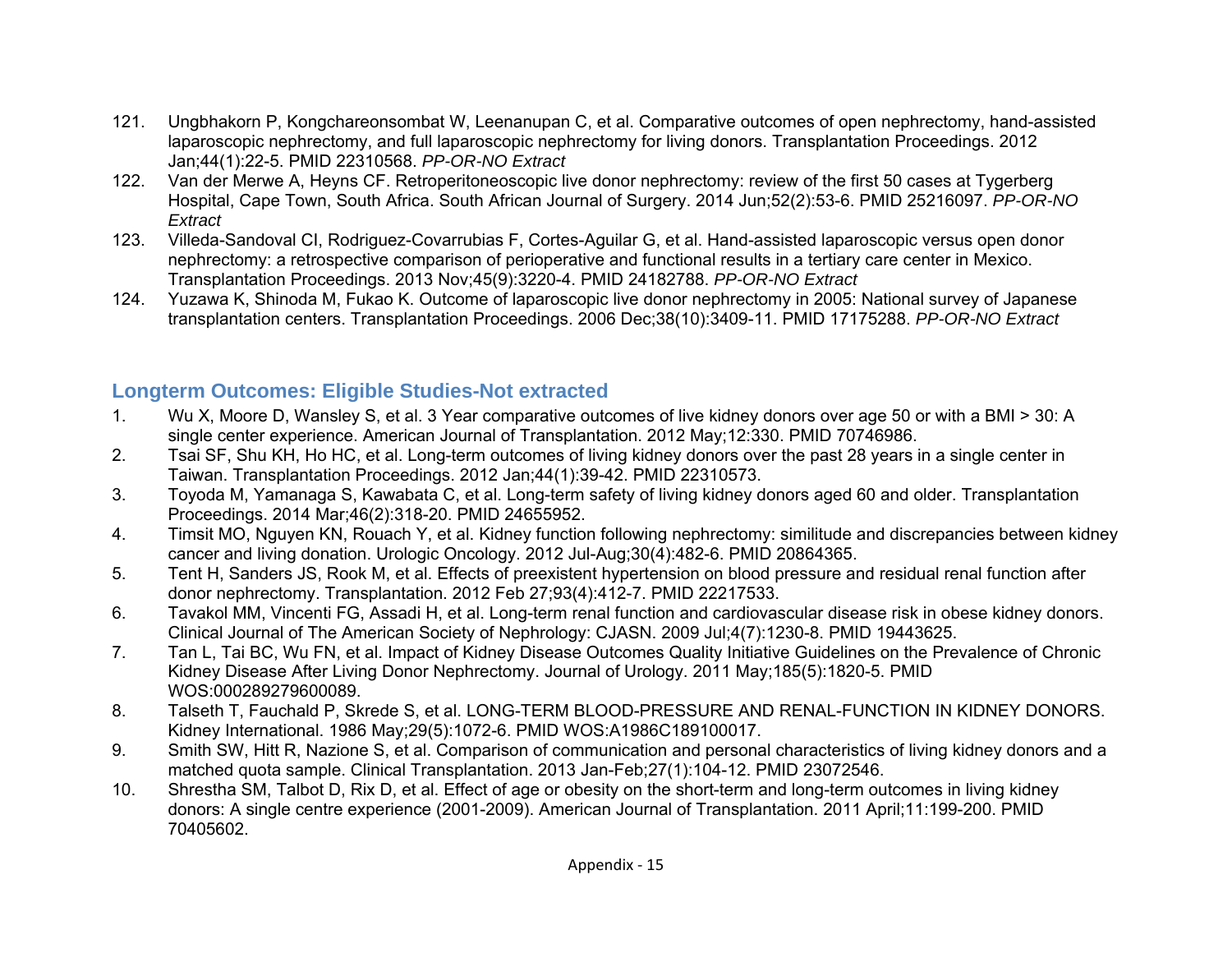121. Ungbhakorn P, Kongchareonsombat W, Leenanupan C, et al. Comparative outcomes of open nephrectomy, hand-assisted laparoscopic nephrectomy, and full laparoscopic nephrectomy for living donors. Transplantation Proceedings. 2012 Jan;44(1):22-5. PMID 22310568. *PP-OR-NO Extract*
122. Van der Merwe A, Heyns CF. Retroperitoneoscopic live donor nephrectomy: review of the first 50 cases at Tygerberg Hospital, Cape Town, South Africa. South African Journal of Surgery. 2014 Jun;52(2):53-6. PMID 25216097. *PP-OR-NO Extract*
123. Villeda-Sandoval CI, Rodriguez-Covarrubias F, Cortes-Aguilar G, et al. Hand-assisted laparoscopic versus open donor nephrectomy: a retrospective comparison of perioperative and functional results in a tertiary care center in Mexico. Transplantation Proceedings. 2013 Nov;45(9):3220-4. PMID 24182788. *PP-OR-NO Extract*
124. Yuzawa K, Shinoda M, Fukao K. Outcome of laparoscopic live donor nephrectomy in 2005: National survey of Japanese transplantation centers. Transplantation Proceedings. 2006 Dec;38(10):3409-11. PMID 17175288. *PP-OR-NO Extract*

## Longterm Outcomes: Eligible Studies-Not extracted

1. Wu X, Moore D, Wansley S, et al. 3 Year comparative outcomes of live kidney donors over age 50 or with a BMI > 30: A single center experience. American Journal of Transplantation. 2012 May;12:330. PMID 70746986.
2. Tsai SF, Shu KH, Ho HC, et al. Long-term outcomes of living kidney donors over the past 28 years in a single center in Taiwan. Transplantation Proceedings. 2012 Jan;44(1):39-42. PMID 22310573.
3. Toyoda M, Yamanaga S, Kawabata C, et al. Long-term safety of living kidney donors aged 60 and older. Transplantation Proceedings. 2014 Mar;46(2):318-20. PMID 24655952.
4. Timsit MO, Nguyen KN, Rouach Y, et al. Kidney function following nephrectomy: similitude and discrepancies between kidney cancer and living donation. Urologic Oncology. 2012 Jul-Aug;30(4):482-6. PMID 20864365.
5. Tent H, Sanders JS, Rook M, et al. Effects of preexistent hypertension on blood pressure and residual renal function after donor nephrectomy. Transplantation. 2012 Feb 27;93(4):412-7. PMID 22217533.
6. Tavakol MM, Vincenti FG, Assadi H, et al. Long-term renal function and cardiovascular disease risk in obese kidney donors. Clinical Journal of The American Society of Nephrology: CJASN. 2009 Jul;4(7):1230-8. PMID 19443625.
7. Tan L, Tai BC, Wu FN, et al. Impact of Kidney Disease Outcomes Quality Initiative Guidelines on the Prevalence of Chronic Kidney Disease After Living Donor Nephrectomy. Journal of Urology. 2011 May;185(5):1820-5. PMID WOS:000289279600089.
8. Talseth T, Fauchald P, Skrede S, et al. LONG-TERM BLOOD-PRESSURE AND RENAL-FUNCTION IN KIDNEY DONORS. Kidney International. 1986 May;29(5):1072-6. PMID WOS:A1986C189100017.
9. Smith SW, Hitt R, Nazione S, et al. Comparison of communication and personal characteristics of living kidney donors and a matched quota sample. Clinical Transplantation. 2013 Jan-Feb;27(1):104-12. PMID 23072546.
10. Shrestha SM, Talbot D, Rix D, et al. Effect of age or obesity on the short-term and long-term outcomes in living kidney donors: A single centre experience (2001-2009). American Journal of Transplantation. 2011 April;11:199-200. PMID 70405602.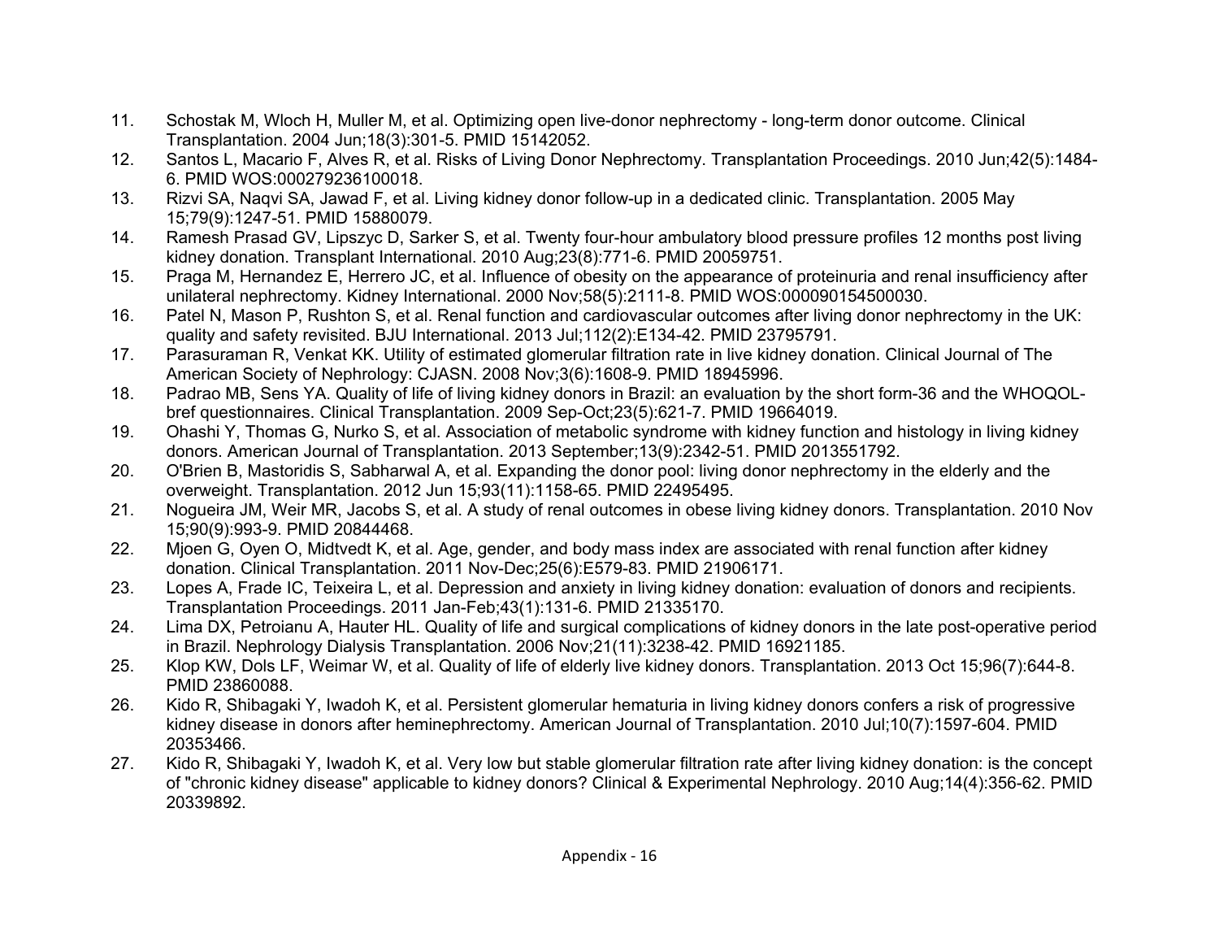11. Schostak M, Wloch H, Muller M, et al. Optimizing open live-donor nephrectomy - long-term donor outcome. Clinical Transplantation. 2004 Jun;18(3):301-5. PMID 15142052.
12. Santos L, Macario F, Alves R, et al. Risks of Living Donor Nephrectomy. Transplantation Proceedings. 2010 Jun;42(5):1484-6. PMID WOS:000279236100018.
13. Rizvi SA, Naqvi SA, Jawad F, et al. Living kidney donor follow-up in a dedicated clinic. Transplantation. 2005 May 15;79(9):1247-51. PMID 15880079.
14. Ramesh Prasad GV, Lipszyc D, Sarker S, et al. Twenty four-hour ambulatory blood pressure profiles 12 months post living kidney donation. Transplant International. 2010 Aug;23(8):771-6. PMID 20059751.
15. Praga M, Hernandez E, Herrero JC, et al. Influence of obesity on the appearance of proteinuria and renal insufficiency after unilateral nephrectomy. Kidney International. 2000 Nov;58(5):2111-8. PMID WOS:000090154500030.
16. Patel N, Mason P, Rushton S, et al. Renal function and cardiovascular outcomes after living donor nephrectomy in the UK: quality and safety revisited. BJU International. 2013 Jul;112(2):E134-42. PMID 23795791.
17. Parasuraman R, Venkat KK. Utility of estimated glomerular filtration rate in live kidney donation. Clinical Journal of The American Society of Nephrology: CJASN. 2008 Nov;3(6):1608-9. PMID 18945996.
18. Padrao MB, Sens YA. Quality of life of living kidney donors in Brazil: an evaluation by the short form-36 and the WHOQOL-bref questionnaires. Clinical Transplantation. 2009 Sep-Oct;23(5):621-7. PMID 19664019.
19. Ohashi Y, Thomas G, Nurko S, et al. Association of metabolic syndrome with kidney function and histology in living kidney donors. American Journal of Transplantation. 2013 September;13(9):2342-51. PMID 2013551792.
20. O'Brien B, Mastoridis S, Sabharwal A, et al. Expanding the donor pool: living donor nephrectomy in the elderly and the overweight. Transplantation. 2012 Jun 15;93(11):1158-65. PMID 22495495.
21. Nogueira JM, Weir MR, Jacobs S, et al. A study of renal outcomes in obese living kidney donors. Transplantation. 2010 Nov 15;90(9):993-9. PMID 20844468.
22. Mjoen G, Oyen O, Midtvedt K, et al. Age, gender, and body mass index are associated with renal function after kidney donation. Clinical Transplantation. 2011 Nov-Dec;25(6):E579-83. PMID 21906171.
23. Lopes A, Frade IC, Teixeira L, et al. Depression and anxiety in living kidney donation: evaluation of donors and recipients. Transplantation Proceedings. 2011 Jan-Feb;43(1):131-6. PMID 21335170.
24. Lima DX, Petroianu A, Hauter HL. Quality of life and surgical complications of kidney donors in the late post-operative period in Brazil. Nephrology Dialysis Transplantation. 2006 Nov;21(11):3238-42. PMID 16921185.
25. Klop KW, Dols LF, Weimar W, et al. Quality of life of elderly live kidney donors. Transplantation. 2013 Oct 15;96(7):644-8. PMID 23860088.
26. Kido R, Shibagaki Y, Iwadoh K, et al. Persistent glomerular hematuria in living kidney donors confers a risk of progressive kidney disease in donors after heminephrectomy. American Journal of Transplantation. 2010 Jul;10(7):1597-604. PMID 20353466.
27. Kido R, Shibagaki Y, Iwadoh K, et al. Very low but stable glomerular filtration rate after living kidney donation: is the concept of "chronic kidney disease" applicable to kidney donors? Clinical & Experimental Nephrology. 2010 Aug;14(4):356-62. PMID 20339892.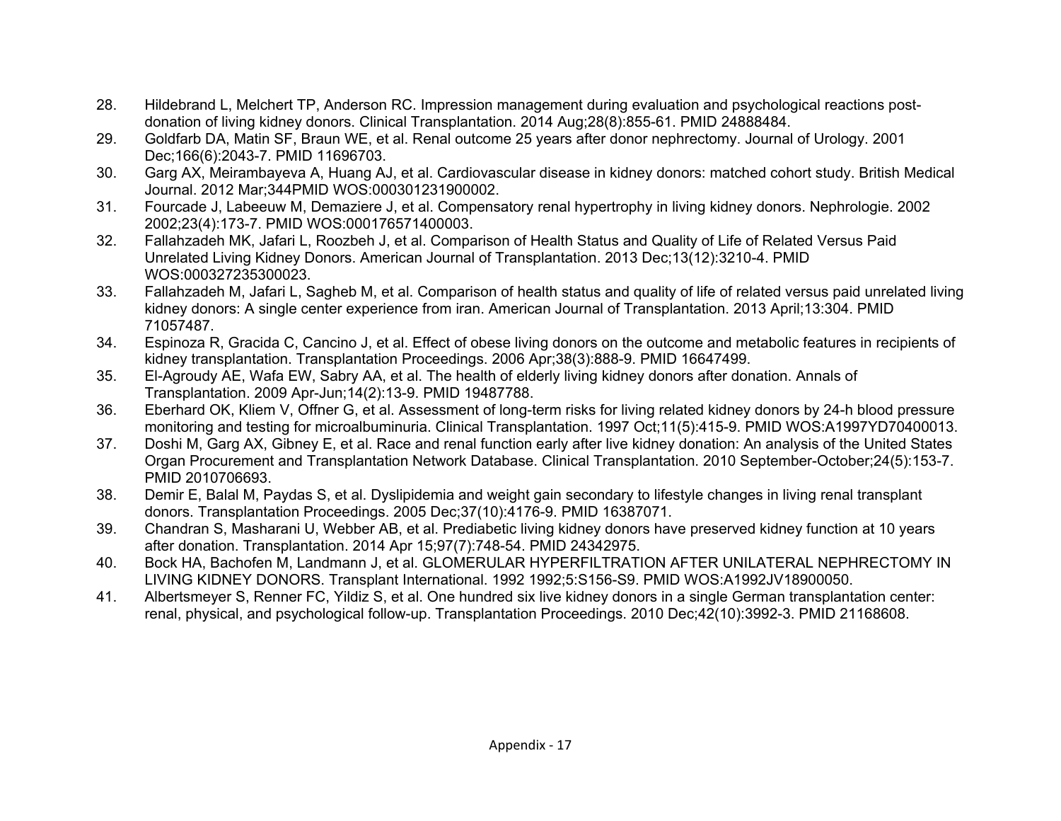28. Hildebrand L, Melchert TP, Anderson RC. Impression management during evaluation and psychological reactions post-donation of living kidney donors. Clinical Transplantation. 2014 Aug;28(8):855-61. PMID 24888484.
29. Goldfarb DA, Matin SF, Braun WE, et al. Renal outcome 25 years after donor nephrectomy. Journal of Urology. 2001 Dec;166(6):2043-7. PMID 11696703.
30. Garg AX, Meirambayeva A, Huang AJ, et al. Cardiovascular disease in kidney donors: matched cohort study. British Medical Journal. 2012 Mar;344PMID WOS:000301231900002.
31. Fourcade J, Labeeuw M, Demaziere J, et al. Compensatory renal hypertrophy in living kidney donors. Nephrologie. 2002 2002;23(4):173-7. PMID WOS:000176571400003.
32. Fallahzadeh MK, Jafari L, Roozbeh J, et al. Comparison of Health Status and Quality of Life of Related Versus Paid Unrelated Living Kidney Donors. American Journal of Transplantation. 2013 Dec;13(12):3210-4. PMID WOS:000327235300023.
33. Fallahzadeh M, Jafari L, Sagheb M, et al. Comparison of health status and quality of life of related versus paid unrelated living kidney donors: A single center experience from iran. American Journal of Transplantation. 2013 April;13:304. PMID 71057487.
34. Espinoza R, Gracida C, Cancino J, et al. Effect of obese living donors on the outcome and metabolic features in recipients of kidney transplantation. Transplantation Proceedings. 2006 Apr;38(3):888-9. PMID 16647499.
35. El-Agroudy AE, Wafa EW, Sabry AA, et al. The health of elderly living kidney donors after donation. Annals of Transplantation. 2009 Apr-Jun;14(2):13-9. PMID 19487788.
36. Eberhard OK, Kliem V, Offner G, et al. Assessment of long-term risks for living related kidney donors by 24-h blood pressure monitoring and testing for microalbuminuria. Clinical Transplantation. 1997 Oct;11(5):415-9. PMID WOS:A1997YD70400013.
37. Doshi M, Garg AX, Gibney E, et al. Race and renal function early after live kidney donation: An analysis of the United States Organ Procurement and Transplantation Network Database. Clinical Transplantation. 2010 September-October;24(5):153-7. PMID 2010706693.
38. Demir E, Balal M, Paydas S, et al. Dyslipidemia and weight gain secondary to lifestyle changes in living renal transplant donors. Transplantation Proceedings. 2005 Dec;37(10):4176-9. PMID 16387071.
39. Chandran S, Masharani U, Webber AB, et al. Prediabetic living kidney donors have preserved kidney function at 10 years after donation. Transplantation. 2014 Apr 15;97(7):748-54. PMID 24342975.
40. Bock HA, Bachofen M, Landmann J, et al. GLOMERULAR HYPERFILTRATION AFTER UNILATERAL NEPHRECTOMY IN LIVING KIDNEY DONORS. Transplant International. 1992 1992;5:S156-S9. PMID WOS:A1992JV18900050.
41. Albertsmeyer S, Renner FC, Yildiz S, et al. One hundred six live kidney donors in a single German transplantation center: renal, physical, and psychological follow-up. Transplantation Proceedings. 2010 Dec;42(10):3992-3. PMID 21168608.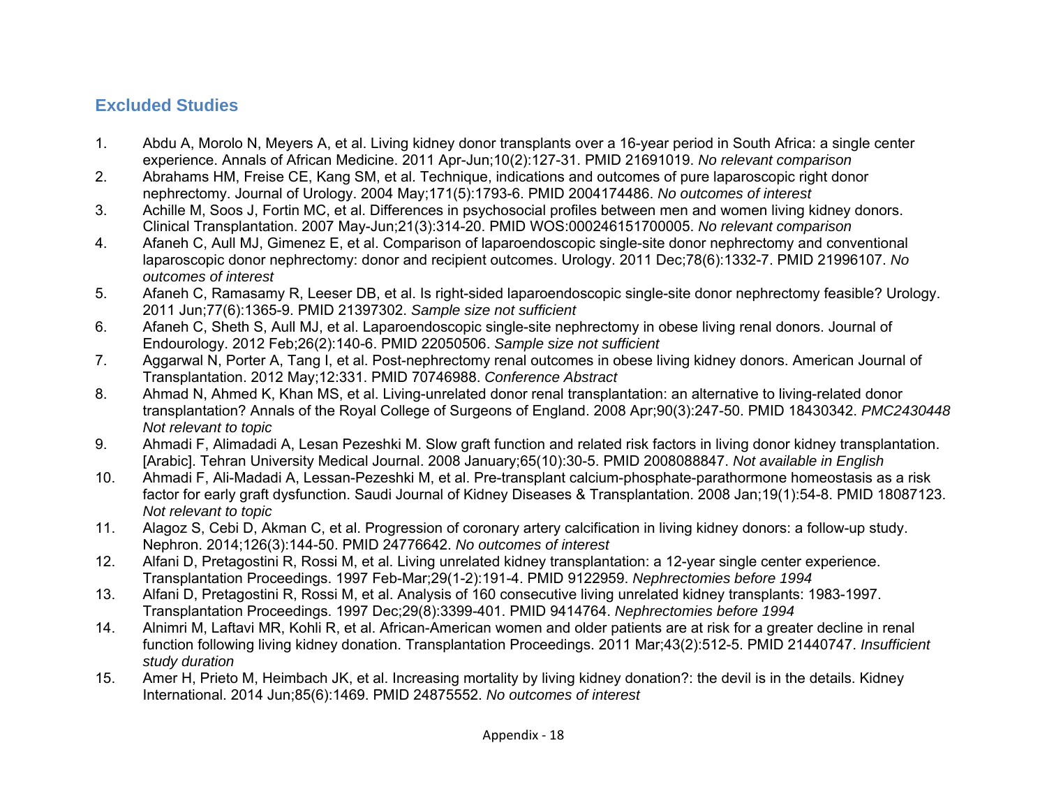## Excluded Studies

1. Abdu A, Morolo N, Meyers A, et al. Living kidney donor transplants over a 16-year period in South Africa: a single center experience. Annals of African Medicine. 2011 Apr-Jun;10(2):127-31. PMID 21691019. *No relevant comparison*
2. Abrahams HM, Freise CE, Kang SM, et al. Technique, indications and outcomes of pure laparoscopic right donor nephrectomy. Journal of Urology. 2004 May;171(5):1793-6. PMID 2004174486. *No outcomes of interest*
3. Achille M, Soos J, Fortin MC, et al. Differences in psychosocial profiles between men and women living kidney donors. Clinical Transplantation. 2007 May-Jun;21(3):314-20. PMID WOS:000246151700005. *No relevant comparison*
4. Afaneh C, Aull MJ, Gimenez E, et al. Comparison of laparoendoscopic single-site donor nephrectomy and conventional laparoscopic donor nephrectomy: donor and recipient outcomes. Urology. 2011 Dec;78(6):1332-7. PMID 21996107. *No outcomes of interest*
5. Afaneh C, Ramasamy R, Leeser DB, et al. Is right-sided laparoendoscopic single-site donor nephrectomy feasible? Urology. 2011 Jun;77(6):1365-9. PMID 21397302. *Sample size not sufficient*
6. Afaneh C, Sheth S, Aull MJ, et al. Laparoendoscopic single-site nephrectomy in obese living renal donors. Journal of Endourology. 2012 Feb;26(2):140-6. PMID 22050506. *Sample size not sufficient*
7. Aggarwal N, Porter A, Tang I, et al. Post-nephrectomy renal outcomes in obese living kidney donors. American Journal of Transplantation. 2012 May;12:331. PMID 70746988. *Conference Abstract*
8. Ahmad N, Ahmed K, Khan MS, et al. Living-unrelated donor renal transplantation: an alternative to living-related donor transplantation? Annals of the Royal College of Surgeons of England. 2008 Apr;90(3):247-50. PMID 18430342. *PMC2430448 Not relevant to topic*
9. Ahmadi F, Alimadadi A, Lesan Pezeshki M. Slow graft function and related risk factors in living donor kidney transplantation. [Arabic]. Tehran University Medical Journal. 2008 January;65(10):30-5. PMID 2008088847. *Not available in English*
10. Ahmadi F, Ali-Madadi A, Lessan-Pezeshki M, et al. Pre-transplant calcium-phosphate-parathormone homeostasis as a risk factor for early graft dysfunction. Saudi Journal of Kidney Diseases & Transplantation. 2008 Jan;19(1):54-8. PMID 18087123. *Not relevant to topic*
11. Alagoz S, Cebi D, Akman C, et al. Progression of coronary artery calcification in living kidney donors: a follow-up study. Nephron. 2014;126(3):144-50. PMID 24776642. *No outcomes of interest*
12. Alfani D, Pretagostini R, Rossi M, et al. Living unrelated kidney transplantation: a 12-year single center experience. Transplantation Proceedings. 1997 Feb-Mar;29(1-2):191-4. PMID 9122959. *Nephrectomies before 1994*
13. Alfani D, Pretagostini R, Rossi M, et al. Analysis of 160 consecutive living unrelated kidney transplants: 1983-1997. Transplantation Proceedings. 1997 Dec;29(8):3399-401. PMID 9414764. *Nephrectomies before 1994*
14. Alnimri M, Laftavi MR, Kohli R, et al. African-American women and older patients are at risk for a greater decline in renal function following living kidney donation. Transplantation Proceedings. 2011 Mar;43(2):512-5. PMID 21440747. *Insufficient study duration*
15. Amer H, Prieto M, Heimbach JK, et al. Increasing mortality by living kidney donation?: the devil is in the details. Kidney International. 2014 Jun;85(6):1469. PMID 24875552. *No outcomes of interest*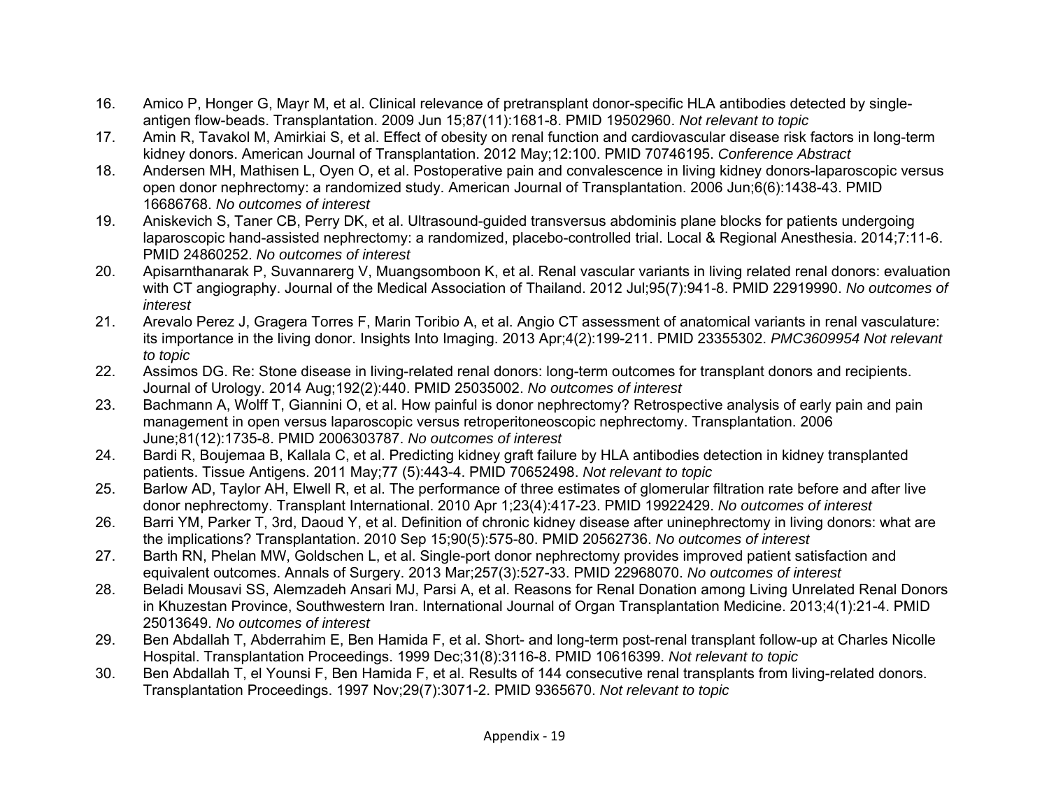16. Amico P, Honger G, Mayr M, et al. Clinical relevance of pretransplant donor-specific HLA antibodies detected by single-antigen flow-beads. Transplantation. 2009 Jun 15;87(11):1681-8. PMID 19502960. *Not relevant to topic*
17. Amin R, Tavakol M, Amirkiai S, et al. Effect of obesity on renal function and cardiovascular disease risk factors in long-term kidney donors. American Journal of Transplantation. 2012 May;12:100. PMID 70746195. *Conference Abstract*
18. Andersen MH, Mathisen L, Oyen O, et al. Postoperative pain and convalescence in living kidney donors-laparoscopic versus open donor nephrectomy: a randomized study. American Journal of Transplantation. 2006 Jun;6(6):1438-43. PMID 16686768. *No outcomes of interest*
19. Aniskevich S, Taner CB, Perry DK, et al. Ultrasound-guided transversus abdominis plane blocks for patients undergoing laparoscopic hand-assisted nephrectomy: a randomized, placebo-controlled trial. Local & Regional Anesthesia. 2014;7:11-6. PMID 24860252. *No outcomes of interest*
20. Apisarnthanarak P, Suvannarerg V, Muangsomboon K, et al. Renal vascular variants in living related renal donors: evaluation with CT angiography. Journal of the Medical Association of Thailand. 2012 Jul;95(7):941-8. PMID 22919990. *No outcomes of interest*
21. Arevalo Perez J, Gragera Torres F, Marin Toribio A, et al. Angio CT assessment of anatomical variants in renal vasculature: its importance in the living donor. Insights Into Imaging. 2013 Apr;4(2):199-211. PMID 23355302. *PMC3609954 Not relevant to topic*
22. Assimos DG. Re: Stone disease in living-related renal donors: long-term outcomes for transplant donors and recipients. Journal of Urology. 2014 Aug;192(2):440. PMID 25035002. *No outcomes of interest*
23. Bachmann A, Wolff T, Giannini O, et al. How painful is donor nephrectomy? Retrospective analysis of early pain and pain management in open versus laparoscopic versus retroperitoneoscopic nephrectomy. Transplantation. 2006 June;81(12):1735-8. PMID 2006303787. *No outcomes of interest*
24. Bardi R, Boujemaa B, Kallala C, et al. Predicting kidney graft failure by HLA antibodies detection in kidney transplanted patients. Tissue Antigens. 2011 May;77 (5):443-4. PMID 70652498. *Not relevant to topic*
25. Barlow AD, Taylor AH, Elwell R, et al. The performance of three estimates of glomerular filtration rate before and after live donor nephrectomy. Transplant International. 2010 Apr 1;23(4):417-23. PMID 19922429. *No outcomes of interest*
26. Barri YM, Parker T, 3rd, Daoud Y, et al. Definition of chronic kidney disease after uninephrectomy in living donors: what are the implications? Transplantation. 2010 Sep 15;90(5):575-80. PMID 20562736. *No outcomes of interest*
27. Barth RN, Phelan MW, Goldschen L, et al. Single-port donor nephrectomy provides improved patient satisfaction and equivalent outcomes. Annals of Surgery. 2013 Mar;257(3):527-33. PMID 22968070. *No outcomes of interest*
28. Beladi Mousavi SS, Alemzadeh Ansari MJ, Parsi A, et al. Reasons for Renal Donation among Living Unrelated Renal Donors in Khuzestan Province, Southwestern Iran. International Journal of Organ Transplantation Medicine. 2013;4(1):21-4. PMID 25013649. *No outcomes of interest*
29. Ben Abdallah T, Abderrahim E, Ben Hamida F, et al. Short- and long-term post-renal transplant follow-up at Charles Nicolle Hospital. Transplantation Proceedings. 1999 Dec;31(8):3116-8. PMID 10616399. *Not relevant to topic*
30. Ben Abdallah T, el Younsi F, Ben Hamida F, et al. Results of 144 consecutive renal transplants from living-related donors. Transplantation Proceedings. 1997 Nov;29(7):3071-2. PMID 9365670. *Not relevant to topic*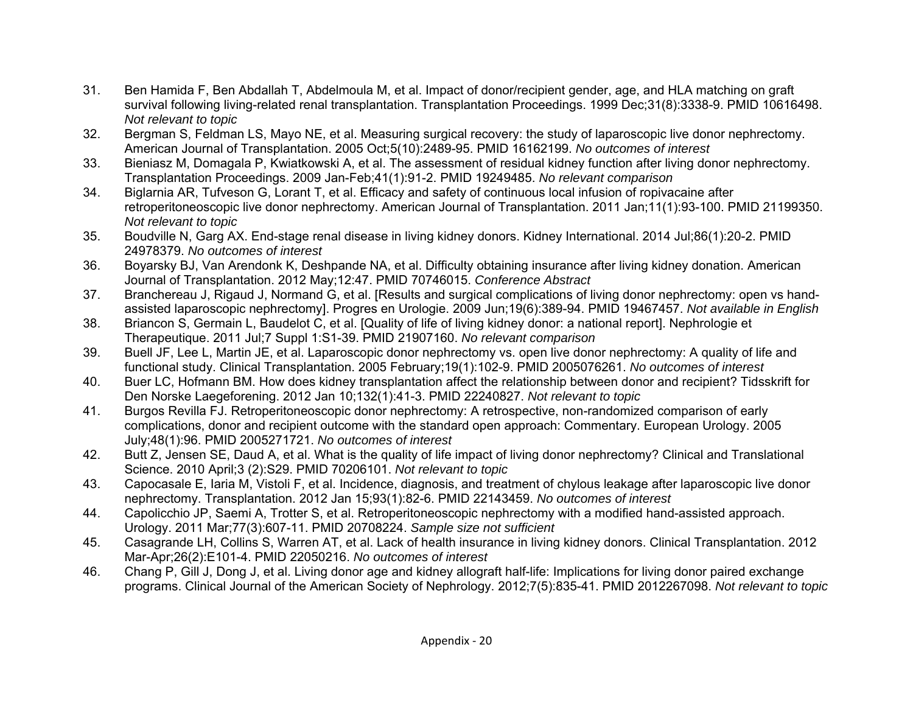31. Ben Hamida F, Ben Abdallah T, Abdelmoula M, et al. Impact of donor/recipient gender, age, and HLA matching on graft survival following living-related renal transplantation. Transplantation Proceedings. 1999 Dec;31(8):3338-9. PMID 10616498. *Not relevant to topic*
32. Bergman S, Feldman LS, Mayo NE, et al. Measuring surgical recovery: the study of laparoscopic live donor nephrectomy. American Journal of Transplantation. 2005 Oct;5(10):2489-95. PMID 16162199. *No outcomes of interest*
33. Bieniasz M, Domagala P, Kwiatkowski A, et al. The assessment of residual kidney function after living donor nephrectomy. Transplantation Proceedings. 2009 Jan-Feb;41(1):91-2. PMID 19249485. *No relevant comparison*
34. Biglarnia AR, Tufveson G, Lorant T, et al. Efficacy and safety of continuous local infusion of ropivacaine after retroperitoneoscopic live donor nephrectomy. American Journal of Transplantation. 2011 Jan;11(1):93-100. PMID 21199350. *Not relevant to topic*
35. Boudville N, Garg AX. End-stage renal disease in living kidney donors. Kidney International. 2014 Jul;86(1):20-2. PMID 24978379. *No outcomes of interest*
36. Boyarsky BJ, Van Arendonk K, Deshpande NA, et al. Difficulty obtaining insurance after living kidney donation. American Journal of Transplantation. 2012 May;12:47. PMID 70746015. *Conference Abstract*
37. Branchereau J, Rigaud J, Normand G, et al. [Results and surgical complications of living donor nephrectomy: open vs hand-assisted laparoscopic nephrectomy]. Progres en Urologie. 2009 Jun;19(6):389-94. PMID 19467457. *Not available in English*
38. Briancon S, Germain L, Baudelot C, et al. [Quality of life of living kidney donor: a national report]. Nephrologie et Therapeutique. 2011 Jul;7 Suppl 1:S1-39. PMID 21907160. *No relevant comparison*
39. Buell JF, Lee L, Martin JE, et al. Laparoscopic donor nephrectomy vs. open live donor nephrectomy: A quality of life and functional study. Clinical Transplantation. 2005 February;19(1):102-9. PMID 2005076261. *No outcomes of interest*
40. Buer LC, Hofmann BM. How does kidney transplantation affect the relationship between donor and recipient? Tidsskrift for Den Norske Laegeforening. 2012 Jan 10;132(1):41-3. PMID 22240827. *Not relevant to topic*
41. Burgos Revilla FJ. Retroperitoneoscopic donor nephrectomy: A retrospective, non-randomized comparison of early complications, donor and recipient outcome with the standard open approach: Commentary. European Urology. 2005 July;48(1):96. PMID 2005271721. *No outcomes of interest*
42. Butt Z, Jensen SE, Daud A, et al. What is the quality of life impact of living donor nephrectomy? Clinical and Translational Science. 2010 April;3 (2):S29. PMID 70206101. *Not relevant to topic*
43. Capocasale E, Iaria M, Vistoli F, et al. Incidence, diagnosis, and treatment of chylous leakage after laparoscopic live donor nephrectomy. Transplantation. 2012 Jan 15;93(1):82-6. PMID 22143459. *No outcomes of interest*
44. Capolicchio JP, Saemi A, Trotter S, et al. Retroperitoneoscopic nephrectomy with a modified hand-assisted approach. Urology. 2011 Mar;77(3):607-11. PMID 20708224. *Sample size not sufficient*
45. Casagrande LH, Collins S, Warren AT, et al. Lack of health insurance in living kidney donors. Clinical Transplantation. 2012 Mar-Apr;26(2):E101-4. PMID 22050216. *No outcomes of interest*
46. Chang P, Gill J, Dong J, et al. Living donor age and kidney allograft half-life: Implications for living donor paired exchange programs. Clinical Journal of the American Society of Nephrology. 2012;7(5):835-41. PMID 2012267098. *Not relevant to topic*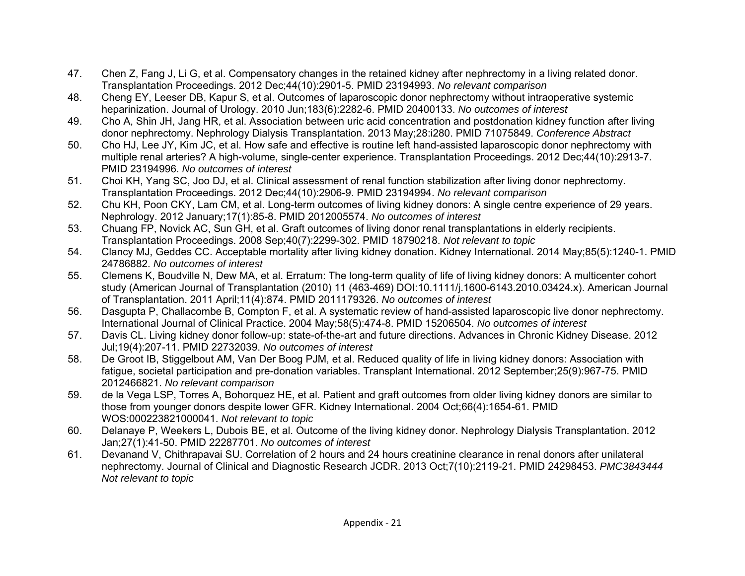47. Chen Z, Fang J, Li G, et al. Compensatory changes in the retained kidney after nephrectomy in a living related donor. Transplantation Proceedings. 2012 Dec;44(10):2901-5. PMID 23194993. *No relevant comparison*
48. Cheng EY, Leeser DB, Kapur S, et al. Outcomes of laparoscopic donor nephrectomy without intraoperative systemic heparinization. Journal of Urology. 2010 Jun;183(6):2282-6. PMID 20400133. *No outcomes of interest*
49. Cho A, Shin JH, Jang HR, et al. Association between uric acid concentration and postdonation kidney function after living donor nephrectomy. Nephrology Dialysis Transplantation. 2013 May;28:i280. PMID 71075849. *Conference Abstract*
50. Cho HJ, Lee JY, Kim JC, et al. How safe and effective is routine left hand-assisted laparoscopic donor nephrectomy with multiple renal arteries? A high-volume, single-center experience. Transplantation Proceedings. 2012 Dec;44(10):2913-7. PMID 23194996. *No outcomes of interest*
51. Choi KH, Yang SC, Joo DJ, et al. Clinical assessment of renal function stabilization after living donor nephrectomy. Transplantation Proceedings. 2012 Dec;44(10):2906-9. PMID 23194994. *No relevant comparison*
52. Chu KH, Poon CKY, Lam CM, et al. Long-term outcomes of living kidney donors: A single centre experience of 29 years. Nephrology. 2012 January;17(1):85-8. PMID 2012005574. *No outcomes of interest*
53. Chuang FP, Novick AC, Sun GH, et al. Graft outcomes of living donor renal transplantations in elderly recipients. Transplantation Proceedings. 2008 Sep;40(7):2299-302. PMID 18790218. *Not relevant to topic*
54. Clancy MJ, Geddes CC. Acceptable mortality after living kidney donation. Kidney International. 2014 May;85(5):1240-1. PMID 24786882. *No outcomes of interest*
55. Clemens K, Boudville N, Dew MA, et al. Erratum: The long-term quality of life of living kidney donors: A multicenter cohort study (American Journal of Transplantation (2010) 11 (463-469) DOI:10.1111/j.1600-6143.2010.03424.x). American Journal of Transplantation. 2011 April;11(4):874. PMID 2011179326. *No outcomes of interest*
56. Dasgupta P, Challacombe B, Compton F, et al. A systematic review of hand-assisted laparoscopic live donor nephrectomy. International Journal of Clinical Practice. 2004 May;58(5):474-8. PMID 15206504. *No outcomes of interest*
57. Davis CL. Living kidney donor follow-up: state-of-the-art and future directions. Advances in Chronic Kidney Disease. 2012 Jul;19(4):207-11. PMID 22732039. *No outcomes of interest*
58. De Groot IB, Stiggelbout AM, Van Der Boog PJM, et al. Reduced quality of life in living kidney donors: Association with fatigue, societal participation and pre-donation variables. Transplant International. 2012 September;25(9):967-75. PMID 2012466821. *No relevant comparison*
59. de la Vega LSP, Torres A, Bohorquez HE, et al. Patient and graft outcomes from older living kidney donors are similar to those from younger donors despite lower GFR. Kidney International. 2004 Oct;66(4):1654-61. PMID WOS:000223821000041. *Not relevant to topic*
60. Delanaye P, Weekers L, Dubois BE, et al. Outcome of the living kidney donor. Nephrology Dialysis Transplantation. 2012 Jan;27(1):41-50. PMID 22287701. *No outcomes of interest*
61. Devanand V, Chithrapavai SU. Correlation of 2 hours and 24 hours creatinine clearance in renal donors after unilateral nephrectomy. Journal of Clinical and Diagnostic Research JCDR. 2013 Oct;7(10):2119-21. PMID 24298453. *PMC3843444 Not relevant to topic*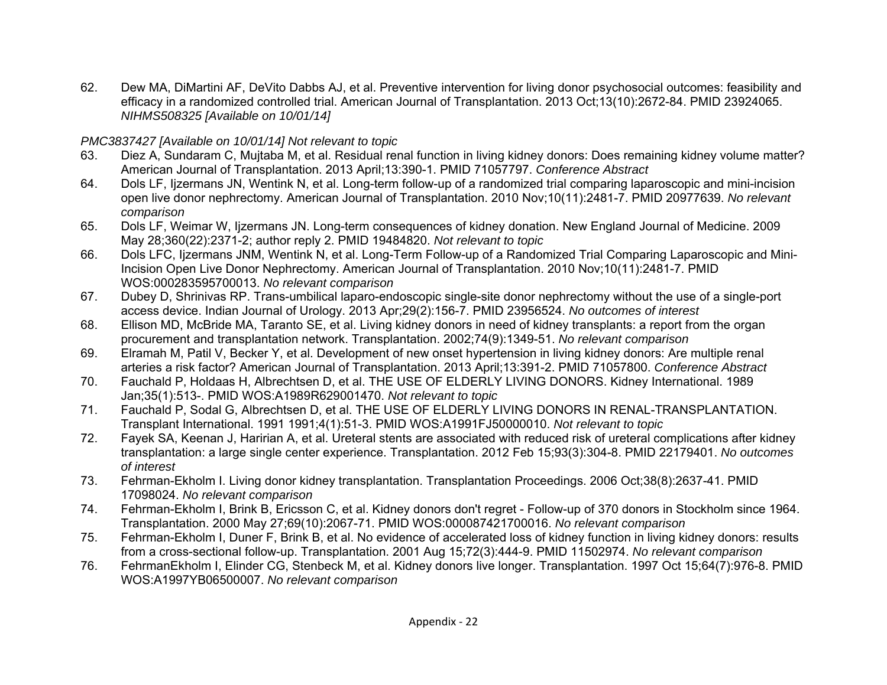62. Dew MA, DiMartini AF, DeVito Dabbs AJ, et al. Preventive intervention for living donor psychosocial outcomes: feasibility and efficacy in a randomized controlled trial. American Journal of Transplantation. 2013 Oct;13(10):2672-84. PMID 23924065. *NIHMS508325 [Available on 10/01/14]*

*PMC3837427 [Available on 10/01/14] Not relevant to topic*

63. Diez A, Sundaram C, Mujtaba M, et al. Residual renal function in living kidney donors: Does remaining kidney volume matter? American Journal of Transplantation. 2013 April;13:390-1. PMID 71057797. *Conference Abstract*
64. Dols LF, Ijzermans JN, Wentink N, et al. Long-term follow-up of a randomized trial comparing laparoscopic and mini-incision open live donor nephrectomy. American Journal of Transplantation. 2010 Nov;10(11):2481-7. PMID 20977639. *No relevant comparison*
65. Dols LF, Weimar W, Ijzermans JN. Long-term consequences of kidney donation. New England Journal of Medicine. 2009 May 28;360(22):2371-2; author reply 2. PMID 19484820. *Not relevant to topic*
66. Dols LFC, Ijzermans JNM, Wentink N, et al. Long-Term Follow-up of a Randomized Trial Comparing Laparoscopic and Mini-Incision Open Live Donor Nephrectomy. American Journal of Transplantation. 2010 Nov;10(11):2481-7. PMID WOS:000283595700013. *No relevant comparison*
67. Dubey D, Shrinivas RP. Trans-umbilical laparo-endoscopic single-site donor nephrectomy without the use of a single-port access device. Indian Journal of Urology. 2013 Apr;29(2):156-7. PMID 23956524. *No outcomes of interest*
68. Ellison MD, McBride MA, Taranto SE, et al. Living kidney donors in need of kidney transplants: a report from the organ procurement and transplantation network. Transplantation. 2002;74(9):1349-51. *No relevant comparison*
69. Elramah M, Patil V, Becker Y, et al. Development of new onset hypertension in living kidney donors: Are multiple renal arteries a risk factor? American Journal of Transplantation. 2013 April;13:391-2. PMID 71057800. *Conference Abstract*
70. Fauchald P, Holdaas H, Albrechtsen D, et al. THE USE OF ELDERLY LIVING DONORS. Kidney International. 1989 Jan;35(1):513-. PMID WOS:A1989R629001470. *Not relevant to topic*
71. Fauchald P, Sodal G, Albrechtsen D, et al. THE USE OF ELDERLY LIVING DONORS IN RENAL-TRANSPLANTATION. Transplant International. 1991 1991;4(1):51-3. PMID WOS:A1991FJ50000010. *Not relevant to topic*
72. Fayek SA, Keenan J, Haririan A, et al. Ureteral stents are associated with reduced risk of ureteral complications after kidney transplantation: a large single center experience. Transplantation. 2012 Feb 15;93(3):304-8. PMID 22179401. *No outcomes of interest*
73. Fehrman-Ekholm I. Living donor kidney transplantation. Transplantation Proceedings. 2006 Oct;38(8):2637-41. PMID 17098024. *No relevant comparison*
74. Fehrman-Ekholm I, Brink B, Ericsson C, et al. Kidney donors don't regret - Follow-up of 370 donors in Stockholm since 1964. Transplantation. 2000 May 27;69(10):2067-71. PMID WOS:000087421700016. *No relevant comparison*
75. Fehrman-Ekholm I, Duner F, Brink B, et al. No evidence of accelerated loss of kidney function in living kidney donors: results from a cross-sectional follow-up. Transplantation. 2001 Aug 15;72(3):444-9. PMID 11502974. *No relevant comparison*
76. FehrmanEkholm I, Elinder CG, Stenbeck M, et al. Kidney donors live longer. Transplantation. 1997 Oct 15;64(7):976-8. PMID WOS:A1997YB06500007. *No relevant comparison*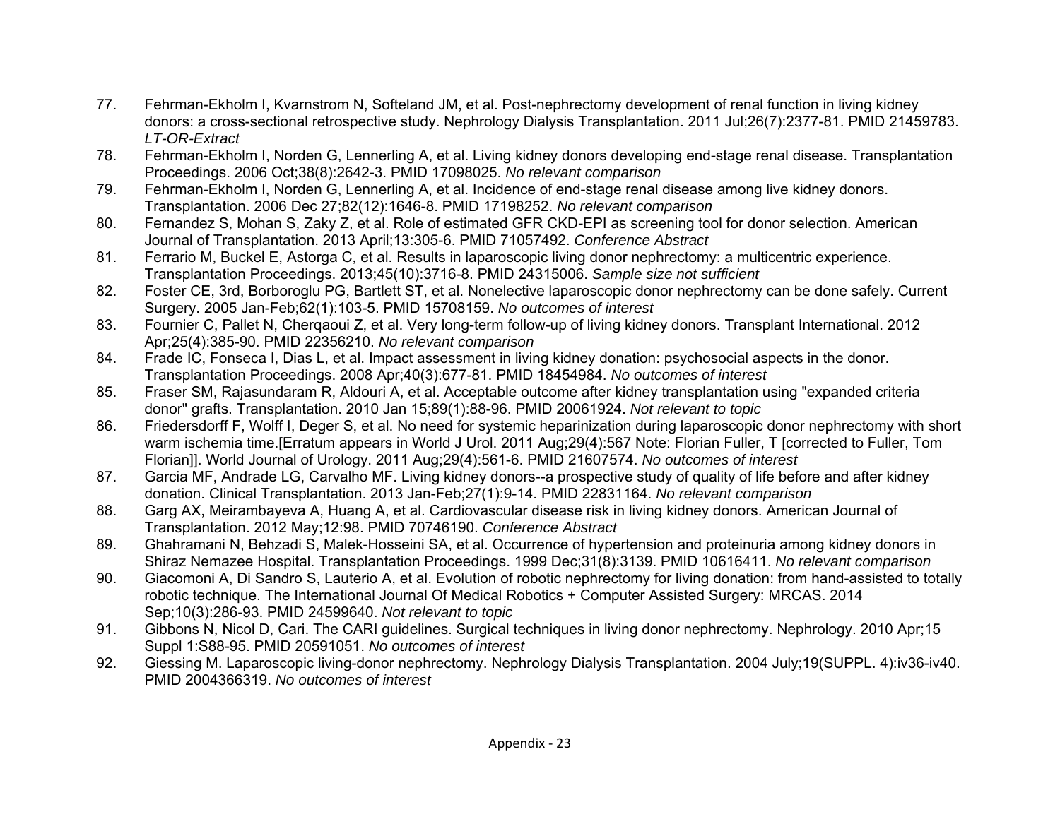77. Fehrman-Ekholm I, Kvarnstrom N, Softeland JM, et al. Post-nephrectomy development of renal function in living kidney donors: a cross-sectional retrospective study. Nephrology Dialysis Transplantation. 2011 Jul;26(7):2377-81. PMID 21459783. *LT-OR-Extract*
78. Fehrman-Ekholm I, Norden G, Lennerling A, et al. Living kidney donors developing end-stage renal disease. Transplantation Proceedings. 2006 Oct;38(8):2642-3. PMID 17098025. *No relevant comparison*
79. Fehrman-Ekholm I, Norden G, Lennerling A, et al. Incidence of end-stage renal disease among live kidney donors. Transplantation. 2006 Dec 27;82(12):1646-8. PMID 17198252. *No relevant comparison*
80. Fernandez S, Mohan S, Zaky Z, et al. Role of estimated GFR CKD-EPI as screening tool for donor selection. American Journal of Transplantation. 2013 April;13:305-6. PMID 71057492. *Conference Abstract*
81. Ferrario M, Buckel E, Astorga C, et al. Results in laparoscopic living donor nephrectomy: a multicentric experience. Transplantation Proceedings. 2013;45(10):3716-8. PMID 24315006. *Sample size not sufficient*
82. Foster CE, 3rd, Borboroglu PG, Bartlett ST, et al. Nonelective laparoscopic donor nephrectomy can be done safely. Current Surgery. 2005 Jan-Feb;62(1):103-5. PMID 15708159. *No outcomes of interest*
83. Fournier C, Pallet N, Cherqaoui Z, et al. Very long-term follow-up of living kidney donors. Transplant International. 2012 Apr;25(4):385-90. PMID 22356210. *No relevant comparison*
84. Frade IC, Fonseca I, Dias L, et al. Impact assessment in living kidney donation: psychosocial aspects in the donor. Transplantation Proceedings. 2008 Apr;40(3):677-81. PMID 18454984. *No outcomes of interest*
85. Fraser SM, Rajasundaram R, Aldouri A, et al. Acceptable outcome after kidney transplantation using "expanded criteria donor" grafts. Transplantation. 2010 Jan 15;89(1):88-96. PMID 20061924. *Not relevant to topic*
86. Friedersdorff F, Wolff I, Deger S, et al. No need for systemic heparinization during laparoscopic donor nephrectomy with short warm ischemia time.[Erratum appears in World J Urol. 2011 Aug;29(4):567 Note: Florian Fuller, T [corrected to Fuller, Tom Florian]]. World Journal of Urology. 2011 Aug;29(4):561-6. PMID 21607574. *No outcomes of interest*
87. Garcia MF, Andrade LG, Carvalho MF. Living kidney donors--a prospective study of quality of life before and after kidney donation. Clinical Transplantation. 2013 Jan-Feb;27(1):9-14. PMID 22831164. *No relevant comparison*
88. Garg AX, Meirambayeva A, Huang A, et al. Cardiovascular disease risk in living kidney donors. American Journal of Transplantation. 2012 May;12:98. PMID 70746190. *Conference Abstract*
89. Ghahramani N, Behzadi S, Malek-Hosseini SA, et al. Occurrence of hypertension and proteinuria among kidney donors in Shiraz Nemazee Hospital. Transplantation Proceedings. 1999 Dec;31(8):3139. PMID 10616411. *No relevant comparison*
90. Giacomoni A, Di Sandro S, Lauterio A, et al. Evolution of robotic nephrectomy for living donation: from hand-assisted to totally robotic technique. The International Journal Of Medical Robotics + Computer Assisted Surgery: MRCAS. 2014 Sep;10(3):286-93. PMID 24599640. *Not relevant to topic*
91. Gibbons N, Nicol D, Cari. The CARI guidelines. Surgical techniques in living donor nephrectomy. Nephrology. 2010 Apr;15 Suppl 1:S88-95. PMID 20591051. *No outcomes of interest*
92. Giessing M. Laparoscopic living-donor nephrectomy. Nephrology Dialysis Transplantation. 2004 July;19(SUPPL. 4):iv36-iv40. PMID 2004366319. *No outcomes of interest*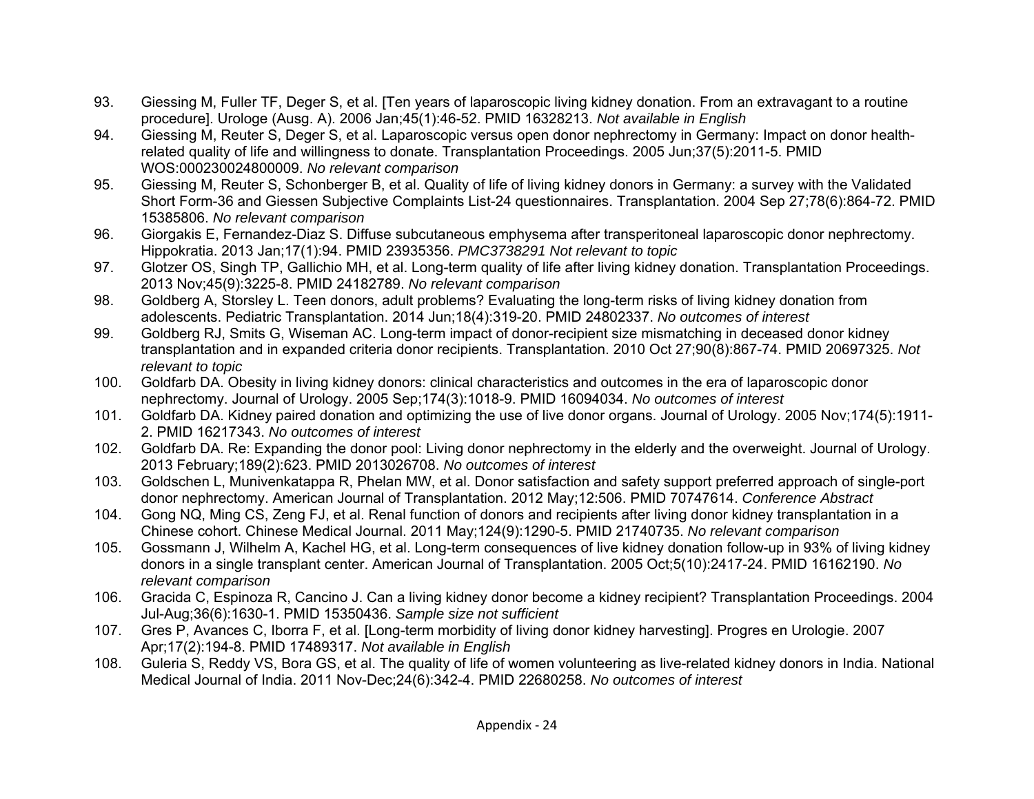93. Giessing M, Fuller TF, Deger S, et al. [Ten years of laparoscopic living kidney donation. From an extravagant to a routine procedure]. Urologe (Ausg. A). 2006 Jan;45(1):46-52. PMID 16328213. *Not available in English*
94. Giessing M, Reuter S, Deger S, et al. Laparoscopic versus open donor nephrectomy in Germany: Impact on donor health-related quality of life and willingness to donate. Transplantation Proceedings. 2005 Jun;37(5):2011-5. PMID WOS:000230024800009. *No relevant comparison*
95. Giessing M, Reuter S, Schonberger B, et al. Quality of life of living kidney donors in Germany: a survey with the Validated Short Form-36 and Giessen Subjective Complaints List-24 questionnaires. Transplantation. 2004 Sep 27;78(6):864-72. PMID 15385806. *No relevant comparison*
96. Giorgakis E, Fernandez-Diaz S. Diffuse subcutaneous emphysema after transperitoneal laparoscopic donor nephrectomy. Hippokratia. 2013 Jan;17(1):94. PMID 23935356. *PMC3738291 Not relevant to topic*
97. Glotzer OS, Singh TP, Gallichio MH, et al. Long-term quality of life after living kidney donation. Transplantation Proceedings. 2013 Nov;45(9):3225-8. PMID 24182789. *No relevant comparison*
98. Goldberg A, Storsley L. Teen donors, adult problems? Evaluating the long-term risks of living kidney donation from adolescents. Pediatric Transplantation. 2014 Jun;18(4):319-20. PMID 24802337. *No outcomes of interest*
99. Goldberg RJ, Smits G, Wiseman AC. Long-term impact of donor-recipient size mismatching in deceased donor kidney transplantation and in expanded criteria donor recipients. Transplantation. 2010 Oct 27;90(8):867-74. PMID 20697325. *Not relevant to topic*
100. Goldfarb DA. Obesity in living kidney donors: clinical characteristics and outcomes in the era of laparoscopic donor nephrectomy. Journal of Urology. 2005 Sep;174(3):1018-9. PMID 16094034. *No outcomes of interest*
101. Goldfarb DA. Kidney paired donation and optimizing the use of live donor organs. Journal of Urology. 2005 Nov;174(5):1911-2. PMID 16217343. *No outcomes of interest*
102. Goldfarb DA. Re: Expanding the donor pool: Living donor nephrectomy in the elderly and the overweight. Journal of Urology. 2013 February;189(2):623. PMID 2013026708. *No outcomes of interest*
103. Goldschen L, Munivenkatappa R, Phelan MW, et al. Donor satisfaction and safety support preferred approach of single-port donor nephrectomy. American Journal of Transplantation. 2012 May;12:506. PMID 70747614. *Conference Abstract*
104. Gong NQ, Ming CS, Zeng FJ, et al. Renal function of donors and recipients after living donor kidney transplantation in a Chinese cohort. Chinese Medical Journal. 2011 May;124(9):1290-5. PMID 21740735. *No relevant comparison*
105. Gossmann J, Wilhelm A, Kachel HG, et al. Long-term consequences of live kidney donation follow-up in 93% of living kidney donors in a single transplant center. American Journal of Transplantation. 2005 Oct;5(10):2417-24. PMID 16162190. *No relevant comparison*
106. Gracida C, Espinoza R, Cancino J. Can a living kidney donor become a kidney recipient? Transplantation Proceedings. 2004 Jul-Aug;36(6):1630-1. PMID 15350436. *Sample size not sufficient*
107. Gres P, Avances C, Iborra F, et al. [Long-term morbidity of living donor kidney harvesting]. Progres en Urologie. 2007 Apr;17(2):194-8. PMID 17489317. *Not available in English*
108. Guleria S, Reddy VS, Bora GS, et al. The quality of life of women volunteering as live-related kidney donors in India. National Medical Journal of India. 2011 Nov-Dec;24(6):342-4. PMID 22680258. *No outcomes of interest*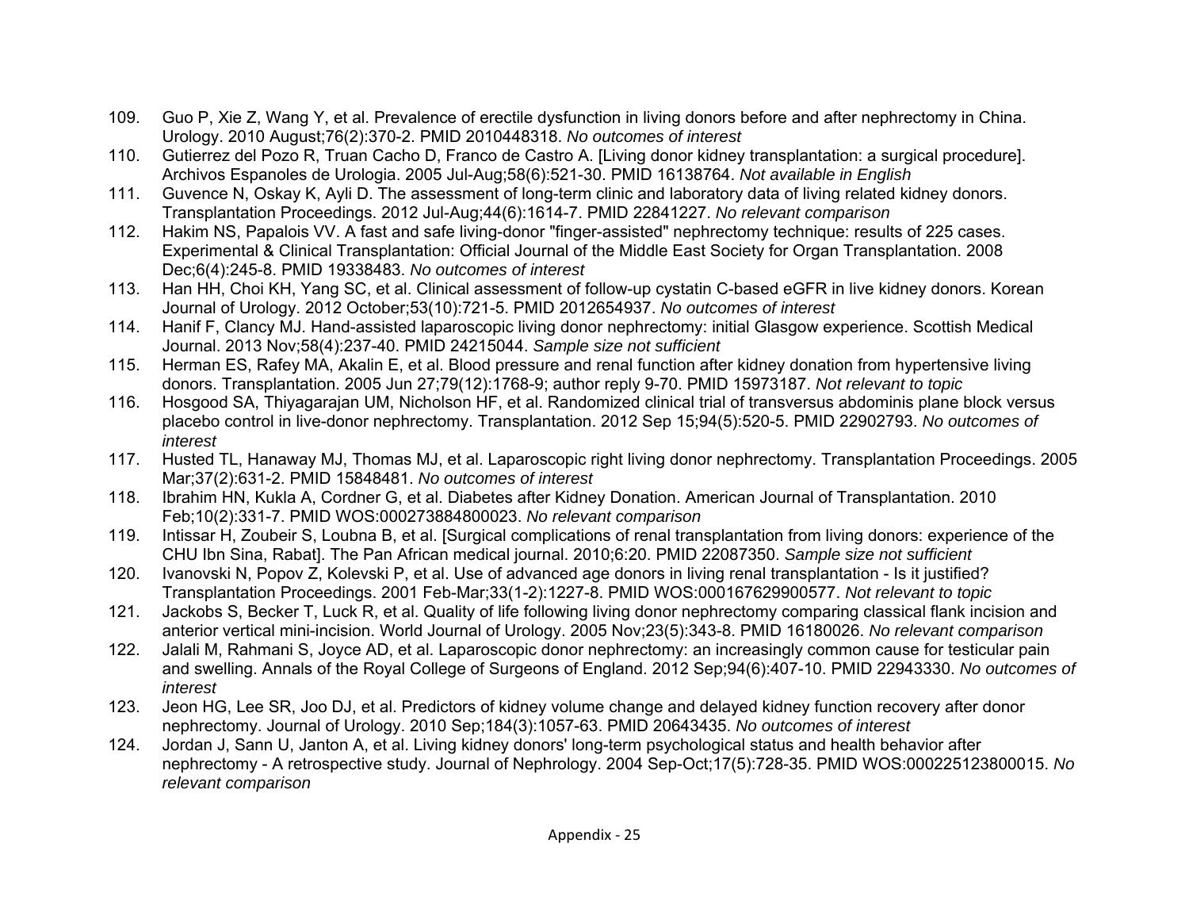109. Guo P, Xie Z, Wang Y, et al. Prevalence of erectile dysfunction in living donors before and after nephrectomy in China. Urology. 2010 August;76(2):370-2. PMID 2010448318. *No outcomes of interest*
110. Gutierrez del Pozo R, Truan Cacho D, Franco de Castro A. [Living donor kidney transplantation: a surgical procedure]. Archivos Espanoles de Urologia. 2005 Jul-Aug;58(6):521-30. PMID 16138764. *Not available in English*
111. Guvence N, Oskay K, Ayli D. The assessment of long-term clinic and laboratory data of living related kidney donors. Transplantation Proceedings. 2012 Jul-Aug;44(6):1614-7. PMID 22841227. *No relevant comparison*
112. Hakim NS, Papalois VV. A fast and safe living-donor "finger-assisted" nephrectomy technique: results of 225 cases. Experimental & Clinical Transplantation: Official Journal of the Middle East Society for Organ Transplantation. 2008 Dec;6(4):245-8. PMID 19338483. *No outcomes of interest*
113. Han HH, Choi KH, Yang SC, et al. Clinical assessment of follow-up cystatin C-based eGFR in live kidney donors. Korean Journal of Urology. 2012 October;53(10):721-5. PMID 2012654937. *No outcomes of interest*
114. Hanif F, Clancy MJ. Hand-assisted laparoscopic living donor nephrectomy: initial Glasgow experience. Scottish Medical Journal. 2013 Nov;58(4):237-40. PMID 24215044. *Sample size not sufficient*
115. Herman ES, Rafey MA, Akalin E, et al. Blood pressure and renal function after kidney donation from hypertensive living donors. Transplantation. 2005 Jun 27;79(12):1768-9; author reply 9-70. PMID 15973187. *Not relevant to topic*
116. Hosgood SA, Thiyagarajan UM, Nicholson HF, et al. Randomized clinical trial of transversus abdominis plane block versus placebo control in live-donor nephrectomy. Transplantation. 2012 Sep 15;94(5):520-5. PMID 22902793. *No outcomes of interest*
117. Husted TL, Hanaway MJ, Thomas MJ, et al. Laparoscopic right living donor nephrectomy. Transplantation Proceedings. 2005 Mar;37(2):631-2. PMID 15848481. *No outcomes of interest*
118. Ibrahim HN, Kukla A, Cordner G, et al. Diabetes after Kidney Donation. American Journal of Transplantation. 2010 Feb;10(2):331-7. PMID WOS:000273884800023. *No relevant comparison*
119. Intissar H, Zoubeir S, Loubna B, et al. [Surgical complications of renal transplantation from living donors: experience of the CHU Ibn Sina, Rabat]. The Pan African medical journal. 2010;6:20. PMID 22087350. *Sample size not sufficient*
120. Ivanovski N, Popov Z, Kolevski P, et al. Use of advanced age donors in living renal transplantation - Is it justified? Transplantation Proceedings. 2001 Feb-Mar;33(1-2):1227-8. PMID WOS:000167629900577. *Not relevant to topic*
121. Jackobs S, Becker T, Luck R, et al. Quality of life following living donor nephrectomy comparing classical flank incision and anterior vertical mini-incision. World Journal of Urology. 2005 Nov;23(5):343-8. PMID 16180026. *No relevant comparison*
122. Jalali M, Rahmani S, Joyce AD, et al. Laparoscopic donor nephrectomy: an increasingly common cause for testicular pain and swelling. Annals of the Royal College of Surgeons of England. 2012 Sep;94(6):407-10. PMID 22943330. *No outcomes of interest*
123. Jeon HG, Lee SR, Joo DJ, et al. Predictors of kidney volume change and delayed kidney function recovery after donor nephrectomy. Journal of Urology. 2010 Sep;184(3):1057-63. PMID 20643435. *No outcomes of interest*
124. Jordan J, Sann U, Janton A, et al. Living kidney donors' long-term psychological status and health behavior after nephrectomy - A retrospective study. Journal of Nephrology. 2004 Sep-Oct;17(5):728-35. PMID WOS:000225123800015. *No relevant comparison*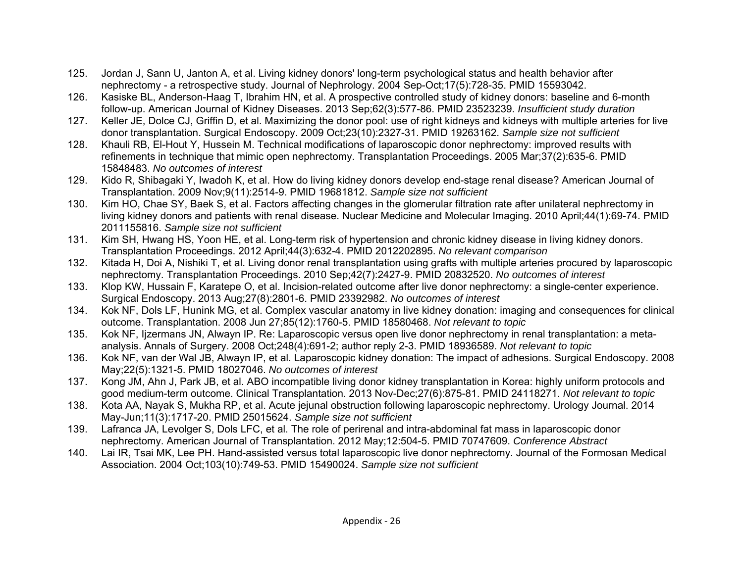125. Jordan J, Sann U, Janton A, et al. Living kidney donors' long-term psychological status and health behavior after nephrectomy - a retrospective study. Journal of Nephrology. 2004 Sep-Oct;17(5):728-35. PMID 15593042.
126. Kasiske BL, Anderson-Haag T, Ibrahim HN, et al. A prospective controlled study of kidney donors: baseline and 6-month follow-up. American Journal of Kidney Diseases. 2013 Sep;62(3):577-86. PMID 23523239. *Insufficient study duration*
127. Keller JE, Dolce CJ, Griffin D, et al. Maximizing the donor pool: use of right kidneys and kidneys with multiple arteries for live donor transplantation. Surgical Endoscopy. 2009 Oct;23(10):2327-31. PMID 19263162. *Sample size not sufficient*
128. Khauli RB, El-Hout Y, Hussein M. Technical modifications of laparoscopic donor nephrectomy: improved results with refinements in technique that mimic open nephrectomy. Transplantation Proceedings. 2005 Mar;37(2):635-6. PMID 15848483. *No outcomes of interest*
129. Kido R, Shibagaki Y, Iwadoh K, et al. How do living kidney donors develop end-stage renal disease? American Journal of Transplantation. 2009 Nov;9(11):2514-9. PMID 19681812. *Sample size not sufficient*
130. Kim HO, Chae SY, Baek S, et al. Factors affecting changes in the glomerular filtration rate after unilateral nephrectomy in living kidney donors and patients with renal disease. Nuclear Medicine and Molecular Imaging. 2010 April;44(1):69-74. PMID 2011155816. *Sample size not sufficient*
131. Kim SH, Hwang HS, Yoon HE, et al. Long-term risk of hypertension and chronic kidney disease in living kidney donors. Transplantation Proceedings. 2012 April;44(3):632-4. PMID 2012202895. *No relevant comparison*
132. Kitada H, Doi A, Nishiki T, et al. Living donor renal transplantation using grafts with multiple arteries procured by laparoscopic nephrectomy. Transplantation Proceedings. 2010 Sep;42(7):2427-9. PMID 20832520. *No outcomes of interest*
133. Klop KW, Hussain F, Karatepe O, et al. Incision-related outcome after live donor nephrectomy: a single-center experience. Surgical Endoscopy. 2013 Aug;27(8):2801-6. PMID 23392982. *No outcomes of interest*
134. Kok NF, Dols LF, Hunink MG, et al. Complex vascular anatomy in live kidney donation: imaging and consequences for clinical outcome. Transplantation. 2008 Jun 27;85(12):1760-5. PMID 18580468. *Not relevant to topic*
135. Kok NF, Ijzermans JN, Alwayn IP. Re: Laparoscopic versus open live donor nephrectomy in renal transplantation: a meta-analysis. Annals of Surgery. 2008 Oct;248(4):691-2; author reply 2-3. PMID 18936589. *Not relevant to topic*
136. Kok NF, van der Wal JB, Alwayn IP, et al. Laparoscopic kidney donation: The impact of adhesions. Surgical Endoscopy. 2008 May;22(5):1321-5. PMID 18027046. *No outcomes of interest*
137. Kong JM, Ahn J, Park JB, et al. ABO incompatible living donor kidney transplantation in Korea: highly uniform protocols and good medium-term outcome. Clinical Transplantation. 2013 Nov-Dec;27(6):875-81. PMID 24118271. *Not relevant to topic*
138. Kota AA, Nayak S, Mukha RP, et al. Acute jejunal obstruction following laparoscopic nephrectomy. Urology Journal. 2014 May-Jun;11(3):1717-20. PMID 25015624. *Sample size not sufficient*
139. Lafranca JA, Levolger S, Dols LFC, et al. The role of perirenal and intra-abdominal fat mass in laparoscopic donor nephrectomy. American Journal of Transplantation. 2012 May;12:504-5. PMID 70747609. *Conference Abstract*
140. Lai IR, Tsai MK, Lee PH. Hand-assisted versus total laparoscopic live donor nephrectomy. Journal of the Formosan Medical Association. 2004 Oct;103(10):749-53. PMID 15490024. *Sample size not sufficient*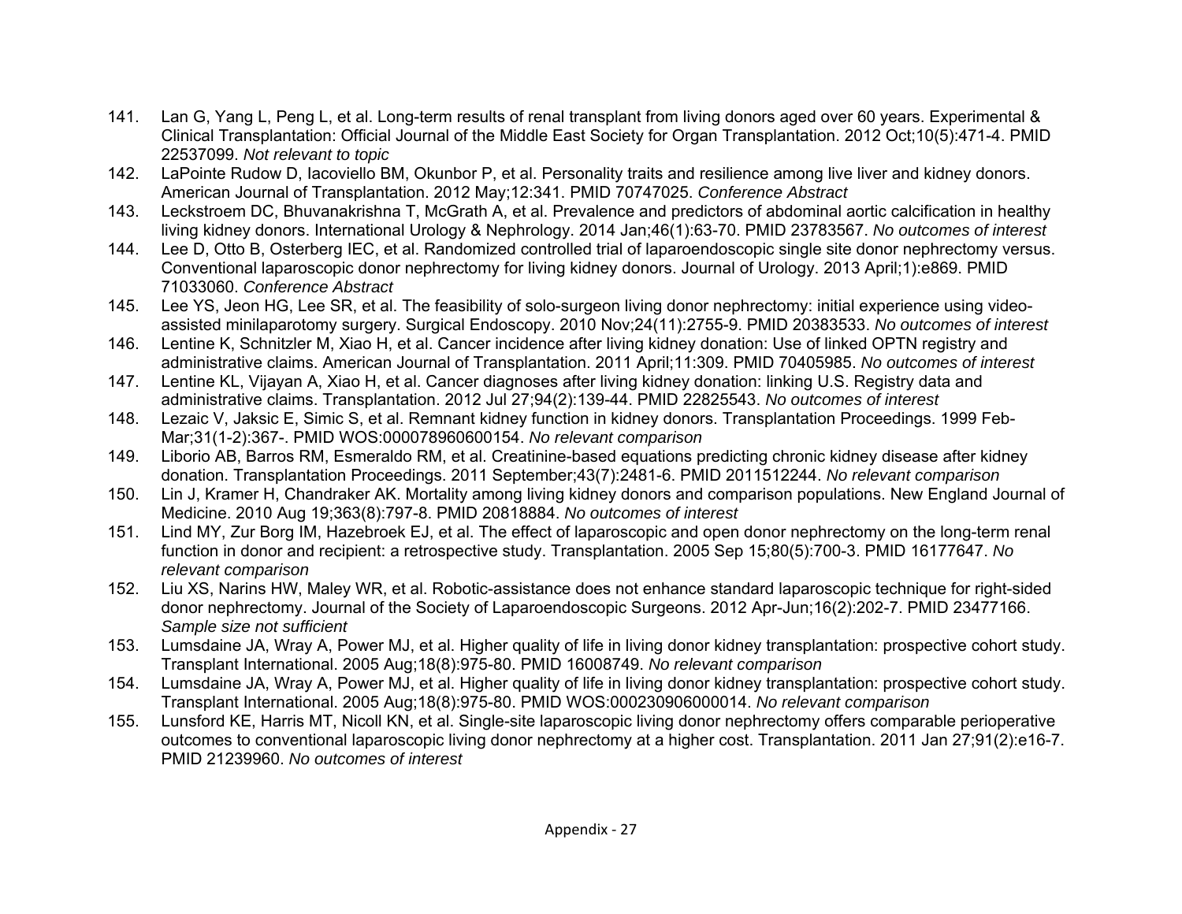141. Lan G, Yang L, Peng L, et al. Long-term results of renal transplant from living donors aged over 60 years. Experimental & Clinical Transplantation: Official Journal of the Middle East Society for Organ Transplantation. 2012 Oct;10(5):471-4. PMID 22537099. *Not relevant to topic*
142. LaPointe Rudow D, Iacoviello BM, Okunbor P, et al. Personality traits and resilience among live liver and kidney donors. American Journal of Transplantation. 2012 May;12:341. PMID 70747025. *Conference Abstract*
143. Leckstroem DC, Bhuvanakrishna T, McGrath A, et al. Prevalence and predictors of abdominal aortic calcification in healthy living kidney donors. International Urology & Nephrology. 2014 Jan;46(1):63-70. PMID 23783567. *No outcomes of interest*
144. Lee D, Otto B, Osterberg IEC, et al. Randomized controlled trial of laparoendoscopic single site donor nephrectomy versus. Conventional laparoscopic donor nephrectomy for living kidney donors. Journal of Urology. 2013 April;1):e869. PMID 71033060. *Conference Abstract*
145. Lee YS, Jeon HG, Lee SR, et al. The feasibility of solo-surgeon living donor nephrectomy: initial experience using video-assisted minilaparotomy surgery. Surgical Endoscopy. 2010 Nov;24(11):2755-9. PMID 20383533. *No outcomes of interest*
146. Lentine K, Schnitzler M, Xiao H, et al. Cancer incidence after living kidney donation: Use of linked OPTN registry and administrative claims. American Journal of Transplantation. 2011 April;11:309. PMID 70405985. *No outcomes of interest*
147. Lentine KL, Vijayan A, Xiao H, et al. Cancer diagnoses after living kidney donation: linking U.S. Registry data and administrative claims. Transplantation. 2012 Jul 27;94(2):139-44. PMID 22825543. *No outcomes of interest*
148. Lezaic V, Jaksic E, Simic S, et al. Remnant kidney function in kidney donors. Transplantation Proceedings. 1999 Feb-Mar;31(1-2):367-. PMID WOS:000078960600154. *No relevant comparison*
149. Liborio AB, Barros RM, Esmeraldo RM, et al. Creatinine-based equations predicting chronic kidney disease after kidney donation. Transplantation Proceedings. 2011 September;43(7):2481-6. PMID 2011512244. *No relevant comparison*
150. Lin J, Kramer H, Chandraker AK. Mortality among living kidney donors and comparison populations. New England Journal of Medicine. 2010 Aug 19;363(8):797-8. PMID 20818884. *No outcomes of interest*
151. Lind MY, Zur Borg IM, Hazebroek EJ, et al. The effect of laparoscopic and open donor nephrectomy on the long-term renal function in donor and recipient: a retrospective study. Transplantation. 2005 Sep 15;80(5):700-3. PMID 16177647. *No relevant comparison*
152. Liu XS, Narins HW, Maley WR, et al. Robotic-assistance does not enhance standard laparoscopic technique for right-sided donor nephrectomy. Journal of the Society of Laparoendoscopic Surgeons. 2012 Apr-Jun;16(2):202-7. PMID 23477166. *Sample size not sufficient*
153. Lumsdaine JA, Wray A, Power MJ, et al. Higher quality of life in living donor kidney transplantation: prospective cohort study. Transplant International. 2005 Aug;18(8):975-80. PMID 16008749. *No relevant comparison*
154. Lumsdaine JA, Wray A, Power MJ, et al. Higher quality of life in living donor kidney transplantation: prospective cohort study. Transplant International. 2005 Aug;18(8):975-80. PMID WOS:000230906000014. *No relevant comparison*
155. Lunsford KE, Harris MT, Nicoll KN, et al. Single-site laparoscopic living donor nephrectomy offers comparable perioperative outcomes to conventional laparoscopic living donor nephrectomy at a higher cost. Transplantation. 2011 Jan 27;91(2):e16-7. PMID 21239960. *No outcomes of interest*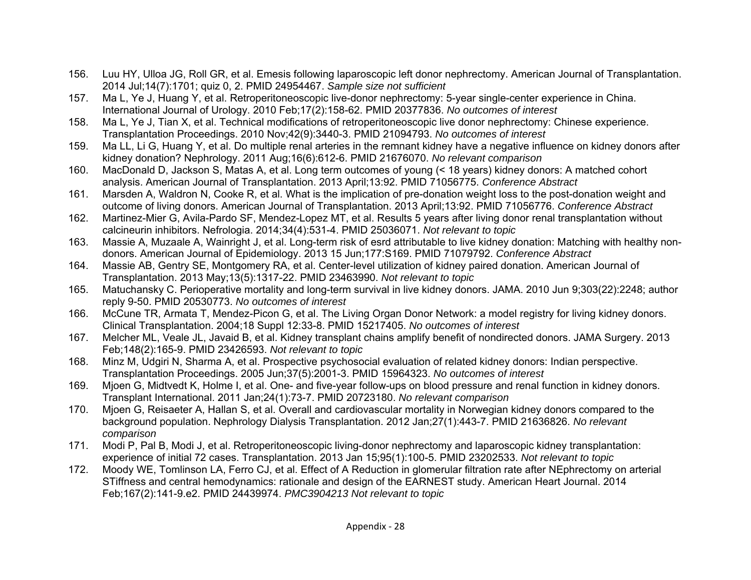156. Luu HY, Ulloa JG, Roll GR, et al. Emesis following laparoscopic left donor nephrectomy. American Journal of Transplantation. 2014 Jul;14(7):1701; quiz 0, 2. PMID 24954467. *Sample size not sufficient*
157. Ma L, Ye J, Huang Y, et al. Retroperitoneoscopic live-donor nephrectomy: 5-year single-center experience in China. International Journal of Urology. 2010 Feb;17(2):158-62. PMID 20377836. *No outcomes of interest*
158. Ma L, Ye J, Tian X, et al. Technical modifications of retroperitoneoscopic live donor nephrectomy: Chinese experience. Transplantation Proceedings. 2010 Nov;42(9):3440-3. PMID 21094793. *No outcomes of interest*
159. Ma LL, Li G, Huang Y, et al. Do multiple renal arteries in the remnant kidney have a negative influence on kidney donors after kidney donation? Nephrology. 2011 Aug;16(6):612-6. PMID 21676070. *No relevant comparison*
160. MacDonald D, Jackson S, Matas A, et al. Long term outcomes of young (< 18 years) kidney donors: A matched cohort analysis. American Journal of Transplantation. 2013 April;13:92. PMID 71056775. *Conference Abstract*
161. Marsden A, Waldron N, Cooke R, et al. What is the implication of pre-donation weight loss to the post-donation weight and outcome of living donors. American Journal of Transplantation. 2013 April;13:92. PMID 71056776. *Conference Abstract*
162. Martinez-Mier G, Avila-Pardo SF, Mendez-Lopez MT, et al. Results 5 years after living donor renal transplantation without calcineurin inhibitors. Nefrologia. 2014;34(4):531-4. PMID 25036071. *Not relevant to topic*
163. Massie A, Muzaale A, Wainright J, et al. Long-term risk of esrd attributable to live kidney donation: Matching with healthy non-donors. American Journal of Epidemiology. 2013 15 Jun;177:S169. PMID 71079792. *Conference Abstract*
164. Massie AB, Gentry SE, Montgomery RA, et al. Center-level utilization of kidney paired donation. American Journal of Transplantation. 2013 May;13(5):1317-22. PMID 23463990. *Not relevant to topic*
165. Matuchansky C. Perioperative mortality and long-term survival in live kidney donors. JAMA. 2010 Jun 9;303(22):2248; author reply 9-50. PMID 20530773. *No outcomes of interest*
166. McCune TR, Armata T, Mendez-Picon G, et al. The Living Organ Donor Network: a model registry for living kidney donors. Clinical Transplantation. 2004;18 Suppl 12:33-8. PMID 15217405. *No outcomes of interest*
167. Melcher ML, Veale JL, Javaid B, et al. Kidney transplant chains amplify benefit of nondirected donors. JAMA Surgery. 2013 Feb;148(2):165-9. PMID 23426593. *Not relevant to topic*
168. Minz M, Udgiri N, Sharma A, et al. Prospective psychosocial evaluation of related kidney donors: Indian perspective. Transplantation Proceedings. 2005 Jun;37(5):2001-3. PMID 15964323. *No outcomes of interest*
169. Mjoen G, Midtvedt K, Holme I, et al. One- and five-year follow-ups on blood pressure and renal function in kidney donors. Transplant International. 2011 Jan;24(1):73-7. PMID 20723180. *No relevant comparison*
170. Mjoen G, Reisaeter A, Hallan S, et al. Overall and cardiovascular mortality in Norwegian kidney donors compared to the background population. Nephrology Dialysis Transplantation. 2012 Jan;27(1):443-7. PMID 21636826. *No relevant comparison*
171. Modi P, Pal B, Modi J, et al. Retroperitoneoscopic living-donor nephrectomy and laparoscopic kidney transplantation: experience of initial 72 cases. Transplantation. 2013 Jan 15;95(1):100-5. PMID 23202533. *Not relevant to topic*
172. Moody WE, Tomlinson LA, Ferro CJ, et al. Effect of A Reduction in glomerular filtration rate after NEphrectomy on arterial STiffness and central hemodynamics: rationale and design of the EARNEST study. American Heart Journal. 2014 Feb;167(2):141-9.e2. PMID 24439974. *PMC3904213 Not relevant to topic*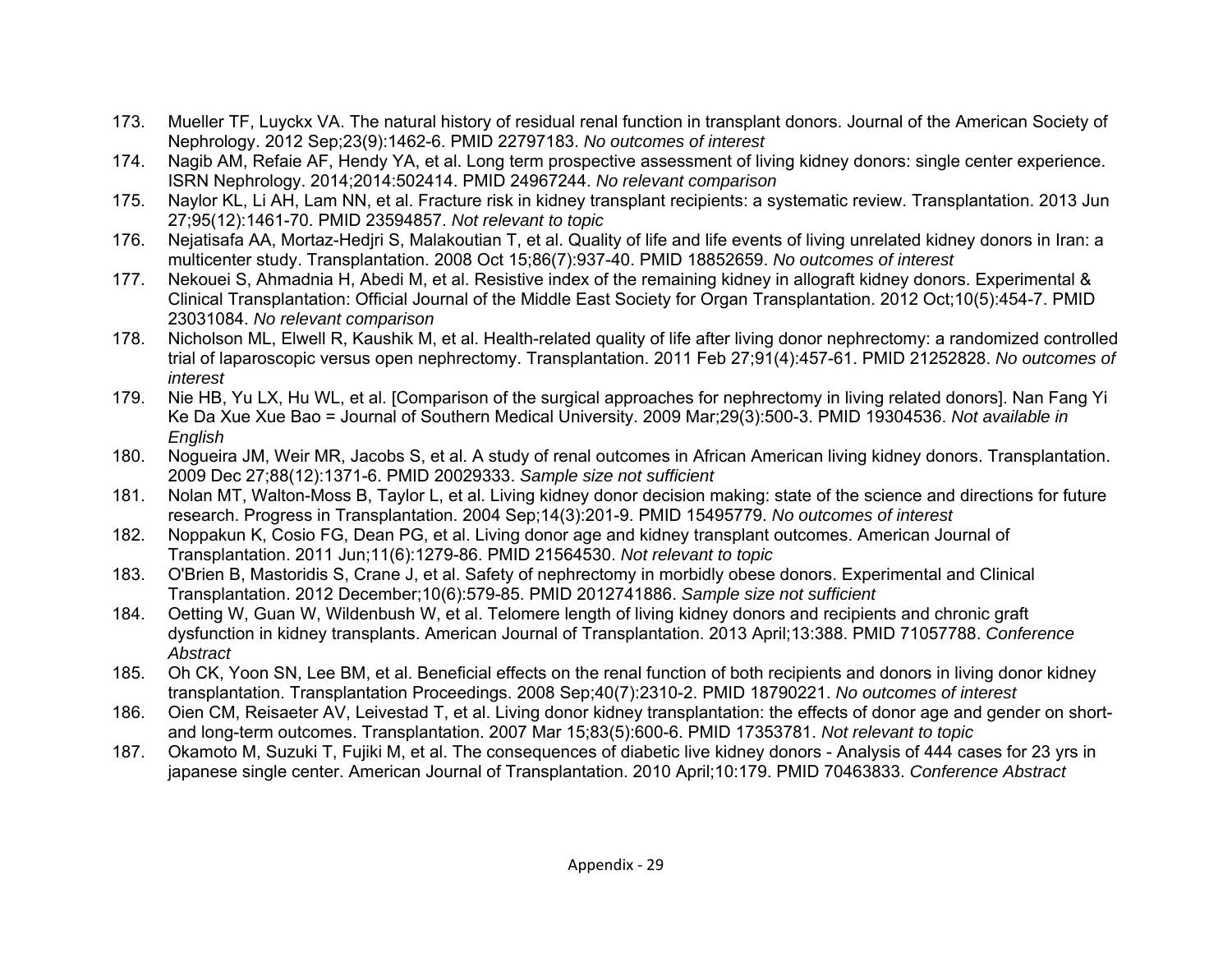173. Mueller TF, Luyckx VA. The natural history of residual renal function in transplant donors. Journal of the American Society of Nephrology. 2012 Sep;23(9):1462-6. PMID 22797183. *No outcomes of interest*
174. Nagib AM, Refaie AF, Hendy YA, et al. Long term prospective assessment of living kidney donors: single center experience. ISRN Nephrology. 2014;2014:502414. PMID 24967244. *No relevant comparison*
175. Naylor KL, Li AH, Lam NN, et al. Fracture risk in kidney transplant recipients: a systematic review. Transplantation. 2013 Jun 27;95(12):1461-70. PMID 23594857. *Not relevant to topic*
176. Nejatisafa AA, Mortaz-Hedjri S, Malakoutian T, et al. Quality of life and life events of living unrelated kidney donors in Iran: a multicenter study. Transplantation. 2008 Oct 15;86(7):937-40. PMID 18852659. *No outcomes of interest*
177. Nekouei S, Ahmadnia H, Abedi M, et al. Resistive index of the remaining kidney in allograft kidney donors. Experimental & Clinical Transplantation: Official Journal of the Middle East Society for Organ Transplantation. 2012 Oct;10(5):454-7. PMID 23031084. *No relevant comparison*
178. Nicholson ML, Elwell R, Kaushik M, et al. Health-related quality of life after living donor nephrectomy: a randomized controlled trial of laparoscopic versus open nephrectomy. Transplantation. 2011 Feb 27;91(4):457-61. PMID 21252828. *No outcomes of interest*
179. Nie HB, Yu LX, Hu WL, et al. [Comparison of the surgical approaches for nephrectomy in living related donors]. Nan Fang Yi Ke Da Xue Xue Bao = Journal of Southern Medical University. 2009 Mar;29(3):500-3. PMID 19304536. *Not available in English*
180. Nogueira JM, Weir MR, Jacobs S, et al. A study of renal outcomes in African American living kidney donors. Transplantation. 2009 Dec 27;88(12):1371-6. PMID 20029333. *Sample size not sufficient*
181. Nolan MT, Walton-Moss B, Taylor L, et al. Living kidney donor decision making: state of the science and directions for future research. Progress in Transplantation. 2004 Sep;14(3):201-9. PMID 15495779. *No outcomes of interest*
182. Noppakun K, Cosio FG, Dean PG, et al. Living donor age and kidney transplant outcomes. American Journal of Transplantation. 2011 Jun;11(6):1279-86. PMID 21564530. *Not relevant to topic*
183. O'Brien B, Mastoridis S, Crane J, et al. Safety of nephrectomy in morbidly obese donors. Experimental and Clinical Transplantation. 2012 December;10(6):579-85. PMID 2012741886. *Sample size not sufficient*
184. Oetting W, Guan W, Wildenbush W, et al. Telomere length of living kidney donors and recipients and chronic graft dysfunction in kidney transplants. American Journal of Transplantation. 2013 April;13:388. PMID 71057788. *Conference Abstract*
185. Oh CK, Yoon SN, Lee BM, et al. Beneficial effects on the renal function of both recipients and donors in living donor kidney transplantation. Transplantation Proceedings. 2008 Sep;40(7):2310-2. PMID 18790221. *No outcomes of interest*
186. Oien CM, Reisaeter AV, Leivestad T, et al. Living donor kidney transplantation: the effects of donor age and gender on short- and long-term outcomes. Transplantation. 2007 Mar 15;83(5):600-6. PMID 17353781. *Not relevant to topic*
187. Okamoto M, Suzuki T, Fujiki M, et al. The consequences of diabetic live kidney donors - Analysis of 444 cases for 23 yrs in japanese single center. American Journal of Transplantation. 2010 April;10:179. PMID 70463833. *Conference Abstract*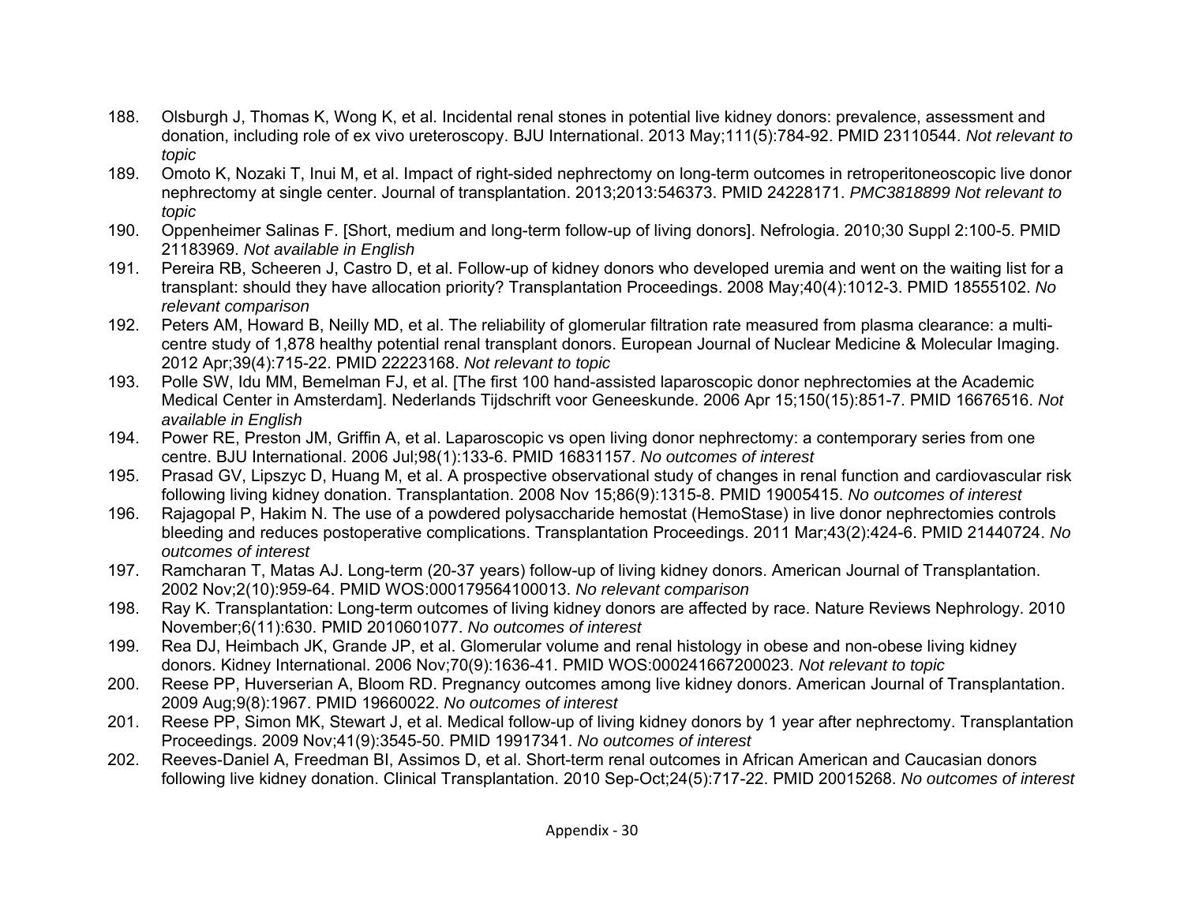188. Olsburgh J, Thomas K, Wong K, et al. Incidental renal stones in potential live kidney donors: prevalence, assessment and donation, including role of ex vivo ureteroscopy. BJU International. 2013 May;111(5):784-92. PMID 23110544. *Not relevant to topic*
189. Omoto K, Nozaki T, Inui M, et al. Impact of right-sided nephrectomy on long-term outcomes in retroperitoneoscopic live donor nephrectomy at single center. Journal of transplantation. 2013;2013:546373. PMID 24228171. *PMC3818899 Not relevant to topic*
190. Oppenheimer Salinas F. [Short, medium and long-term follow-up of living donors]. Nefrologia. 2010;30 Suppl 2:100-5. PMID 21183969. *Not available in English*
191. Pereira RB, Scheeren J, Castro D, et al. Follow-up of kidney donors who developed uremia and went on the waiting list for a transplant: should they have allocation priority? Transplantation Proceedings. 2008 May;40(4):1012-3. PMID 18555102. *No relevant comparison*
192. Peters AM, Howard B, Neilly MD, et al. The reliability of glomerular filtration rate measured from plasma clearance: a multi-centre study of 1,878 healthy potential renal transplant donors. European Journal of Nuclear Medicine & Molecular Imaging. 2012 Apr;39(4):715-22. PMID 22223168. *Not relevant to topic*
193. Polle SW, Idu MM, Bemelman FJ, et al. [The first 100 hand-assisted laparoscopic donor nephrectomies at the Academic Medical Center in Amsterdam]. Nederlands Tijdschrift voor Geneeskunde. 2006 Apr 15;150(15):851-7. PMID 16676516. *Not available in English*
194. Power RE, Preston JM, Griffin A, et al. Laparoscopic vs open living donor nephrectomy: a contemporary series from one centre. BJU International. 2006 Jul;98(1):133-6. PMID 16831157. *No outcomes of interest*
195. Prasad GV, Lipszyc D, Huang M, et al. A prospective observational study of changes in renal function and cardiovascular risk following living kidney donation. Transplantation. 2008 Nov 15;86(9):1315-8. PMID 19005415. *No outcomes of interest*
196. Rajagopal P, Hakim N. The use of a powdered polysaccharide hemostat (HemoStase) in live donor nephrectomies controls bleeding and reduces postoperative complications. Transplantation Proceedings. 2011 Mar;43(2):424-6. PMID 21440724. *No outcomes of interest*
197. Ramcharan T, Matas AJ. Long-term (20-37 years) follow-up of living kidney donors. American Journal of Transplantation. 2002 Nov;2(10):959-64. PMID WOS:000179564100013. *No relevant comparison*
198. Ray K. Transplantation: Long-term outcomes of living kidney donors are affected by race. Nature Reviews Nephrology. 2010 November;6(11):630. PMID 2010601077. *No outcomes of interest*
199. Rea DJ, Heimbach JK, Grande JP, et al. Glomerular volume and renal histology in obese and non-obese living kidney donors. Kidney International. 2006 Nov;70(9):1636-41. PMID WOS:000241667200023. *Not relevant to topic*
200. Reese PP, Huverserian A, Bloom RD. Pregnancy outcomes among live kidney donors. American Journal of Transplantation. 2009 Aug;9(8):1967. PMID 19660022. *No outcomes of interest*
201. Reese PP, Simon MK, Stewart J, et al. Medical follow-up of living kidney donors by 1 year after nephrectomy. Transplantation Proceedings. 2009 Nov;41(9):3545-50. PMID 19917341. *No outcomes of interest*
202. Reeves-Daniel A, Freedman BI, Assimos D, et al. Short-term renal outcomes in African American and Caucasian donors following live kidney donation. Clinical Transplantation. 2010 Sep-Oct;24(5):717-22. PMID 20015268. *No outcomes of interest*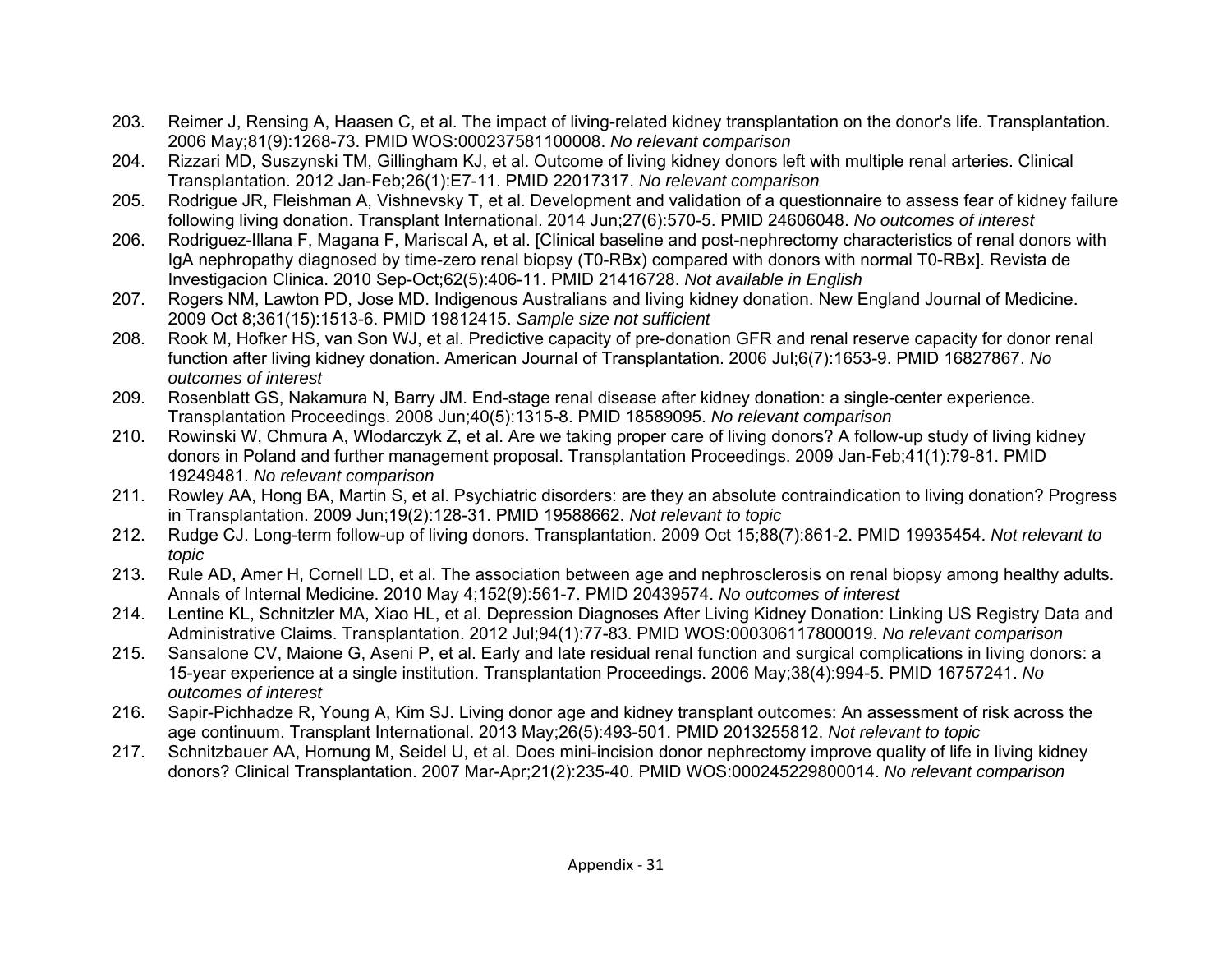203. Reimer J, Rensing A, Haasen C, et al. The impact of living-related kidney transplantation on the donor's life. Transplantation. 2006 May;81(9):1268-73. PMID WOS:000237581100008. *No relevant comparison*
204. Rizzari MD, Suszynski TM, Gillingham KJ, et al. Outcome of living kidney donors left with multiple renal arteries. Clinical Transplantation. 2012 Jan-Feb;26(1):E7-11. PMID 22017317. *No relevant comparison*
205. Rodrigue JR, Fleishman A, Vishnevsky T, et al. Development and validation of a questionnaire to assess fear of kidney failure following living donation. Transplant International. 2014 Jun;27(6):570-5. PMID 24606048. *No outcomes of interest*
206. Rodriguez-Illana F, Magana F, Mariscal A, et al. [Clinical baseline and post-nephrectomy characteristics of renal donors with IgA nephropathy diagnosed by time-zero renal biopsy (T0-RBx) compared with donors with normal T0-RBx]. Revista de Investigacion Clinica. 2010 Sep-Oct;62(5):406-11. PMID 21416728. *Not available in English*
207. Rogers NM, Lawton PD, Jose MD. Indigenous Australians and living kidney donation. New England Journal of Medicine. 2009 Oct 8;361(15):1513-6. PMID 19812415. *Sample size not sufficient*
208. Rook M, Hofker HS, van Son WJ, et al. Predictive capacity of pre-donation GFR and renal reserve capacity for donor renal function after living kidney donation. American Journal of Transplantation. 2006 Jul;6(7):1653-9. PMID 16827867. *No outcomes of interest*
209. Rosenblatt GS, Nakamura N, Barry JM. End-stage renal disease after kidney donation: a single-center experience. Transplantation Proceedings. 2008 Jun;40(5):1315-8. PMID 18589095. *No relevant comparison*
210. Rowinski W, Chmura A, Wlodarczyk Z, et al. Are we taking proper care of living donors? A follow-up study of living kidney donors in Poland and further management proposal. Transplantation Proceedings. 2009 Jan-Feb;41(1):79-81. PMID 19249481. *No relevant comparison*
211. Rowley AA, Hong BA, Martin S, et al. Psychiatric disorders: are they an absolute contraindication to living donation? Progress in Transplantation. 2009 Jun;19(2):128-31. PMID 19588662. *Not relevant to topic*
212. Rudge CJ. Long-term follow-up of living donors. Transplantation. 2009 Oct 15;88(7):861-2. PMID 19935454. *Not relevant to topic*
213. Rule AD, Amer H, Cornell LD, et al. The association between age and nephrosclerosis on renal biopsy among healthy adults. Annals of Internal Medicine. 2010 May 4;152(9):561-7. PMID 20439574. *No outcomes of interest*
214. Lentine KL, Schnitzler MA, Xiao HL, et al. Depression Diagnoses After Living Kidney Donation: Linking US Registry Data and Administrative Claims. Transplantation. 2012 Jul;94(1):77-83. PMID WOS:000306117800019. *No relevant comparison*
215. Sansalone CV, Maione G, Aseni P, et al. Early and late residual renal function and surgical complications in living donors: a 15-year experience at a single institution. Transplantation Proceedings. 2006 May;38(4):994-5. PMID 16757241. *No outcomes of interest*
216. Sapir-Pichhadze R, Young A, Kim SJ. Living donor age and kidney transplant outcomes: An assessment of risk across the age continuum. Transplant International. 2013 May;26(5):493-501. PMID 2013255812. *Not relevant to topic*
217. Schnitzbauer AA, Hornung M, Seidel U, et al. Does mini-incision donor nephrectomy improve quality of life in living kidney donors? Clinical Transplantation. 2007 Mar-Apr;21(2):235-40. PMID WOS:000245229800014. *No relevant comparison*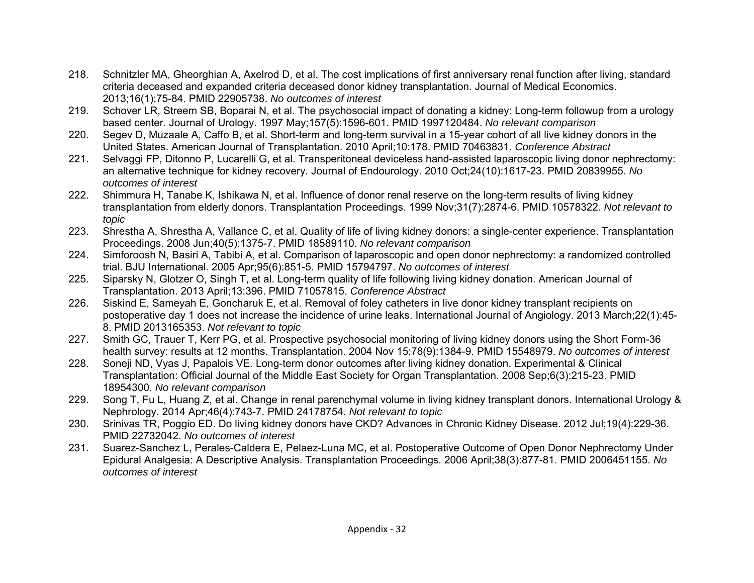218. Schnitzler MA, Gheorghian A, Axelrod D, et al. The cost implications of first anniversary renal function after living, standard criteria deceased and expanded criteria deceased donor kidney transplantation. Journal of Medical Economics. 2013;16(1):75-84. PMID 22905738. *No outcomes of interest*
219. Schover LR, Streem SB, Boparai N, et al. The psychosocial impact of donating a kidney: Long-term followup from a urology based center. Journal of Urology. 1997 May;157(5):1596-601. PMID 1997120484. *No relevant comparison*
220. Segev D, Muzaale A, Caffo B, et al. Short-term and long-term survival in a 15-year cohort of all live kidney donors in the United States. American Journal of Transplantation. 2010 April;10:178. PMID 70463831. *Conference Abstract*
221. Selvaggi FP, Ditonno P, Lucarelli G, et al. Transperitoneal deviceless hand-assisted laparoscopic living donor nephrectomy: an alternative technique for kidney recovery. Journal of Endourology. 2010 Oct;24(10):1617-23. PMID 20839955. *No outcomes of interest*
222. Shimmura H, Tanabe K, Ishikawa N, et al. Influence of donor renal reserve on the long-term results of living kidney transplantation from elderly donors. Transplantation Proceedings. 1999 Nov;31(7):2874-6. PMID 10578322. *Not relevant to topic*
223. Shrestha A, Shrestha A, Vallance C, et al. Quality of life of living kidney donors: a single-center experience. Transplantation Proceedings. 2008 Jun;40(5):1375-7. PMID 18589110. *No relevant comparison*
224. Simforoosh N, Basiri A, Tabibi A, et al. Comparison of laparoscopic and open donor nephrectomy: a randomized controlled trial. BJU International. 2005 Apr;95(6):851-5. PMID 15794797. *No outcomes of interest*
225. Siparsky N, Glotzer O, Singh T, et al. Long-term quality of life following living kidney donation. American Journal of Transplantation. 2013 April;13:396. PMID 71057815. *Conference Abstract*
226. Siskind E, Sameyah E, Goncharuk E, et al. Removal of foley catheters in live donor kidney transplant recipients on postoperative day 1 does not increase the incidence of urine leaks. International Journal of Angiology. 2013 March;22(1):45-8. PMID 2013165353. *Not relevant to topic*
227. Smith GC, Trauer T, Kerr PG, et al. Prospective psychosocial monitoring of living kidney donors using the Short Form-36 health survey: results at 12 months. Transplantation. 2004 Nov 15;78(9):1384-9. PMID 15548979. *No outcomes of interest*
228. Soneji ND, Vyas J, Papalois VE. Long-term donor outcomes after living kidney donation. Experimental & Clinical Transplantation: Official Journal of the Middle East Society for Organ Transplantation. 2008 Sep;6(3):215-23. PMID 18954300. *No relevant comparison*
229. Song T, Fu L, Huang Z, et al. Change in renal parenchymal volume in living kidney transplant donors. International Urology & Nephrology. 2014 Apr;46(4):743-7. PMID 24178754. *Not relevant to topic*
230. Srinivas TR, Poggio ED. Do living kidney donors have CKD? Advances in Chronic Kidney Disease. 2012 Jul;19(4):229-36. PMID 22732042. *No outcomes of interest*
231. Suarez-Sanchez L, Perales-Caldera E, Pelaez-Luna MC, et al. Postoperative Outcome of Open Donor Nephrectomy Under Epidural Analgesia: A Descriptive Analysis. Transplantation Proceedings. 2006 April;38(3):877-81. PMID 2006451155. *No outcomes of interest*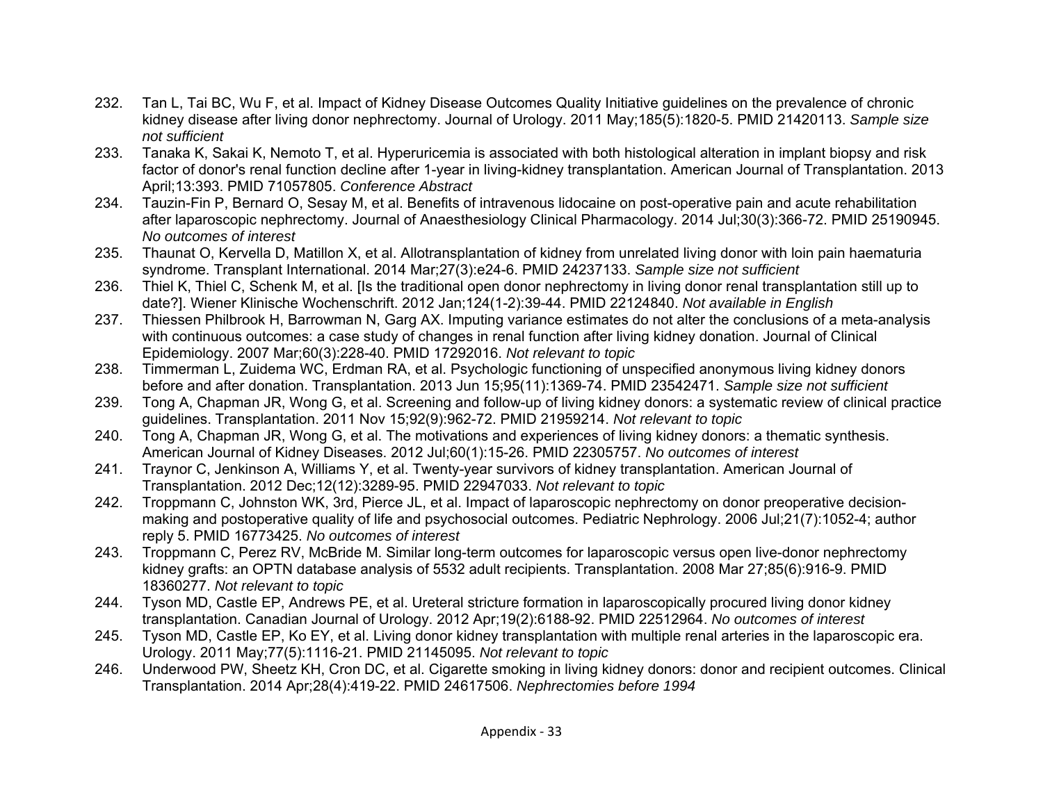232. Tan L, Tai BC, Wu F, et al. Impact of Kidney Disease Outcomes Quality Initiative guidelines on the prevalence of chronic kidney disease after living donor nephrectomy. Journal of Urology. 2011 May;185(5):1820-5. PMID 21420113. *Sample size not sufficient*
233. Tanaka K, Sakai K, Nemoto T, et al. Hyperuricemia is associated with both histological alteration in implant biopsy and risk factor of donor's renal function decline after 1-year in living-kidney transplantation. American Journal of Transplantation. 2013 April;13:393. PMID 71057805. *Conference Abstract*
234. Tauzin-Fin P, Bernard O, Sesay M, et al. Benefits of intravenous lidocaine on post-operative pain and acute rehabilitation after laparoscopic nephrectomy. Journal of Anaesthesiology Clinical Pharmacology. 2014 Jul;30(3):366-72. PMID 25190945. *No outcomes of interest*
235. Thaunat O, Kervella D, Matillon X, et al. Allotransplantation of kidney from unrelated living donor with loin pain haematuria syndrome. Transplant International. 2014 Mar;27(3):e24-6. PMID 24237133. *Sample size not sufficient*
236. Thiel K, Thiel C, Schenk M, et al. [Is the traditional open donor nephrectomy in living donor renal transplantation still up to date?]. Wiener Klinische Wochenschrift. 2012 Jan;124(1-2):39-44. PMID 22124840. *Not available in English*
237. Thiessen Philbrook H, Barrowman N, Garg AX. Imputing variance estimates do not alter the conclusions of a meta-analysis with continuous outcomes: a case study of changes in renal function after living kidney donation. Journal of Clinical Epidemiology. 2007 Mar;60(3):228-40. PMID 17292016. *Not relevant to topic*
238. Timmerman L, Zuidema WC, Erdman RA, et al. Psychologic functioning of unspecified anonymous living kidney donors before and after donation. Transplantation. 2013 Jun 15;95(11):1369-74. PMID 23542471. *Sample size not sufficient*
239. Tong A, Chapman JR, Wong G, et al. Screening and follow-up of living kidney donors: a systematic review of clinical practice guidelines. Transplantation. 2011 Nov 15;92(9):962-72. PMID 21959214. *Not relevant to topic*
240. Tong A, Chapman JR, Wong G, et al. The motivations and experiences of living kidney donors: a thematic synthesis. American Journal of Kidney Diseases. 2012 Jul;60(1):15-26. PMID 22305757. *No outcomes of interest*
241. Traynor C, Jenkinson A, Williams Y, et al. Twenty-year survivors of kidney transplantation. American Journal of Transplantation. 2012 Dec;12(12):3289-95. PMID 22947033. *Not relevant to topic*
242. Troppmann C, Johnston WK, 3rd, Pierce JL, et al. Impact of laparoscopic nephrectomy on donor preoperative decision-making and postoperative quality of life and psychosocial outcomes. Pediatric Nephrology. 2006 Jul;21(7):1052-4; author reply 5. PMID 16773425. *No outcomes of interest*
243. Troppmann C, Perez RV, McBride M. Similar long-term outcomes for laparoscopic versus open live-donor nephrectomy kidney grafts: an OPTN database analysis of 5532 adult recipients. Transplantation. 2008 Mar 27;85(6):916-9. PMID 18360277. *Not relevant to topic*
244. Tyson MD, Castle EP, Andrews PE, et al. Ureteral stricture formation in laparoscopically procured living donor kidney transplantation. Canadian Journal of Urology. 2012 Apr;19(2):6188-92. PMID 22512964. *No outcomes of interest*
245. Tyson MD, Castle EP, Ko EY, et al. Living donor kidney transplantation with multiple renal arteries in the laparoscopic era. Urology. 2011 May;77(5):1116-21. PMID 21145095. *Not relevant to topic*
246. Underwood PW, Sheetz KH, Cron DC, et al. Cigarette smoking in living kidney donors: donor and recipient outcomes. Clinical Transplantation. 2014 Apr;28(4):419-22. PMID 24617506. *Nephrectomies before 1994*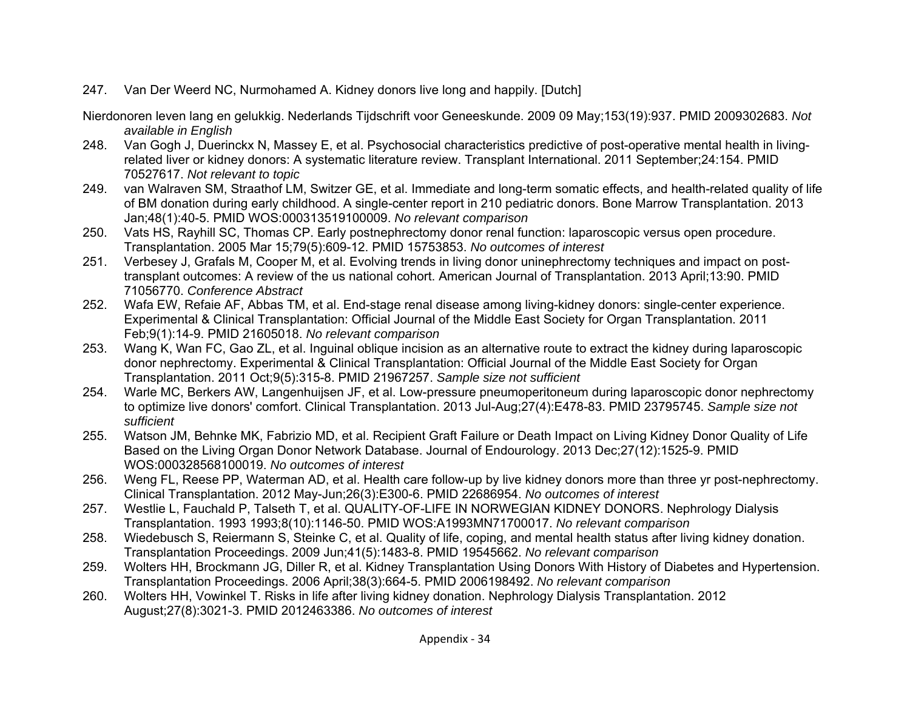247. Van Der Weerd NC, Nurmohamed A. Kidney donors live long and happily. [Dutch]

Nierdonoren leven lang en gelukkig. Nederlands Tijdschrift voor Geneeskunde. 2009 09 May;153(19):937. PMID 2009302683. *Not available in English*

248. Van Gogh J, Duerinckx N, Massey E, et al. Psychosocial characteristics predictive of post-operative mental health in living-related liver or kidney donors: A systematic literature review. Transplant International. 2011 September;24:154. PMID 70527617. *Not relevant to topic*
249. van Walraven SM, Straathof LM, Switzer GE, et al. Immediate and long-term somatic effects, and health-related quality of life of BM donation during early childhood. A single-center report in 210 pediatric donors. Bone Marrow Transplantation. 2013 Jan;48(1):40-5. PMID WOS:000313519100009. *No relevant comparison*
250. Vats HS, Rayhill SC, Thomas CP. Early postnephrectomy donor renal function: laparoscopic versus open procedure. Transplantation. 2005 Mar 15;79(5):609-12. PMID 15753853. *No outcomes of interest*
251. Verbesey J, Grafals M, Cooper M, et al. Evolving trends in living donor uninephrectomy techniques and impact on post-transplant outcomes: A review of the us national cohort. American Journal of Transplantation. 2013 April;13:90. PMID 71056770. *Conference Abstract*
252. Wafa EW, Refaie AF, Abbas TM, et al. End-stage renal disease among living-kidney donors: single-center experience. Experimental & Clinical Transplantation: Official Journal of the Middle East Society for Organ Transplantation. 2011 Feb;9(1):14-9. PMID 21605018. *No relevant comparison*
253. Wang K, Wan FC, Gao ZL, et al. Inguinal oblique incision as an alternative route to extract the kidney during laparoscopic donor nephrectomy. Experimental & Clinical Transplantation: Official Journal of the Middle East Society for Organ Transplantation. 2011 Oct;9(5):315-8. PMID 21967257. *Sample size not sufficient*
254. Warle MC, Berkers AW, Langenhuijsen JF, et al. Low-pressure pneumoperitoneum during laparoscopic donor nephrectomy to optimize live donors' comfort. Clinical Transplantation. 2013 Jul-Aug;27(4):E478-83. PMID 23795745. *Sample size not sufficient*
255. Watson JM, Behnke MK, Fabrizio MD, et al. Recipient Graft Failure or Death Impact on Living Kidney Donor Quality of Life Based on the Living Organ Donor Network Database. Journal of Endourology. 2013 Dec;27(12):1525-9. PMID WOS:000328568100019. *No outcomes of interest*
256. Weng FL, Reese PP, Waterman AD, et al. Health care follow-up by live kidney donors more than three yr post-nephrectomy. Clinical Transplantation. 2012 May-Jun;26(3):E300-6. PMID 22686954. *No outcomes of interest*
257. Westlie L, Fauchald P, Talseth T, et al. QUALITY-OF-LIFE IN NORWEGIAN KIDNEY DONORS. Nephrology Dialysis Transplantation. 1993 1993;8(10):1146-50. PMID WOS:A1993MN71700017. *No relevant comparison*
258. Wiedebusch S, Reiermann S, Steinke C, et al. Quality of life, coping, and mental health status after living kidney donation. Transplantation Proceedings. 2009 Jun;41(5):1483-8. PMID 19545662. *No relevant comparison*
259. Wolters HH, Brockmann JG, Diller R, et al. Kidney Transplantation Using Donors With History of Diabetes and Hypertension. Transplantation Proceedings. 2006 April;38(3):664-5. PMID 2006198492. *No relevant comparison*
260. Wolters HH, Vowinkel T. Risks in life after living kidney donation. Nephrology Dialysis Transplantation. 2012 August;27(8):3021-3. PMID 2012463386. *No outcomes of interest*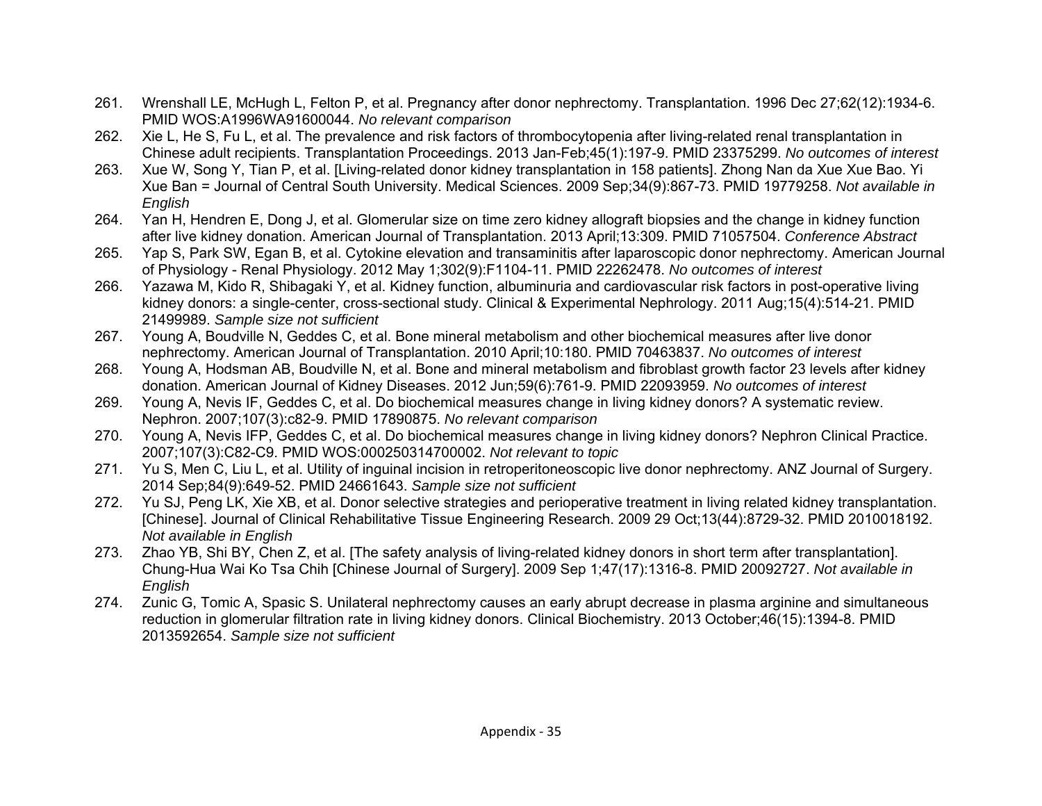261. Wrenshall LE, McHugh L, Felton P, et al. Pregnancy after donor nephrectomy. Transplantation. 1996 Dec 27;62(12):1934-6. PMID WOS:A1996WA91600044. *No relevant comparison*
262. Xie L, He S, Fu L, et al. The prevalence and risk factors of thrombocytopenia after living-related renal transplantation in Chinese adult recipients. Transplantation Proceedings. 2013 Jan-Feb;45(1):197-9. PMID 23375299. *No outcomes of interest*
263. Xue W, Song Y, Tian P, et al. [Living-related donor kidney transplantation in 158 patients]. Zhong Nan da Xue Xue Bao. Yi Xue Ban = Journal of Central South University. Medical Sciences. 2009 Sep;34(9):867-73. PMID 19779258. *Not available in English*
264. Yan H, Hendren E, Dong J, et al. Glomerular size on time zero kidney allograft biopsies and the change in kidney function after live kidney donation. American Journal of Transplantation. 2013 April;13:309. PMID 71057504. *Conference Abstract*
265. Yap S, Park SW, Egan B, et al. Cytokine elevation and transaminitis after laparoscopic donor nephrectomy. American Journal of Physiology - Renal Physiology. 2012 May 1;302(9):F1104-11. PMID 22262478. *No outcomes of interest*
266. Yazawa M, Kido R, Shibagaki Y, et al. Kidney function, albuminuria and cardiovascular risk factors in post-operative living kidney donors: a single-center, cross-sectional study. Clinical & Experimental Nephrology. 2011 Aug;15(4):514-21. PMID 21499989. *Sample size not sufficient*
267. Young A, Boudville N, Geddes C, et al. Bone mineral metabolism and other biochemical measures after live donor nephrectomy. American Journal of Transplantation. 2010 April;10:180. PMID 70463837. *No outcomes of interest*
268. Young A, Hodsman AB, Boudville N, et al. Bone and mineral metabolism and fibroblast growth factor 23 levels after kidney donation. American Journal of Kidney Diseases. 2012 Jun;59(6):761-9. PMID 22093959. *No outcomes of interest*
269. Young A, Nevis IF, Geddes C, et al. Do biochemical measures change in living kidney donors? A systematic review. Nephron. 2007;107(3):c82-9. PMID 17890875. *No relevant comparison*
270. Young A, Nevis IFP, Geddes C, et al. Do biochemical measures change in living kidney donors? Nephron Clinical Practice. 2007;107(3):C82-C9. PMID WOS:000250314700002. *Not relevant to topic*
271. Yu S, Men C, Liu L, et al. Utility of inguinal incision in retroperitoneoscopic live donor nephrectomy. ANZ Journal of Surgery. 2014 Sep;84(9):649-52. PMID 24661643. *Sample size not sufficient*
272. Yu SJ, Peng LK, Xie XB, et al. Donor selective strategies and perioperative treatment in living related kidney transplantation. [Chinese]. Journal of Clinical Rehabilitative Tissue Engineering Research. 2009 29 Oct;13(44):8729-32. PMID 2010018192. *Not available in English*
273. Zhao YB, Shi BY, Chen Z, et al. [The safety analysis of living-related kidney donors in short term after transplantation]. Chung-Hua Wai Ko Tsa Chih [Chinese Journal of Surgery]. 2009 Sep 1;47(17):1316-8. PMID 20092727. *Not available in English*
274. Zunic G, Tomic A, Spasic S. Unilateral nephrectomy causes an early abrupt decrease in plasma arginine and simultaneous reduction in glomerular filtration rate in living kidney donors. Clinical Biochemistry. 2013 October;46(15):1394-8. PMID 2013592654. *Sample size not sufficient*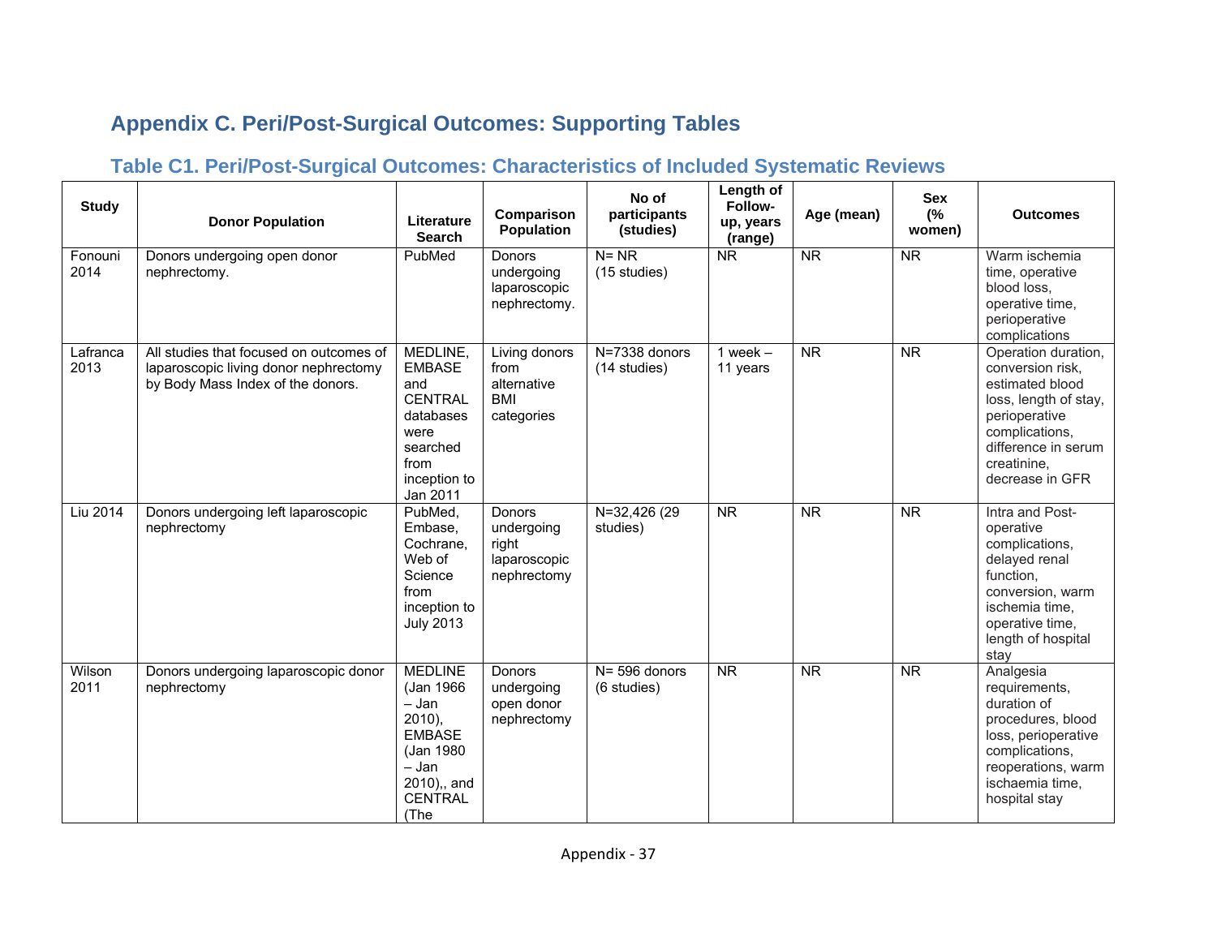# Appendix C. Peri/Post-Surgical Outcomes: Supporting Tables

## Table C1. Peri/Post-Surgical Outcomes: Characteristics of Included Systematic Reviews

| Study | Donor Population | Literature Search | Comparison Population | No of participants (studies) | Length of Follow-up, years (range) | Age (mean) | Sex (% women) | Outcomes |
|---|---|---|---|---|---|---|---|---|
| Fonouni 2014 | Donors undergoing open donor nephrectomy. | PubMed | Donors undergoing laparoscopic nephrectomy. | N= NR (15 studies) | NR | NR | NR | Warm ischemia time, operative blood loss, operative time, perioperative complications |
| Lafranca 2013 | All studies that focused on outcomes of laparoscopic living donor nephrectomy by Body Mass Index of the donors. | MEDLINE, EMBASE and CENTRAL databases were searched from inception to Jan 2011 | Living donors from alternative BMI categories | N=7338 donors (14 studies) | 1 week – 11 years | NR | NR | Operation duration, conversion risk, estimated blood loss, length of stay, perioperative complications, difference in serum creatinine, decrease in GFR |
| Liu 2014 | Donors undergoing left laparoscopic nephrectomy | PubMed, Embase, Cochrane, Web of Science from inception to July 2013 | Donors undergoing right laparoscopic nephrectomy | N=32,426 (29 studies) | NR | NR | NR | Intra and Post-operative complications, delayed renal function, conversion, warm ischemia time, operative time, length of hospital stay |
| Wilson 2011 | Donors undergoing laparoscopic donor nephrectomy | MEDLINE (Jan 1966 – Jan 2010), EMBASE (Jan 1980 – Jan 2010),, and CENTRAL (The | Donors undergoing open donor nephrectomy | N= 596 donors (6 studies) | NR | NR | NR | Analgesia requirements, duration of procedures, blood loss, perioperative complications, reoperations, warm ischaemia time, hospital stay |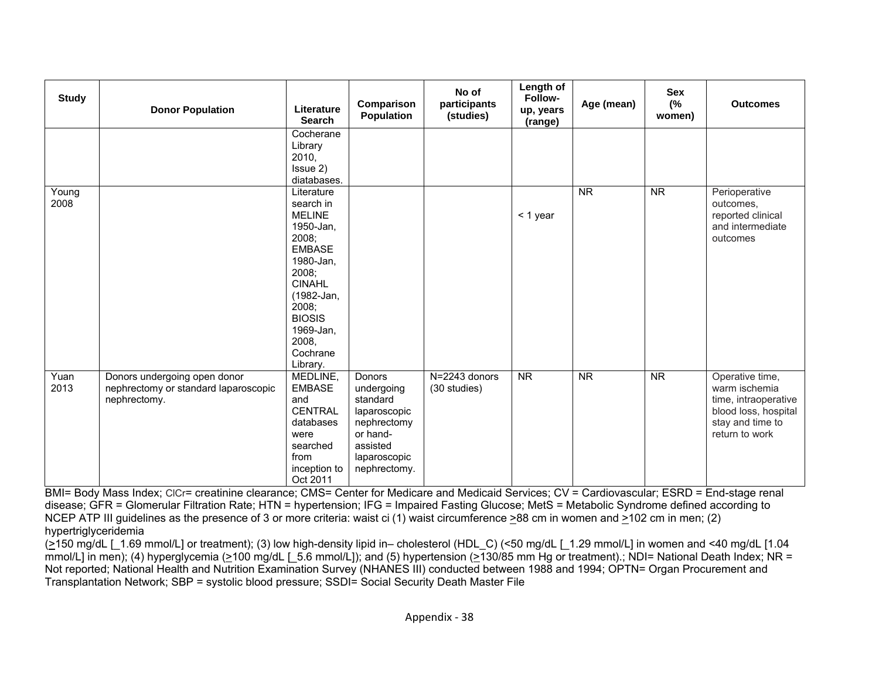| Study | Donor Population | Literature Search | Comparison Population | No of participants (studies) | Length of Follow-up, years (range) | Age (mean) | Sex (% women) | Outcomes |
|---|---|---|---|---|---|---|---|---|
| | | Cocherane Library 2010, Issue 2) diatabases. | | | | | | |
| Young 2008 | | Literature search in MELINE 1950-Jan, 2008; EMBASE 1980-Jan, 2008; CINAHL (1982-Jan, 2008; BIOSIS 1969-Jan, 2008, Cochrane Library. | | | < 1 year | NR | NR | Perioperative outcomes, reported clinical and intermediate outcomes |
| Yuan 2013 | Donors undergoing open donor nephrectomy or standard laparoscopic nephrectomy. | MEDLINE, EMBASE and CENTRAL databases were searched from inception to Oct 2011 | Donors undergoing standard laparoscopic nephrectomy or hand-assisted laparoscopic nephrectomy. | N=2243 donors (30 studies) | NR | NR | NR | Operative time, warm ischemia time, intraoperative blood loss, hospital stay and time to return to work |

BMI= Body Mass Index; ClCr= creatinine clearance; CMS= Center for Medicare and Medicaid Services; CV = Cardiovascular; ESRD = End-stage renal disease; GFR = Glomerular Filtration Rate; HTN = hypertension; IFG = Impaired Fasting Glucose; MetS = Metabolic Syndrome defined according to NCEP ATP III guidelines as the presence of 3 or more criteria: waist ci (1) waist circumference ≥88 cm in women and ≥102 cm in men; (2) hypertriglyceridemia (≥150 mg/dL [_1.69 mmol/L] or treatment); (3) low high-density lipid in– cholesterol (HDL_C) (<50 mg/dL [_1.29 mmol/L] in women and <40 mg/dL [1.04 mmol/L] in men); (4) hyperglycemia (≥100 mg/dL [_5.6 mmol/L]); and (5) hypertension (≥130/85 mm Hg or treatment).; NDI= National Death Index; NR = Not reported; National Health and Nutrition Examination Survey (NHANES III) conducted between 1988 and 1994; OPTN= Organ Procurement and Transplantation Network; SBP = systolic blood pressure; SSDI= Social Security Death Master File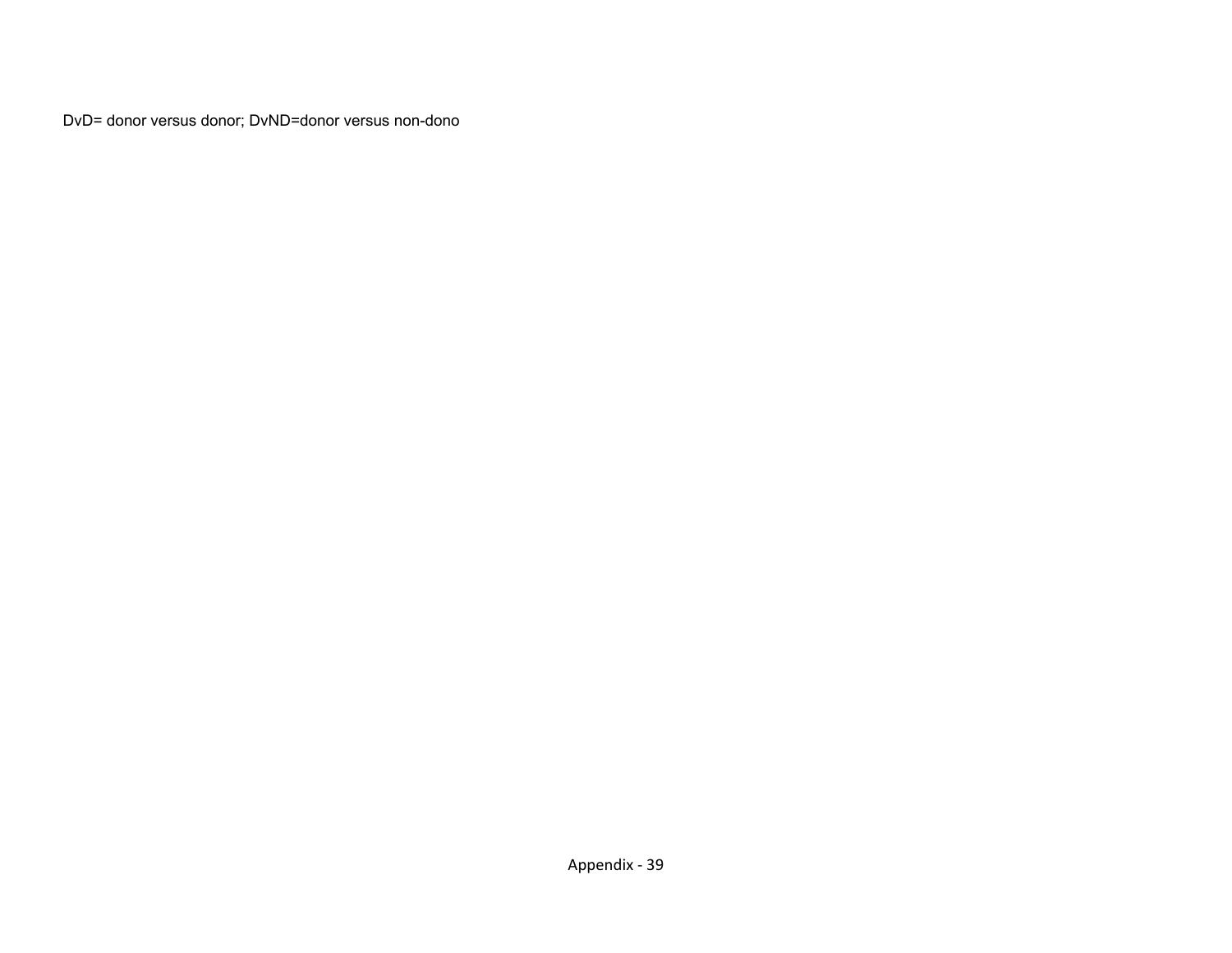DvD= donor versus donor; DvND=donor versus non-dono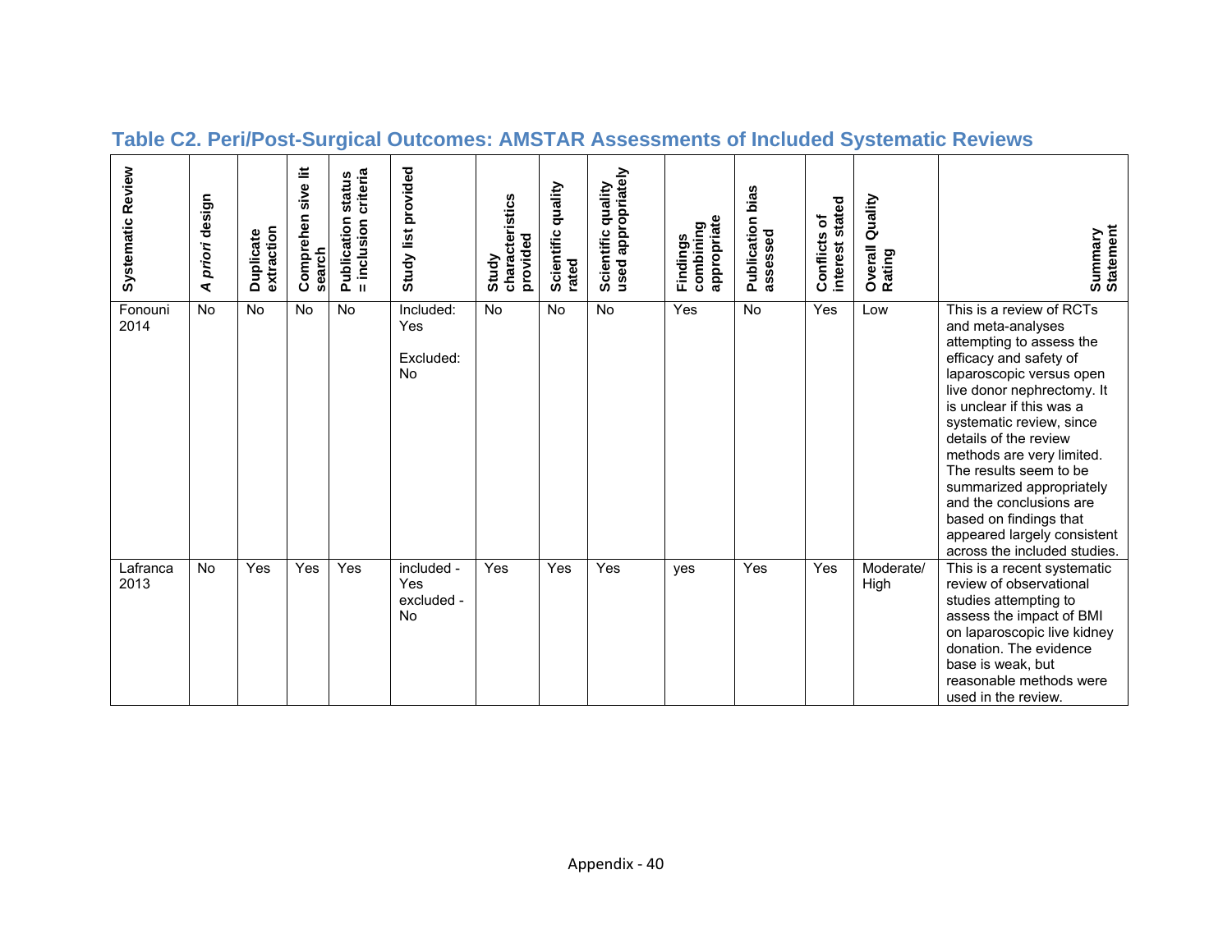## Table C2. Peri/Post-Surgical Outcomes: AMSTAR Assessments of Included Systematic Reviews

| Systematic Review | *A priori* design | Duplicate extraction | Comprehen sive lit search | Publication status = inclusion criteria | Study list provided | Study characteristics provided | Scientific quality rated | Scientific quality used appropriately | Findings combining appropriate | Publication bias assessed | Conflicts of interest stated | Overall Quality Rating | Summary Statement |
|---|---|---|---|---|---|---|---|---|---|---|---|---|---|
| Fonouni 2014 | No | No | No | No | Included: Yes<br><br>Excluded: No | No | No | No | Yes | No | Yes | Low | This is a review of RCTs and meta-analyses attempting to assess the efficacy and safety of laparoscopic versus open live donor nephrectomy. It is unclear if this was a systematic review, since details of the review methods are very limited. The results seem to be summarized appropriately and the conclusions are based on findings that appeared largely consistent across the included studies. |
| Lafranca 2013 | No | Yes | Yes | Yes | included - Yes<br>excluded - No | Yes | Yes | Yes | yes | Yes | Yes | Moderate/ High | This is a recent systematic review of observational studies attempting to assess the impact of BMI on laparoscopic live kidney donation. The evidence base is weak, but reasonable methods were used in the review. |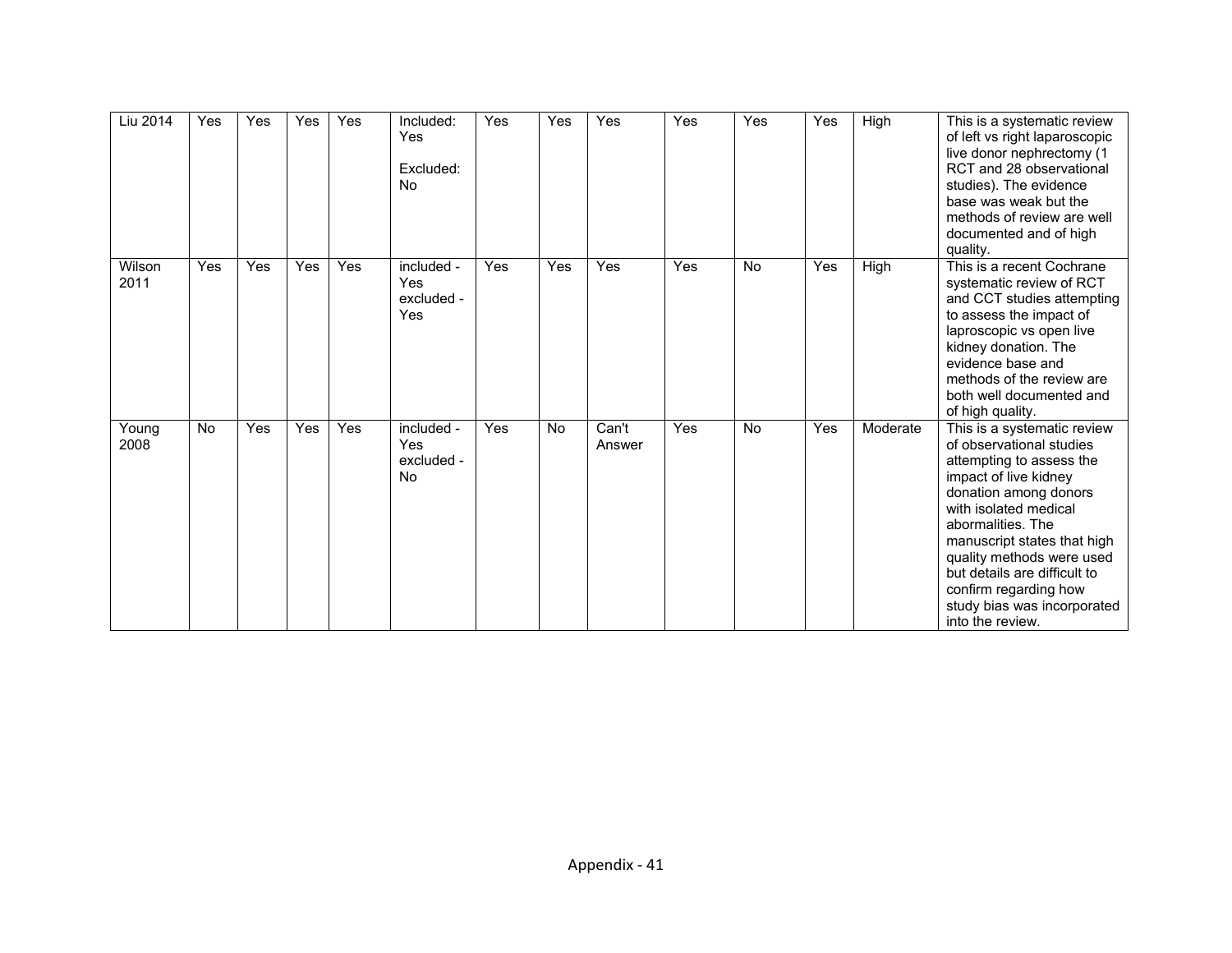| | | | | | | | | | | | | | |
|---|---|---|---|---|---|---|---|---|---|---|---|---|---|
| Liu 2014 | Yes | Yes | Yes | Yes | Included: Yes<br><br>Excluded: No | Yes | Yes | Yes | Yes | Yes | Yes | High | This is a systematic review of left vs right laparoscopic live donor nephrectomy (1 RCT and 28 observational studies). The evidence base was weak but the methods of review are well documented and of high quality. |
| Wilson 2011 | Yes | Yes | Yes | Yes | included - Yes<br>excluded - Yes | Yes | Yes | Yes | Yes | No | Yes | High | This is a recent Cochrane systematic review of RCT and CCT studies attempting to assess the impact of laproscopic vs open live kidney donation. The evidence base and methods of the review are both well documented and of high quality. |
| Young 2008 | No | Yes | Yes | Yes | included - Yes<br>excluded - No | Yes | No | Can't Answer | Yes | No | Yes | Moderate | This is a systematic review of observational studies attempting to assess the impact of live kidney donation among donors with isolated medical abormalities. The manuscript states that high quality methods were used but details are difficult to confirm regarding how study bias was incorporated into the review. |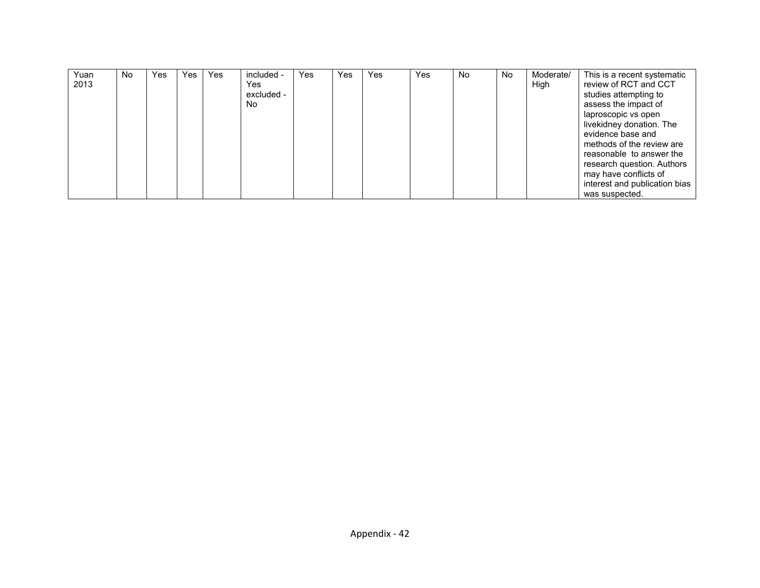| | | | | | | | | | | | | | |
|---|---|---|---|---|---|---|---|---|---|---|---|---|---|
| Yuan 2013 | No | Yes | Yes | Yes | included - Yes excluded - No | Yes | Yes | Yes | Yes | No | No | Moderate/ High | This is a recent systematic review of RCT and CCT studies attempting to assess the impact of laproscopic vs open livekidney donation. The evidence base and methods of the review are reasonable to answer the research question. Authors may have conflicts of interest and publication bias was suspected. |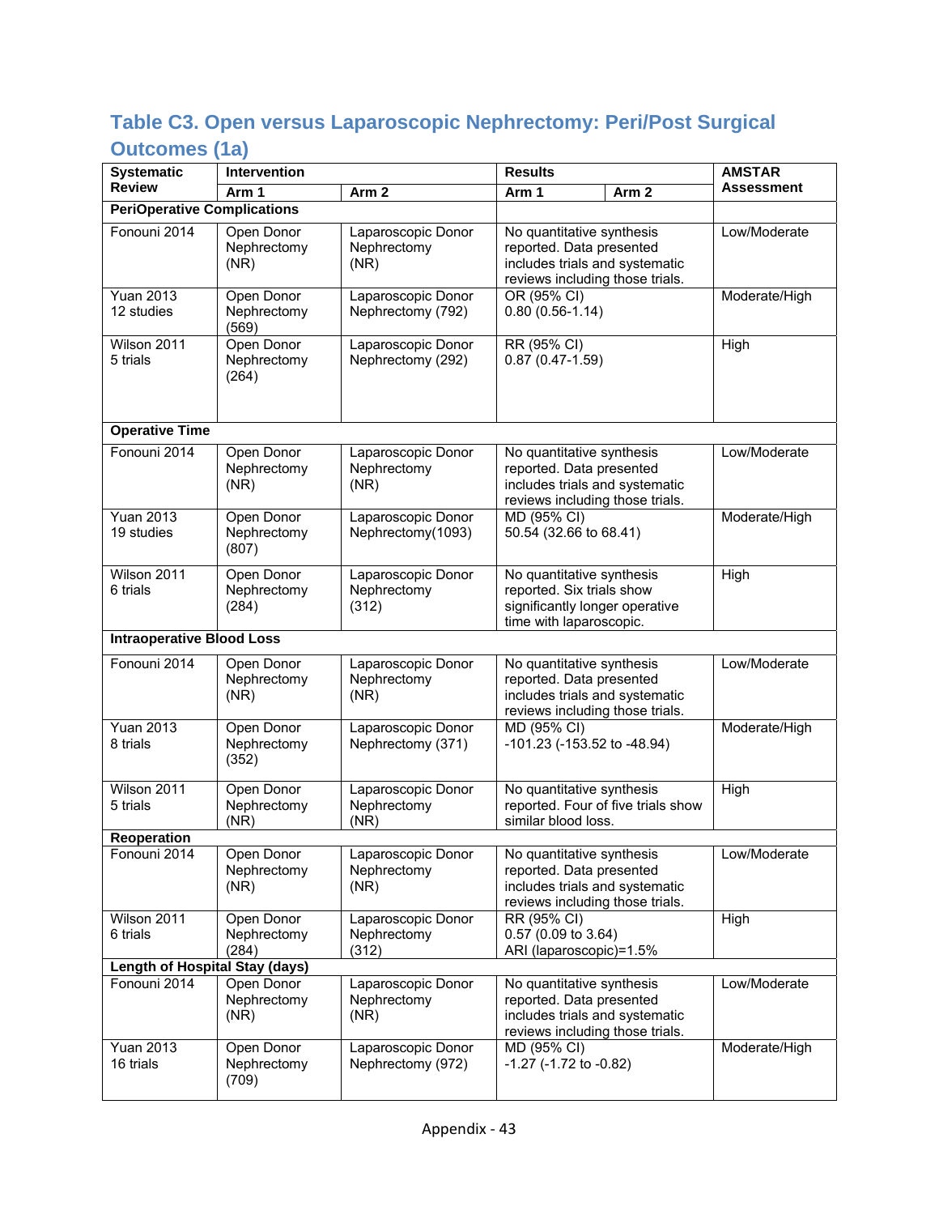## Table C3. Open versus Laparoscopic Nephrectomy: Peri/Post Surgical Outcomes (1a)

| Systematic Review | Intervention | | Results | | AMSTAR Assessment |
|---|---|---|---|---|---|
| | Arm 1 | Arm 2 | Arm 1 | Arm 2 | |
| **PeriOperative Complications** | | | | | |
| Fonouni 2014 | Open Donor Nephrectomy (NR) | Laparoscopic Donor Nephrectomy (NR) | No quantitative synthesis reported. Data presented includes trials and systematic reviews including those trials. | | Low/Moderate |
| Yuan 2013 12 studies | Open Donor Nephrectomy (569) | Laparoscopic Donor Nephrectomy (792) | OR (95% CI) 0.80 (0.56-1.14) | | Moderate/High |
| Wilson 2011 5 trials | Open Donor Nephrectomy (264) | Laparoscopic Donor Nephrectomy (292) | RR (95% CI) 0.87 (0.47-1.59) | | High |
| **Operative Time** | | | | | |
| Fonouni 2014 | Open Donor Nephrectomy (NR) | Laparoscopic Donor Nephrectomy (NR) | No quantitative synthesis reported. Data presented includes trials and systematic reviews including those trials. | | Low/Moderate |
| Yuan 2013 19 studies | Open Donor Nephrectomy (807) | Laparoscopic Donor Nephrectomy(1093) | MD (95% CI) 50.54 (32.66 to 68.41) | | Moderate/High |
| Wilson 2011 6 trials | Open Donor Nephrectomy (284) | Laparoscopic Donor Nephrectomy (312) | No quantitative synthesis reported. Six trials show significantly longer operative time with laparoscopic. | | High |
| **Intraoperative Blood Loss** | | | | | |
| Fonouni 2014 | Open Donor Nephrectomy (NR) | Laparoscopic Donor Nephrectomy (NR) | No quantitative synthesis reported. Data presented includes trials and systematic reviews including those trials. | | Low/Moderate |
| Yuan 2013 8 trials | Open Donor Nephrectomy (352) | Laparoscopic Donor Nephrectomy (371) | MD (95% CI) -101.23 (-153.52 to -48.94) | | Moderate/High |
| Wilson 2011 5 trials | Open Donor Nephrectomy (NR) | Laparoscopic Donor Nephrectomy (NR) | No quantitative synthesis reported. Four of five trials show similar blood loss. | | High |
| **Reoperation** | | | | | |
| Fonouni 2014 | Open Donor Nephrectomy (NR) | Laparoscopic Donor Nephrectomy (NR) | No quantitative synthesis reported. Data presented includes trials and systematic reviews including those trials. | | Low/Moderate |
| Wilson 2011 6 trials | Open Donor Nephrectomy (284) | Laparoscopic Donor Nephrectomy (312) | RR (95% CI) 0.57 (0.09 to 3.64) ARI (laparoscopic)=1.5% | | High |
| **Length of Hospital Stay (days)** | | | | | |
| Fonouni 2014 | Open Donor Nephrectomy (NR) | Laparoscopic Donor Nephrectomy (NR) | No quantitative synthesis reported. Data presented includes trials and systematic reviews including those trials. | | Low/Moderate |
| Yuan 2013 16 trials | Open Donor Nephrectomy (709) | Laparoscopic Donor Nephrectomy (972) | MD (95% CI) -1.27 (-1.72 to -0.82) | | Moderate/High |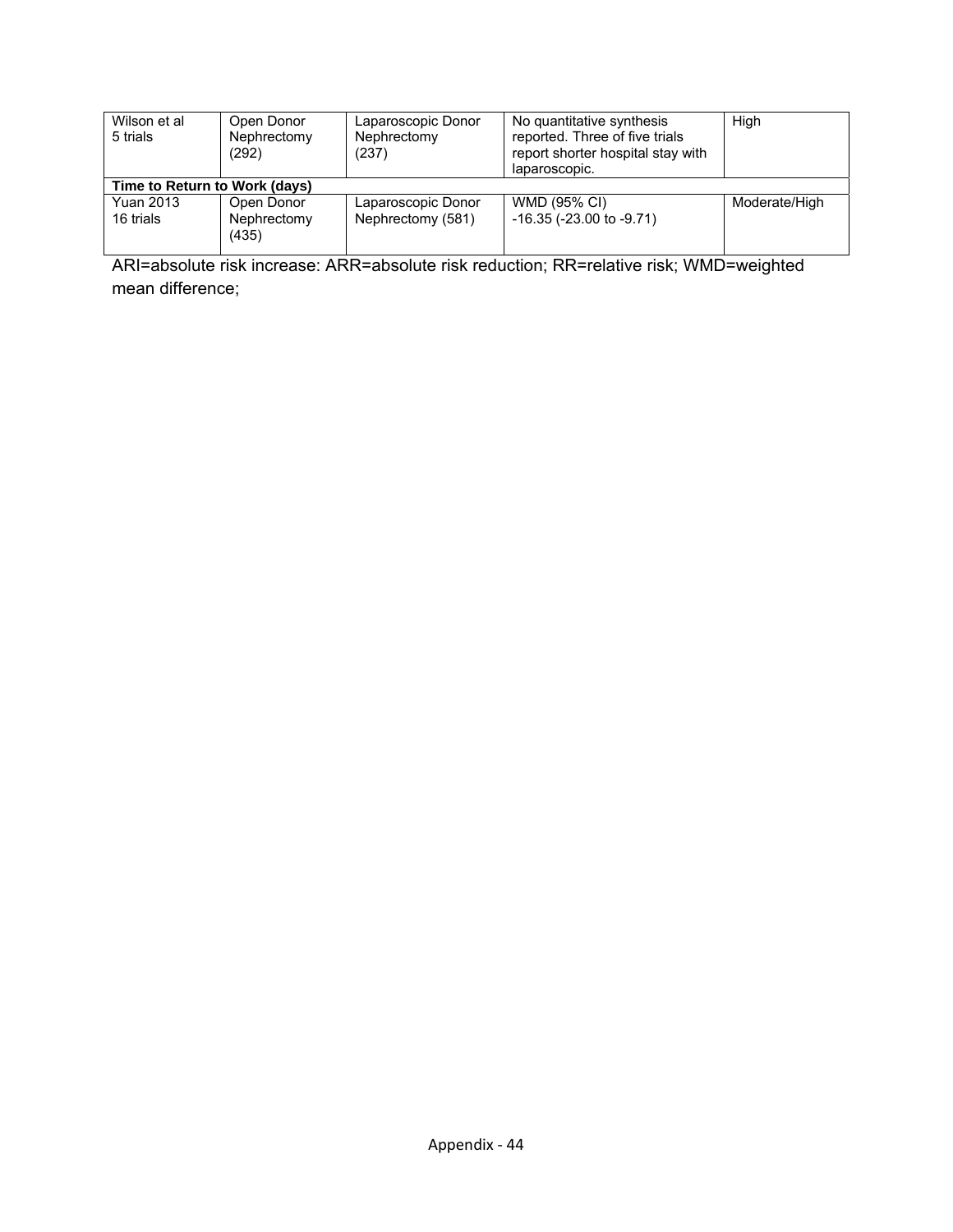| | | | | |
|---|---|---|---|---|
| Wilson et al 5 trials | Open Donor Nephrectomy (292) | Laparoscopic Donor Nephrectomy (237) | No quantitative synthesis reported. Three of five trials report shorter hospital stay with laparoscopic. | High |
| **Time to Return to Work (days)** | | | | |
| Yuan 2013 16 trials | Open Donor Nephrectomy (435) | Laparoscopic Donor Nephrectomy (581) | WMD (95% CI) -16.35 (-23.00 to -9.71) | Moderate/High |

ARI=absolute risk increase: ARR=absolute risk reduction; RR=relative risk; WMD=weighted mean difference;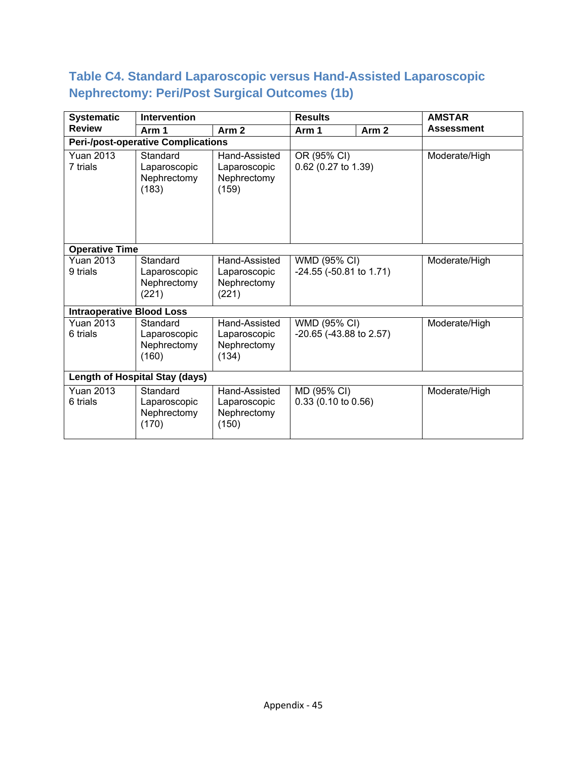### Table C4. Standard Laparoscopic versus Hand-Assisted Laparoscopic Nephrectomy: Peri/Post Surgical Outcomes (1b)

| Systematic Review | Intervention | | Results | | AMSTAR Assessment |
|---|---|---|---|---|---|
| | Arm 1 | Arm 2 | Arm 1 | Arm 2 | |
| **Peri-/post-operative Complications** | | | | | |
| Yuan 2013 7 trials | Standard Laparoscopic Nephrectomy (183) | Hand-Assisted Laparoscopic Nephrectomy (159) | OR (95% CI) 0.62 (0.27 to 1.39) | | Moderate/High |
| **Operative Time** | | | | | |
| Yuan 2013 9 trials | Standard Laparoscopic Nephrectomy (221) | Hand-Assisted Laparoscopic Nephrectomy (221) | WMD (95% CI) -24.55 (-50.81 to 1.71) | | Moderate/High |
| **Intraoperative Blood Loss** | | | | | |
| Yuan 2013 6 trials | Standard Laparoscopic Nephrectomy (160) | Hand-Assisted Laparoscopic Nephrectomy (134) | WMD (95% CI) -20.65 (-43.88 to 2.57) | | Moderate/High |
| **Length of Hospital Stay (days)** | | | | | |
| Yuan 2013 6 trials | Standard Laparoscopic Nephrectomy (170) | Hand-Assisted Laparoscopic Nephrectomy (150) | MD (95% CI) 0.33 (0.10 to 0.56) | | Moderate/High |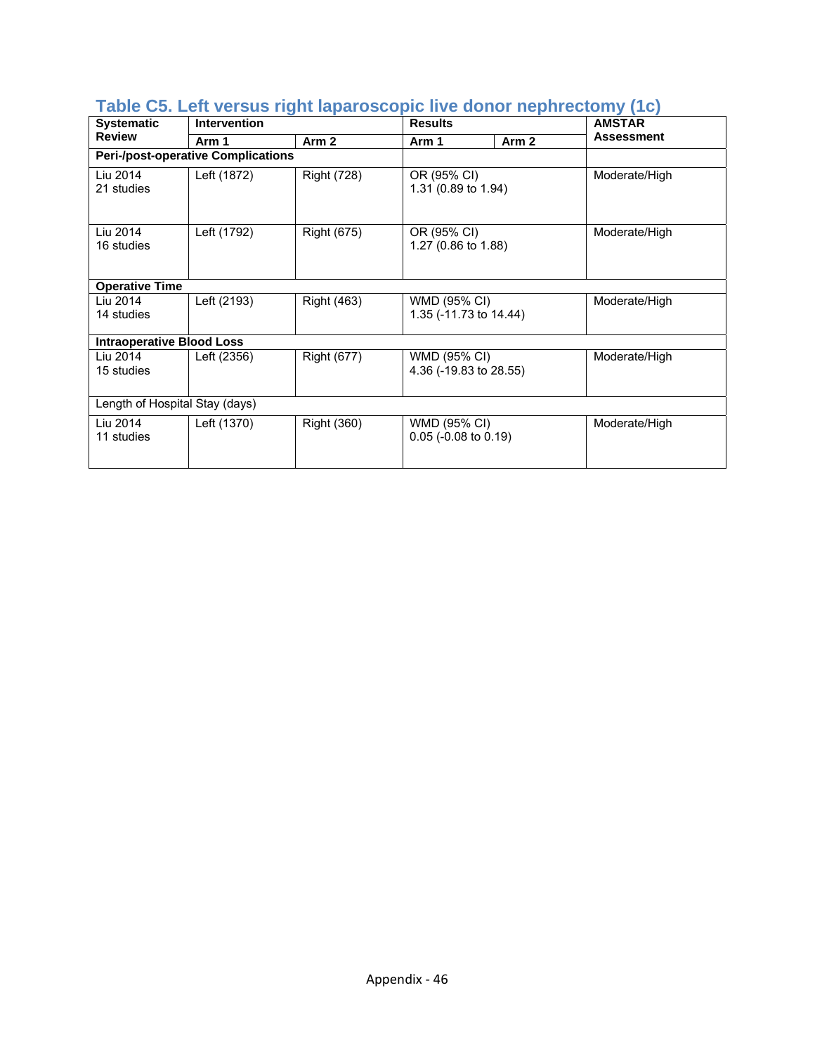### Table C5. Left versus right laparoscopic live donor nephrectomy (1c)

| Systematic Review | Intervention | | Results | | AMSTAR Assessment |
|---|---|---|---|---|---|
| | **Arm 1** | **Arm 2** | **Arm 1** | **Arm 2** | |
| **Peri-/post-operative Complications** | | | | | |
| Liu 2014<br>21 studies | Left (1872) | Right (728) | OR (95% CI)<br>1.31 (0.89 to 1.94) | | Moderate/High |
| Liu 2014<br>16 studies | Left (1792) | Right (675) | OR (95% CI)<br>1.27 (0.86 to 1.88) | | Moderate/High |
| **Operative Time** | | | | | |
| Liu 2014<br>14 studies | Left (2193) | Right (463) | WMD (95% CI)<br>1.35 (-11.73 to 14.44) | | Moderate/High |
| **Intraoperative Blood Loss** | | | | | |
| Liu 2014<br>15 studies | Left (2356) | Right (677) | WMD (95% CI)<br>4.36 (-19.83 to 28.55) | | Moderate/High |
| Length of Hospital Stay (days) | | | | | |
| Liu 2014<br>11 studies | Left (1370) | Right (360) | WMD (95% CI)<br>0.05 (-0.08 to 0.19) | | Moderate/High |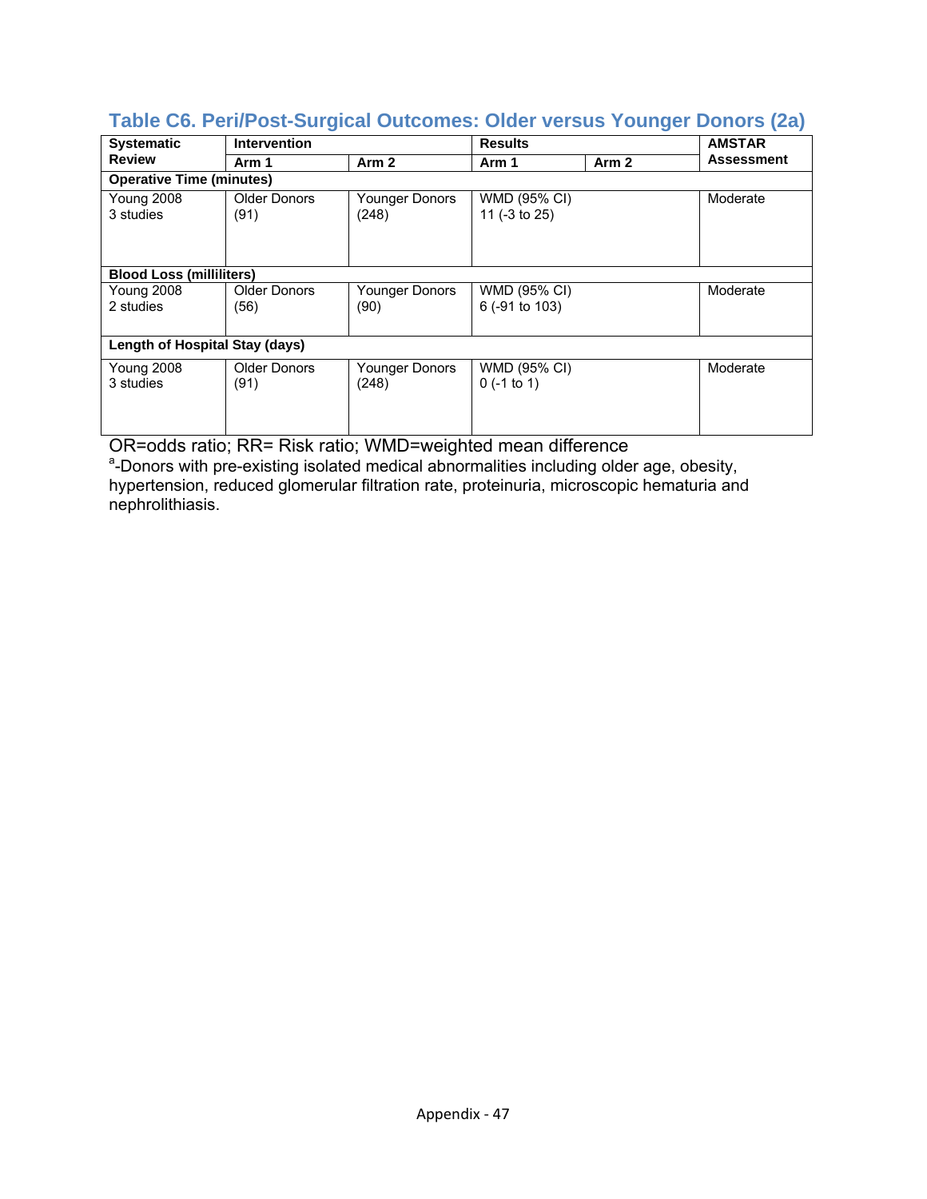## Table C6. Peri/Post-Surgical Outcomes: Older versus Younger Donors (2a)

| Systematic Review | Intervention | | Results | | AMSTAR Assessment |
|---|---|---|---|---|---|
| | Arm 1 | Arm 2 | Arm 1 | Arm 2 | |
| **Operative Time (minutes)** | | | | | |
| Young 2008<br>3 studies | Older Donors<br>(91) | Younger Donors<br>(248) | WMD (95% CI)<br>11 (-3 to 25) | | Moderate |
| **Blood Loss (milliliters)** | | | | | |
| Young 2008<br>2 studies | Older Donors<br>(56) | Younger Donors<br>(90) | WMD (95% CI)<br>6 (-91 to 103) | | Moderate |
| **Length of Hospital Stay (days)** | | | | | |
| Young 2008<br>3 studies | Older Donors<br>(91) | Younger Donors<br>(248) | WMD (95% CI)<br>0 (-1 to 1) | | Moderate |

OR=odds ratio; RR= Risk ratio; WMD=weighted mean difference

[a]-Donors with pre-existing isolated medical abnormalities including older age, obesity, hypertension, reduced glomerular filtration rate, proteinuria, microscopic hematuria and nephrolithiasis.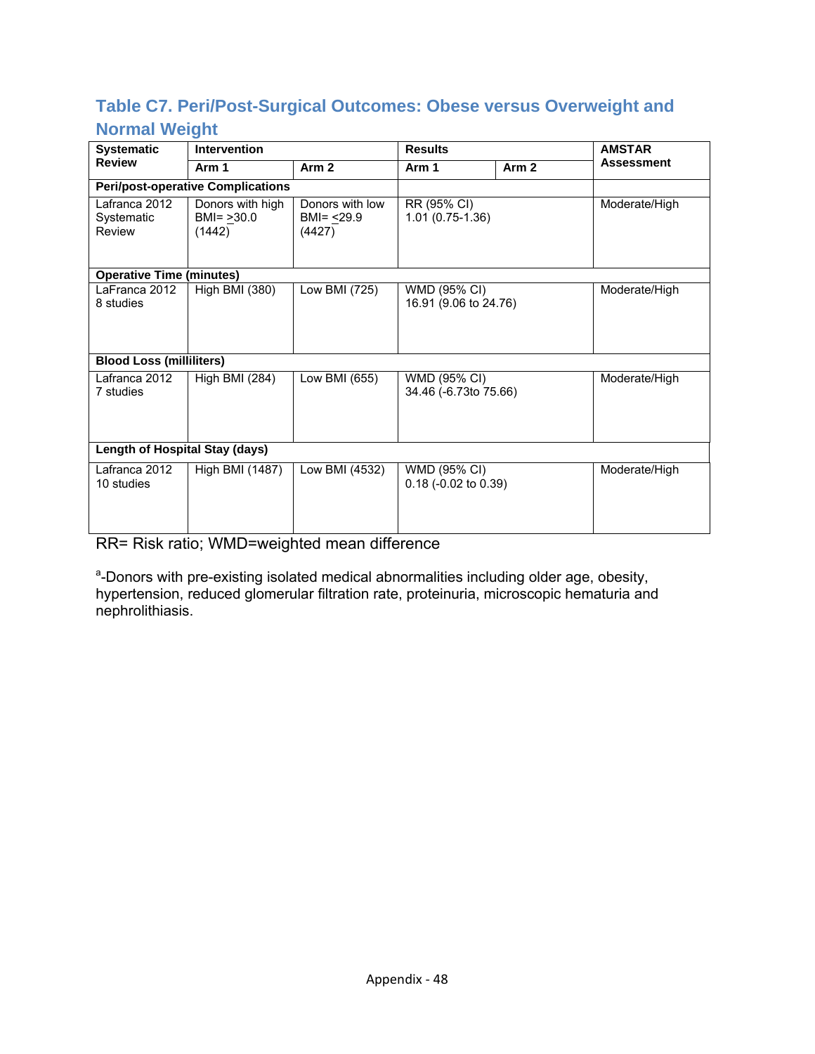### Table C7. Peri/Post-Surgical Outcomes: Obese versus Overweight and Normal Weight

| Systematic Review | Intervention | | Results | | AMSTAR Assessment |
|---|---|---|---|---|---|
| | Arm 1 | Arm 2 | Arm 1 | Arm 2 | |
| **Peri/post-operative Complications** | | | | | |
| Lafranca 2012 Systematic Review | Donors with high BMI= >30.0 (1442) | Donors with low BMI= <29.9 (4427) | RR (95% CI) 1.01 (0.75-1.36) | | Moderate/High |
| **Operative Time (minutes)** | | | | | |
| LaFranca 2012 8 studies | High BMI (380) | Low BMI (725) | WMD (95% CI) 16.91 (9.06 to 24.76) | | Moderate/High |
| **Blood Loss (milliliters)** | | | | | |
| Lafranca 2012 7 studies | High BMI (284) | Low BMI (655) | WMD (95% CI) 34.46 (-6.73to 75.66) | | Moderate/High |
| **Length of Hospital Stay (days)** | | | | | |
| Lafranca 2012 10 studies | High BMI (1487) | Low BMI (4532) | WMD (95% CI) 0.18 (-0.02 to 0.39) | | Moderate/High |

RR= Risk ratio; WMD=weighted mean difference

[a]-Donors with pre-existing isolated medical abnormalities including older age, obesity, hypertension, reduced glomerular filtration rate, proteinuria, microscopic hematuria and nephrolithiasis.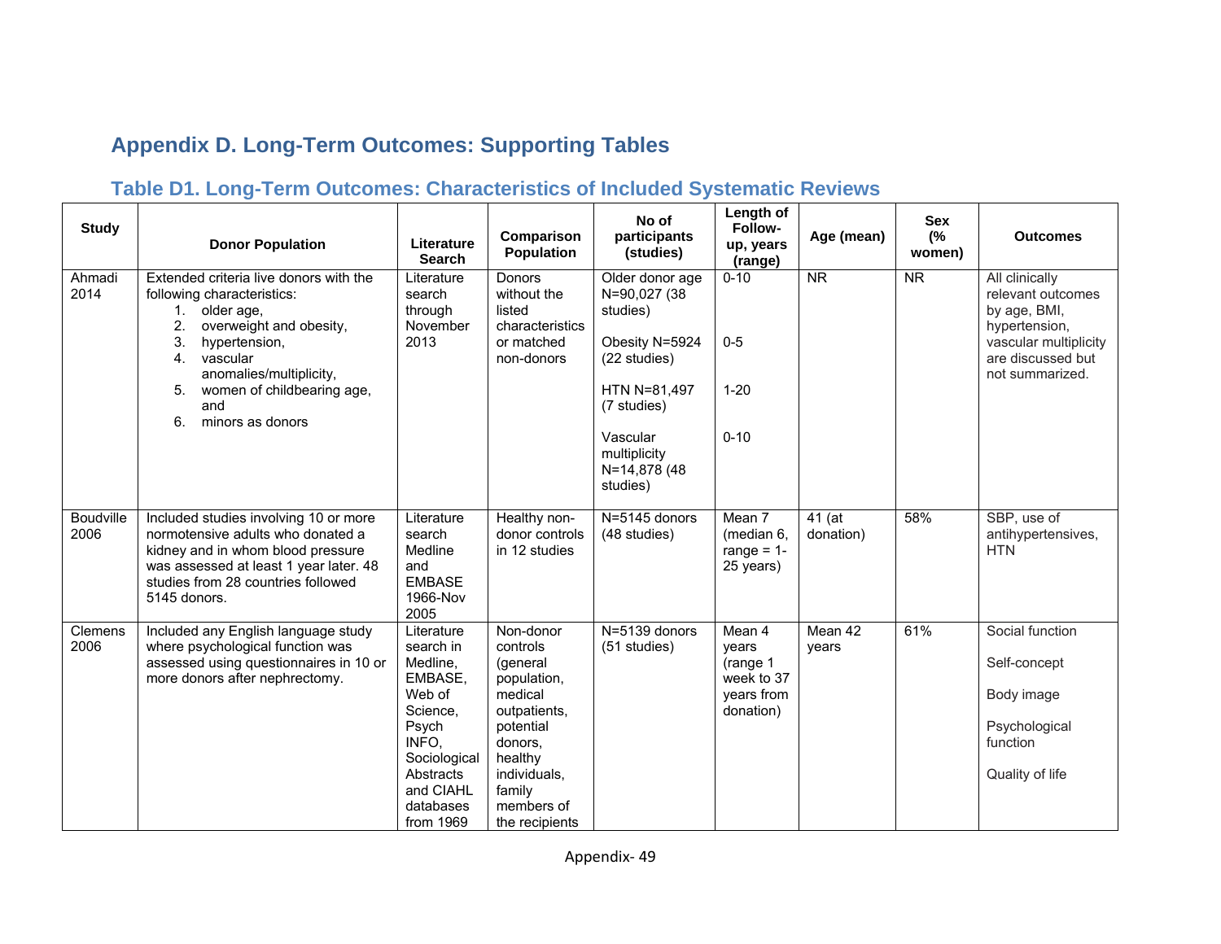# Appendix D. Long-Term Outcomes: Supporting Tables

## Table D1. Long-Term Outcomes: Characteristics of Included Systematic Reviews

| Study | Donor Population | Literature Search | Comparison Population | No of participants (studies) | Length of Follow-up, years (range) | Age (mean) | Sex (% women) | Outcomes |
|---|---|---|---|---|---|---|---|---|
| Ahmadi 2014 | Extended criteria live donors with the following characteristics: 1. older age, 2. overweight and obesity, 3. hypertension, 4. vascular anomalies/multiplicity, 5. women of childbearing age, and 6. minors as donors | Literature search through November 2013 | Donors without the listed characteristics or matched non-donors | Older donor age N=90,027 (38 studies)<br><br>Obesity N=5924 (22 studies)<br><br>HTN N=81,497 (7 studies)<br><br>Vascular multiplicity N=14,878 (48 studies) | 0-10<br><br>0-5<br><br>1-20<br><br>0-10 | NR | NR | All clinically relevant outcomes by age, BMI, hypertension, vascular multiplicity are discussed but not summarized. |
| Boudville 2006 | Included studies involving 10 or more normotensive adults who donated a kidney and in whom blood pressure was assessed at least 1 year later. 48 studies from 28 countries followed 5145 donors. | Literature search Medline and EMBASE 1966-Nov 2005 | Healthy non-donor controls in 12 studies | N=5145 donors (48 studies) | Mean 7 (median 6, range = 1-25 years) | 41 (at donation) | 58% | SBP, use of antihypertensives, HTN |
| Clemens 2006 | Included any English language study where psychological function was assessed using questionnaires in 10 or more donors after nephrectomy. | Literature search in Medline, EMBASE, Web of Science, Psych INFO, Sociological Abstracts and CIAHL databases from 1969 | Non-donor controls (general population, medical outpatients, potential donors, healthy individuals, family members of the recipients | N=5139 donors (51 studies) | Mean 4 years (range 1 week to 37 years from donation) | Mean 42 years | 61% | Social function<br><br>Self-concept<br><br>Body image<br><br>Psychological function<br><br>Quality of life |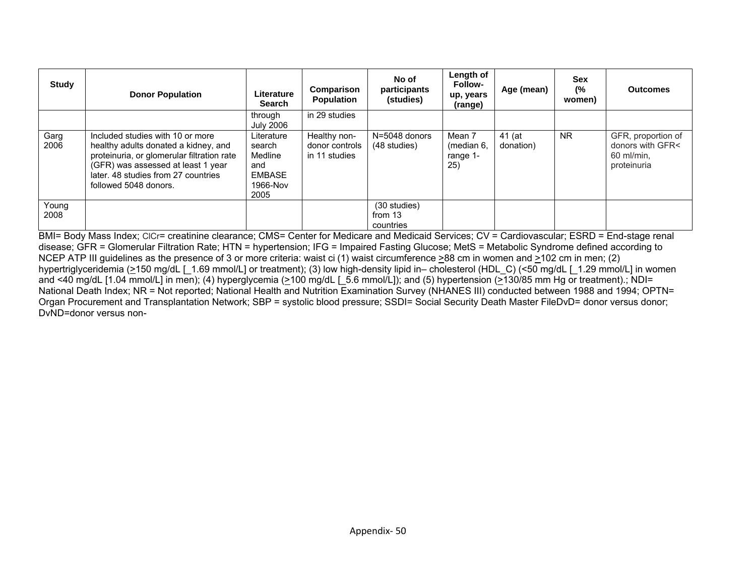| Study | Donor Population | Literature Search | Comparison Population | No of participants (studies) | Length of Follow-up, years (range) | Age (mean) | Sex (% women) | Outcomes |
|---|---|---|---|---|---|---|---|---|
| | | through July 2006 | in 29 studies | | | | | |
| Garg 2006 | Included studies with 10 or more healthy adults donated a kidney, and proteinuria, or glomerular filtration rate (GFR) was assessed at least 1 year later. 48 studies from 27 countries followed 5048 donors. | Literature search Medline and EMBASE 1966-Nov 2005 | Healthy non-donor controls in 11 studies | N=5048 donors (48 studies) | Mean 7 (median 6, range 1-25) | 41 (at donation) | NR | GFR, proportion of donors with GFR< 60 ml/min, proteinuria |
| Young 2008 | | | | (30 studies) from 13 countries | | | | |

BMI= Body Mass Index; ClCr= creatinine clearance; CMS= Center for Medicare and Medicaid Services; CV = Cardiovascular; ESRD = End-stage renal disease; GFR = Glomerular Filtration Rate; HTN = hypertension; IFG = Impaired Fasting Glucose; MetS = Metabolic Syndrome defined according to NCEP ATP III guidelines as the presence of 3 or more criteria: waist ci (1) waist circumference >88 cm in women and >102 cm in men; (2) hypertriglyceridemia (>150 mg/dL [_1.69 mmol/L] or treatment); (3) low high-density lipid in– cholesterol (HDL_C) (<50 mg/dL [_1.29 mmol/L] in women and <40 mg/dL [1.04 mmol/L] in men); (4) hyperglycemia (>100 mg/dL [_5.6 mmol/L]); and (5) hypertension (>130/85 mm Hg or treatment).; NDI= National Death Index; NR = Not reported; National Health and Nutrition Examination Survey (NHANES III) conducted between 1988 and 1994; OPTN= Organ Procurement and Transplantation Network; SBP = systolic blood pressure; SSDI= Social Security Death Master FileDvD= donor versus donor; DvND=donor versus non-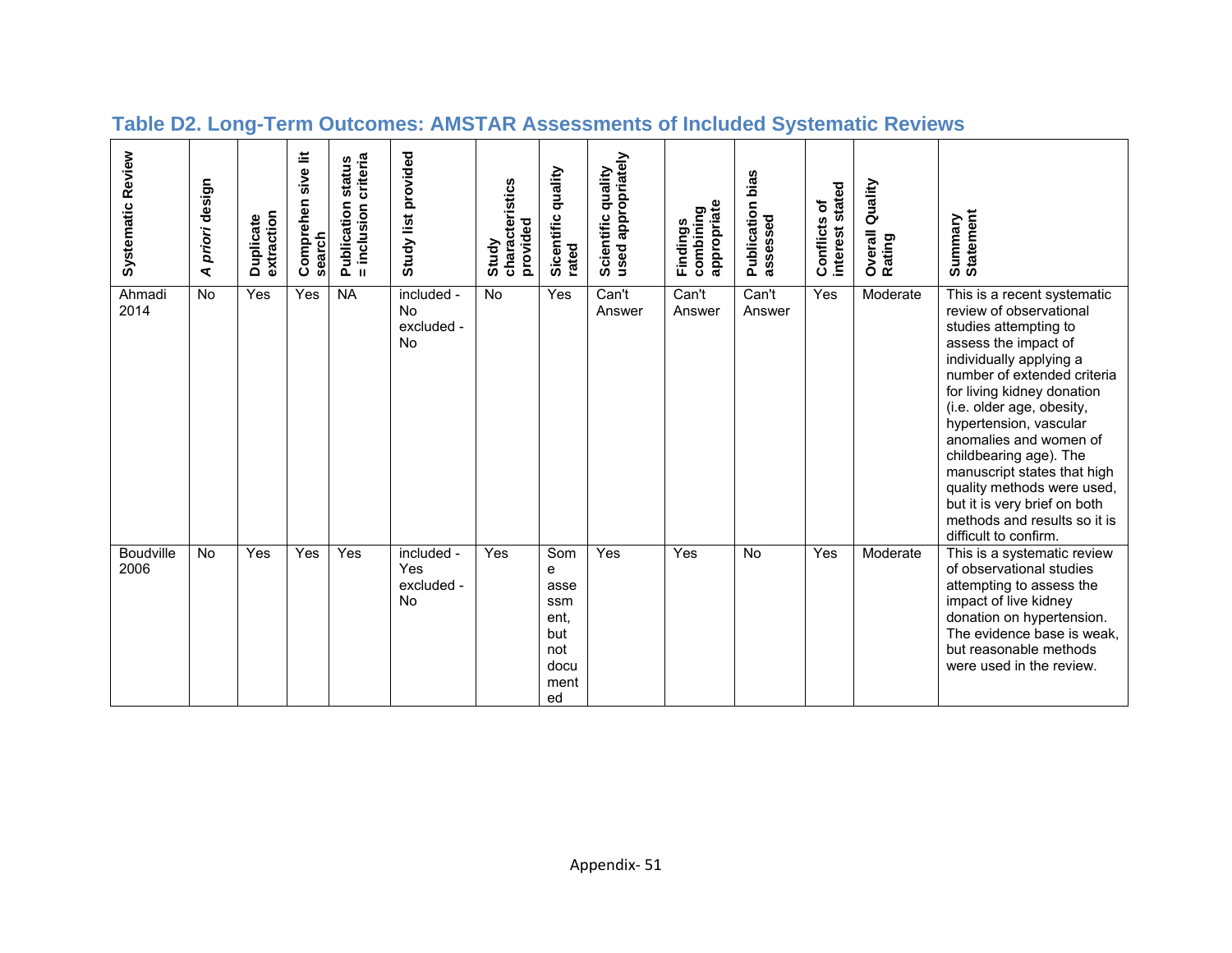## Table D2. Long-Term Outcomes: AMSTAR Assessments of Included Systematic Reviews

| Systematic Review | *A priori* design | Duplicate extraction | Comprehen sive lit search | Publication status = inclusion criteria | Study list provided | Study characteristics provided | Sicentific quality rated | Scientific quality used appropriately | Findings combining appropriate | Publication bias assessed | Conflicts of interest stated | Overall Quality Rating | Summary Statement |
|---|---|---|---|---|---|---|---|---|---|---|---|---|---|
| Ahmadi 2014 | No | Yes | Yes | NA | included - No excluded - No | No | Yes | Can't Answer | Can't Answer | Can't Answer | Yes | Moderate | This is a recent systematic review of observational studies attempting to assess the impact of individually applying a number of extended criteria for living kidney donation (i.e. older age, obesity, hypertension, vascular anomalies and women of childbearing age). The manuscript states that high quality methods were used, but it is very brief on both methods and results so it is difficult to confirm. |
| Boudville 2006 | No | Yes | Yes | Yes | included - Yes excluded - No | Yes | Some assessment, but not documented | Yes | Yes | No | Yes | Moderate | This is a systematic review of observational studies attempting to assess the impact of live kidney donation on hypertension. The evidence base is weak, but reasonable methods were used in the review. |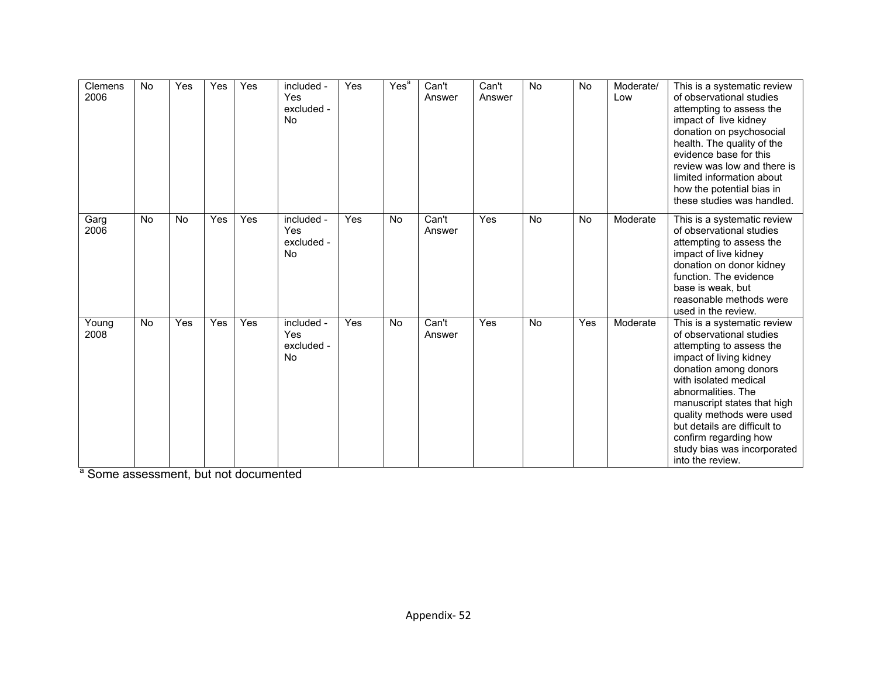| | | | | | | | | | | | | | |
|---|---|---|---|---|---|---|---|---|---|---|---|---|---|
| Clemens 2006 | No | Yes | Yes | Yes | included - Yes excluded - No | Yes | Yes[a] | Can't Answer | Can't Answer | No | No | Moderate/ Low | This is a systematic review of observational studies attempting to assess the impact of live kidney donation on psychosocial health. The quality of the evidence base for this review was low and there is limited information about how the potential bias in these studies was handled. |
| Garg 2006 | No | No | Yes | Yes | included - Yes excluded - No | Yes | No | Can't Answer | Yes | No | No | Moderate | This is a systematic review of observational studies attempting to assess the impact of live kidney donation on donor kidney function. The evidence base is weak, but reasonable methods were used in the review. |
| Young 2008 | No | Yes | Yes | Yes | included - Yes excluded - No | Yes | No | Can't Answer | Yes | No | Yes | Moderate | This is a systematic review of observational studies attempting to assess the impact of living kidney donation among donors with isolated medical abnormalities. The manuscript states that high quality methods were used but details are difficult to confirm regarding how study bias was incorporated into the review. |

[a] Some assessment, but not documented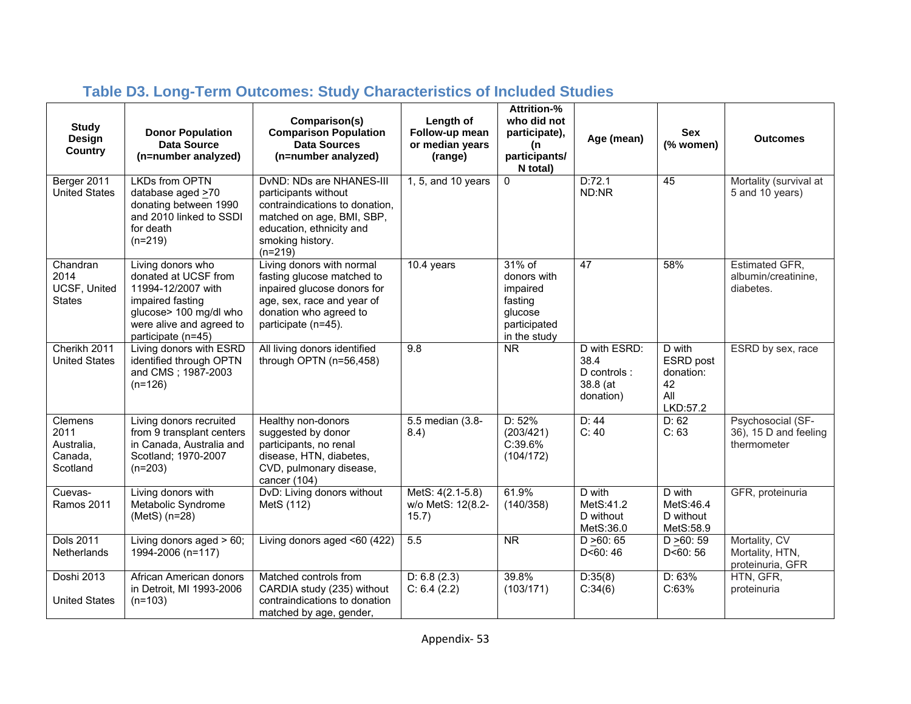### Table D3. Long-Term Outcomes: Study Characteristics of Included Studies

| Study Design Country | Donor Population Data Source (n=number analyzed) | Comparison(s) Comparison Population Data Sources (n=number analyzed) | Length of Follow-up mean or median years (range) | Attrition-% who did not participate), (n participants/ N total) | Age (mean) | Sex (% women) | Outcomes |
|---|---|---|---|---|---|---|---|
| Berger 2011 United States | LKDs from OPTN database aged ≥70 donating between 1990 and 2010 linked to SSDI for death (n=219) | DvND: NDs are NHANES-III participants without contraindications to donation, matched on age, BMI, SBP, education, ethnicity and smoking history. (n=219) | 1, 5, and 10 years | 0 | D:72.1 ND:NR | 45 | Mortality (survival at 5 and 10 years) |
| Chandran 2014 UCSF, United States | Living donors who donated at UCSF from 11994-12/2007 with impaired fasting glucose> 100 mg/dl who were alive and agreed to participate (n=45) | Living donors with normal fasting glucose matched to inpaired glucose donors for age, sex, race and year of donation who agreed to participate (n=45). | 10.4 years | 31% of donors with impaired fasting glucose participated in the study | 47 | 58% | Estimated GFR, albumin/creatinine, diabetes. |
| Cherikh 2011 United States | Living donors with ESRD identified through OPTN and CMS ; 1987-2003 (n=126) | All living donors identified through OPTN (n=56,458) | 9.8 | NR | D with ESRD: 38.4 D controls : 38.8 (at donation) | D with ESRD post donation: 42 All LKD:57.2 | ESRD by sex, race |
| Clemens 2011 Australia, Canada, Scotland | Living donors recruited from 9 transplant centers in Canada, Australia and Scotland; 1970-2007 (n=203) | Healthy non-donors suggested by donor participants, no renal disease, HTN, diabetes, CVD, pulmonary disease, cancer (104) | 5.5 median (3.8-8.4) | D: 52% (203/421) C:39.6% (104/172) | D: 44 C: 40 | D: 62 C: 63 | Psychosocial (SF-36), 15 D and feeling thermometer |
| Cuevas-Ramos 2011 | Living donors with Metabolic Syndrome (MetS) (n=28) | DvD: Living donors without MetS (112) | MetS: 4(2.1-5.8) w/o MetS: 12(8.2-15.7) | 61.9% (140/358) | D with MetS:41.2 D without MetS:36.0 | D with MetS:46.4 D without MetS:58.9 | GFR, proteinuria |
| Dols 2011 Netherlands | Living donors aged > 60; 1994-2006 (n=117) | Living donors aged <60 (422) | 5.5 | NR | D ≥60: 65 D<60: 46 | D ≥60: 59 D<60: 56 | Mortality, CV Mortality, HTN, proteinuria, GFR |
| Doshi 2013 United States | African American donors in Detroit, MI 1993-2006 (n=103) | Matched controls from CARDIA study (235) without contraindications to donation matched by age, gender, | D: 6.8 (2.3) C: 6.4 (2.2) | 39.8% (103/171) | D:35(8) C:34(6) | D: 63% C:63% | HTN, GFR, proteinuria |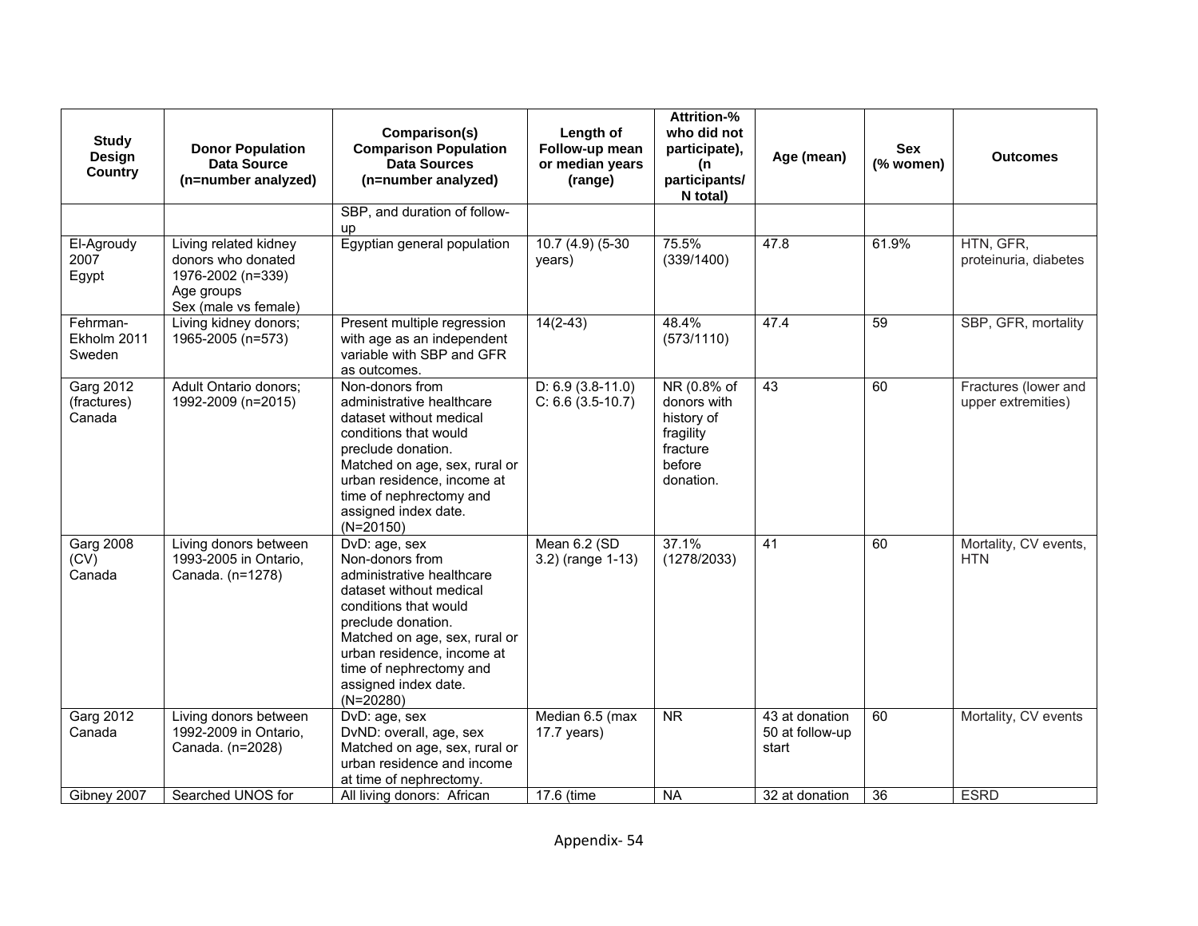| Study Design Country | Donor Population Data Source (n=number analyzed) | Comparison(s) Comparison Population Data Sources (n=number analyzed) | Length of Follow-up mean or median years (range) | Attrition-% who did not participate), (n participants/ N total) | Age (mean) | Sex (% women) | Outcomes |
|---|---|---|---|---|---|---|---|
| | | SBP, and duration of follow-up | | | | | |
| El-Agroudy 2007 Egypt | Living related kidney donors who donated 1976-2002 (n=339) Age groups Sex (male vs female) | Egyptian general population | 10.7 (4.9) (5-30 years) | 75.5% (339/1400) | 47.8 | 61.9% | HTN, GFR, proteinuria, diabetes |
| Fehrman-Ekholm 2011 Sweden | Living kidney donors; 1965-2005 (n=573) | Present multiple regression with age as an independent variable with SBP and GFR as outcomes. | 14(2-43) | 48.4% (573/1110) | 47.4 | 59 | SBP, GFR, mortality |
| Garg 2012 (fractures) Canada | Adult Ontario donors; 1992-2009 (n=2015) | Non-donors from administrative healthcare dataset without medical conditions that would preclude donation. Matched on age, sex, rural or urban residence, income at time of nephrectomy and assigned index date. (N=20150) | D: 6.9 (3.8-11.0) C: 6.6 (3.5-10.7) | NR (0.8% of donors with history of fragility fracture before donation. | 43 | 60 | Fractures (lower and upper extremities) |
| Garg 2008 (CV) Canada | Living donors between 1993-2005 in Ontario, Canada. (n=1278) | DvD: age, sex Non-donors from administrative healthcare dataset without medical conditions that would preclude donation. Matched on age, sex, rural or urban residence, income at time of nephrectomy and assigned index date. (N=20280) | Mean 6.2 (SD 3.2) (range 1-13) | 37.1% (1278/2033) | 41 | 60 | Mortality, CV events, HTN |
| Garg 2012 Canada | Living donors between 1992-2009 in Ontario, Canada. (n=2028) | DvD: age, sex DvND: overall, age, sex Matched on age, sex, rural or urban residence and income at time of nephrectomy. | Median 6.5 (max 17.7 years) | NR | 43 at donation 50 at follow-up start | 60 | Mortality, CV events |
| Gibney 2007 | Searched UNOS for | All living donors: African | 17.6 (time | NA | 32 at donation | 36 | ESRD |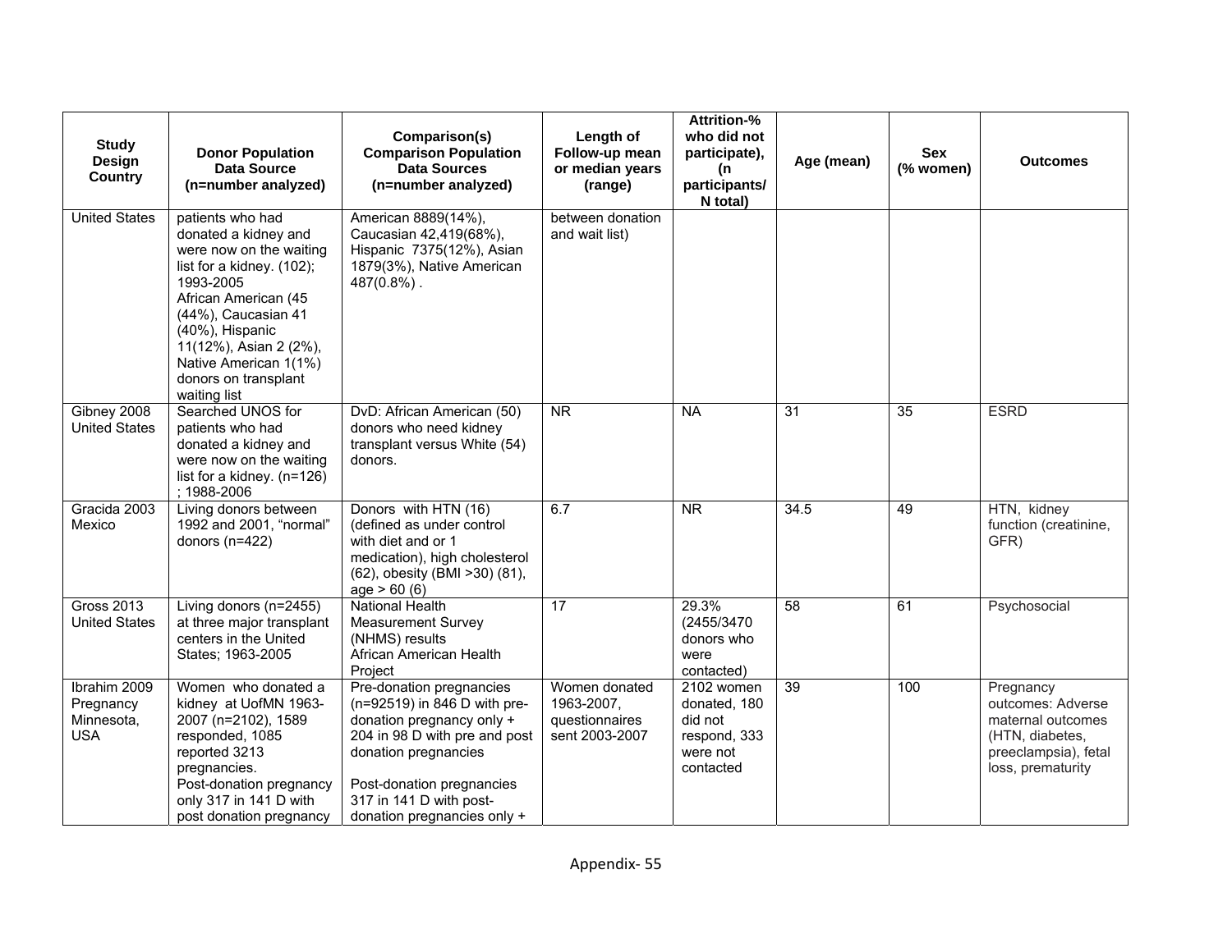| Study Design Country | Donor Population Data Source (n=number analyzed) | Comparison(s) Comparison Population Data Sources (n=number analyzed) | Length of Follow-up mean or median years (range) | Attrition-% who did not participate), (n participants/ N total) | Age (mean) | Sex (% women) | Outcomes |
|---|---|---|---|---|---|---|---|
| United States | patients who had donated a kidney and were now on the waiting list for a kidney. (102); 1993-2005 African American (45 (44%), Caucasian 41 (40%), Hispanic 11(12%), Asian 2 (2%), Native American 1(1%) donors on transplant waiting list | American 8889(14%), Caucasian 42,419(68%), Hispanic 7375(12%), Asian 1879(3%), Native American 487(0.8%) . | between donation and wait list) | | | | |
| Gibney 2008 United States | Searched UNOS for patients who had donated a kidney and were now on the waiting list for a kidney. (n=126) ; 1988-2006 | DvD: African American (50) donors who need kidney transplant versus White (54) donors. | NR | NA | 31 | 35 | ESRD |
| Gracida 2003 Mexico | Living donors between 1992 and 2001, “normal” donors (n=422) | Donors with HTN (16) (defined as under control with diet and or 1 medication), high cholesterol (62), obesity (BMI >30) (81), age > 60 (6) | 6.7 | NR | 34.5 | 49 | HTN, kidney function (creatinine, GFR) |
| Gross 2013 United States | Living donors (n=2455) at three major transplant centers in the United States; 1963-2005 | National Health Measurement Survey (NHMS) results African American Health Project | 17 | 29.3% (2455/3470 donors who were contacted) | 58 | 61 | Psychosocial |
| Ibrahim 2009 Pregnancy Minnesota, USA | Women who donated a kidney at UofMN 1963-2007 (n=2102), 1589 responded, 1085 reported 3213 pregnancies. Post-donation pregnancy only 317 in 141 D with post donation pregnancy | Pre-donation pregnancies (n=92519) in 846 D with pre-donation pregnancy only + 204 in 98 D with pre and post donation pregnancies<br><br>Post-donation pregnancies 317 in 141 D with post-donation pregnancies only + | Women donated 1963-2007, questionnaires sent 2003-2007 | 2102 women donated, 180 did not respond, 333 were not contacted | 39 | 100 | Pregnancy outcomes: Adverse maternal outcomes (HTN, diabetes, preeclampsia), fetal loss, prematurity |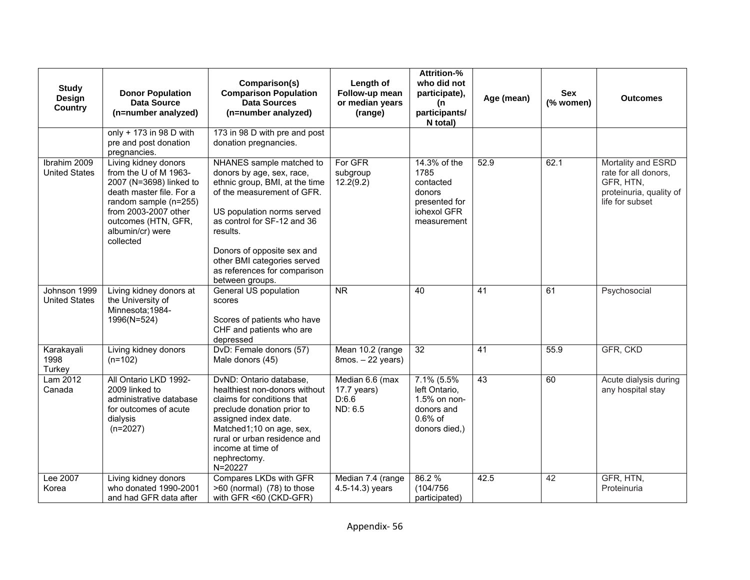| Study Design Country | Donor Population Data Source (n=number analyzed) | Comparison(s) Comparison Population Data Sources (n=number analyzed) | Length of Follow-up mean or median years (range) | Attrition-% who did not participate), (n participants/ N total) | Age (mean) | Sex (% women) | Outcomes |
|---|---|---|---|---|---|---|---|
| | only + 173 in 98 D with pre and post donation pregnancies. | 173 in 98 D with pre and post donation pregnancies. | | | | | |
| Ibrahim 2009 United States | Living kidney donors from the U of M 1963-2007 (N=3698) linked to death master file. For a random sample (n=255) from 2003-2007 other outcomes (HTN, GFR, albumin/cr) were collected | NHANES sample matched to donors by age, sex, race, ethnic group, BMI, at the time of the measurement of GFR.<br><br>US population norms served as control for SF-12 and 36 results.<br><br>Donors of opposite sex and other BMI categories served as references for comparison between groups. | For GFR subgroup 12.2(9.2) | 14.3% of the 1785 contacted donors presented for iohexol GFR measurement | 52.9 | 62.1 | Mortality and ESRD rate for all donors, GFR, HTN, proteinuria, quality of life for subset |
| Johnson 1999 United States | Living kidney donors at the University of Minnesota;1984-1996(N=524) | General US population scores<br><br>Scores of patients who have CHF and patients who are depressed | NR | 40 | 41 | 61 | Psychosocial |
| Karakayali 1998 Turkey | Living kidney donors (n=102) | DvD: Female donors (57) Male donors (45) | Mean 10.2 (range 8mos. – 22 years) | 32 | 41 | 55.9 | GFR, CKD |
| Lam 2012 Canada | All Ontario LKD 1992-2009 linked to administrative database for outcomes of acute dialysis (n=2027) | DvND: Ontario database, healthiest non-donors without claims for conditions that preclude donation prior to assigned index date. Matched1;10 on age, sex, rural or urban residence and income at time of nephrectomy. N=20227 | Median 6.6 (max 17.7 years) D:6.6 ND: 6.5 | 7.1% (5.5% left Ontario, 1.5% on non-donors and 0.6% of donors died,) | 43 | 60 | Acute dialysis during any hospital stay |
| Lee 2007 Korea | Living kidney donors who donated 1990-2001 and had GFR data after | Compares LKDs with GFR >60 (normal) (78) to those with GFR <60 (CKD-GFR) | Median 7.4 (range 4.5-14.3) years | 86.2 % (104/756 participated) | 42.5 | 42 | GFR, HTN, Proteinuria |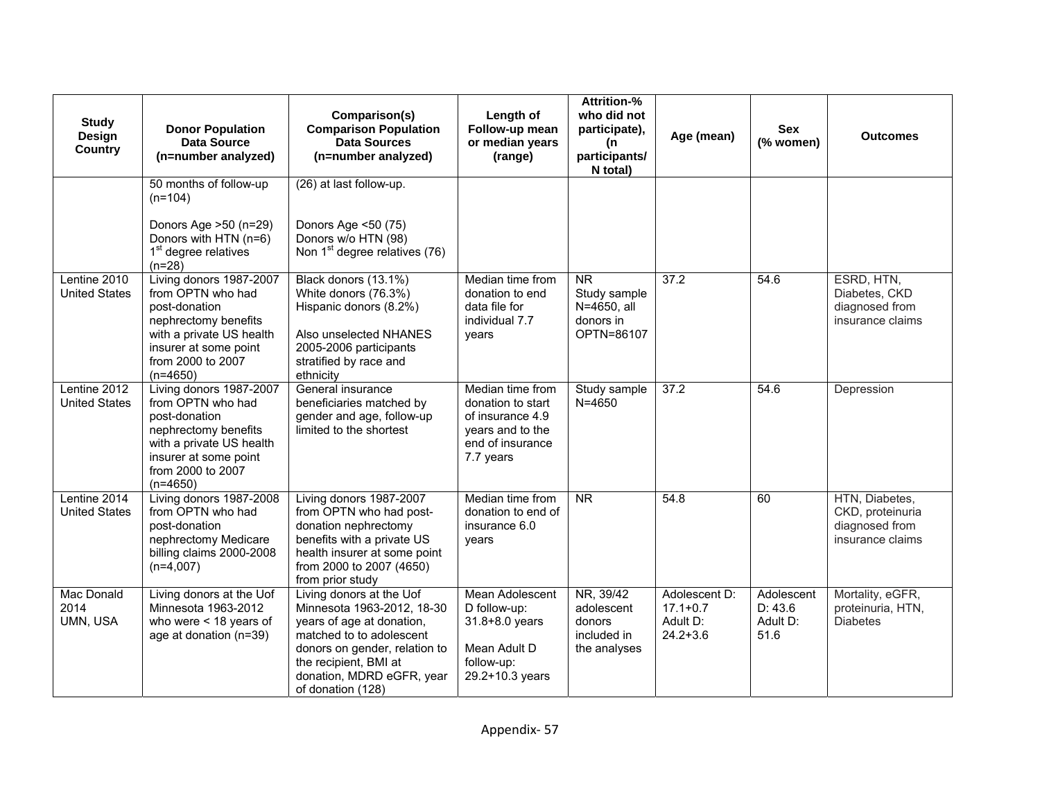| Study Design Country | Donor Population Data Source (n=number analyzed) | Comparison(s) Comparison Population Data Sources (n=number analyzed) | Length of Follow-up mean or median years (range) | Attrition-% who did not participate), (n participants/ N total) | Age (mean) | Sex (% women) | Outcomes |
|---|---|---|---|---|---|---|---|
| | 50 months of follow-up (n=104)<br><br>Donors Age >50 (n=29)<br>Donors with HTN (n=6)<br>1st degree relatives (n=28) | (26) at last follow-up.<br><br>Donors Age <50 (75)<br>Donors w/o HTN (98)<br>Non 1st degree relatives (76) | | | | | |
| Lentine 2010 United States | Living donors 1987-2007 from OPTN who had post-donation nephrectomy benefits with a private US health insurer at some point from 2000 to 2007 (n=4650) | Black donors (13.1%)<br>White donors (76.3%)<br>Hispanic donors (8.2%)<br><br>Also unselected NHANES 2005-2006 participants stratified by race and ethnicity | Median time from donation to end data file for individual 7.7 years | NR<br>Study sample N=4650, all donors in OPTN=86107 | 37.2 | 54.6 | ESRD, HTN, Diabetes, CKD diagnosed from insurance claims |
| Lentine 2012 United States | Living donors 1987-2007 from OPTN who had post-donation nephrectomy benefits with a private US health insurer at some point from 2000 to 2007 (n=4650) | General insurance beneficiaries matched by gender and age, follow-up limited to the shortest | Median time from donation to start of insurance 4.9 years and to the end of insurance 7.7 years | Study sample N=4650 | 37.2 | 54.6 | Depression |
| Lentine 2014 United States | Living donors 1987-2008 from OPTN who had post-donation nephrectomy Medicare billing claims 2000-2008 (n=4,007) | Living donors 1987-2007 from OPTN who had post-donation nephrectomy benefits with a private US health insurer at some point from 2000 to 2007 (4650) from prior study | Median time from donation to end of insurance 6.0 years | NR | 54.8 | 60 | HTN, Diabetes, CKD, proteinuria diagnosed from insurance claims |
| Mac Donald 2014 UMN, USA | Living donors at the Uof Minnesota 1963-2012 who were < 18 years of age at donation (n=39) | Living donors at the Uof Minnesota 1963-2012, 18-30 years of age at donation, matched to to adolescent donors on gender, relation to the recipient, BMI at donation, MDRD eGFR, year of donation (128) | Mean Adolescent D follow-up: 31.8+8.0 years<br><br>Mean Adult D follow-up: 29.2+10.3 years | NR, 39/42 adolescent donors included in the analyses | Adolescent D: 17.1+0.7<br>Adult D: 24.2+3.6 | Adolescent D: 43.6<br>Adult D: 51.6 | Mortality, eGFR, proteinuria, HTN, Diabetes |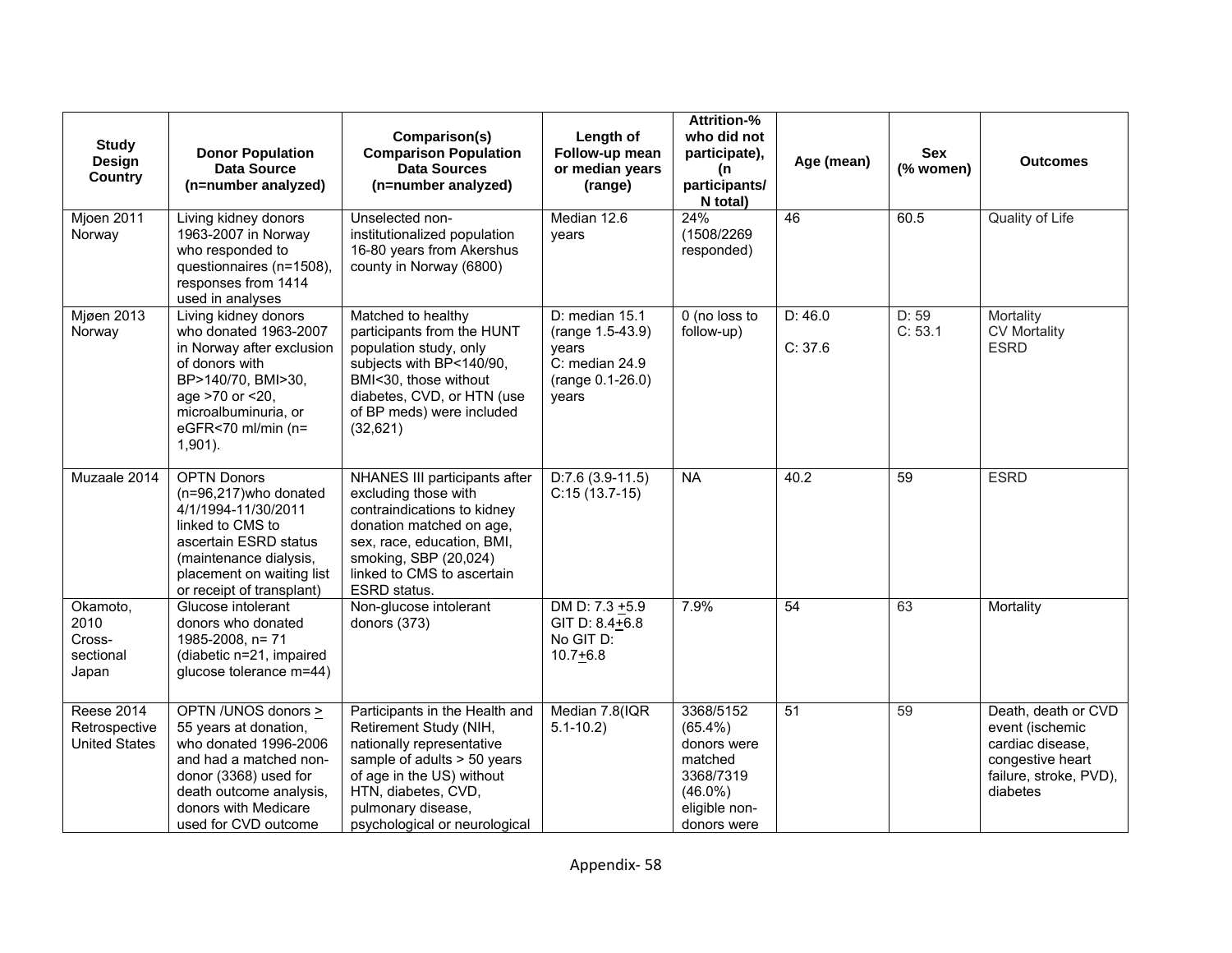| Study Design Country | Donor Population Data Source (n=number analyzed) | Comparison(s) Comparison Population Data Sources (n=number analyzed) | Length of Follow-up mean or median years (range) | Attrition-% who did not participate), (n participants/ N total) | Age (mean) | Sex (% women) | Outcomes |
|---|---|---|---|---|---|---|---|
| Mjoen 2011 Norway | Living kidney donors 1963-2007 in Norway who responded to questionnaires (n=1508), responses from 1414 used in analyses | Unselected non-institutionalized population 16-80 years from Akershus county in Norway (6800) | Median 12.6 years | 24% (1508/2269 responded) | 46 | 60.5 | Quality of Life |
| Mjøen 2013 Norway | Living kidney donors who donated 1963-2007 in Norway after exclusion of donors with BP>140/70, BMI>30, age >70 or <20, microalbuminuria, or eGFR<70 ml/min (n= 1,901). | Matched to healthy participants from the HUNT population study, only subjects with BP<140/90, BMI<30, those without diabetes, CVD, or HTN (use of BP meds) were included (32,621) | D: median 15.1 (range 1.5-43.9) years<br>C: median 24.9 (range 0.1-26.0) years | 0 (no loss to follow-up) | D: 46.0<br>C: 37.6 | D: 59<br>C: 53.1 | Mortality<br>CV Mortality<br>ESRD |
| Muzaale 2014 | OPTN Donors (n=96,217)who donated 4/1/1994-11/30/2011 linked to CMS to ascertain ESRD status (maintenance dialysis, placement on waiting list or receipt of transplant) | NHANES III participants after excluding those with contraindications to kidney donation matched on age, sex, race, education, BMI, smoking, SBP (20,024) linked to CMS to ascertain ESRD status. | D:7.6 (3.9-11.5)<br>C:15 (13.7-15) | NA | 40.2 | 59 | ESRD |
| Okamoto, 2010 Cross-sectional Japan | Glucose intolerant donors who donated 1985-2008, n= 71 (diabetic n=21, impaired glucose tolerance m=44) | Non-glucose intolerant donors (373) | DM D: 7.3 ±5.9<br>GIT D: 8.4±6.8<br>No GIT D: 10.7±6.8 | 7.9% | 54 | 63 | Mortality |
| Reese 2014 Retrospective United States | OPTN /UNOS donors ≥ 55 years at donation, who donated 1996-2006 and had a matched non-donor (3368) used for death outcome analysis, donors with Medicare used for CVD outcome | Participants in the Health and Retirement Study (NIH, nationally representative sample of adults > 50 years of age in the US) without HTN, diabetes, CVD, pulmonary disease, psychological or neurological | Median 7.8(IQR 5.1-10.2) | 3368/5152 (65.4%) donors were matched 3368/7319 (46.0%) eligible non-donors were | 51 | 59 | Death, death or CVD event (ischemic cardiac disease, congestive heart failure, stroke, PVD), diabetes |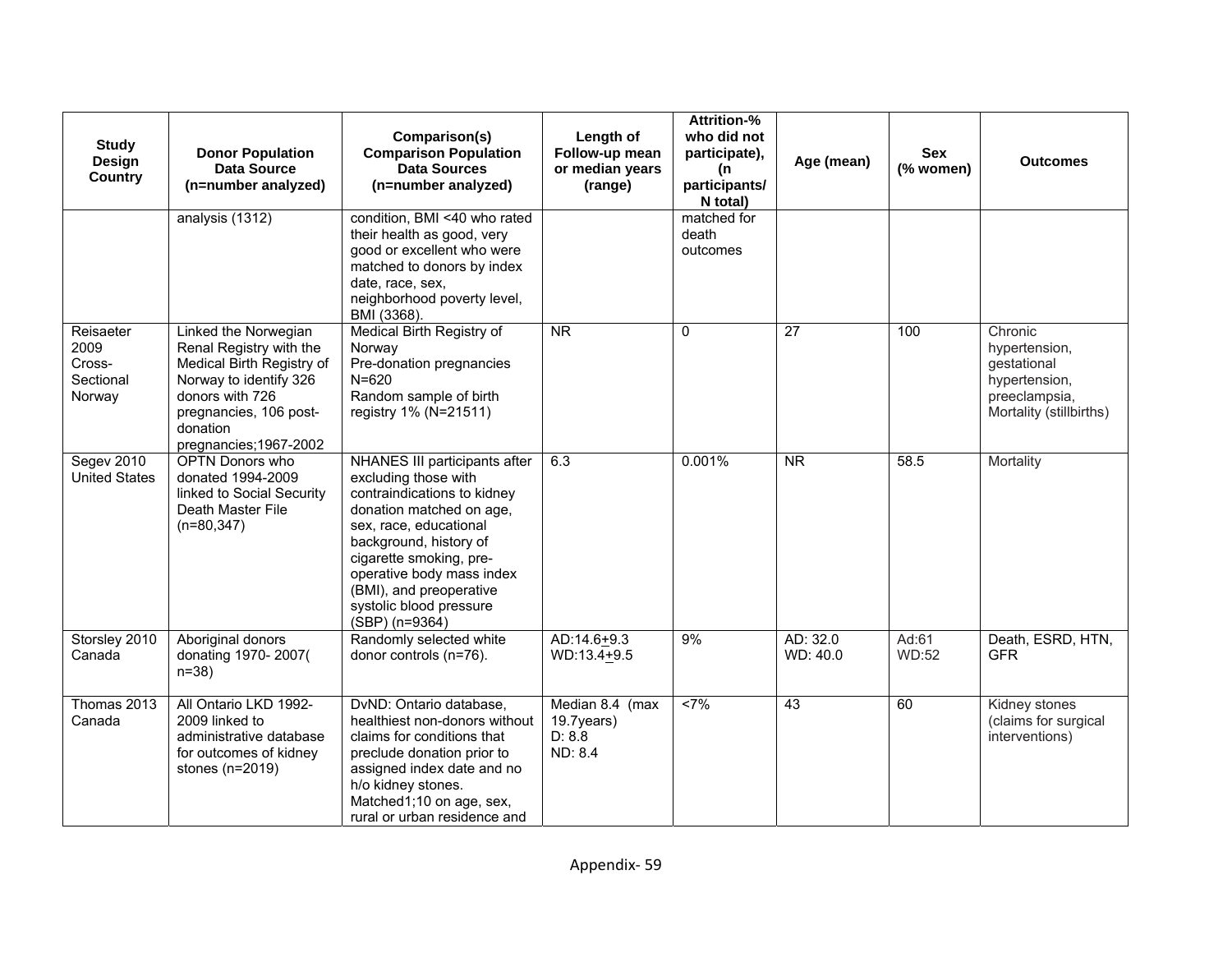| Study Design Country | Donor Population Data Source (n=number analyzed) | Comparison(s) Comparison Population Data Sources (n=number analyzed) | Length of Follow-up mean or median years (range) | Attrition-% who did not participate), (n participants/ N total) | Age (mean) | Sex (% women) | Outcomes |
|---|---|---|---|---|---|---|---|
| | analysis (1312) | condition, BMI <40 who rated their health as good, very good or excellent who were matched to donors by index date, race, sex, neighborhood poverty level, BMI (3368). | | matched for death outcomes | | | |
| Reisaeter 2009 Cross-Sectional Norway | Linked the Norwegian Renal Registry with the Medical Birth Registry of Norway to identify 326 donors with 726 pregnancies, 106 post-donation pregnancies;1967-2002 | Medical Birth Registry of Norway Pre-donation pregnancies N=620 Random sample of birth registry 1% (N=21511) | NR | 0 | 27 | 100 | Chronic hypertension, gestational hypertension, preeclampsia, Mortality (stillbirths) |
| Segev 2010 United States | OPTN Donors who donated 1994-2009 linked to Social Security Death Master File (n=80,347) | NHANES III participants after excluding those with contraindications to kidney donation matched on age, sex, race, educational background, history of cigarette smoking, pre-operative body mass index (BMI), and preoperative systolic blood pressure (SBP) (n=9364) | 6.3 | 0.001% | NR | 58.5 | Mortality |
| Storsley 2010 Canada | Aboriginal donors donating 1970- 2007( n=38) | Randomly selected white donor controls (n=76). | AD:14.6±9.3 WD:13.4±9.5 | 9% | AD: 32.0 WD: 40.0 | Ad:61 WD:52 | Death, ESRD, HTN, GFR |
| Thomas 2013 Canada | All Ontario LKD 1992-2009 linked to administrative database for outcomes of kidney stones (n=2019) | DvND: Ontario database, healthiest non-donors without claims for conditions that preclude donation prior to assigned index date and no h/o kidney stones. Matched1;10 on age, sex, rural or urban residence and | Median 8.4 (max 19.7years) D: 8.8 ND: 8.4 | <7% | 43 | 60 | Kidney stones (claims for surgical interventions) |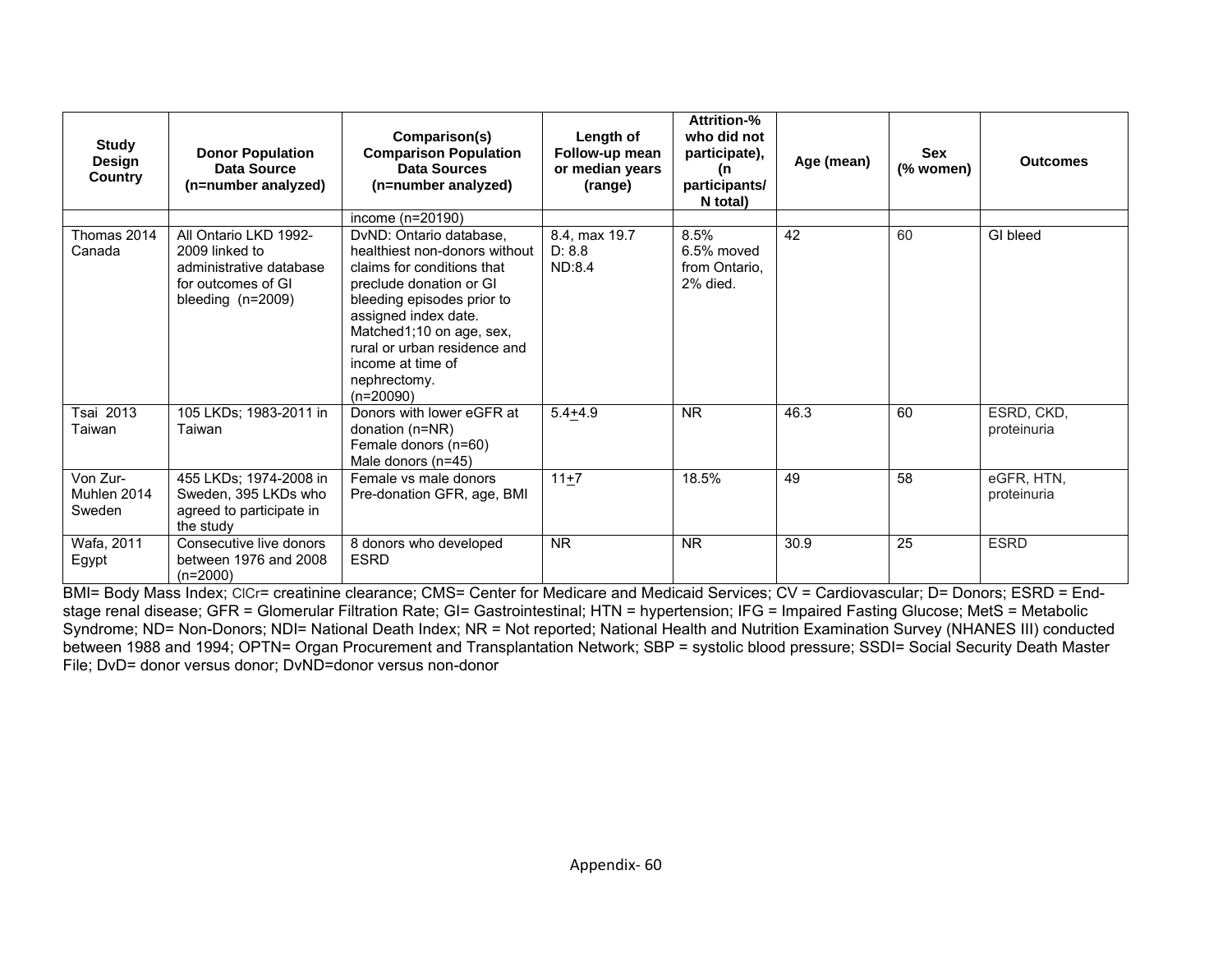| Study Design Country | Donor Population Data Source (n=number analyzed) | Comparison(s) Comparison Population Data Sources (n=number analyzed) | Length of Follow-up mean or median years (range) | Attrition-% who did not participate), (n participants/ N total) | Age (mean) | Sex (% women) | Outcomes |
|---|---|---|---|---|---|---|---|
| | | income (n=20190) | | | | | |
| Thomas 2014 Canada | All Ontario LKD 1992-2009 linked to administrative database for outcomes of GI bleeding (n=2009) | DvND: Ontario database, healthiest non-donors without claims for conditions that preclude donation or GI bleeding episodes prior to assigned index date. Matched1;10 on age, sex, rural or urban residence and income at time of nephrectomy. (n=20090) | 8.4, max 19.7<br>D: 8.8<br>ND:8.4 | 8.5%<br>6.5% moved from Ontario, 2% died. | 42 | 60 | GI bleed |
| Tsai 2013 Taiwan | 105 LKDs; 1983-2011 in Taiwan | Donors with lower eGFR at donation (n=NR)<br>Female donors (n=60)<br>Male donors (n=45) | 5.4±4.9 | NR | 46.3 | 60 | ESRD, CKD, proteinuria |
| Von Zur-Muhlen 2014 Sweden | 455 LKDs; 1974-2008 in Sweden, 395 LKDs who agreed to participate in the study | Female vs male donors<br>Pre-donation GFR, age, BMI | 11±7 | 18.5% | 49 | 58 | eGFR, HTN, proteinuria |
| Wafa, 2011 Egypt | Consecutive live donors between 1976 and 2008 (n=2000) | 8 donors who developed ESRD | NR | NR | 30.9 | 25 | ESRD |

BMI= Body Mass Index; ClCr= creatinine clearance; CMS= Center for Medicare and Medicaid Services; CV = Cardiovascular; D= Donors; ESRD = End-stage renal disease; GFR = Glomerular Filtration Rate; GI= Gastrointestinal; HTN = hypertension; IFG = Impaired Fasting Glucose; MetS = Metabolic Syndrome; ND= Non-Donors; NDI= National Death Index; NR = Not reported; National Health and Nutrition Examination Survey (NHANES III) conducted between 1988 and 1994; OPTN= Organ Procurement and Transplantation Network; SBP = systolic blood pressure; SSDI= Social Security Death Master File; DvD= donor versus donor; DvND=donor versus non-donor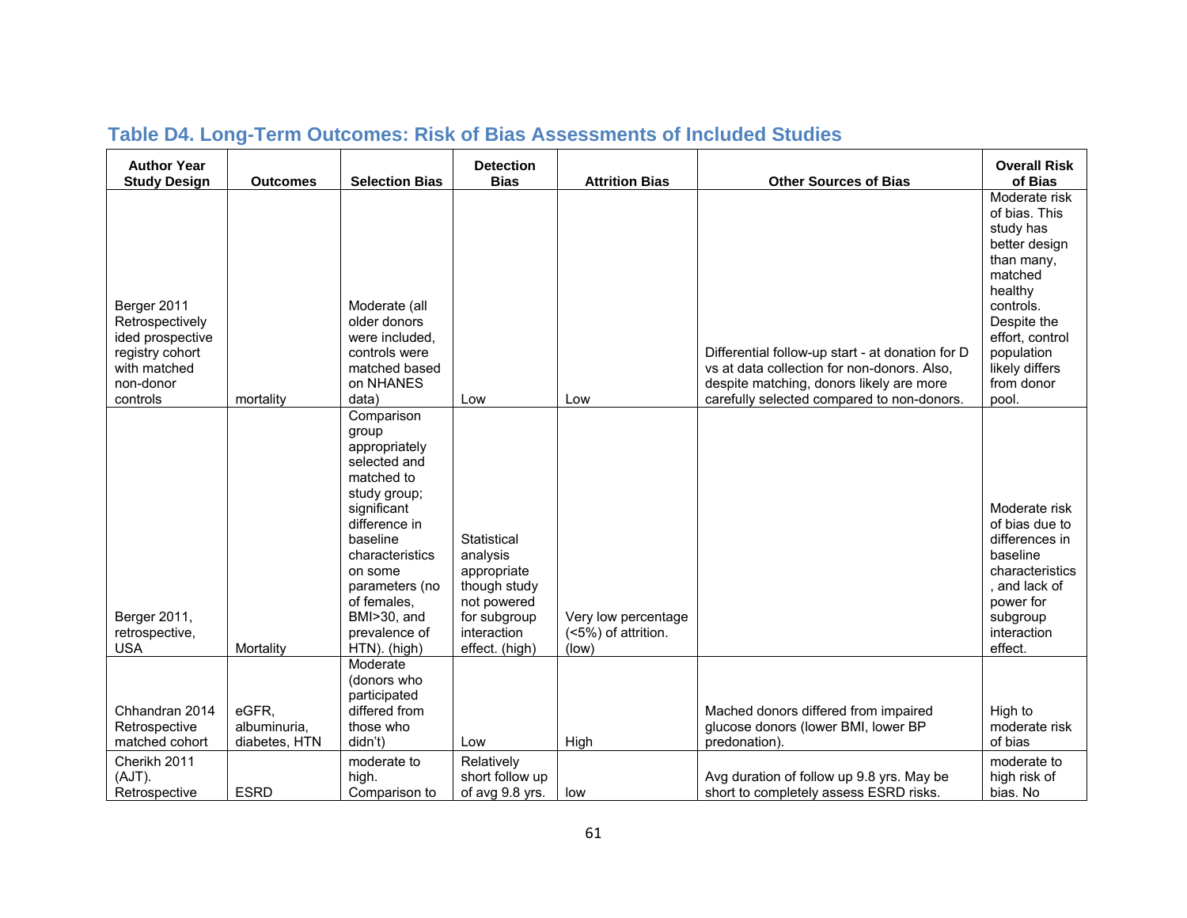## Table D4. Long-Term Outcomes: Risk of Bias Assessments of Included Studies

| Author Year Study Design | Outcomes | Selection Bias | Detection Bias | Attrition Bias | Other Sources of Bias | Overall Risk of Bias |
|---|---|---|---|---|---|---|
| Berger 2011 Retrospectively ided prospective registry cohort with matched non-donor controls | mortality | Moderate (all older donors were included, controls were matched based on NHANES data) | Low | Low | Differential follow-up start - at donation for D vs at data collection for non-donors. Also, despite matching, donors likely are more carefully selected compared to non-donors. | Moderate risk of bias. This study has better design than many, matched healthy controls. Despite the effort, control population likely differs from donor pool. |
| Berger 2011, retrospective, USA | Mortality | Comparison group appropriately selected and matched to study group; significant difference in baseline characteristics on some parameters (no of females, BMI>30, and prevalence of HTN). (high) | Statistical analysis appropriate though study not powered for subgroup interaction effect. (high) | Very low percentage (<5%) of attrition. (low) | | Moderate risk of bias due to differences in baseline characteristics, and lack of power for subgroup interaction effect. |
| Chhandran 2014 Retrospective matched cohort | eGFR, albuminuria, diabetes, HTN | Moderate (donors who participated differed from those who didn't) | Low | High | Mached donors differed from impaired glucose donors (lower BMI, lower BP predonation). | High to moderate risk of bias |
| Cherikh 2011 (AJT). Retrospective | ESRD | moderate to high. Comparison to | Relatively short follow up of avg 9.8 yrs. | low | Avg duration of follow up 9.8 yrs. May be short to completely assess ESRD risks. | moderate to high risk of bias. No |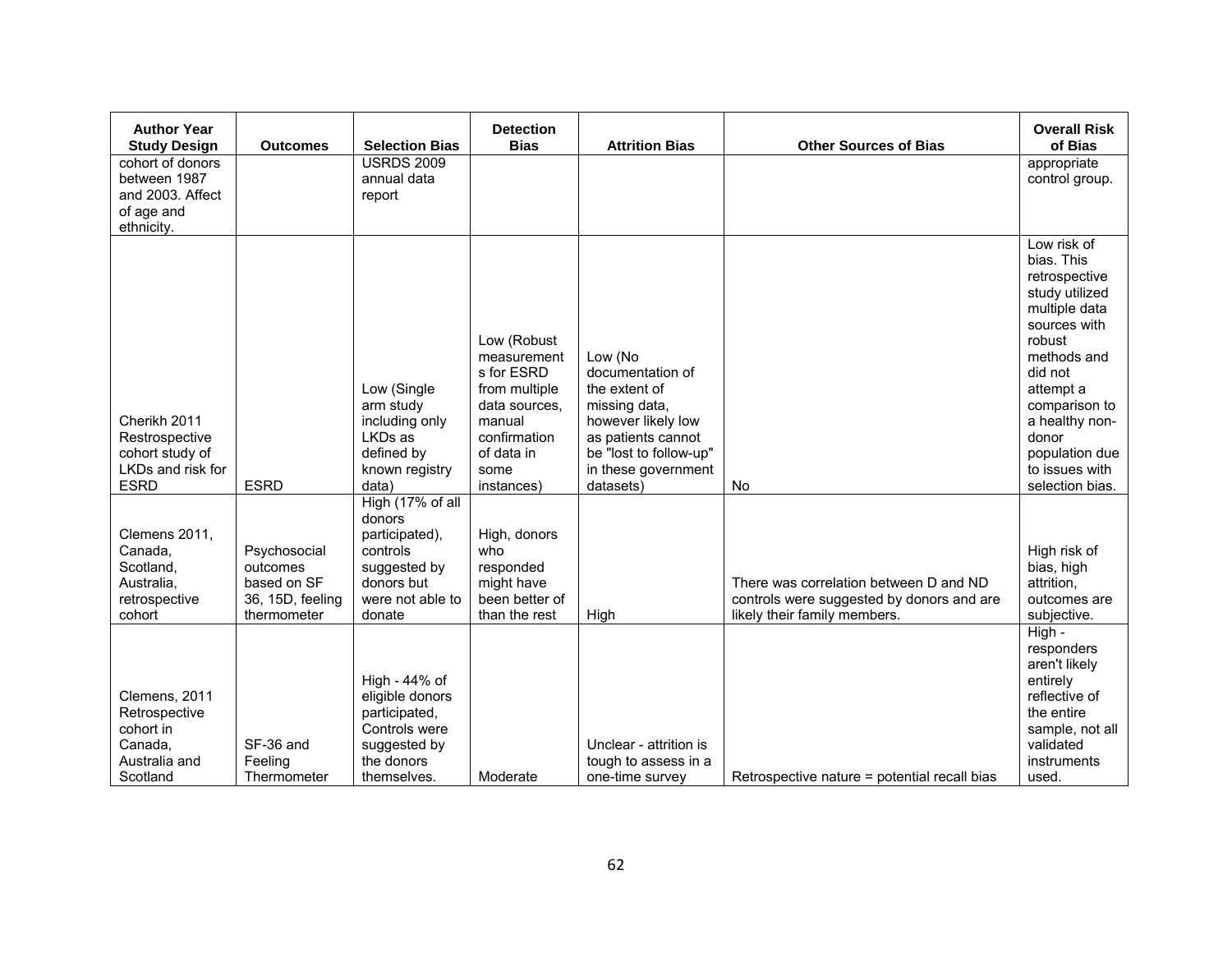| Author Year Study Design | Outcomes | Selection Bias | Detection Bias | Attrition Bias | Other Sources of Bias | Overall Risk of Bias |
|---|---|---|---|---|---|---|
| cohort of donors between 1987 and 2003. Affect of age and ethnicity. | | USRDS 2009 annual data report | | | | appropriate control group. |
| Cherikh 2011 Restrospective cohort study of LKDs and risk for ESRD | ESRD | Low (Single arm study including only LKDs as defined by known registry data) | Low (Robust measurements for ESRD from multiple data sources, manual confirmation of data in some instances) | Low (No documentation of the extent of missing data, however likely low as patients cannot be "lost to follow-up" in these government datasets) | No | Low risk of bias. This retrospective study utilized multiple data sources with robust methods and did not attempt a comparison to a healthy non-donor population due to issues with selection bias. |
| Clemens 2011, Canada, Scotland, Australia, retrospective cohort | Psychosocial outcomes based on SF 36, 15D, feeling thermometer | High (17% of all donors participated), controls suggested by donors but were not able to donate | High, donors who responded might have been better of than the rest | High | There was correlation between D and ND controls were suggested by donors and are likely their family members. | High risk of bias, high attrition, outcomes are subjective. |
| Clemens, 2011 Retrospective cohort in Canada, Australia and Scotland | SF-36 and Feeling Thermometer | High - 44% of eligible donors participated, Controls were suggested by the donors themselves. | Moderate | Unclear - attrition is tough to assess in a one-time survey | Retrospective nature = potential recall bias | High - responders aren't likely entirely reflective of the entire sample, not all validated instruments used. |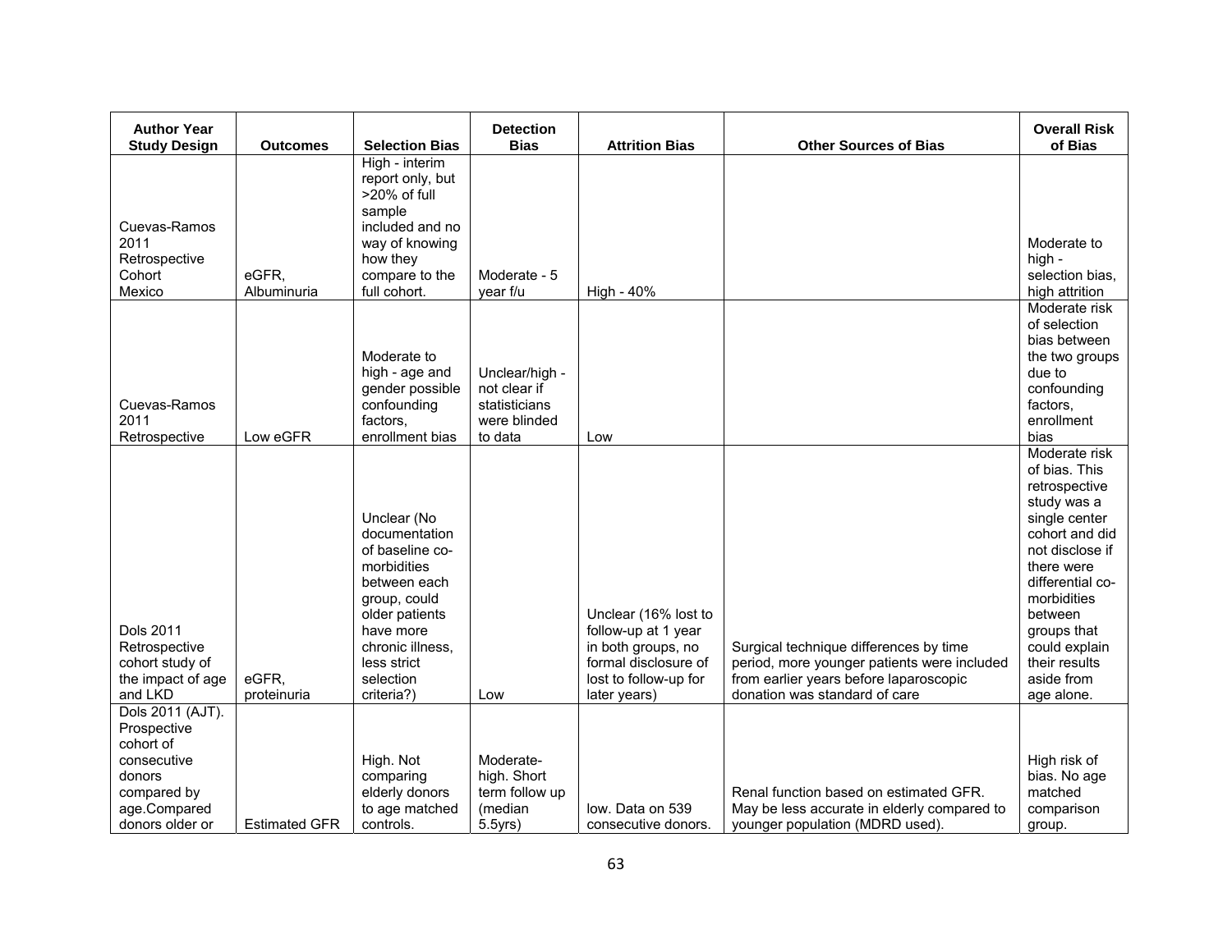| Author Year Study Design | Outcomes | Selection Bias | Detection Bias | Attrition Bias | Other Sources of Bias | Overall Risk of Bias |
|---|---|---|---|---|---|---|
| Cuevas-Ramos 2011 Retrospective Cohort Mexico | eGFR, Albuminuria | High - interim report only, but >20% of full sample included and no way of knowing how they compare to the full cohort. | Moderate - 5 year f/u | High - 40% | | Moderate to high - selection bias, high attrition |
| Cuevas-Ramos 2011 Retrospective | Low eGFR | Moderate to high - age and gender possible confounding factors, enrollment bias | Unclear/high - not clear if statisticians were blinded to data | Low | | Moderate risk of selection bias between the two groups due to confounding factors, enrollment bias |
| Dols 2011 Retrospective cohort study of the impact of age and LKD | eGFR, proteinuria | Unclear (No documentation of baseline co-morbidities between each group, could older patients have more chronic illness, less strict selection criteria?) | Low | Unclear (16% lost to follow-up at 1 year in both groups, no formal disclosure of lost to follow-up for later years) | Surgical technique differences by time period, more younger patients were included from earlier years before laparoscopic donation was standard of care | Moderate risk of bias. This retrospective study was a single center cohort and did not disclose if there were differential co-morbidities between groups that could explain their results aside from age alone. |
| Dols 2011 (AJT). Prospective cohort of consecutive donors compared by age.Compared donors older or | Estimated GFR | High. Not comparing elderly donors to age matched controls. | Moderate-high. Short term follow up (median 5.5yrs) | low. Data on 539 consecutive donors. | Renal function based on estimated GFR. May be less accurate in elderly compared to younger population (MDRD used). | High risk of bias. No age matched comparison group. |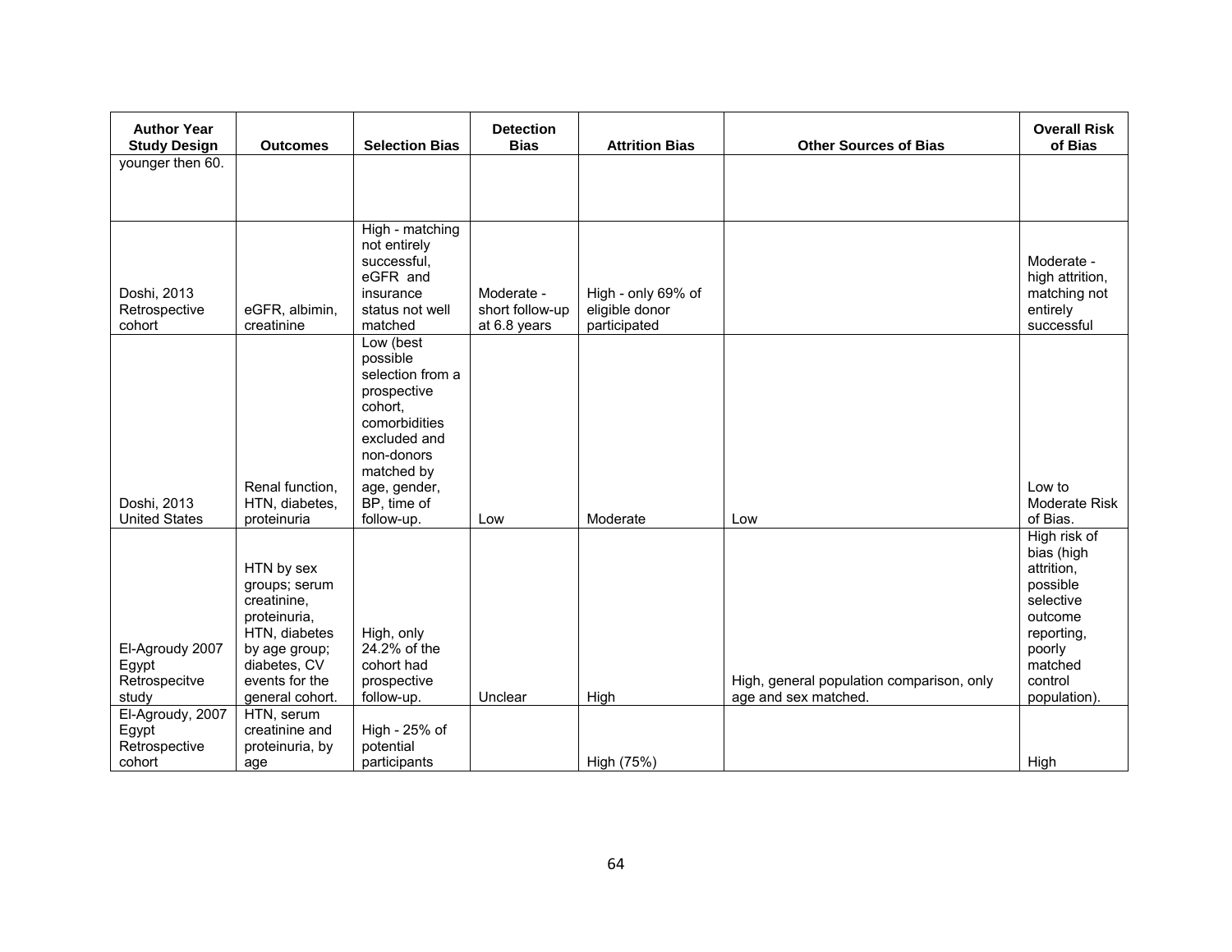| Author Year Study Design | Outcomes | Selection Bias | Detection Bias | Attrition Bias | Other Sources of Bias | Overall Risk of Bias |
|---|---|---|---|---|---|---|
| younger then 60. | | | | | | |
| Doshi, 2013 Retrospective cohort | eGFR, albimin, creatinine | High - matching not entirely successful, eGFR and insurance status not well matched | Moderate - short follow-up at 6.8 years | High - only 69% of eligible donor participated | | Moderate - high attrition, matching not entirely successful |
| Doshi, 2013 United States | Renal function, HTN, diabetes, proteinuria | Low (best possible selection from a prospective cohort, comorbidities excluded and non-donors matched by age, gender, BP, time of follow-up. | Low | Moderate | Low | Low to Moderate Risk of Bias. |
| El-Agroudy 2007 Egypt Retrospecitve study | HTN by sex groups; serum creatinine, proteinuria, HTN, diabetes by age group; diabetes, CV events for the general cohort. | High, only 24.2% of the cohort had prospective follow-up. | Unclear | High | High, general population comparison, only age and sex matched. | High risk of bias (high attrition, possible selective outcome reporting, poorly matched control population). |
| El-Agroudy, 2007 Egypt Retrospective cohort | HTN, serum creatinine and proteinuria, by age | High - 25% of potential participants | | High (75%) | | High |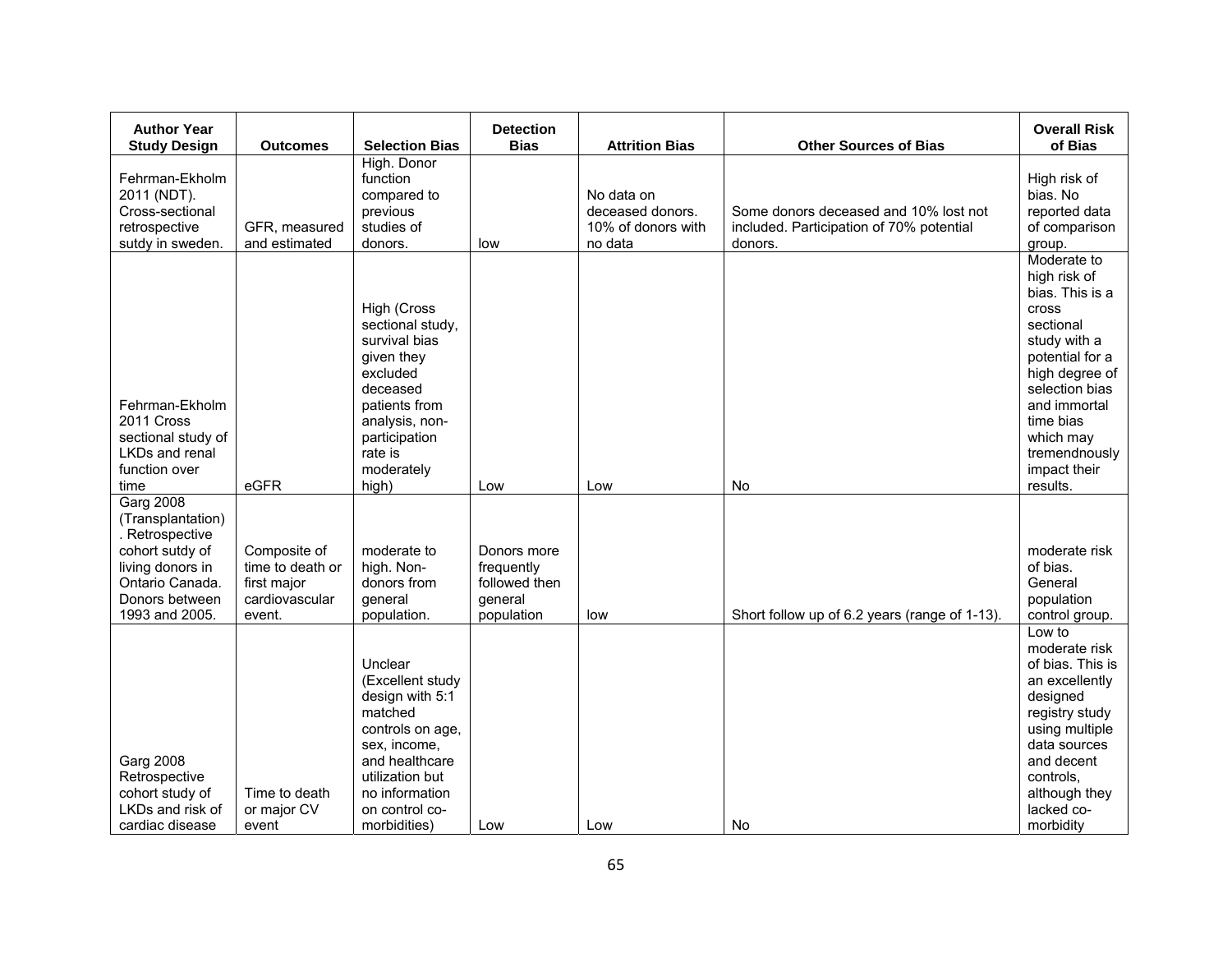| Author Year Study Design | Outcomes | Selection Bias | Detection Bias | Attrition Bias | Other Sources of Bias | Overall Risk of Bias |
|---|---|---|---|---|---|---|
| Fehrman-Ekholm 2011 (NDT). Cross-sectional retrospective sutdy in sweden. | GFR, measured and estimated | High. Donor function compared to previous studies of donors. | low | No data on deceased donors. 10% of donors with no data | Some donors deceased and 10% lost not included. Participation of 70% potential donors. | High risk of bias. No reported data of comparison group. |
| Fehrman-Ekholm 2011 Cross sectional study of LKDs and renal function over time | eGFR | High (Cross sectional study, survival bias given they excluded deceased patients from analysis, non-participation rate is moderately high) | Low | Low | No | Moderate to high risk of bias. This is a cross sectional study with a potential for a high degree of selection bias and immortal time bias which may tremendnously impact their results. |
| Garg 2008 (Transplantation). Retrospective cohort sutdy of living donors in Ontario Canada. Donors between 1993 and 2005. | Composite of time to death or first major cardiovascular event. | moderate to high. Non-donors from general population. | Donors more frequently followed then general population | low | Short follow up of 6.2 years (range of 1-13). | moderate risk of bias. General population control group. |
| Garg 2008 Retrospective cohort study of LKDs and risk of cardiac disease | Time to death or major CV event | Unclear (Excellent study design with 5:1 matched controls on age, sex, income, and healthcare utilization but no information on control co-morbidities) | Low | Low | No | Low to moderate risk of bias. This is an excellently designed registry study using multiple data sources and decent controls, although they lacked co-morbidity |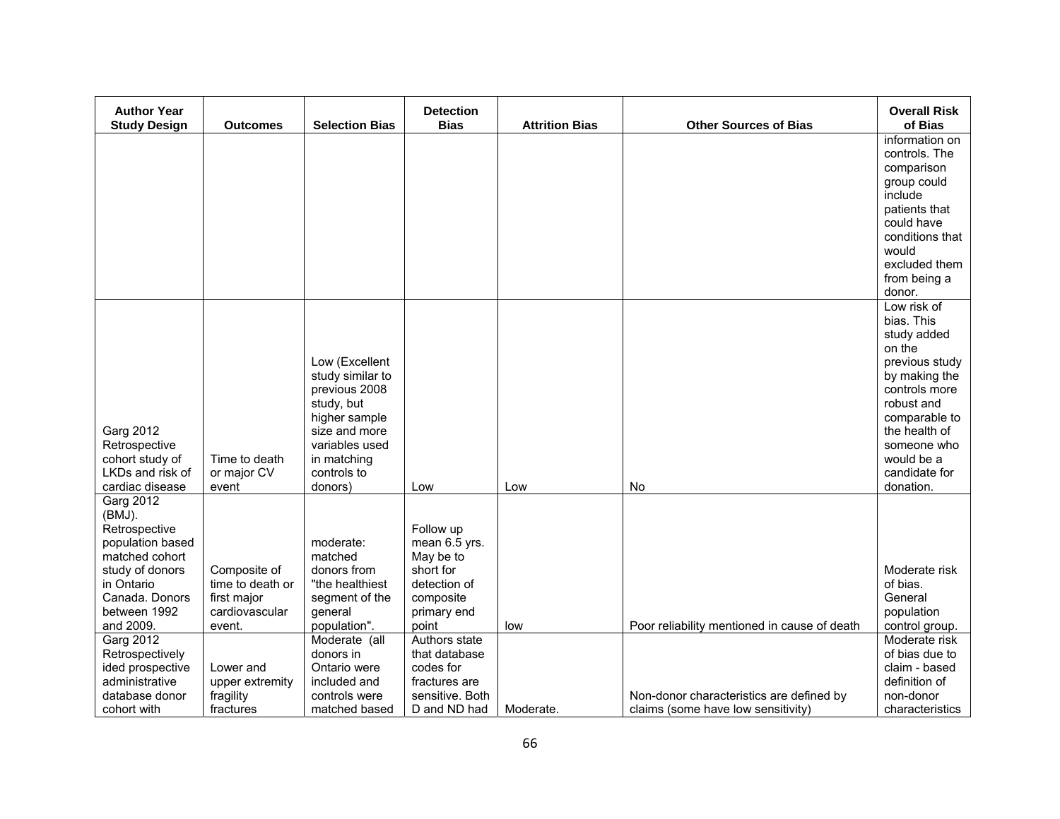| Author Year Study Design | Outcomes | Selection Bias | Detection Bias | Attrition Bias | Other Sources of Bias | Overall Risk of Bias |
|---|---|---|---|---|---|---|
| | | | | | | information on controls. The comparison group could include patients that could have conditions that would excluded them from being a donor. |
| Garg 2012 Retrospective cohort study of LKDs and risk of cardiac disease | Time to death or major CV event | Low (Excellent study similar to previous 2008 study, but higher sample size and more variables used in matching controls to donors) | Low | Low | No | Low risk of bias. This study added on the previous study by making the controls more robust and comparable to the health of someone who would be a candidate for donation. |
| Garg 2012 (BMJ). Retrospective population based matched cohort study of donors in Ontario Canada. Donors between 1992 and 2009. | Composite of time to death or first major cardiovascular event. | moderate: matched donors from "the healthiest segment of the general population". | Follow up mean 6.5 yrs. May be to short for detection of composite primary end point | low | Poor reliability mentioned in cause of death | Moderate risk of bias. General population control group. |
| Garg 2012 Retrospectively ided prospective administrative database donor cohort with | Lower and upper extremity fragility fractures | Moderate (all donors in Ontario were included and controls were matched based | Authors state that database codes for fractures are sensitive. Both D and ND had | Moderate. | Non-donor characteristics are defined by claims (some have low sensitivity) | Moderate risk of bias due to claim - based definition of non-donor characteristics |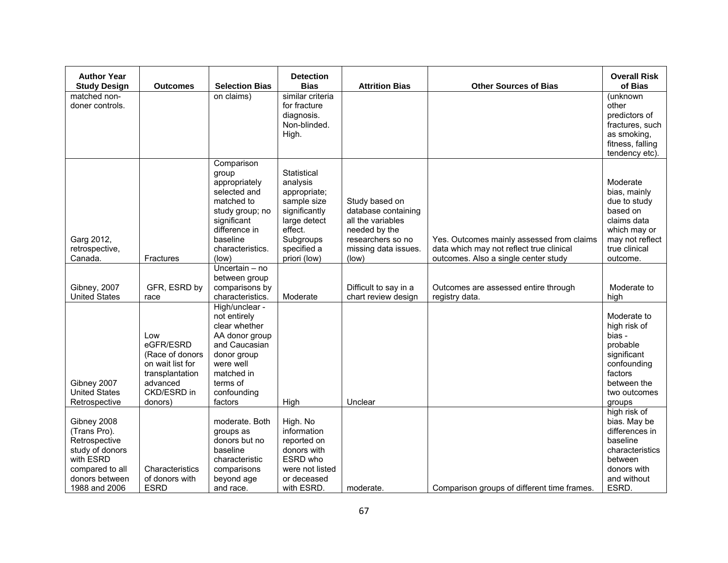| Author Year Study Design | Outcomes | Selection Bias | Detection Bias | Attrition Bias | Other Sources of Bias | Overall Risk of Bias |
|---|---|---|---|---|---|---|
| matched non-doner controls. | | on claims) | similar criteria for fracture diagnosis. Non-blinded. High. | | | (unknown other predictors of fractures, such as smoking, fitness, falling tendency etc). |
| Garg 2012, retrospective, Canada. | Fractures | Comparison group appropriately selected and matched to study group; no significant difference in baseline characteristics. (low) | Statistical analysis appropriate; sample size significantly large detect effect. Subgroups specified a priori (low) | Study based on database containing all the variables needed by the researchers so no missing data issues. (low) | Yes. Outcomes mainly assessed from claims data which may not reflect true clinical outcomes. Also a single center study | Moderate bias, mainly due to study based on claims data which may or may not reflect true clinical outcome. |
| Gibney, 2007 United States | GFR, ESRD by race | Uncertain – no between group comparisons by characteristics. | Moderate | Difficult to say in a chart review design | Outcomes are assessed entire through registry data. | Moderate to high |
| Gibney 2007 United States Retrospective | Low eGFR/ESRD (Race of donors on wait list for transplantation advanced CKD/ESRD in donors) | High/unclear - not entirely clear whether AA donor group and Caucasian donor group were well matched in terms of confounding factors | High | Unclear | | Moderate to high risk of bias - probable significant confounding factors between the two outcomes groups |
| Gibney 2008 (Trans Pro). Retrospective study of donors with ESRD compared to all donors between 1988 and 2006 | Characteristics of donors with ESRD | moderate. Both groups as donors but no baseline characteristic comparisons beyond age and race. | High. No information reported on donors with ESRD who were not listed or deceased with ESRD. | moderate. | Comparison groups of different time frames. | high risk of bias. May be differences in baseline characteristics between donors with and without ESRD. |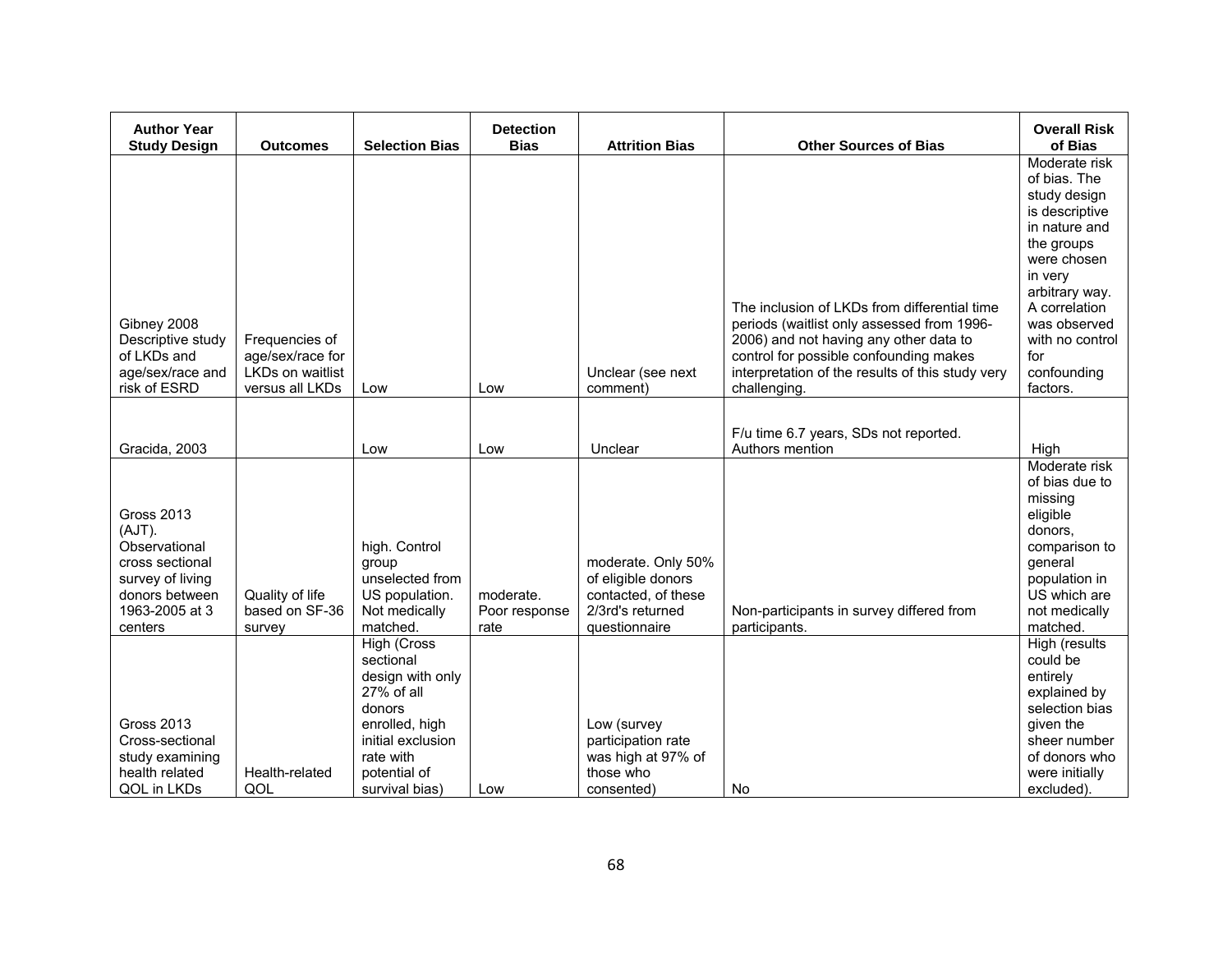| Author Year Study Design | Outcomes | Selection Bias | Detection Bias | Attrition Bias | Other Sources of Bias | Overall Risk of Bias |
|---|---|---|---|---|---|---|
| Gibney 2008 Descriptive study of LKDs and age/sex/race and risk of ESRD | Frequencies of age/sex/race for LKDs on waitlist versus all LKDs | Low | Low | Unclear (see next comment) | The inclusion of LKDs from differential time periods (waitlist only assessed from 1996-2006) and not having any other data to control for possible confounding makes interpretation of the results of this study very challenging. | Moderate risk of bias. The study design is descriptive in nature and the groups were chosen in very arbitrary way. A correlation was observed with no control for confounding factors. |
| Gracida, 2003 | | Low | Low | Unclear | F/u time 6.7 years, SDs not reported. Authors mention | High |
| Gross 2013 (AJT). Observational cross sectional survey of living donors between 1963-2005 at 3 centers | Quality of life based on SF-36 survey | high. Control group unselected from US population. Not medically matched. | moderate. Poor response rate | moderate. Only 50% of eligible donors contacted, of these 2/3rd's returned questionnaire | Non-participants in survey differed from participants. | Moderate risk of bias due to missing eligible donors, comparison to general population in US which are not medically matched. |
| Gross 2013 Cross-sectional study examining health related QOL in LKDs | Health-related QOL | High (Cross sectional design with only 27% of all donors enrolled, high initial exclusion rate with potential of survival bias) | Low | Low (survey participation rate was high at 97% of those who consented) | No | High (results could be entirely explained by selection bias given the sheer number of donors who were initially excluded). |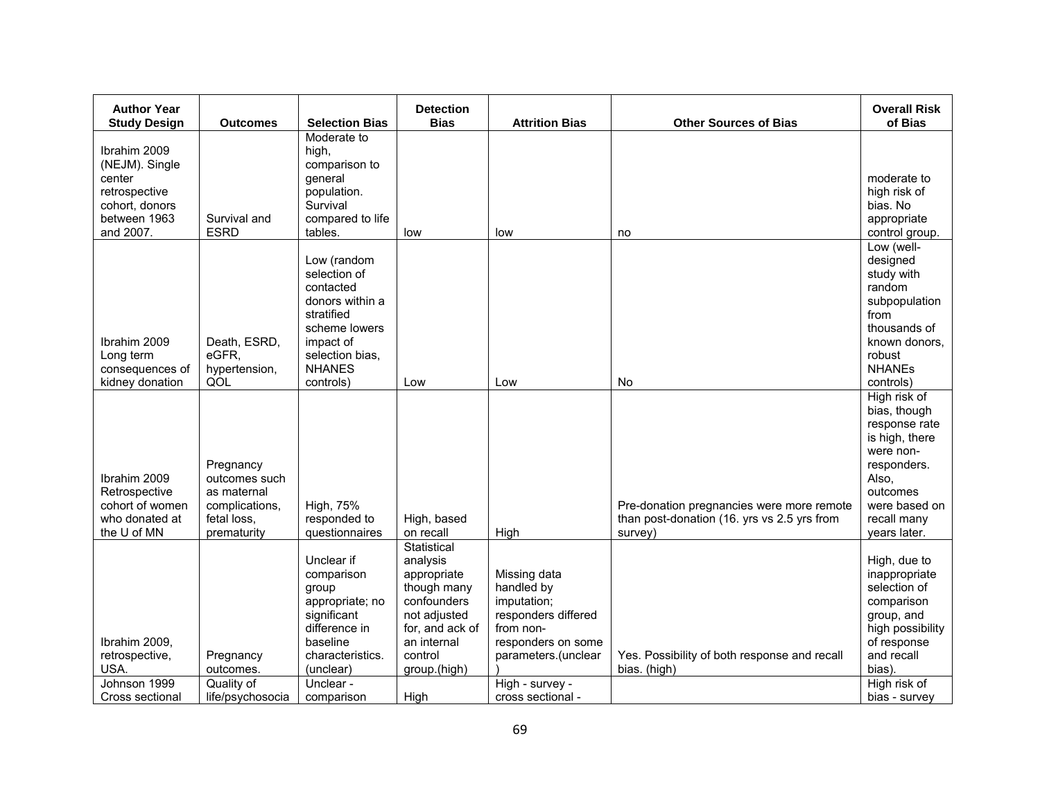| Author Year Study Design | Outcomes | Selection Bias | Detection Bias | Attrition Bias | Other Sources of Bias | Overall Risk of Bias |
|---|---|---|---|---|---|---|
| Ibrahim 2009 (NEJM). Single center retrospective cohort, donors between 1963 and 2007. | Survival and ESRD | Moderate to high, comparison to general population. Survival compared to life tables. | low | low | no | moderate to high risk of bias. No appropriate control group. |
| Ibrahim 2009 Long term consequences of kidney donation | Death, ESRD, eGFR, hypertension, QOL | Low (random selection of contacted donors within a stratified scheme lowers impact of selection bias, NHANES controls) | Low | Low | No | Low (well-designed study with random subpopulation from thousands of known donors, robust NHANEs controls) |
| Ibrahim 2009 Retrospective cohort of women who donated at the U of MN | Pregnancy outcomes such as maternal complications, fetal loss, prematurity | High, 75% responded to questionnaires | High, based on recall | High | Pre-donation pregnancies were more remote than post-donation (16. yrs vs 2.5 yrs from survey) | High risk of bias, though response rate is high, there were non-responders. Also, outcomes were based on recall many years later. |
| Ibrahim 2009, retrospective, USA. | Pregnancy outcomes. | Unclear if comparison group appropriate; no significant difference in baseline characteristics. (unclear) | Statistical analysis appropriate though many confounders not adjusted for, and ack of an internal control group.(high) | Missing data handled by imputation; responders differed from non-responders on some parameters.(unclear ) | Yes. Possibility of both response and recall bias. (high) | High, due to inappropriate selection of comparison group, and high possibility of response and recall bias). |
| Johnson 1999 Cross sectional | Quality of life/psychosocia | Unclear - comparison | High | High - survey - cross sectional - | | High risk of bias - survey |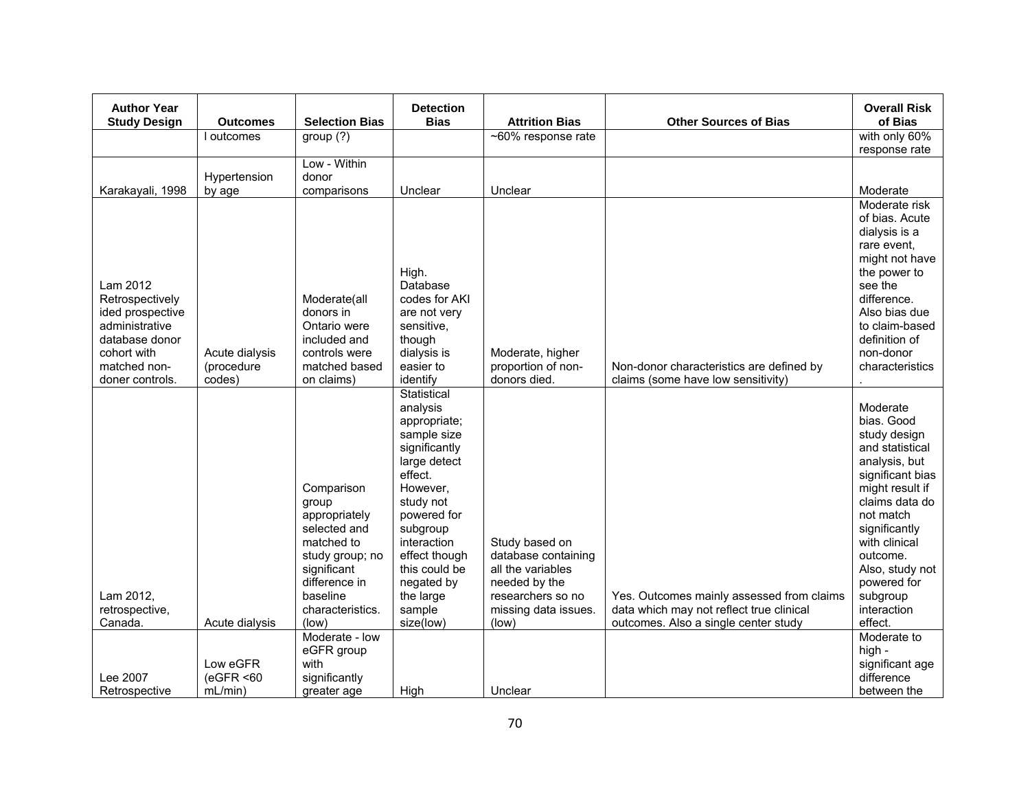| Author Year Study Design | Outcomes | Selection Bias | Detection Bias | Attrition Bias | Other Sources of Bias | Overall Risk of Bias |
|---|---|---|---|---|---|---|
| | l outcomes | group (?) | | ~60% response rate | | with only 60% response rate |
| Karakayali, 1998 | Hypertension by age | Low - Within donor comparisons | Unclear | Unclear | | Moderate |
| Lam 2012 Retrospectively ided prospective administrative database donor cohort with matched non-doner controls. | Acute dialysis (procedure codes) | Moderate(all donors in Ontario were included and controls were matched based on claims) | High. Database codes for AKI are not very sensitive, though dialysis is easier to identify | Moderate, higher proportion of non-donors died. | Non-donor characteristics are defined by claims (some have low sensitivity) | Moderate risk of bias. Acute dialysis is a rare event, might not have the power to see the difference. Also bias due to claim-based definition of non-donor characteristics . |
| Lam 2012, retrospective, Canada. | Acute dialysis | Comparison group appropriately selected and matched to study group; no significant difference in baseline characteristics. (low) | Statistical analysis appropriate; sample size significantly large detect effect. However, study not powered for subgroup interaction effect though this could be negated by the large sample size(low) | Study based on database containing all the variables needed by the researchers so no missing data issues. (low) | Yes. Outcomes mainly assessed from claims data which may not reflect true clinical outcomes. Also a single center study | Moderate bias. Good study design and statistical analysis, but significant bias might result if claims data do not match significantly with clinical outcome. Also, study not powered for subgroup interaction effect. |
| Lee 2007 Retrospective | Low eGFR (eGFR <60 mL/min) | Moderate - low eGFR group with significantly greater age | High | Unclear | | Moderate to high - significant age difference between the |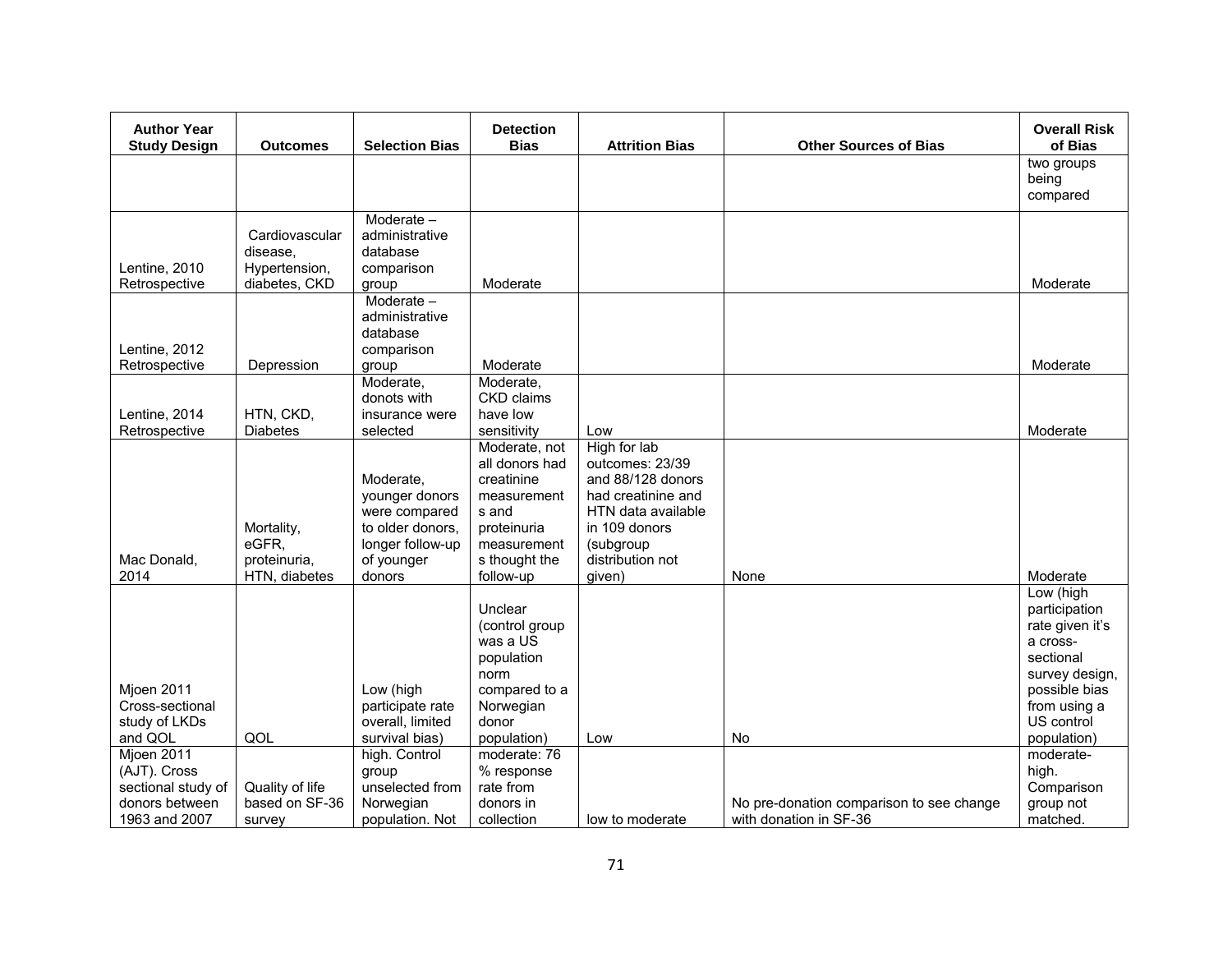| Author Year Study Design | Outcomes | Selection Bias | Detection Bias | Attrition Bias | Other Sources of Bias | Overall Risk of Bias |
|---|---|---|---|---|---|---|
| | | | | | | two groups being compared |
| Lentine, 2010 Retrospective | Cardiovascular disease, Hypertension, diabetes, CKD | Moderate – administrative database comparison group | Moderate | | | Moderate |
| Lentine, 2012 Retrospective | Depression | Moderate – administrative database comparison group | Moderate | | | Moderate |
| Lentine, 2014 Retrospective | HTN, CKD, Diabetes | Moderate, donots with insurance were selected | Moderate, CKD claims have low sensitivity | Low | | Moderate |
| Mac Donald, 2014 | Mortality, eGFR, proteinuria, HTN, diabetes | Moderate, younger donors were compared to older donors, longer follow-up of younger donors | Moderate, not all donors had creatinine measurements and proteinuria measurements thought the follow-up | High for lab outcomes: 23/39 and 88/128 donors had creatinine and HTN data available in 109 donors (subgroup distribution not given) | None | Moderate |
| Mjoen 2011 Cross-sectional study of LKDs and QOL | QOL | Low (high participate rate overall, limited survival bias) | Unclear (control group was a US population norm compared to a Norwegian donor population) | Low | No | Low (high participation rate given it's a cross-sectional survey design, possible bias from using a US control population) |
| Mjoen 2011 (AJT). Cross sectional study of donors between 1963 and 2007 | Quality of life based on SF-36 survey | high. Control group unselected from Norwegian population. Not | moderate: 76 % response rate from donors in collection | low to moderate | No pre-donation comparison to see change with donation in SF-36 | moderate-high. Comparison group not matched. |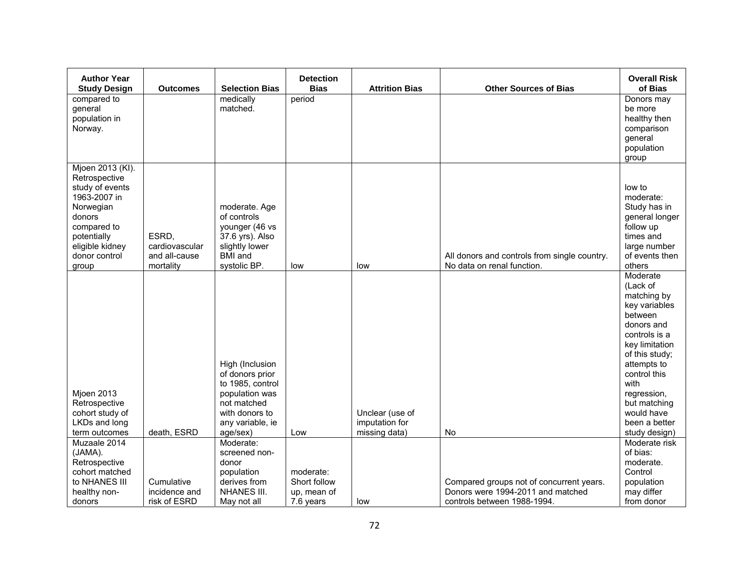| Author Year Study Design | Outcomes | Selection Bias | Detection Bias | Attrition Bias | Other Sources of Bias | Overall Risk of Bias |
|---|---|---|---|---|---|---|
| compared to general population in Norway. | | medically matched. | period | | | Donors may be more healthy then comparison general population group |
| Mjoen 2013 (KI). Retrospective study of events 1963-2007 in Norwegian donors compared to potentially eligible kidney donor control group | ESRD, cardiovascular and all-cause mortality | moderate. Age of controls younger (46 vs 37.6 yrs). Also slightly lower BMI and systolic BP. | low | low | All donors and controls from single country. No data on renal function. | low to moderate: Study has in general longer follow up times and large number of events then others |
| Mjoen 2013 Retrospective cohort study of LKDs and long term outcomes | death, ESRD | High (Inclusion of donors prior to 1985, control population was not matched with donors to any variable, ie age/sex) | Low | Unclear (use of imputation for missing data) | No | Moderate (Lack of matching by key variables between donors and controls is a key limitation of this study; attempts to control this with regression, but matching would have been a better study design) |
| Muzaale 2014 (JAMA). Retrospective cohort matched to NHANES III healthy non-donors | Cumulative incidence and risk of ESRD | Moderate: screened non-donor population derives from NHANES III. May not all | moderate: Short follow up, mean of 7.6 years | low | Compared groups not of concurrent years. Donors were 1994-2011 and matched controls between 1988-1994. | Moderate risk of bias: moderate. Control population may differ from donor |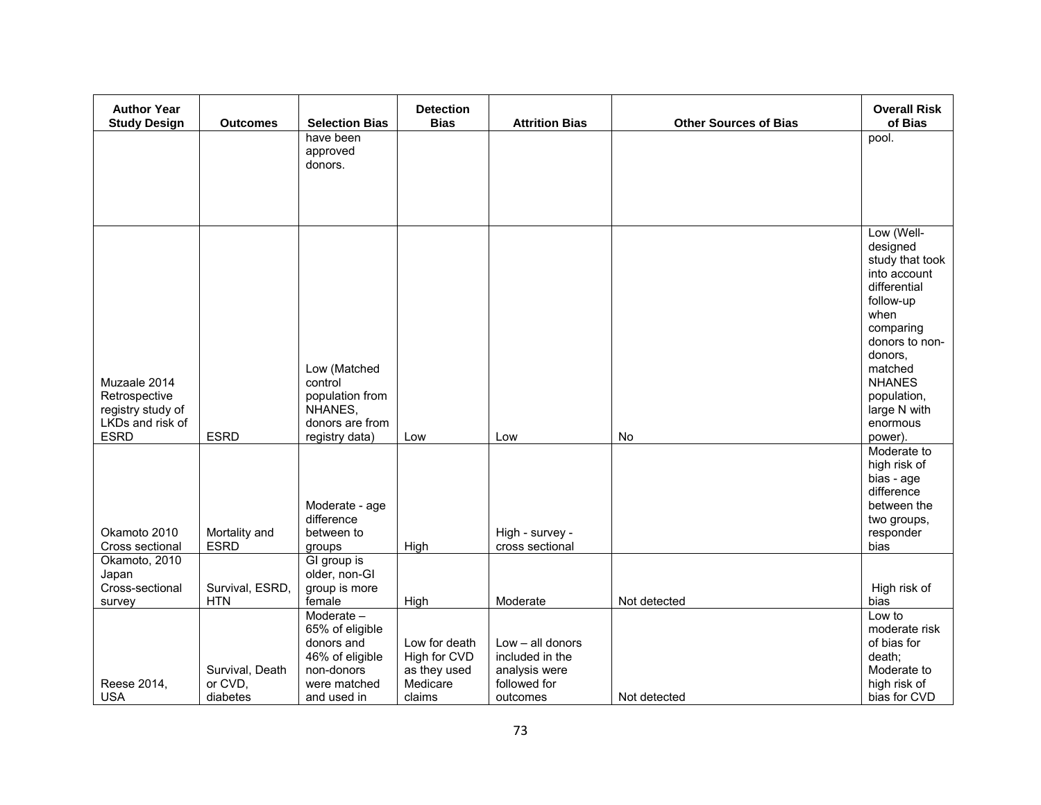| Author Year Study Design | Outcomes | Selection Bias | Detection Bias | Attrition Bias | Other Sources of Bias | Overall Risk of Bias |
|---|---|---|---|---|---|---|
| | | have been approved donors. | | | | pool. |
| Muzaale 2014 Retrospective registry study of LKDs and risk of ESRD | ESRD | Low (Matched control population from NHANES, donors are from registry data) | Low | Low | No | Low (Well-designed study that took into account differential follow-up when comparing donors to non-donors, matched NHANES population, large N with enormous power). |
| Okamoto 2010 Cross sectional | Mortality and ESRD | Moderate - age difference between to groups | High | High - survey - cross sectional | | Moderate to high risk of bias - age difference between the two groups, responder bias |
| Okamoto, 2010 Japan Cross-sectional survey | Survival, ESRD, HTN | GI group is older, non-GI group is more female | High | Moderate | Not detected | High risk of bias |
| Reese 2014, USA | Survival, Death or CVD, diabetes | Moderate – 65% of eligible donors and 46% of eligible non-donors were matched and used in | Low for death High for CVD as they used Medicare claims | Low – all donors included in the analysis were followed for outcomes | Not detected | Low to moderate risk of bias for death; Moderate to high risk of bias for CVD |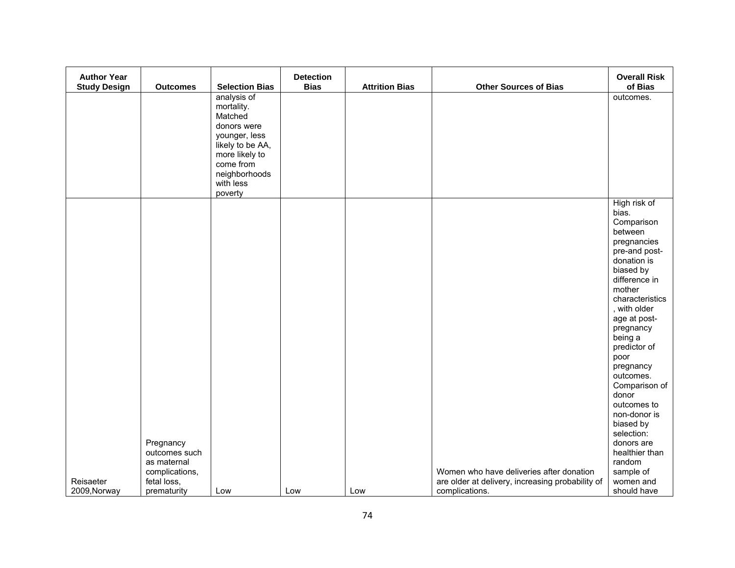| Author Year Study Design | Outcomes | Selection Bias | Detection Bias | Attrition Bias | Other Sources of Bias | Overall Risk of Bias |
|---|---|---|---|---|---|---|
| | | analysis of mortality. Matched donors were younger, less likely to be AA, more likely to come from neighborhoods with less poverty | | | | outcomes. |
| Reisaeter 2009,Norway | Pregnancy outcomes such as maternal complications, fetal loss, prematurity | Low | Low | Low | Women who have deliveries after donation are older at delivery, increasing probability of complications. | High risk of bias. Comparison between pregnancies pre-and post-donation is biased by difference in mother characteristics, with older age at post-pregnancy being a predictor of poor pregnancy outcomes. Comparison of donor outcomes to non-donor is biased by selection: donors are healthier than random sample of women and should have |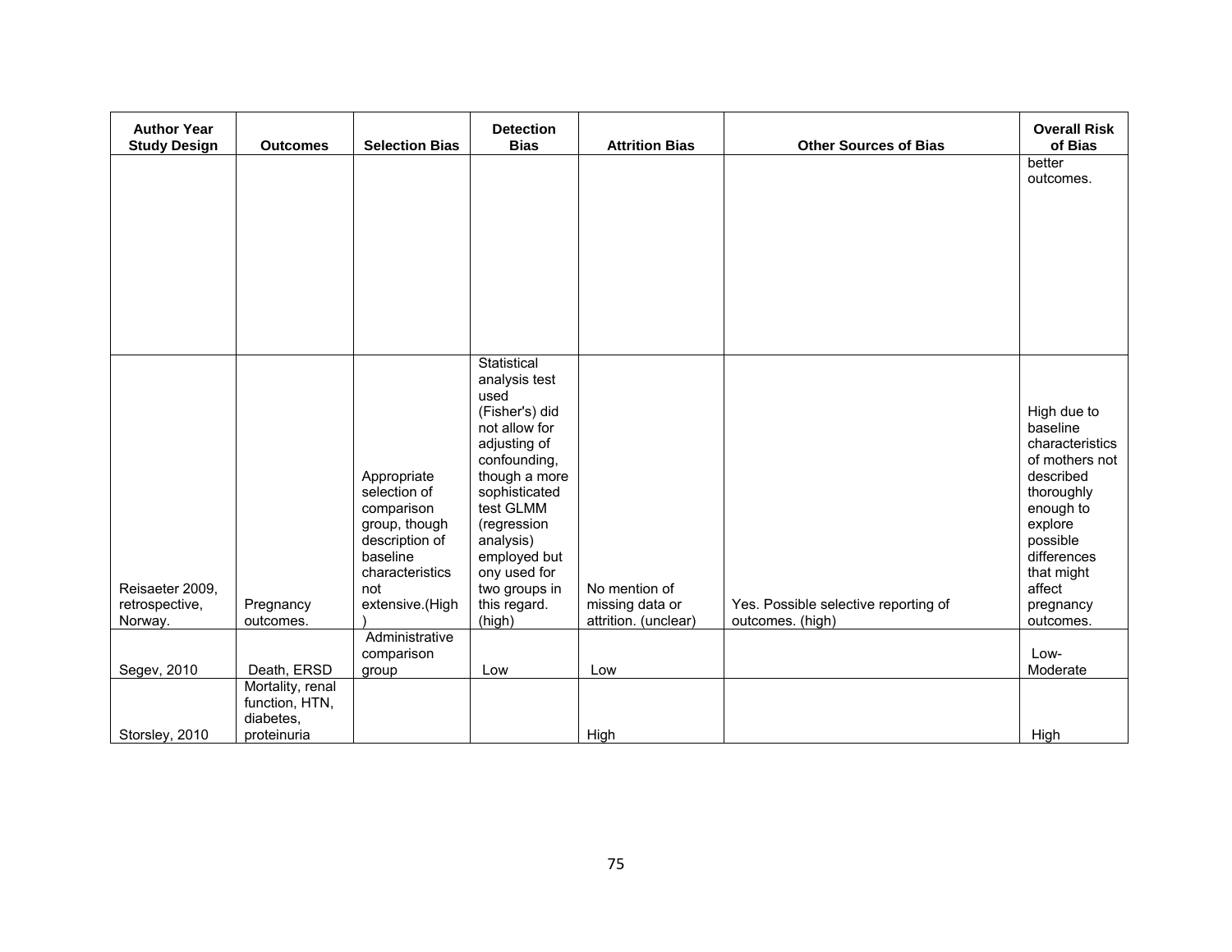| Author Year Study Design | Outcomes | Selection Bias | Detection Bias | Attrition Bias | Other Sources of Bias | Overall Risk of Bias |
|---|---|---|---|---|---|---|
| | | | | | | better outcomes. |
| Reisaeter 2009, retrospective, Norway. | Pregnancy outcomes. | Appropriate selection of comparison group, though description of baseline characteristics not extensive.(High ) | Statistical analysis test used (Fisher's) did not allow for adjusting of confounding, though a more sophisticated test GLMM (regression analysis) employed but ony used for two groups in this regard. (high) | No mention of missing data or attrition. (unclear) | Yes. Possible selective reporting of outcomes. (high) | High due to baseline characteristics of mothers not described thoroughly enough to explore possible differences that might affect pregnancy outcomes. |
| Segev, 2010 | Death, ERSD | Administrative comparison group | Low | Low | | Low-Moderate |
| Storsley, 2010 | Mortality, renal function, HTN, diabetes, proteinuria | | | High | | High |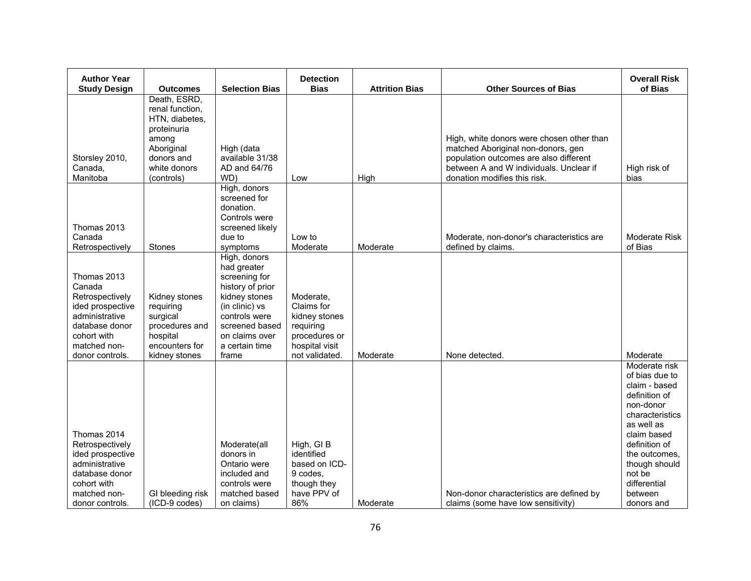| Author Year Study Design | Outcomes | Selection Bias | Detection Bias | Attrition Bias | Other Sources of Bias | Overall Risk of Bias |
|---|---|---|---|---|---|---|
| Storsley 2010, Canada, Manitoba | Death, ESRD, renal function, HTN, diabetes, proteinuria among Aboriginal donors and white donors (controls) | High (data available 31/38 AD and 64/76 WD) | Low | High | High, white donors were chosen other than matched Aboriginal non-donors, gen population outcomes are also different between A and W individuals. Unclear if donation modifies this risk. | High risk of bias |
| Thomas 2013 Canada Retrospectively | Stones | High, donors screened for donation. Controls were screened likely due to symptoms | Low to Moderate | Moderate | Moderate, non-donor's characteristics are defined by claims. | Moderate Risk of Bias |
| Thomas 2013 Canada Retrospectively ided prospective administrative database donor cohort with matched non-donor controls. | Kidney stones requiring surgical procedures and hospital encounters for kidney stones | High, donors had greater screening for history of prior kidney stones (in clinic) vs controls were screened based on claims over a certain time frame | Moderate, Claims for kidney stones requiring procedures or hospital visit not validated. | Moderate | None detected. | Moderate |
| Thomas 2014 Retrospectively ided prospective administrative database donor cohort with matched non-donor controls. | GI bleeding risk (ICD-9 codes) | Moderate(all donors in Ontario were included and controls were matched based on claims) | High, GI B identified based on ICD-9 codes, though they have PPV of 86% | Moderate | Non-donor characteristics are defined by claims (some have low sensitivity) | Moderate risk of bias due to claim - based definition of non-donor characteristics as well as claim based definition of the outcomes, though should not be differential between donors and |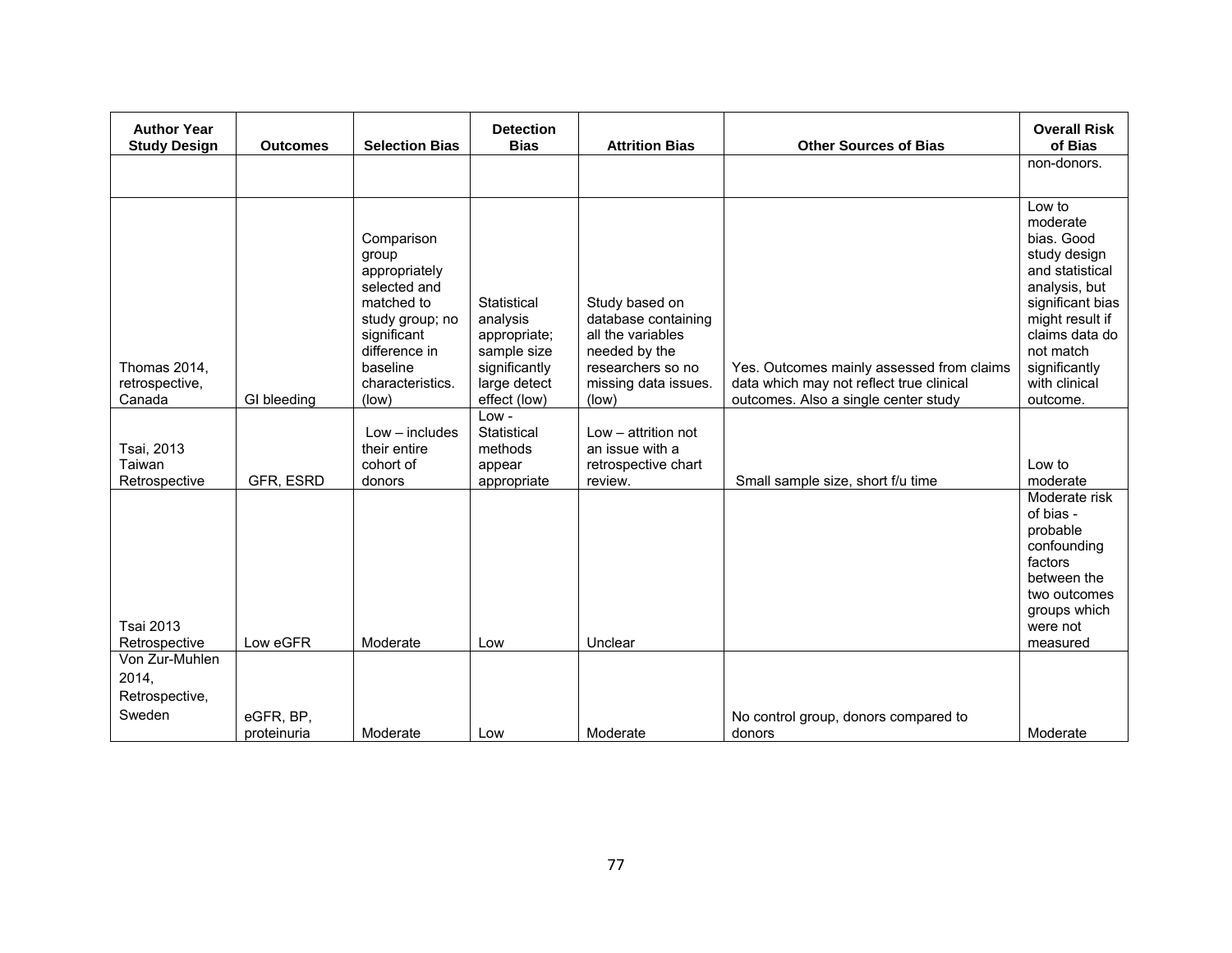| Author Year Study Design | Outcomes | Selection Bias | Detection Bias | Attrition Bias | Other Sources of Bias | Overall Risk of Bias |
|---|---|---|---|---|---|---|
| | | | | | | non-donors. |
| Thomas 2014, retrospective, Canada | GI bleeding | Comparison group appropriately selected and matched to study group; no significant difference in baseline characteristics. (low) | Statistical analysis appropriate; sample size significantly large detect effect (low) | Study based on database containing all the variables needed by the researchers so no missing data issues. (low) | Yes. Outcomes mainly assessed from claims data which may not reflect true clinical outcomes. Also a single center study | Low to moderate bias. Good study design and statistical analysis, but significant bias might result if claims data do not match significantly with clinical outcome. |
| Tsai, 2013 Taiwan Retrospective | GFR, ESRD | Low – includes their entire cohort of donors | Low - Statistical methods appear appropriate | Low – attrition not an issue with a retrospective chart review. | Small sample size, short f/u time | Low to moderate |
| Tsai 2013 Retrospective | Low eGFR | Moderate | Low | Unclear | | Moderate risk of bias - probable confounding factors between the two outcomes groups which were not measured |
| Von Zur-Muhlen 2014, Retrospective, Sweden | eGFR, BP, proteinuria | Moderate | Low | Moderate | No control group, donors compared to donors | Moderate |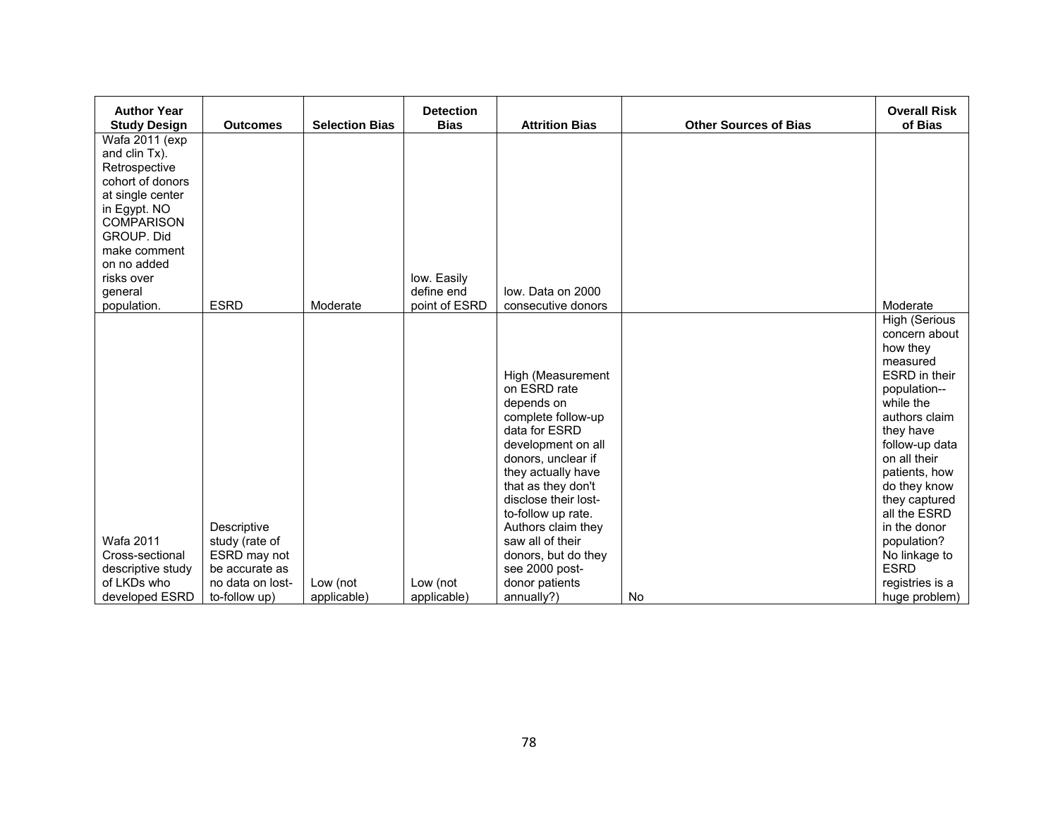| Author Year Study Design | Outcomes | Selection Bias | Detection Bias | Attrition Bias | Other Sources of Bias | Overall Risk of Bias |
|---|---|---|---|---|---|---|
| Wafa 2011 (exp and clin Tx). Retrospective cohort of donors at single center in Egypt. NO COMPARISON GROUP. Did make comment on no added risks over general population. | ESRD | Moderate | low. Easily define end point of ESRD | low. Data on 2000 consecutive donors | | Moderate |
| Wafa 2011 Cross-sectional descriptive study of LKDs who developed ESRD | Descriptive study (rate of ESRD may not be accurate as no data on lost-to-follow up) | Low (not applicable) | Low (not applicable) | High (Measurement on ESRD rate depends on complete follow-up data for ESRD development on all donors, unclear if they actually have that as they don't disclose their lost-to-follow up rate. Authors claim they saw all of their donors, but do they see 2000 post-donor patients annually?) | No | High (Serious concern about how they measured ESRD in their population--while the authors claim they have follow-up data on all their patients, how do they know they captured all the ESRD in the donor population? No linkage to ESRD registries is a huge problem) |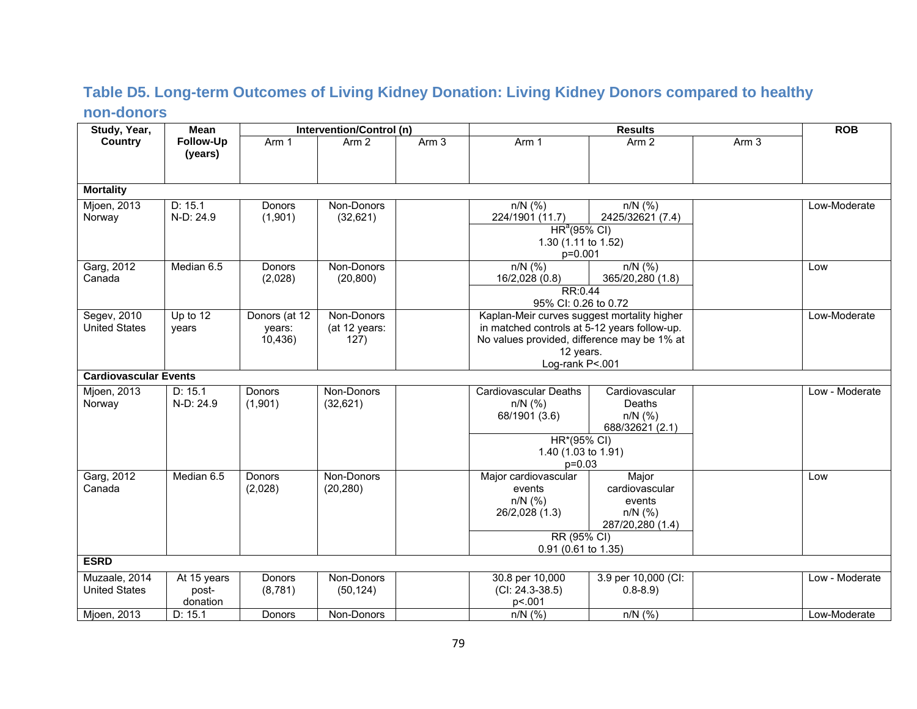## Table D5. Long-term Outcomes of Living Kidney Donation: Living Kidney Donors compared to healthy non-donors

| Study, Year, Country | Mean Follow-Up (years) | Intervention/Control (n) | | | Results | | | ROB |
|---|---|---|---|---|---|---|---|---|
| | | Arm 1 | Arm 2 | Arm 3 | Arm 1 | Arm 2 | Arm 3 | |
| **Mortality** | | | | | | | | |
| Mjoen, 2013 Norway | D: 15.1 N-D: 24.9 | Donors (1,901) | Non-Donors (32,621) | | n/N (%) 224/1901 (11.7) | n/N (%) 2425/32621 (7.4) | | Low-Moderate |
| | | | | | HR[a](95% CI) 1.30 (1.11 to 1.52) p=0.001 | | | |
| Garg, 2012 Canada | Median 6.5 | Donors (2,028) | Non-Donors (20,800) | | n/N (%) 16/2,028 (0.8) | n/N (%) 365/20,280 (1.8) | | Low |
| | | | | | RR:0.44 95% CI: 0.26 to 0.72 | | | |
| Segev, 2010 United States | Up to 12 years | Donors (at 12 years: 10,436) | Non-Donors (at 12 years: 127) | | Kaplan-Meir curves suggest mortality higher in matched controls at 5-12 years follow-up. No values provided, difference may be 1% at 12 years. Log-rank P<.001 | | | Low-Moderate |
| **Cardiovascular Events** | | | | | | | | |
| Mjoen, 2013 Norway | D: 15.1 N-D: 24.9 | Donors (1,901) | Non-Donors (32,621) | | Cardiovascular Deaths n/N (%) 68/1901 (3.6) | Cardiovascular Deaths n/N (%) 688/32621 (2.1) | | Low - Moderate |
| | | | | | HR*(95% CI) 1.40 (1.03 to 1.91) p=0.03 | | | |
| Garg, 2012 Canada | Median 6.5 | Donors (2,028) | Non-Donors (20,280) | | Major cardiovascular events n/N (%) 26/2,028 (1.3) | Major cardiovascular events n/N (%) 287/20,280 (1.4) | | Low |
| | | | | | RR (95% CI) 0.91 (0.61 to 1.35) | | | |
| **ESRD** | | | | | | | | |
| Muzaale, 2014 United States | At 15 years post-donation | Donors (8,781) | Non-Donors (50,124) | | 30.8 per 10,000 (CI: 24.3-38.5) p<.001 | 3.9 per 10,000 (CI: 0.8-8.9) | | Low - Moderate |
| Mjoen, 2013 | D: 15.1 | Donors | Non-Donors | | n/N (%) | n/N (%) | | Low-Moderate |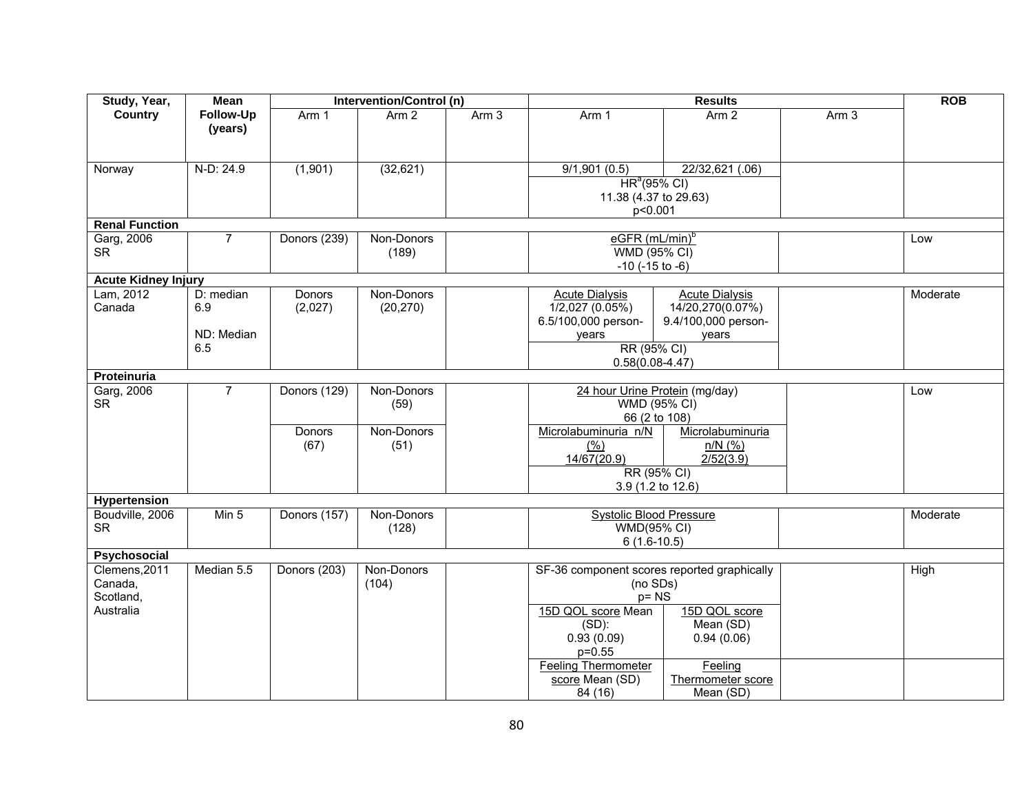| Study, Year, Country | Mean Follow-Up (years) | Intervention/Control (n) | | | Results | | | ROB |
|---|---|---|---|---|---|---|---|---|
| | | Arm 1 | Arm 2 | Arm 3 | Arm 1 | Arm 2 | Arm 3 | |
| Norway | N-D: 24.9 | (1,901) | (32,621) | | 9/1,901 (0.5) | 22/32,621 (.06) | | |
| | | | | | HR[a](95% CI) 11.38 (4.37 to 29.63) p<0.001 | | | |
| **Renal Function** | | | | | | | | |
| Garg, 2006 SR | 7 | Donors (239) | Non-Donors (189) | | eGFR (mL/min)[b] WMD (95% CI) -10 (-15 to -6) | | | Low |
| **Acute Kidney Injury** | | | | | | | | |
| Lam, 2012 Canada | D: median 6.9 ND: Median 6.5 | Donors (2,027) | Non-Donors (20,270) | | Acute Dialysis 1/2,027 (0.05%) 6.5/100,000 person-years | Acute Dialysis 14/20,270(0.07%) 9.4/100,000 person-years | | Moderate |
| | | | | | RR (95% CI) 0.58(0.08-4.47) | | | |
| **Proteinuria** | | | | | | | | |
| Garg, 2006 SR | 7 | Donors (129) | Non-Donors (59) | | 24 hour Urine Protein (mg/day) WMD (95% CI) 66 (2 to 108) | | | Low |
| | | Donors (67) | Non-Donors (51) | | Microlabuminuria n/N (%) 14/67(20.9) | Microlabuminuria n/N (%) 2/52(3.9) | | |
| | | | | | RR (95% CI) 3.9 (1.2 to 12.6) | | | |
| **Hypertension** | | | | | | | | |
| Boudville, 2006 SR | Min 5 | Donors (157) | Non-Donors (128) | | Systolic Blood Pressure WMD(95% CI) 6 (1.6-10.5) | | | Moderate |
| **Psychosocial** | | | | | | | | |
| Clemens,2011 Canada, Scotland, Australia | Median 5.5 | Donors (203) | Non-Donors (104) | | SF-36 component scores reported graphically (no SDs) p= NS | | | High |
| | | | | | 15D QOL score Mean (SD): 0.93 (0.09) p=0.55 | 15D QOL score Mean (SD) 0.94 (0.06) | | |
| | | | | | Feeling Thermometer score Mean (SD) 84 (16) | Feeling Thermometer score Mean (SD) | | |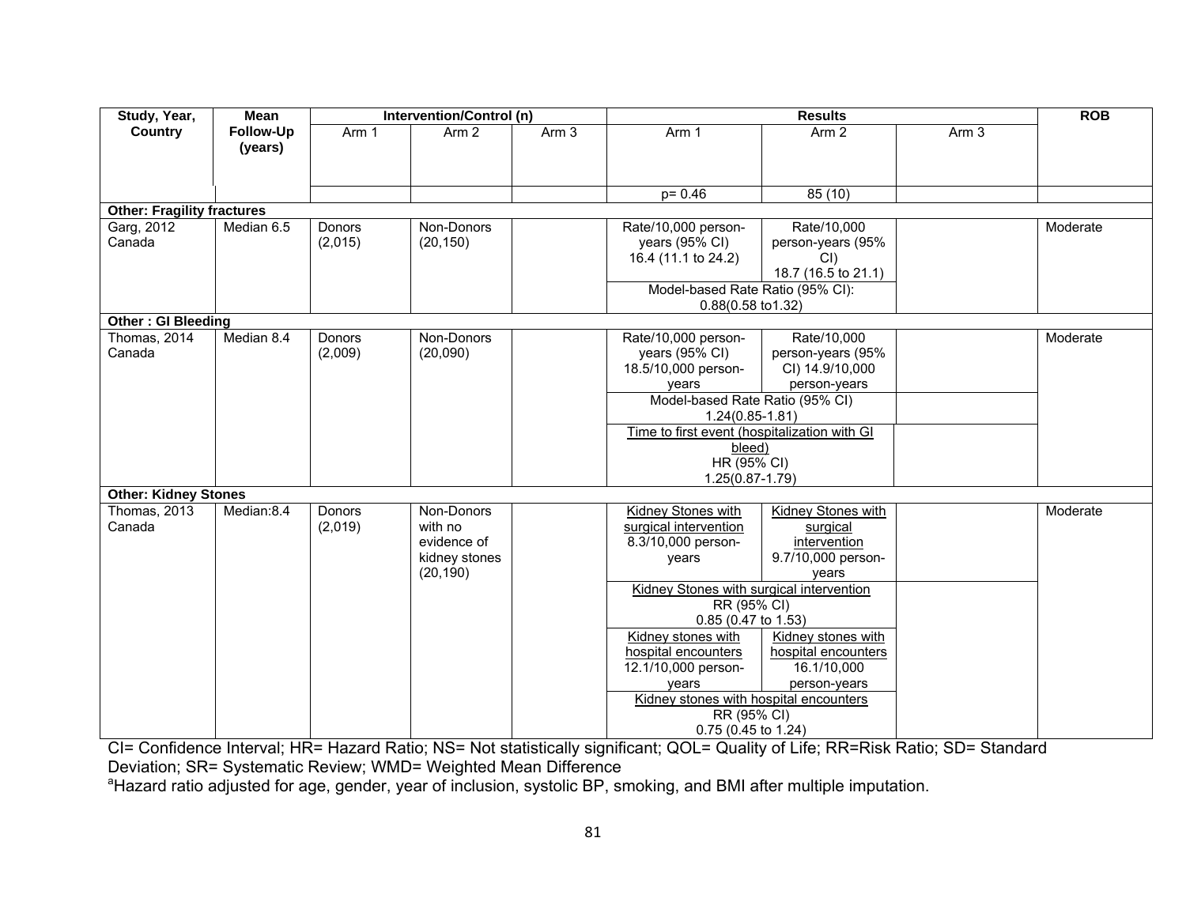| Study, Year, Country | Mean Follow-Up (years) | Intervention/Control (n) | | | Results | | | ROB |
|---|---|---|---|---|---|---|---|---|
| | | Arm 1 | Arm 2 | Arm 3 | Arm 1 | Arm 2 | Arm 3 | |
| | | | | | p= 0.46 | 85 (10) | | |
| **Other: Fragility fractures** | | | | | | | | |
| Garg, 2012 Canada | Median 6.5 | Donors (2,015) | Non-Donors (20,150) | | Rate/10,000 person-years (95% CI) 16.4 (11.1 to 24.2) | Rate/10,000 person-years (95% CI) 18.7 (16.5 to 21.1) | | Moderate |
| | | | | | Model-based Rate Ratio (95% CI): 0.88(0.58 to1.32) | | | |
| **Other : GI Bleeding** | | | | | | | | |
| Thomas, 2014 Canada | Median 8.4 | Donors (2,009) | Non-Donors (20,090) | | Rate/10,000 person-years (95% CI) 18.5/10,000 person-years | Rate/10,000 person-years (95% CI) 14.9/10,000 person-years | | Moderate |
| | | | | | Model-based Rate Ratio (95% CI) 1.24(0.85-1.81) | | | |
| | | | | | Time to first event (hospitalization with GI bleed) HR (95% CI) 1.25(0.87-1.79) | | | |
| **Other: Kidney Stones** | | | | | | | | |
| Thomas, 2013 Canada | Median:8.4 | Donors (2,019) | Non-Donors with no evidence of kidney stones (20,190) | | Kidney Stones with surgical intervention 8.3/10,000 person-years | Kidney Stones with surgical intervention 9.7/10,000 person-years | | Moderate |
| | | | | | Kidney Stones with surgical intervention RR (95% CI) 0.85 (0.47 to 1.53) | | | |
| | | | | | Kidney stones with hospital encounters 12.1/10,000 person-years | Kidney stones with hospital encounters 16.1/10,000 person-years | | |
| | | | | | Kidney stones with hospital encounters RR (95% CI) 0.75 (0.45 to 1.24) | | | |

CI= Confidence Interval; HR= Hazard Ratio; NS= Not statistically significant; QOL= Quality of Life; RR=Risk Ratio; SD= Standard Deviation; SR= Systematic Review; WMD= Weighted Mean Difference

[a]Hazard ratio adjusted for age, gender, year of inclusion, systolic BP, smoking, and BMI after multiple imputation.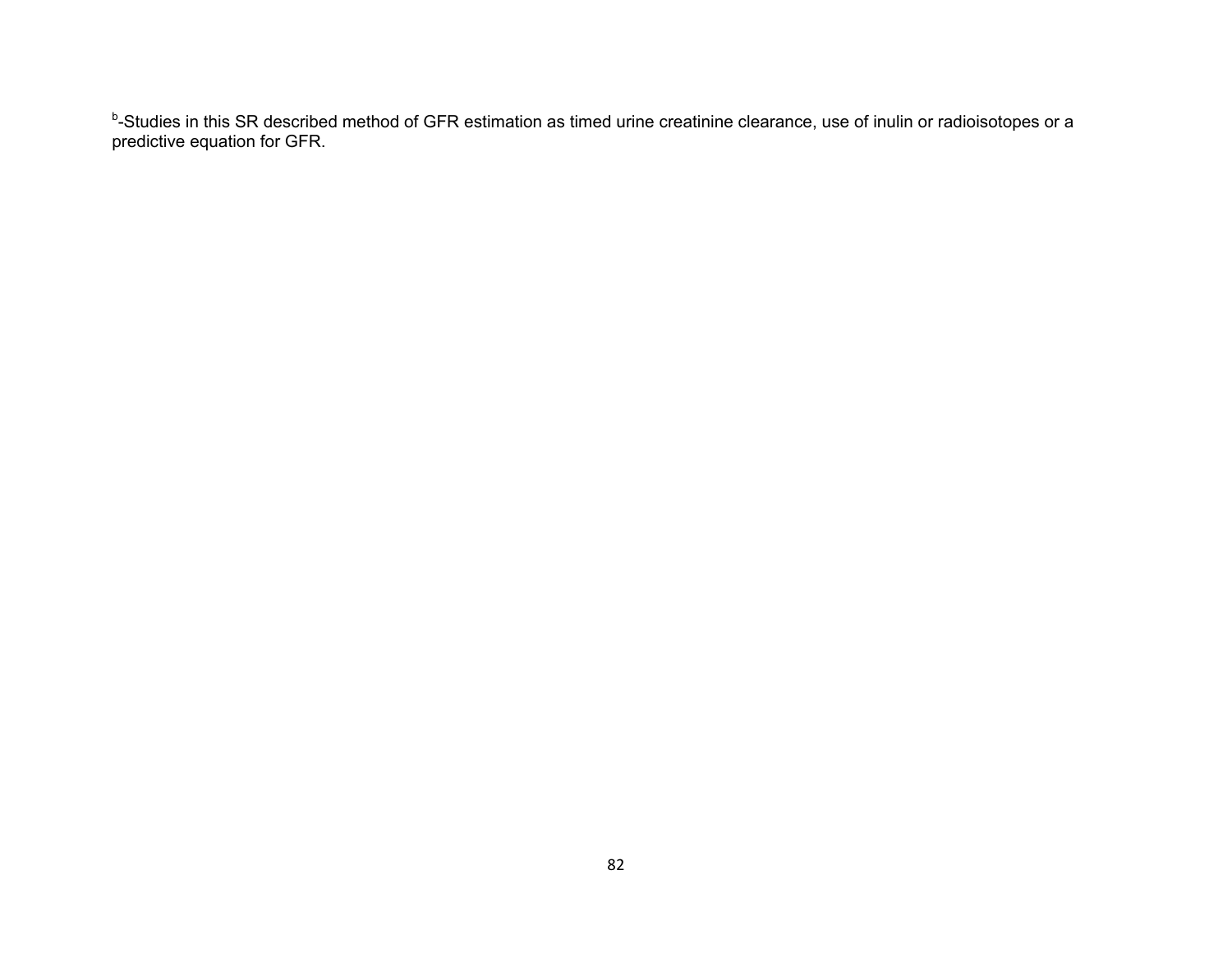[b]-Studies in this SR described method of GFR estimation as timed urine creatinine clearance, use of inulin or radioisotopes or a predictive equation for GFR.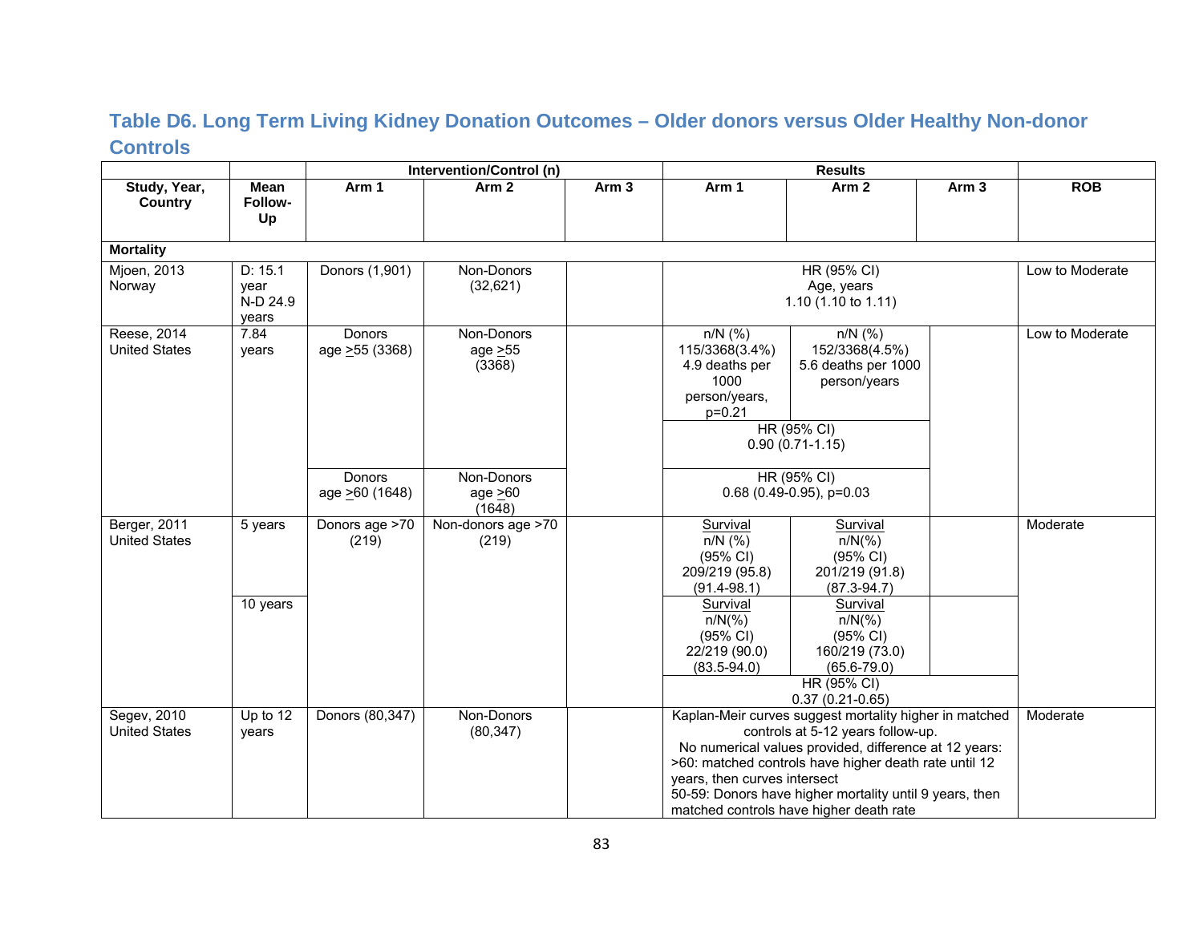## Table D6. Long Term Living Kidney Donation Outcomes – Older donors versus Older Healthy Non-donor Controls

| | | Intervention/Control (n) | | | Results | | | |
|---|---|---|---|---|---|---|---|---|
| **Study, Year, Country** | **Mean Follow-Up** | **Arm 1** | **Arm 2** | **Arm 3** | **Arm 1** | **Arm 2** | **Arm 3** | **ROB** |
| **Mortality** | | | | | | | | |
| Mjoen, 2013 Norway | D: 15.1 year N-D 24.9 years | Donors (1,901) | Non-Donors (32,621) | | HR (95% CI) Age, years 1.10 (1.10 to 1.11) | | | Low to Moderate |
| Reese, 2014 United States | 7.84 years | Donors age ≥55 (3368) | Non-Donors age ≥55 (3368) | | n/N (%) 115/3368(3.4%) 4.9 deaths per 1000 person/years, p=0.21 | n/N (%) 152/3368(4.5%) 5.6 deaths per 1000 person/years | | Low to Moderate |
| | | | | | HR (95% CI) 0.90 (0.71-1.15) | | | |
| | | Donors age ≥60 (1648) | Non-Donors age ≥60 (1648) | | HR (95% CI) 0.68 (0.49-0.95), p=0.03 | | | |
| Berger, 2011 United States | 5 years | Donors age >70 (219) | Non-donors age >70 (219) | | Survival n/N (%) (95% CI) 209/219 (95.8) (91.4-98.1) | Survival n/N(%) (95% CI) 201/219 (91.8) (87.3-94.7) | | Moderate |
| | 10 years | | | | Survival n/N(%) (95% CI) 22/219 (90.0) (83.5-94.0) | Survival n/N(%) (95% CI) 160/219 (73.0) (65.6-79.0) | | |
| | | | | | HR (95% CI) 0.37 (0.21-0.65) | | | |
| Segev, 2010 United States | Up to 12 years | Donors (80,347) | Non-Donors (80,347) | | Kaplan-Meir curves suggest mortality higher in matched controls at 5-12 years follow-up. No numerical values provided, difference at 12 years: >60: matched controls have higher death rate until 12 years, then curves intersect 50-59: Donors have higher mortality until 9 years, then matched controls have higher death rate | | | Moderate |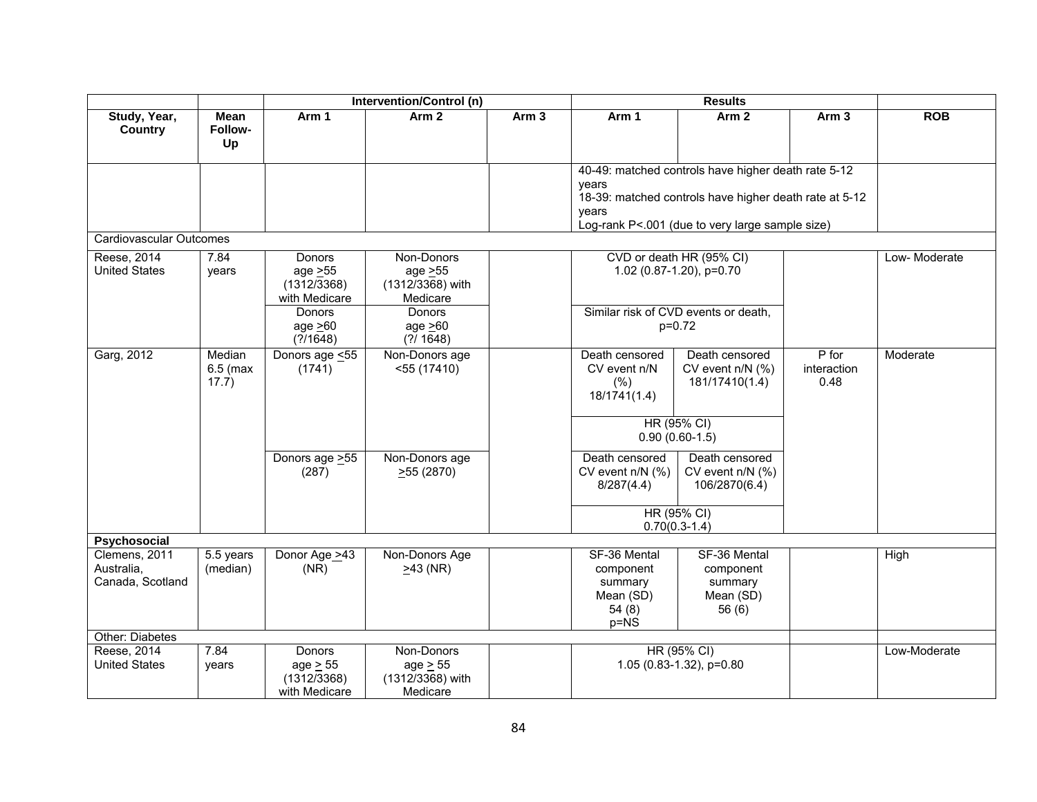| | | Intervention/Control (n) | | | Results | | | |
|---|---|---|---|---|---|---|---|---|
| Study, Year, Country | Mean Follow-Up | Arm 1 | Arm 2 | Arm 3 | Arm 1 | Arm 2 | Arm 3 | ROB |
| | | | | | 40-49: matched controls have higher death rate 5-12 years<br>18-39: matched controls have higher death rate at 5-12 years<br>Log-rank P<.001 (due to very large sample size) | | | |
| Cardiovascular Outcomes | | | | | | | | |
| Reese, 2014 United States | 7.84 years | Donors age ≥55 (1312/3368) with Medicare | Non-Donors age ≥55 (1312/3368) with Medicare | | CVD or death HR (95% CI) 1.02 (0.87-1.20), p=0.70 | | | Low- Moderate |
| | | Donors age ≥60 (?/1648) | Donors age ≥60 (?/ 1648) | | Similar risk of CVD events or death, p=0.72 | | | |
| Garg, 2012 | Median 6.5 (max 17.7) | Donors age ≤55 (1741) | Non-Donors age <55 (17410) | | Death censored CV event n/N (%) 18/1741(1.4) | Death censored CV event n/N (%) 181/17410(1.4) | P for interaction 0.48 | Moderate |
| | | | | | HR (95% CI) 0.90 (0.60-1.5) | | | |
| | | Donors age ≥55 (287) | Non-Donors age ≥55 (2870) | | Death censored CV event n/N (%) 8/287(4.4) | Death censored CV event n/N (%) 106/2870(6.4) | | |
| | | | | | HR (95% CI) 0.70(0.3-1.4) | | | |
| **Psychosocial** | | | | | | | | |
| Clemens, 2011 Australia, Canada, Scotland | 5.5 years (median) | Donor Age ≥43 (NR) | Non-Donors Age ≥43 (NR) | | SF-36 Mental component summary Mean (SD) 54 (8) p=NS | SF-36 Mental component summary Mean (SD) 56 (6) | | High |
| Other: Diabetes | | | | | | | | |
| Reese, 2014 United States | 7.84 years | Donors age ≥ 55 (1312/3368) with Medicare | Non-Donors age ≥ 55 (1312/3368) with Medicare | | HR (95% CI) 1.05 (0.83-1.32), p=0.80 | | | Low-Moderate |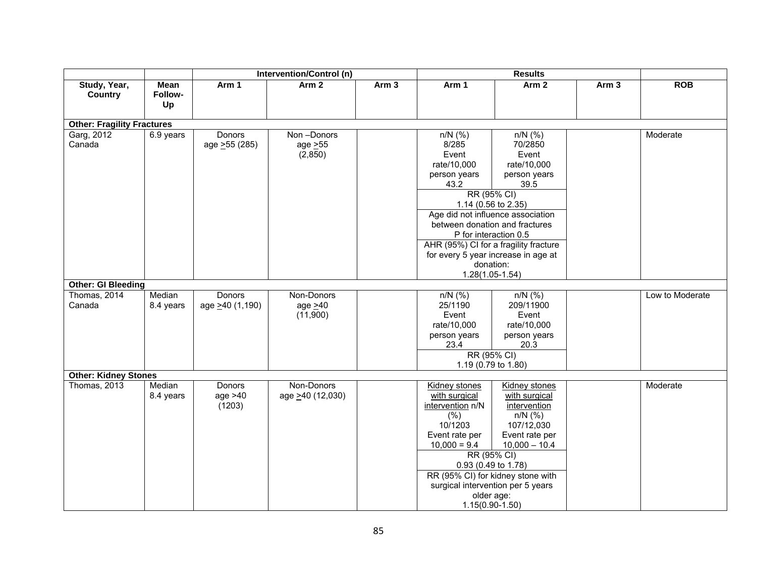| | | Intervention/Control (n) | | | Results | | | |
|---|---|---|---|---|---|---|---|---|
| **Study, Year, Country** | **Mean Follow-Up** | **Arm 1** | **Arm 2** | **Arm 3** | **Arm 1** | **Arm 2** | **Arm 3** | **ROB** |
| **Other: Fragility Fractures** | | | | | | | | |
| Garg, 2012 Canada | 6.9 years | Donors age ≥55 (285) | Non –Donors age ≥55 (2,850) | | n/N (%) 8/285 Event rate/10,000 person years 43.2 | n/N (%) 70/2850 Event rate/10,000 person years 39.5 | | Moderate |
| | | | | | RR (95% CI) 1.14 (0.56 to 2.35) | | | |
| | | | | | Age did not influence association between donation and fractures P for interaction 0.5 | | | |
| | | | | | AHR (95%) CI for a fragility fracture for every 5 year increase in age at donation: 1.28(1.05-1.54) | | | |
| **Other: GI Bleeding** | | | | | | | | |
| Thomas, 2014 Canada | Median 8.4 years | Donors age ≥40 (1,190) | Non-Donors age ≥40 (11,900) | | n/N (%) 25/1190 Event rate/10,000 person years 23.4 | n/N (%) 209/11900 Event rate/10,000 person years 20.3 | | Low to Moderate |
| | | | | | RR (95% CI) 1.19 (0.79 to 1.80) | | | |
| **Other: Kidney Stones** | | | | | | | | |
| Thomas, 2013 | Median 8.4 years | Donors age >40 (1203) | Non-Donors age ≥40 (12,030) | | Kidney stones with surgical intervention n/N (%) 10/1203 Event rate per 10,000 = 9.4 | Kidney stones with surgical intervention n/N (%) 107/12,030 Event rate per 10,000 – 10.4 | | Moderate |
| | | | | | RR (95% CI) 0.93 (0.49 to 1.78) | | | |
| | | | | | RR (95% CI) for kidney stone with surgical intervention per 5 years older age: 1.15(0.90-1.50) | | | |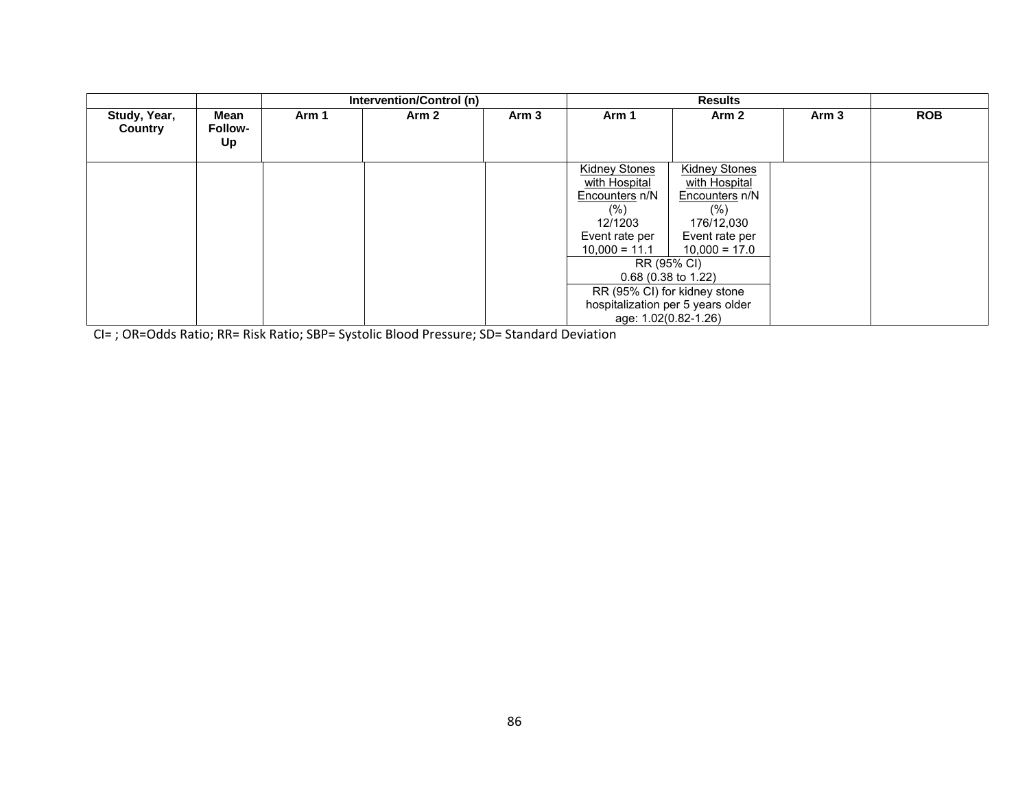| | | Intervention/Control (n) | | | Results | | | |
|---|---|---|---|---|---|---|---|---|
| Study, Year, Country | Mean Follow-Up | Arm 1 | Arm 2 | Arm 3 | Arm 1 | Arm 2 | Arm 3 | ROB |
| | | | | | Kidney Stones with Hospital Encounters n/N (%) 12/1203 Event rate per 10,000 = 11.1 | Kidney Stones with Hospital Encounters n/N (%) 176/12,030 Event rate per 10,000 = 17.0 | | |
| | | | | | RR (95% CI) 0.68 (0.38 to 1.22) | | | |
| | | | | | RR (95% CI) for kidney stone hospitalization per 5 years older age: 1.02(0.82-1.26) | | | |

CI= ; OR=Odds Ratio; RR= Risk Ratio; SBP= Systolic Blood Pressure; SD= Standard Deviation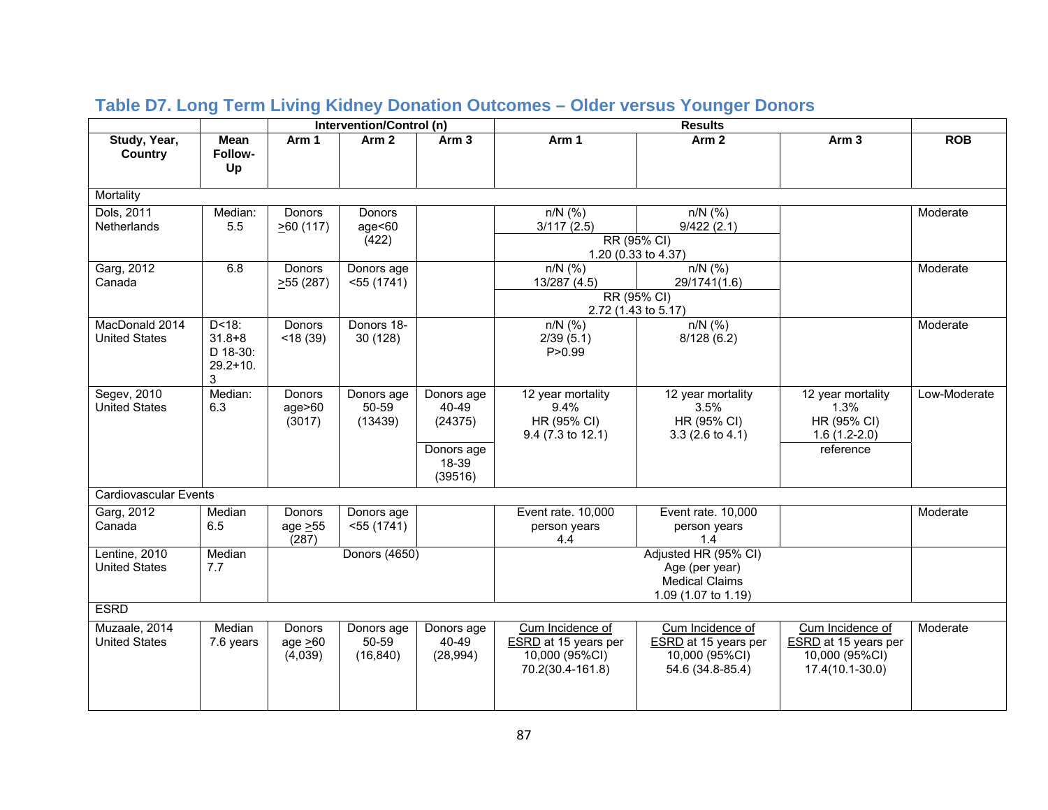## Table D7. Long Term Living Kidney Donation Outcomes – Older versus Younger Donors

| Study, Year, Country | Mean Follow-Up | Intervention/Control (n) Arm 1 | Arm 2 | Arm 3 | Results Arm 1 | Arm 2 | Arm 3 | ROB |
|---|---|---|---|---|---|---|---|---|
| **Mortality** | | | | | | | | |
| Dols, 2011 Netherlands | Median: 5.5 | Donors ≥60 (117) | Donors age<60 (422) | | n/N (%) 3/117 (2.5); RR (95% CI) 1.20 (0.33 to 4.37) | n/N (%) 9/422 (2.1) | | Moderate |
| Garg, 2012 Canada | 6.8 | Donors ≥55 (287) | Donors age <55 (1741) | | n/N (%) 13/287 (4.5); RR (95% CI) 2.72 (1.43 to 5.17) | n/N (%) 29/1741(1.6) | | Moderate |
| MacDonald 2014 United States | D<18: 31.8+8 D 18-30: 29.2+10.3 | Donors <18 (39) | Donors 18-30 (128) | | n/N (%) 2/39 (5.1) P>0.99 | n/N (%) 8/128 (6.2) | | Moderate |
| Segev, 2010 United States | Median: 6.3 | Donors age>60 (3017) | Donors age 50-59 (13439) | Donors age 40-49 (24375); Donors age 18-39 (39516) | 12 year mortality 9.4% HR (95% CI) 9.4 (7.3 to 12.1) | 12 year mortality 3.5% HR (95% CI) 3.3 (2.6 to 4.1) | 12 year mortality 1.3% HR (95% CI) 1.6 (1.2-2.0); reference | Low-Moderate |
| **Cardiovascular Events** | | | | | | | | |
| Garg, 2012 Canada | Median 6.5 | Donors age ≥55 (287) | Donors age <55 (1741) | | Event rate. 10,000 person years 4.4 | Event rate. 10,000 person years 1.4 | | Moderate |
| Lentine, 2010 United States | Median 7.7 | Donors (4650) | | | Adjusted HR (95% CI) Age (per year) Medical Claims 1.09 (1.07 to 1.19) | | | |
| **ESRD** | | | | | | | | |
| Muzaale, 2014 United States | Median 7.6 years | Donors age ≥60 (4,039) | Donors age 50-59 (16,840) | Donors age 40-49 (28,994) | Cum Incidence of ESRD at 15 years per 10,000 (95%CI) 70.2(30.4-161.8) | Cum Incidence of ESRD at 15 years per 10,000 (95%CI) 54.6 (34.8-85.4) | Cum Incidence of ESRD at 15 years per 10,000 (95%CI) 17.4(10.1-30.0) | Moderate |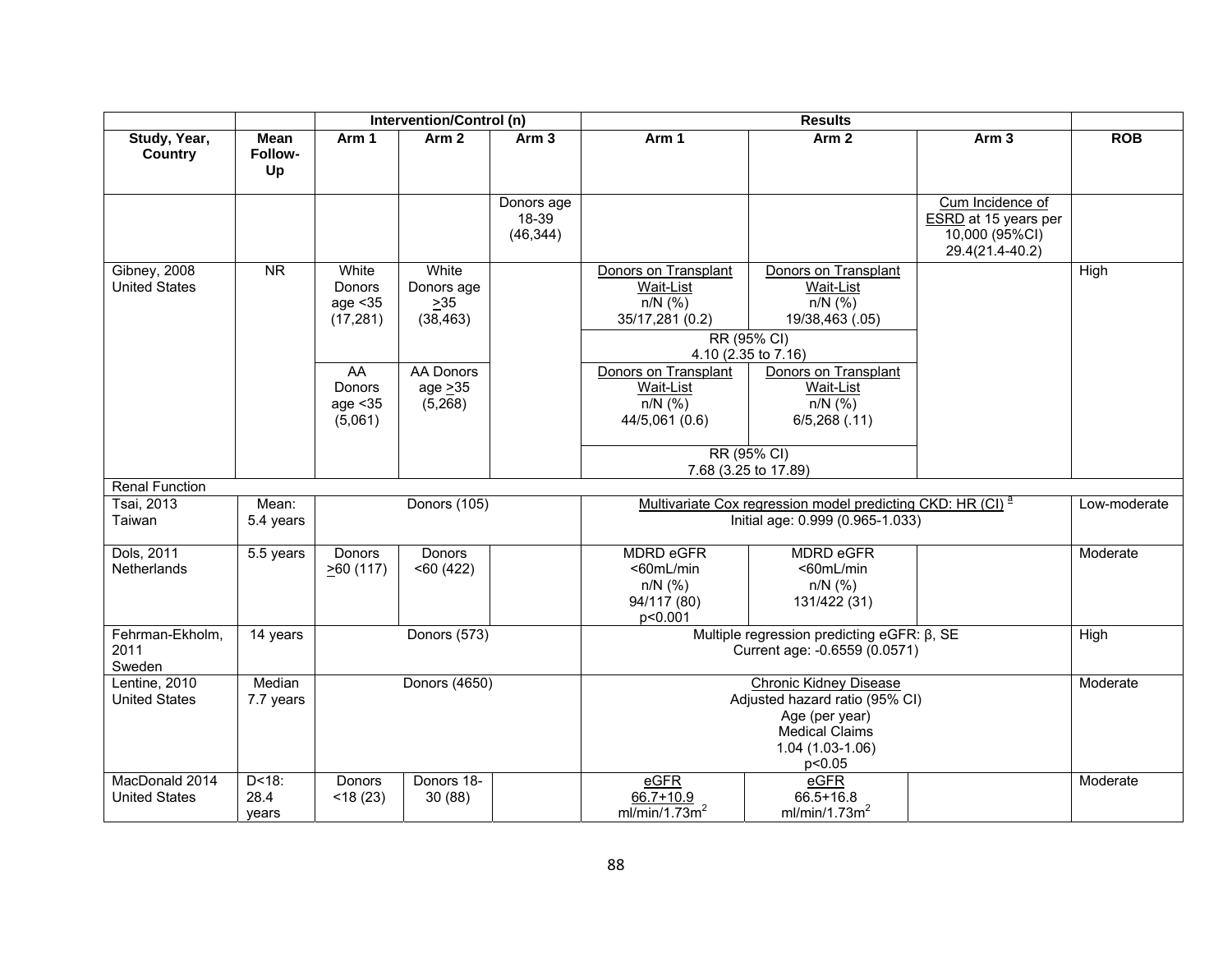| | | Intervention/Control (n) | | | Results | | | |
|---|---|---|---|---|---|---|---|---|
| Study, Year, Country | Mean Follow-Up | Arm 1 | Arm 2 | Arm 3 | Arm 1 | Arm 2 | Arm 3 | ROB |
| | | | | Donors age 18-39 (46,344) | | | Cum Incidence of ESRD at 15 years per 10,000 (95%CI) 29.4(21.4-40.2) | |
| Gibney, 2008 United States | NR | White Donors age <35 (17,281) | White Donors age >35 (38,463) | | Donors on Transplant Wait-List n/N (%) 35/17,281 (0.2) | Donors on Transplant Wait-List n/N (%) 19/38,463 (.05) | | High |
| | | | | | RR (95% CI) 4.10 (2.35 to 7.16) | | | |
| | | AA Donors age <35 (5,061) | AA Donors age >35 (5,268) | | Donors on Transplant Wait-List n/N (%) 44/5,061 (0.6) | Donors on Transplant Wait-List n/N (%) 6/5,268 (.11) | | |
| | | | | | RR (95% CI) 7.68 (3.25 to 17.89) | | | |
| Renal Function | | | | | | | | |
| Tsai, 2013 Taiwan | Mean: 5.4 years | Donors (105) | | | Multivariate Cox regression model predicting CKD: HR (CI) [a] Initial age: 0.999 (0.965-1.033) | | | Low-moderate |
| Dols, 2011 Netherlands | 5.5 years | Donors >60 (117) | Donors <60 (422) | | MDRD eGFR <60mL/min n/N (%) 94/117 (80) p<0.001 | MDRD eGFR <60mL/min n/N (%) 131/422 (31) | | Moderate |
| Fehrman-Ekholm, 2011 Sweden | 14 years | Donors (573) | | | Multiple regression predicting eGFR: β, SE Current age: -0.6559 (0.0571) | | | High |
| Lentine, 2010 United States | Median 7.7 years | Donors (4650) | | | Chronic Kidney Disease Adjusted hazard ratio (95% CI) Age (per year) Medical Claims 1.04 (1.03-1.06) p<0.05 | | | Moderate |
| MacDonald 2014 United States | D<18: 28.4 years | Donors <18 (23) | Donors 18-30 (88) | | eGFR 66.7+10.9 ml/min/1.73m$^2$ | eGFR 66.5+16.8 ml/min/1.73m$^2$ | | Moderate |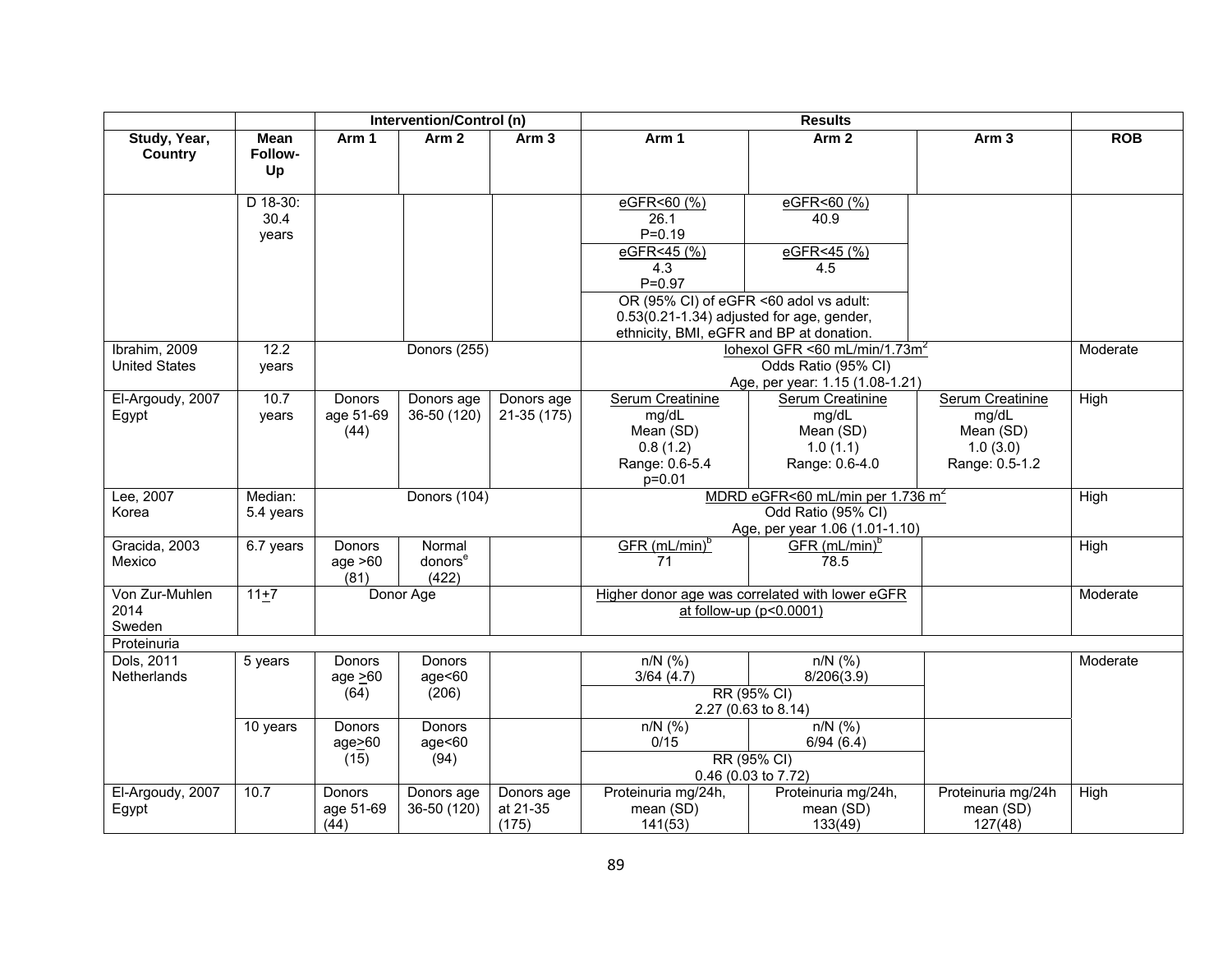| | | Intervention/Control (n) | | | Results | | | |
|---|---|---|---|---|---|---|---|---|
| Study, Year, Country | Mean Follow-Up | Arm 1 | Arm 2 | Arm 3 | Arm 1 | Arm 2 | Arm 3 | ROB |
| | D 18-30: 30.4 years | | | | eGFR<60 (%) 26.1 P=0.19 | eGFR<60 (%) 40.9 | | |
| | | | | | eGFR<45 (%) 4.3 P=0.97 | eGFR<45 (%) 4.5 | | |
| | | | | | OR (95% CI) of eGFR <60 adol vs adult: 0.53(0.21-1.34) adjusted for age, gender, ethnicity, BMI, eGFR and BP at donation. | | | |
| Ibrahim, 2009 United States | 12.2 years | Donors (255) | | | Iohexol GFR <60 mL/min/1.73m$^2$ Odds Ratio (95% CI) Age, per year: 1.15 (1.08-1.21) | | | Moderate |
| El-Argoudy, 2007 Egypt | 10.7 years | Donors age 51-69 (44) | Donors age 36-50 (120) | Donors age 21-35 (175) | Serum Creatinine mg/dL Mean (SD) 0.8 (1.2) Range: 0.6-5.4 p=0.01 | Serum Creatinine mg/dL Mean (SD) 1.0 (1.1) Range: 0.6-4.0 | Serum Creatinine mg/dL Mean (SD) 1.0 (3.0) Range: 0.5-1.2 | High |
| Lee, 2007 Korea | Median: 5.4 years | Donors (104) | | | MDRD eGFR<60 mL/min per 1.736 m$^2$ Odd Ratio (95% CI) Age, per year 1.06 (1.01-1.10) | | | High |
| Gracida, 2003 Mexico | 6.7 years | Donors age >60 (81) | Normal donors[e] (422) | | GFR (mL/min)[b] 71 | GFR (mL/min)[b] 78.5 | | High |
| Von Zur-Muhlen 2014 Sweden | 11±7 | Donor Age | | | Higher donor age was correlated with lower eGFR at follow-up (p<0.0001) | | | Moderate |
| Proteinuria | | | | | | | | |
| Dols, 2011 Netherlands | 5 years | Donors age ≥60 (64) | Donors age<60 (206) | | n/N (%) 3/64 (4.7) | n/N (%) 8/206(3.9) | | Moderate |
| | | | | | RR (95% CI) 2.27 (0.63 to 8.14) | | | |
| | 10 years | Donors age≥60 (15) | Donors age<60 (94) | | n/N (%) 0/15 | n/N (%) 6/94 (6.4) | | |
| | | | | | RR (95% CI) 0.46 (0.03 to 7.72) | | | |
| El-Argoudy, 2007 Egypt | 10.7 | Donors age 51-69 (44) | Donors age 36-50 (120) | Donors age at 21-35 (175) | Proteinuria mg/24h, mean (SD) 141(53) | Proteinuria mg/24h, mean (SD) 133(49) | Proteinuria mg/24h mean (SD) 127(48) | High |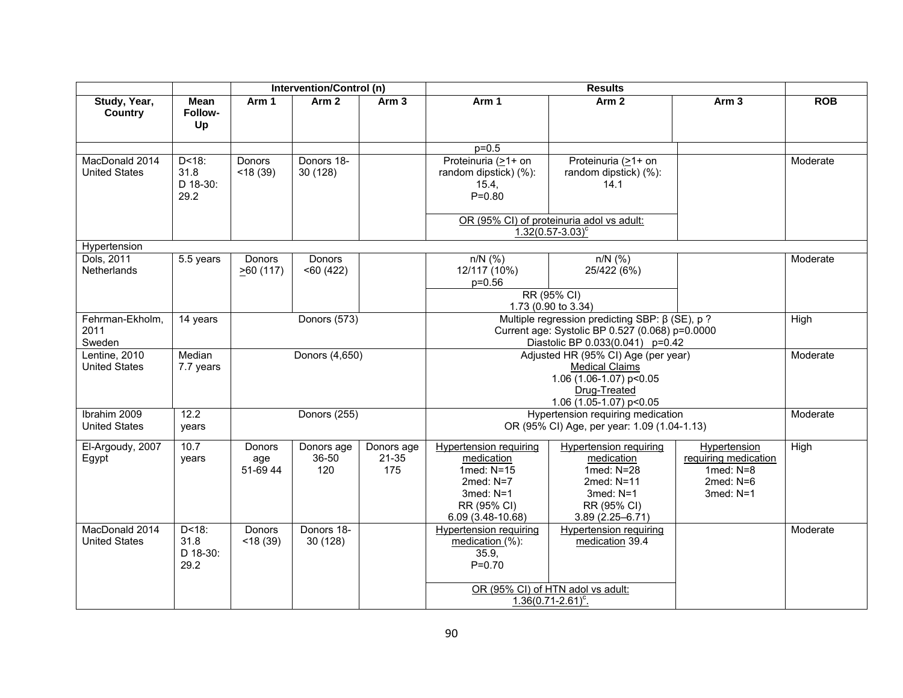| | | Intervention/Control (n) | | | Results | | | |
|---|---|---|---|---|---|---|---|---|
| Study, Year, Country | Mean Follow-Up | Arm 1 | Arm 2 | Arm 3 | Arm 1 | Arm 2 | Arm 3 | ROB |
| | | | | | p=0.5 | | | |
| MacDonald 2014 United States | D<18: 31.8 D 18-30: 29.2 | Donors <18 (39) | Donors 18-30 (128) | | Proteinuria (≥1+ on random dipstick) (%): 15.4, P=0.80 OR (95% CI) of proteinuria adol vs adult: 1.32(0.57-3.03)[c] | Proteinuria (≥1+ on random dipstick) (%): 14.1 | | Moderate |
| Hypertension | | | | | | | | |
| Dols, 2011 Netherlands | 5.5 years | Donors ≥60 (117) | Donors <60 (422) | | n/N (%) 12/117 (10%) p=0.56 RR (95% CI) 1.73 (0.90 to 3.34) | n/N (%) 25/422 (6%) | | Moderate |
| Fehrman-Ekholm, 2011 Sweden | 14 years | Donors (573) | | | Multiple regression predicting SBP: β (SE), p ? Current age: Systolic BP 0.527 (0.068) p=0.0000 Diastolic BP 0.033(0.041) p=0.42 | | | High |
| Lentine, 2010 United States | Median 7.7 years | Donors (4,650) | | | Adjusted HR (95% CI) Age (per year) Medical Claims 1.06 (1.06-1.07) p<0.05 Drug-Treated 1.06 (1.05-1.07) p<0.05 | | | Moderate |
| Ibrahim 2009 United States | 12.2 years | Donors (255) | | | Hypertension requiring medication OR (95% CI) Age, per year: 1.09 (1.04-1.13) | | | Moderate |
| El-Argoudy, 2007 Egypt | 10.7 years | Donors age 51-69 44 | Donors age 36-50 120 | Donors age 21-35 175 | Hypertension requiring medication 1med: N=15 2med: N=7 3med: N=1 RR (95% CI) 6.09 (3.48-10.68) | Hypertension requiring medication 1med: N=28 2med: N=11 3med: N=1 RR (95% CI) 3.89 (2.25–6.71) | Hypertension requiring medication 1med: N=8 2med: N=6 3med: N=1 | High |
| MacDonald 2014 United States | D<18: 31.8 D 18-30: 29.2 | Donors <18 (39) | Donors 18-30 (128) | | Hypertension requiring medication (%): 35.9, P=0.70 OR (95% CI) of HTN adol vs adult: 1.36(0.71-2.61)[c]. | Hypertension requiring medication 39.4 | | Moderate |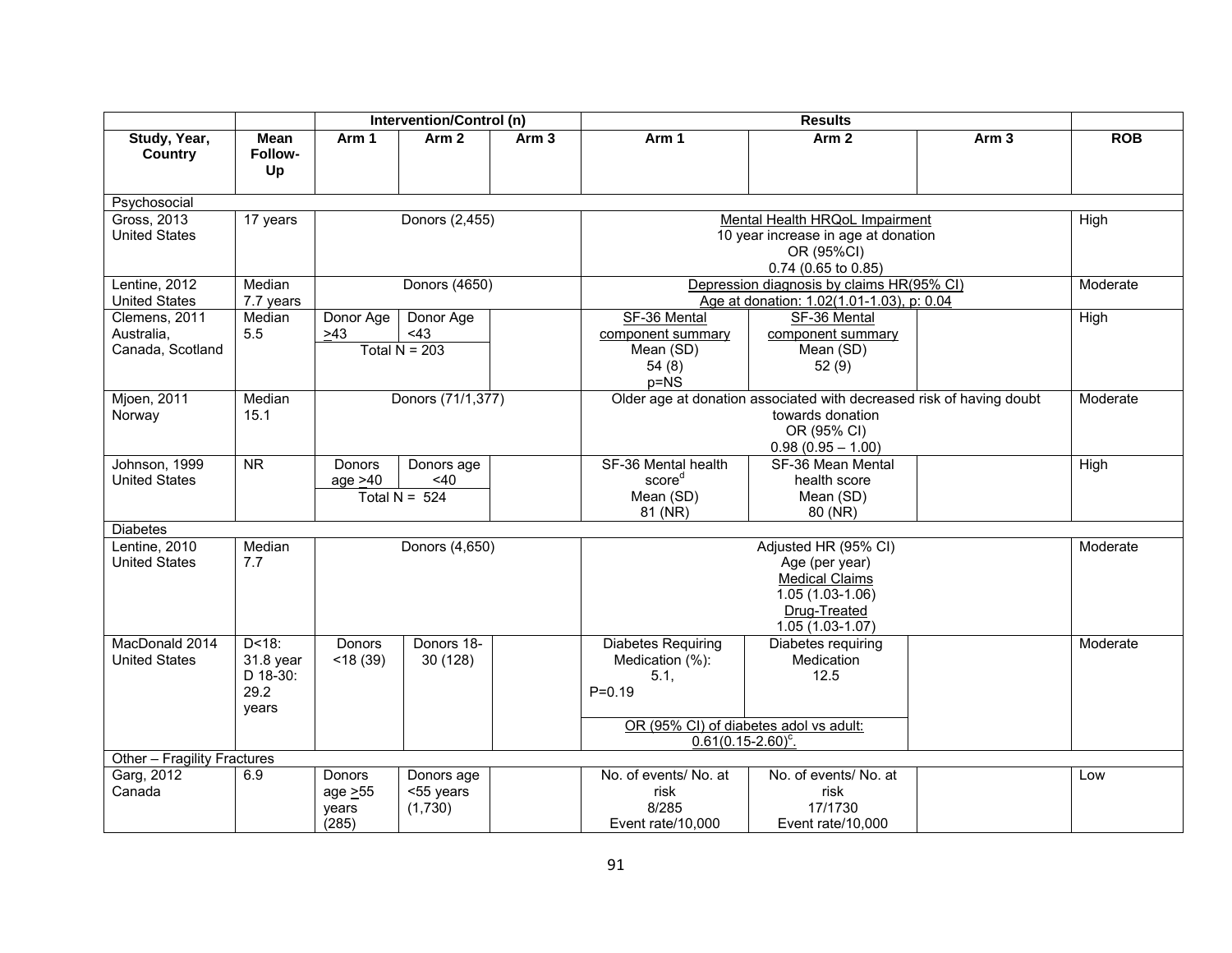| | | Intervention/Control (n) | | | Results | | | |
|---|---|---|---|---|---|---|---|---|
| Study, Year, Country | Mean Follow-Up | Arm 1 | Arm 2 | Arm 3 | Arm 1 | Arm 2 | Arm 3 | ROB |
| Psychosocial | | | | | | | | |
| Gross, 2013 United States | 17 years | Donors (2,455) | | | Mental Health HRQoL Impairment 10 year increase in age at donation OR (95%CI) 0.74 (0.65 to 0.85) | | | High |
| Lentine, 2012 United States | Median 7.7 years | Donors (4650) | | | Depression diagnosis by claims HR(95% CI) Age at donation: 1.02(1.01-1.03), p: 0.04 | | | Moderate |
| Clemens, 2011 Australia, Canada, Scotland | Median 5.5 | Donor Age ≥43 | Donor Age <43 | | SF-36 Mental component summary Mean (SD) 54 (8) p=NS | SF-36 Mental component summary Mean (SD) 52 (9) | | High |
| | | Total N = 203 | | | | | | |
| Mjoen, 2011 Norway | Median 15.1 | Donors (71/1,377) | | | Older age at donation associated with decreased risk of having doubt towards donation OR (95% CI) 0.98 (0.95 – 1.00) | | | Moderate |
| Johnson, 1999 United States | NR | Donors age ≥40 | Donors age <40 | | SF-36 Mental health score[d] Mean (SD) 81 (NR) | SF-36 Mean Mental health score Mean (SD) 80 (NR) | | High |
| | | Total N = 524 | | | | | | |
| Diabetes | | | | | | | | |
| Lentine, 2010 United States | Median 7.7 | Donors (4,650) | | | Adjusted HR (95% CI) Age (per year) Medical Claims 1.05 (1.03-1.06) Drug-Treated 1.05 (1.03-1.07) | | | Moderate |
| MacDonald 2014 United States | D<18: 31.8 year D 18-30: 29.2 years | Donors <18 (39) | Donors 18-30 (128) | | Diabetes Requiring Medication (%): 5.1, P=0.19 | Diabetes requiring Medication 12.5 | | Moderate |
| | | | | | OR (95% CI) of diabetes adol vs adult: 0.61(0.15-2.60)[c]. | | | |
| Other – Fragility Fractures | | | | | | | | |
| Garg, 2012 Canada | 6.9 | Donors age ≥55 years (285) | Donors age <55 years (1,730) | | No. of events/ No. at risk 8/285 Event rate/10,000 | No. of events/ No. at risk 17/1730 Event rate/10,000 | | Low |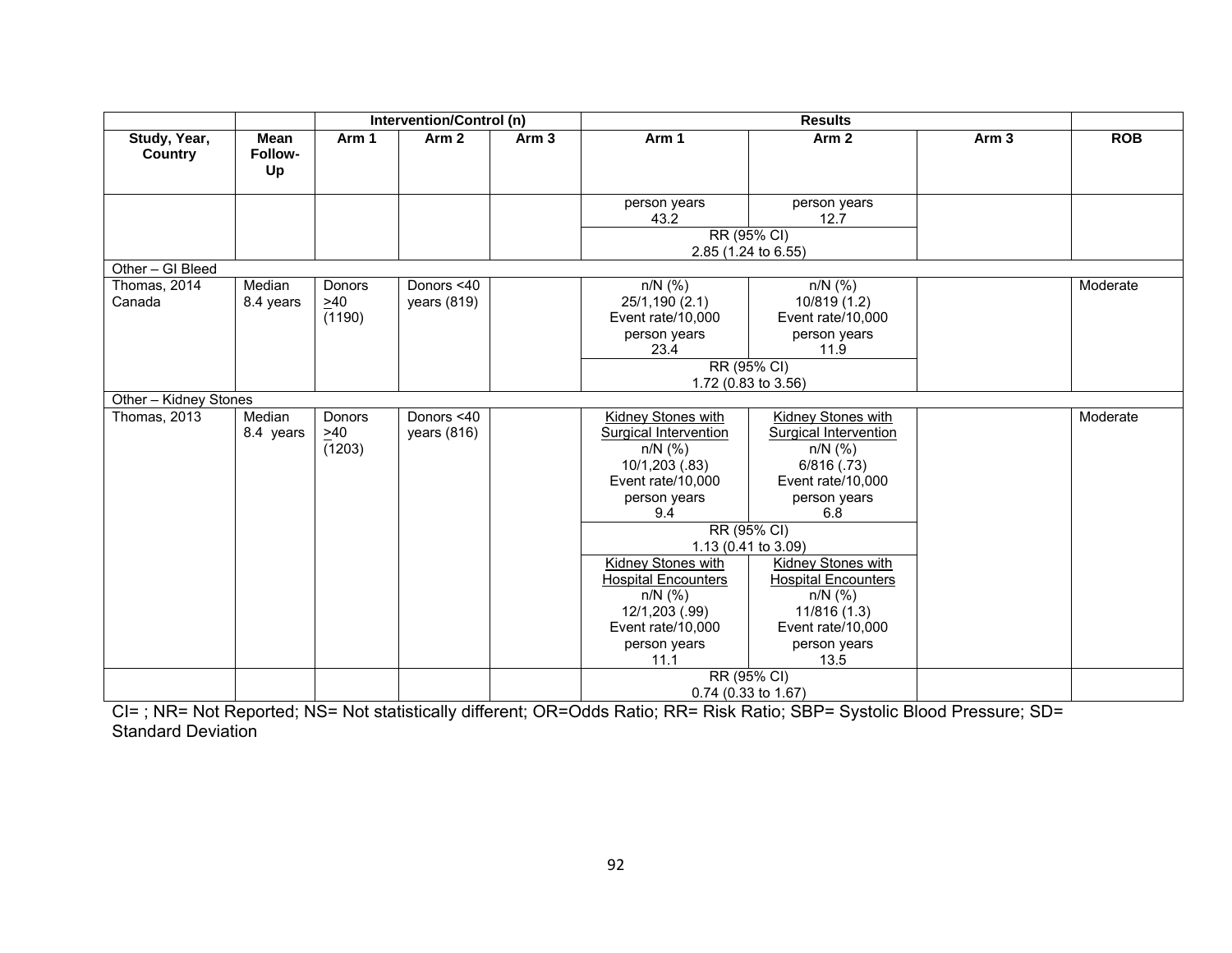| | | Intervention/Control (n) | | | Results | | | |
|---|---|---|---|---|---|---|---|---|
| Study, Year, Country | Mean Follow-Up | Arm 1 | Arm 2 | Arm 3 | Arm 1 | Arm 2 | Arm 3 | ROB |
| | | | | | person years 43.2 | person years 12.7 | | |
| | | | | | RR (95% CI) 2.85 (1.24 to 6.55) | | | |
| Other – GI Bleed | | | | | | | | |
| Thomas, 2014 Canada | Median 8.4 years | Donors ≥40 (1190) | Donors <40 years (819) | | n/N (%) 25/1,190 (2.1) Event rate/10,000 person years 23.4 | n/N (%) 10/819 (1.2) Event rate/10,000 person years 11.9 | | Moderate |
| | | | | | RR (95% CI) 1.72 (0.83 to 3.56) | | | |
| Other – Kidney Stones | | | | | | | | |
| Thomas, 2013 | Median 8.4 years | Donors ≥40 (1203) | Donors <40 years (816) | | Kidney Stones with Surgical Intervention n/N (%) 10/1,203 (.83) Event rate/10,000 person years 9.4 | Kidney Stones with Surgical Intervention n/N (%) 6/816 (.73) Event rate/10,000 person years 6.8 | | Moderate |
| | | | | | RR (95% CI) 1.13 (0.41 to 3.09) | | | |
| | | | | | Kidney Stones with Hospital Encounters n/N (%) 12/1,203 (.99) Event rate/10,000 person years 11.1 | Kidney Stones with Hospital Encounters n/N (%) 11/816 (1.3) Event rate/10,000 person years 13.5 | | |
| | | | | | RR (95% CI) 0.74 (0.33 to 1.67) | | | |

CI= ; NR= Not Reported; NS= Not statistically different; OR=Odds Ratio; RR= Risk Ratio; SBP= Systolic Blood Pressure; SD= Standard Deviation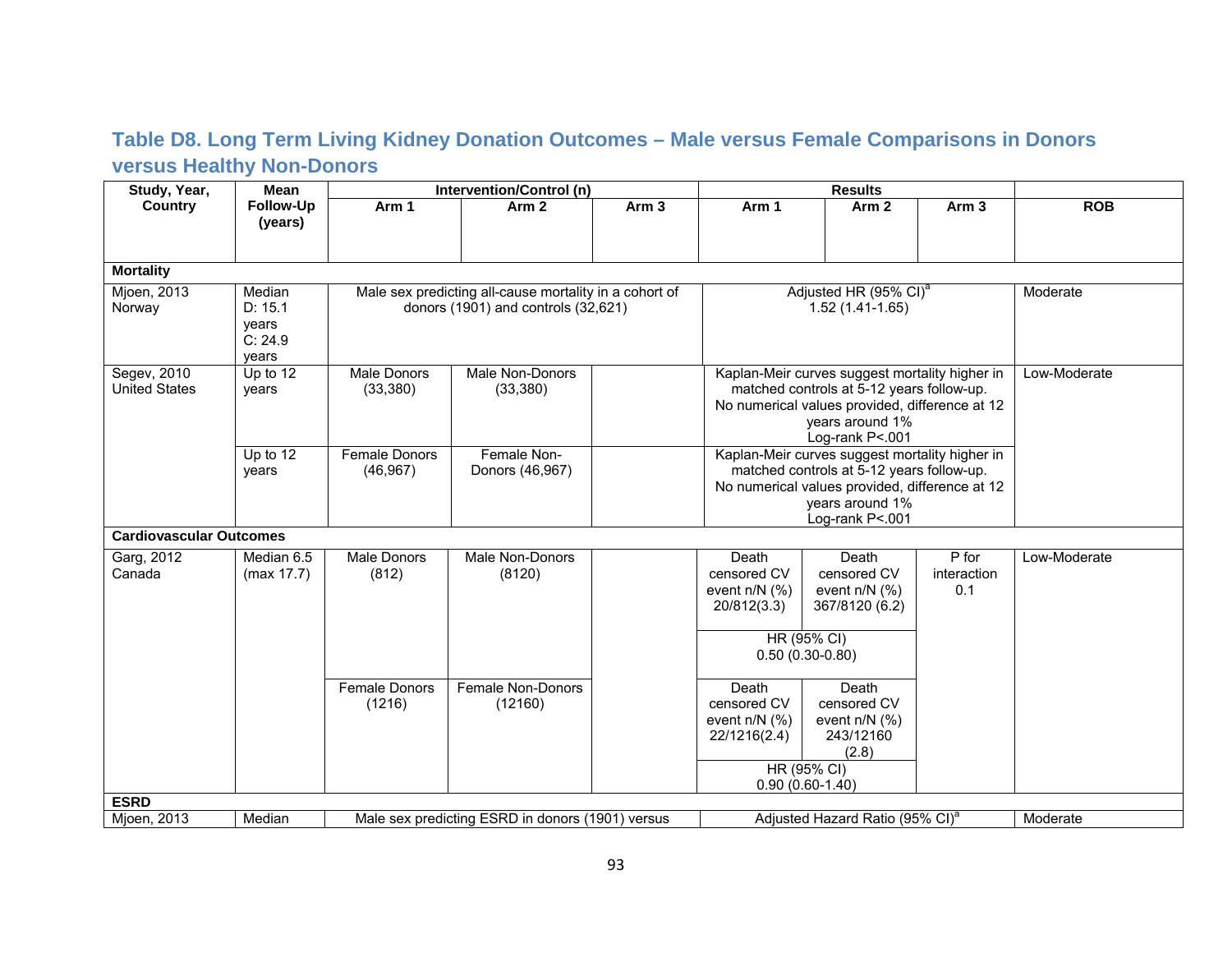## Table D8. Long Term Living Kidney Donation Outcomes – Male versus Female Comparisons in Donors versus Healthy Non-Donors

| Study, Year, Country | Mean Follow-Up (years) | Intervention/Control (n) | | | Results | | | ROB |
|---|---|---|---|---|---|---|---|---|
| | | Arm 1 | Arm 2 | Arm 3 | Arm 1 | Arm 2 | Arm 3 | |
| **Mortality** | | | | | | | | |
| Mjoen, 2013 Norway | Median D: 15.1 years C: 24.9 years | Male sex predicting all-cause mortality in a cohort of donors (1901) and controls (32,621) | | | Adjusted HR (95% CI)[a] 1.52 (1.41-1.65) | | | Moderate |
| Segev, 2010 United States | Up to 12 years | Male Donors (33,380) | Male Non-Donors (33,380) | | Kaplan-Meir curves suggest mortality higher in matched controls at 5-12 years follow-up. No numerical values provided, difference at 12 years around 1% Log-rank P<.001 | | | Low-Moderate |
| | Up to 12 years | Female Donors (46,967) | Female Non-Donors (46,967) | | Kaplan-Meir curves suggest mortality higher in matched controls at 5-12 years follow-up. No numerical values provided, difference at 12 years around 1% Log-rank P<.001 | | | |
| **Cardiovascular Outcomes** | | | | | | | | |
| Garg, 2012 Canada | Median 6.5 (max 17.7) | Male Donors (812) | Male Non-Donors (8120) | | Death censored CV event n/N (%) 20/812(3.3) | Death censored CV event n/N (%) 367/8120 (6.2) | P for interaction 0.1 | Low-Moderate |
| | | | | | HR (95% CI) 0.50 (0.30-0.80) | | | |
| | | Female Donors (1216) | Female Non-Donors (12160) | | Death censored CV event n/N (%) 22/1216(2.4) | Death censored CV event n/N (%) 243/12160 (2.8) | | |
| | | | | | HR (95% CI) 0.90 (0.60-1.40) | | | |
| **ESRD** | | | | | | | | |
| Mjoen, 2013 | Median | Male sex predicting ESRD in donors (1901) versus | | | Adjusted Hazard Ratio (95% CI)[a] | | | Moderate |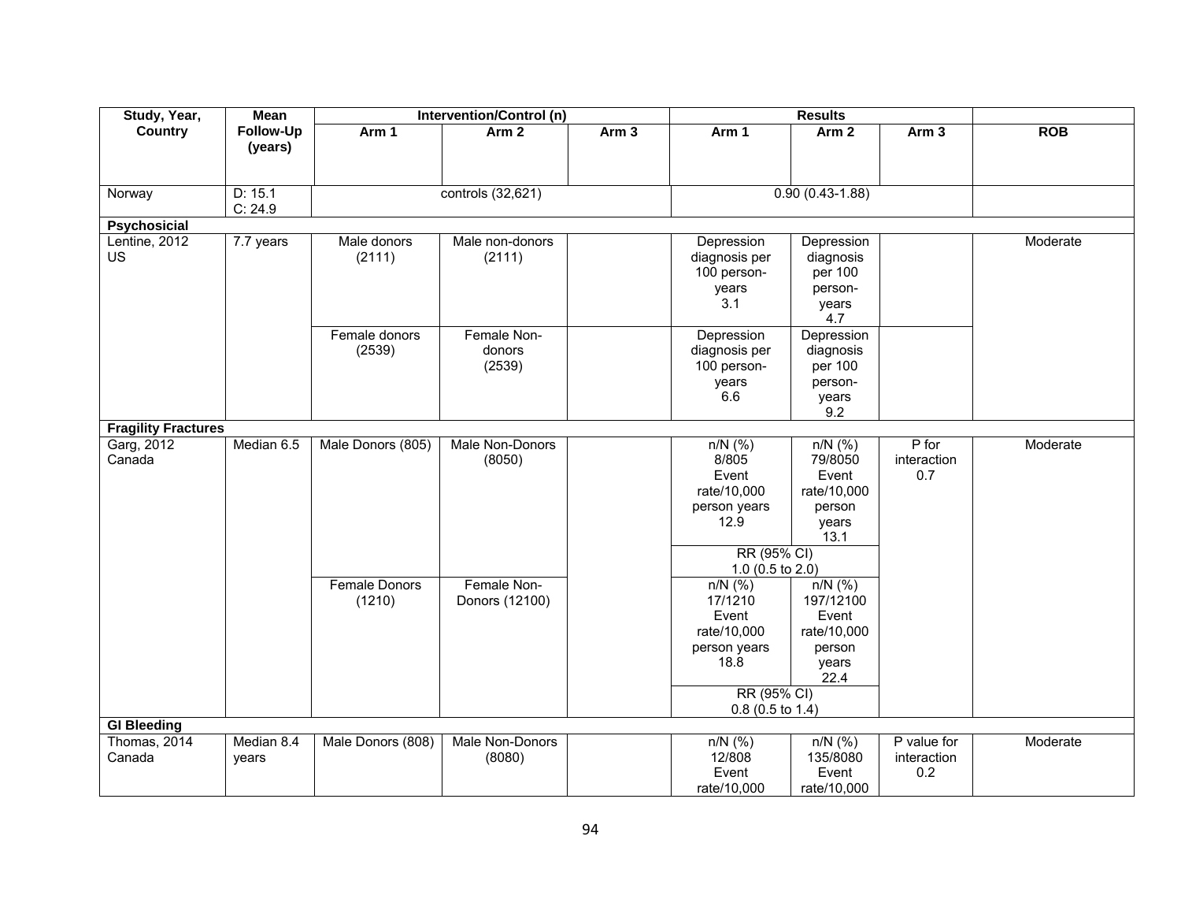| Study, Year, Country | Mean Follow-Up (years) | Intervention/Control (n) | | | Results | | | ROB |
|---|---|---|---|---|---|---|---|---|
| | | Arm 1 | Arm 2 | Arm 3 | Arm 1 | Arm 2 | Arm 3 | |
| Norway | D: 15.1<br>C: 24.9 | controls (32,621) | | | 0.90 (0.43-1.88) | | | |
| **Psychosicial** | | | | | | | | |
| Lentine, 2012<br>US | 7.7 years | Male donors (2111) | Male non-donors (2111) | | Depression diagnosis per 100 person-years 3.1 | Depression diagnosis per 100 person-years 4.7 | | Moderate |
| | | Female donors (2539) | Female Non-donors (2539) | | Depression diagnosis per 100 person-years 6.6 | Depression diagnosis per 100 person-years 9.2 | | |
| **Fragility Fractures** | | | | | | | | |
| Garg, 2012<br>Canada | Median 6.5 | Male Donors (805) | Male Non-Donors (8050) | | n/N (%) 8/805 Event rate/10,000 person years 12.9 | n/N (%) 79/8050 Event rate/10,000 person years 13.1 | P for interaction 0.7 | Moderate |
| | | | | | RR (95% CI) 1.0 (0.5 to 2.0) | | | |
| | | Female Donors (1210) | Female Non-Donors (12100) | | n/N (%) 17/1210 Event rate/10,000 person years 18.8 | n/N (%) 197/12100 Event rate/10,000 person years 22.4 | | |
| | | | | | RR (95% CI) 0.8 (0.5 to 1.4) | | | |
| **GI Bleeding** | | | | | | | | |
| Thomas, 2014<br>Canada | Median 8.4 years | Male Donors (808) | Male Non-Donors (8080) | | n/N (%) 12/808 Event rate/10,000 | n/N (%) 135/8080 Event rate/10,000 | P value for interaction 0.2 | Moderate |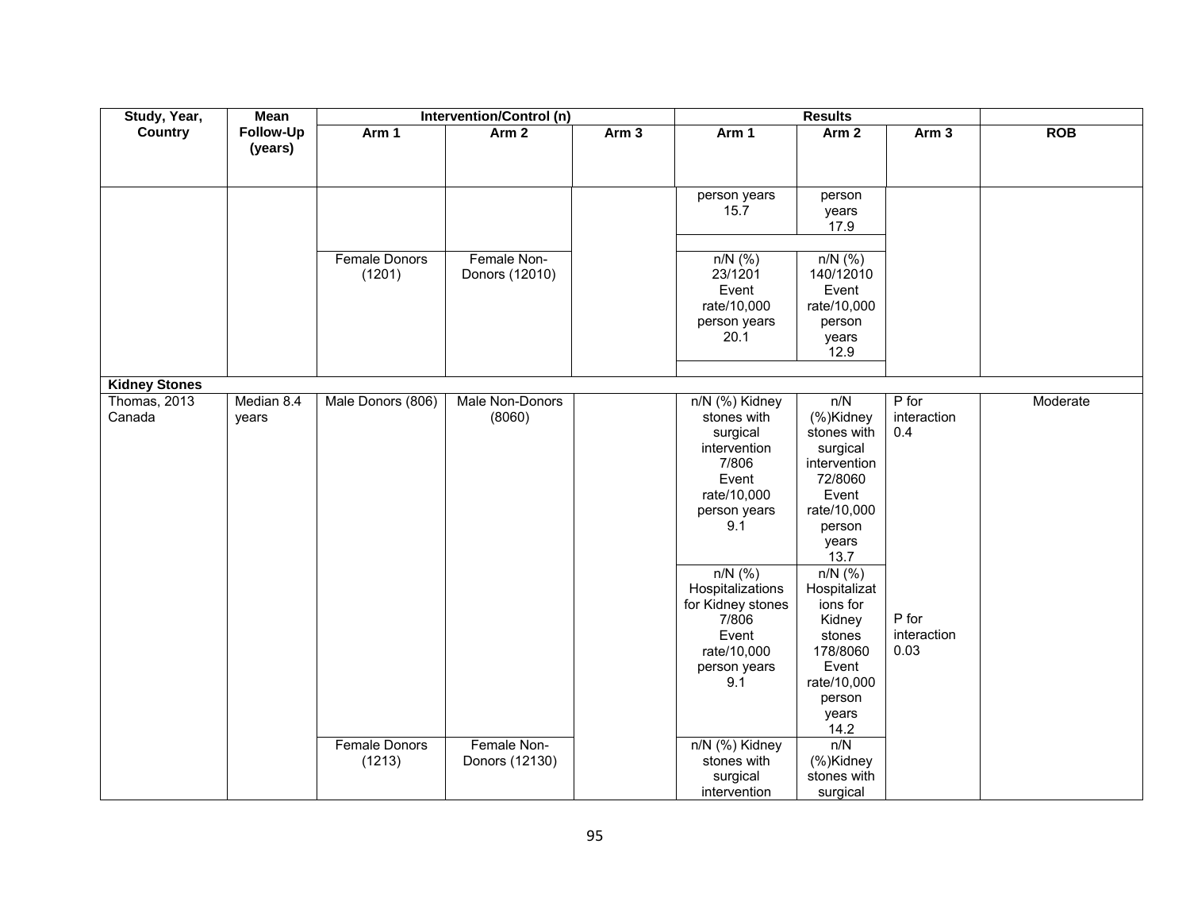| Study, Year, Country | Mean Follow-Up (years) | Intervention/Control (n) | | | Results | | | ROB |
|---|---|---|---|---|---|---|---|---|
| | | Arm 1 | Arm 2 | Arm 3 | Arm 1 | Arm 2 | Arm 3 | |
| | | | | | person years 15.7 | person years 17.9 | | |
| | | Female Donors (1201) | Female Non-Donors (12010) | | n/N (%) 23/1201 Event rate/10,000 person years 20.1 | n/N (%) 140/12010 Event rate/10,000 person years 12.9 | | |
| **Kidney Stones** | | | | | | | | |
| Thomas, 2013 Canada | Median 8.4 years | Male Donors (806) | Male Non-Donors (8060) | | n/N (%) Kidney stones with surgical intervention 7/806 Event rate/10,000 person years 9.1 | n/N (%)Kidney stones with surgical intervention 72/8060 Event rate/10,000 person years 13.7 | P for interaction 0.4 | Moderate |
| | | | | | n/N (%) Hospitalizations for Kidney stones 7/806 Event rate/10,000 person years 9.1 | n/N (%) Hospitalizations for Kidney stones 178/8060 Event rate/10,000 person years 14.2 | P for interaction 0.03 | |
| | | Female Donors (1213) | Female Non-Donors (12130) | | n/N (%) Kidney stones with surgical intervention | n/N (%)Kidney stones with surgical | | |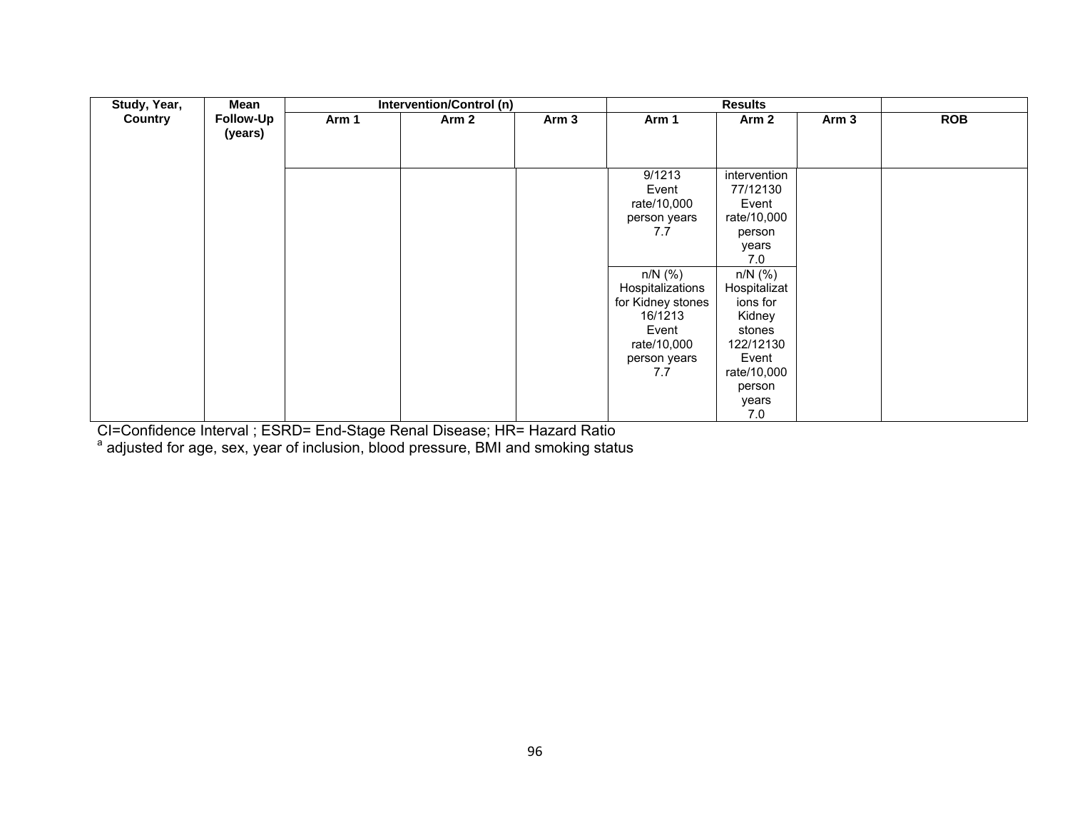| Study, Year, Country | Mean Follow-Up (years) | Intervention/Control (n) | | | Results | | | ROB |
|---|---|---|---|---|---|---|---|---|
| | | Arm 1 | Arm 2 | Arm 3 | Arm 1 | Arm 2 | Arm 3 | |
| | | | | | 9/1213 Event rate/10,000 person years 7.7 | intervention 77/12130 Event rate/10,000 person years 7.0 | | |
| | | | | | n/N (%) Hospitalizations for Kidney stones 16/1213 Event rate/10,000 person years 7.7 | n/N (%) Hospitalizations for Kidney stones 122/12130 Event rate/10,000 person years 7.0 | | |

CI=Confidence Interval ; ESRD= End-Stage Renal Disease; HR= Hazard Ratio

[a] adjusted for age, sex, year of inclusion, blood pressure, BMI and smoking status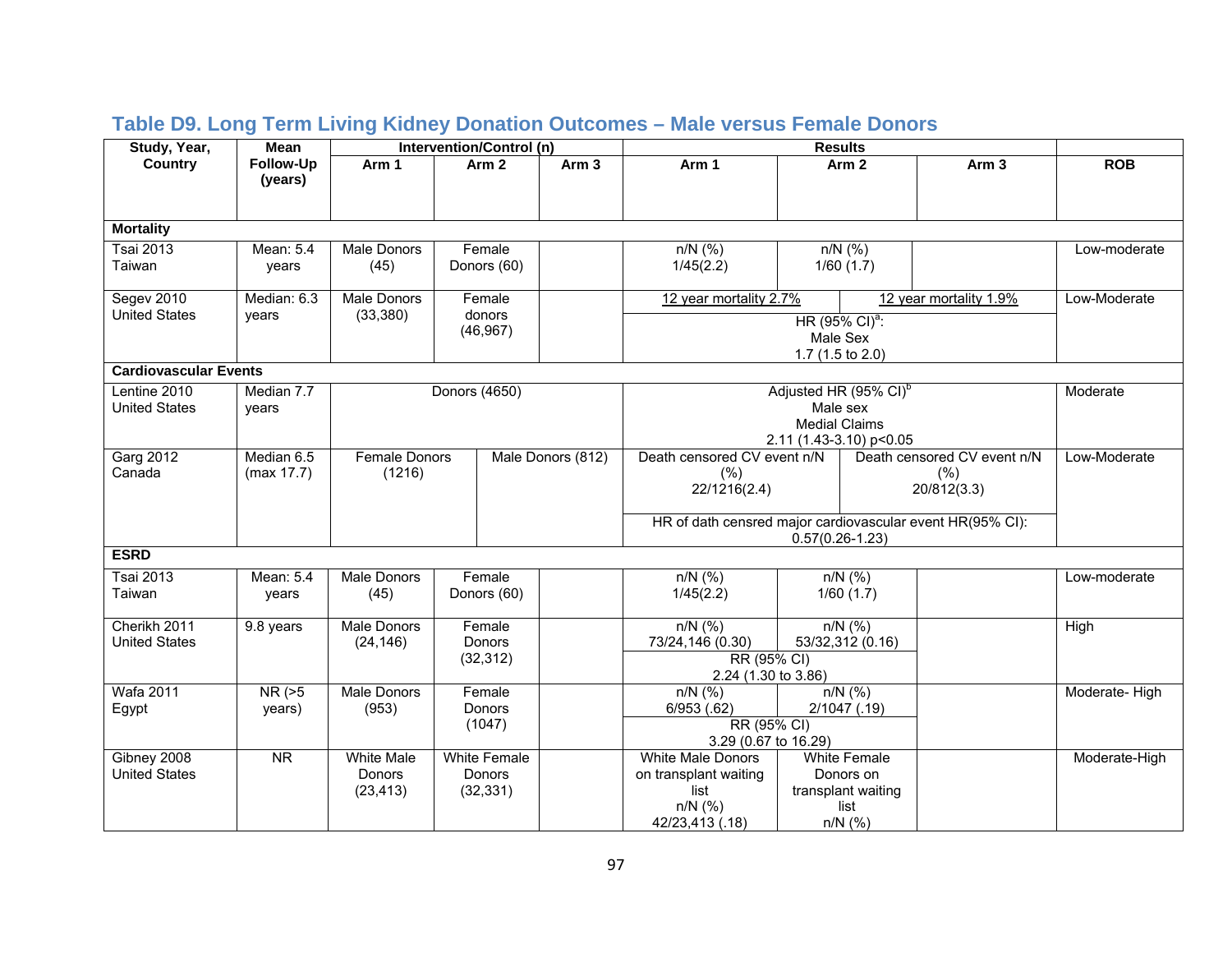## Table D9. Long Term Living Kidney Donation Outcomes – Male versus Female Donors

| Study, Year, Country | Mean Follow-Up (years) | Intervention/Control (n) | | | Results | | | ROB |
|---|---|---|---|---|---|---|---|---|
| | | Arm 1 | Arm 2 | Arm 3 | Arm 1 | Arm 2 | Arm 3 | |
| **Mortality** | | | | | | | | |
| Tsai 2013 Taiwan | Mean: 5.4 years | Male Donors (45) | Female Donors (60) | | n/N (%) 1/45(2.2) | n/N (%) 1/60 (1.7) | | Low-moderate |
| Segev 2010 United States | Median: 6.3 years | Male Donors (33,380) | Female donors (46,967) | | 12 year mortality 2.7% | 12 year mortality 1.9% | | Low-Moderate |
| | | | | | HR (95% CI)[a]: Male Sex 1.7 (1.5 to 2.0) | | | |
| **Cardiovascular Events** | | | | | | | | |
| Lentine 2010 United States | Median 7.7 years | Donors (4650) | | | Adjusted HR (95% CI)[b] Male sex Medial Claims 2.11 (1.43-3.10) p<0.05 | | | Moderate |
| Garg 2012 Canada | Median 6.5 (max 17.7) | Female Donors (1216) | Male Donors (812) | | Death censored CV event n/N (%) 22/1216(2.4) | Death censored CV event n/N (%) 20/812(3.3) | | Low-Moderate |
| | | | | | HR of dath censred major cardiovascular event HR(95% CI): 0.57(0.26-1.23) | | | |
| **ESRD** | | | | | | | | |
| Tsai 2013 Taiwan | Mean: 5.4 years | Male Donors (45) | Female Donors (60) | | n/N (%) 1/45(2.2) | n/N (%) 1/60 (1.7) | | Low-moderate |
| Cherikh 2011 United States | 9.8 years | Male Donors (24,146) | Female Donors (32,312) | | n/N (%) 73/24,146 (0.30) | n/N (%) 53/32,312 (0.16) | | High |
| | | | | | RR (95% CI) 2.24 (1.30 to 3.86) | | | |
| Wafa 2011 Egypt | NR (>5 years) | Male Donors (953) | Female Donors (1047) | | n/N (%) 6/953 (.62) | n/N (%) 2/1047 (.19) | | Moderate- High |
| | | | | | RR (95% CI) 3.29 (0.67 to 16.29) | | | |
| Gibney 2008 United States | NR | White Male Donors (23,413) | White Female Donors (32,331) | | White Male Donors on transplant waiting list n/N (%) 42/23,413 (.18) | White Female Donors on transplant waiting list n/N (%) | | Moderate-High |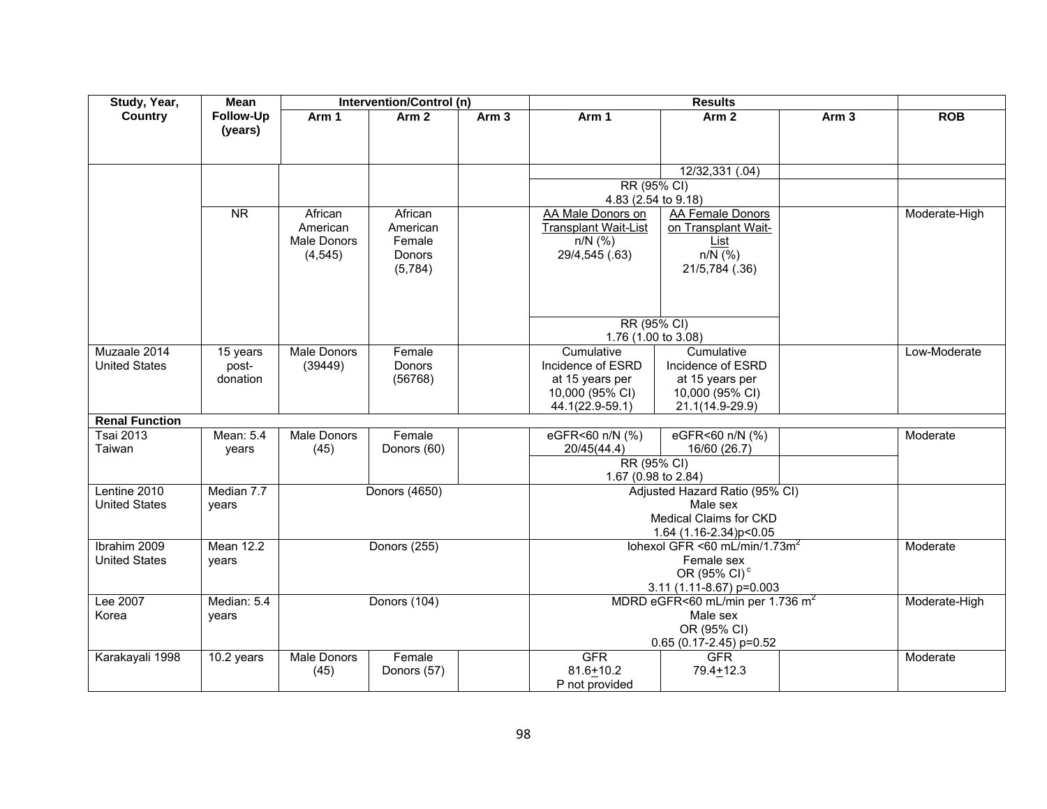| Study, Year, Country | Mean Follow-Up (years) | Intervention/Control (n) | | | Results | | | ROB |
|---|---|---|---|---|---|---|---|---|
| | | Arm 1 | Arm 2 | Arm 3 | Arm 1 | Arm 2 | Arm 3 | |
| | | | | | | 12/32,331 (.04) | | |
| | | | | | RR (95% CI) 4.83 (2.54 to 9.18) | | | |
| | NR | African American Male Donors (4,545) | African American Female Donors (5,784) | | AA Male Donors on Transplant Wait-List n/N (%) 29/4,545 (.63) | AA Female Donors on Transplant Wait-List n/N (%) 21/5,784 (.36) | | Moderate-High |
| | | | | | RR (95% CI) 1.76 (1.00 to 3.08) | | | |
| Muzaale 2014 United States | 15 years post-donation | Male Donors (39449) | Female Donors (56768) | | Cumulative Incidence of ESRD at 15 years per 10,000 (95% CI) 44.1(22.9-59.1) | Cumulative Incidence of ESRD at 15 years per 10,000 (95% CI) 21.1(14.9-29.9) | | Low-Moderate |
| **Renal Function** | | | | | | | | |
| Tsai 2013 Taiwan | Mean: 5.4 years | Male Donors (45) | Female Donors (60) | | eGFR<60 n/N (%) 20/45(44.4) | eGFR<60 n/N (%) 16/60 (26.7) | | Moderate |
| | | | | | RR (95% CI) 1.67 (0.98 to 2.84) | | | |
| Lentine 2010 United States | Median 7.7 years | Donors (4650) | | | Adjusted Hazard Ratio (95% CI) Male sex Medical Claims for CKD 1.64 (1.16-2.34)p<0.05 | | | |
| Ibrahim 2009 United States | Mean 12.2 years | Donors (255) | | | Iohexol GFR <60 mL/min/1.73m$^2$ Female sex OR (95% CI)[c] 3.11 (1.11-8.67) p=0.003 | | | Moderate |
| Lee 2007 Korea | Median: 5.4 years | Donors (104) | | | MDRD eGFR<60 mL/min per 1.736 m$^2$ Male sex OR (95% CI) 0.65 (0.17-2.45) p=0.52 | | | Moderate-High |
| Karakayali 1998 | 10.2 years | Male Donors (45) | Female Donors (57) | | GFR 81.6±10.2 P not provided | GFR 79.4±12.3 | | Moderate |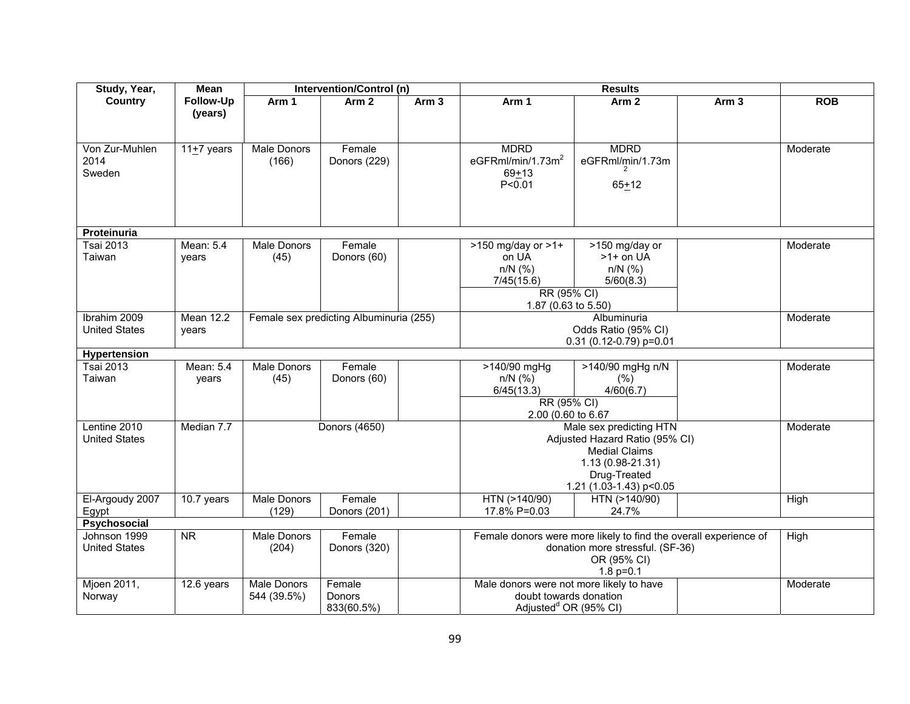| Study, Year, Country | Mean Follow-Up (years) | Intervention/Control (n) | | | Results | | | ROB |
|---|---|---|---|---|---|---|---|---|
| | | Arm 1 | Arm 2 | Arm 3 | Arm 1 | Arm 2 | Arm 3 | ROB |
| Von Zur-Muhlen 2014 Sweden | 11±7 years | Male Donors (166) | Female Donors (229) | | MDRD eGFRml/min/1.73m$^2$ 69±13 P<0.01 | MDRD eGFRml/min/1.73m$^2$ 65±12 | | Moderate |
| **Proteinuria** | | | | | | | | |
| Tsai 2013 Taiwan | Mean: 5.4 years | Male Donors (45) | Female Donors (60) | | >150 mg/day or >1+ on UA n/N (%) 7/45(15.6) RR (95% CI) 1.87 (0.63 to 5.50) | >150 mg/day or >1+ on UA n/N (%) 5/60(8.3) | | Moderate |
| Ibrahim 2009 United States | Mean 12.2 years | Female sex predicting Albuminuria (255) | | | Albuminuria Odds Ratio (95% CI) 0.31 (0.12-0.79) p=0.01 | | | Moderate |
| **Hypertension** | | | | | | | | |
| Tsai 2013 Taiwan | Mean: 5.4 years | Male Donors (45) | Female Donors (60) | | >140/90 mgHg n/N (%) 6/45(13.3) RR (95% CI) 2.00 (0.60 to 6.67 | >140/90 mgHg n/N (%) 4/60(6.7) | | Moderate |
| Lentine 2010 United States | Median 7.7 | Donors (4650) | | | Male sex predicting HTN Adjusted Hazard Ratio (95% CI) Medial Claims 1.13 (0.98-21.31) Drug-Treated 1.21 (1.03-1.43) p<0.05 | | | Moderate |
| El-Argoudy 2007 Egypt | 10.7 years | Male Donors (129) | Female Donors (201) | | HTN (>140/90) 17.8% P=0.03 | HTN (>140/90) 24.7% | | High |
| **Psychosocial** | | | | | | | | |
| Johnson 1999 United States | NR | Male Donors (204) | Female Donors (320) | | Female donors were more likely to find the overall experience of donation more stressful. (SF-36) OR (95% CI) 1.8 p=0.1 | | | High |
| Mjoen 2011, Norway | 12.6 years | Male Donors 544 (39.5%) | Female Donors 833(60.5%) | | Male donors were not more likely to have doubt towards donation Adjusted[d] OR (95% CI) | | | Moderate |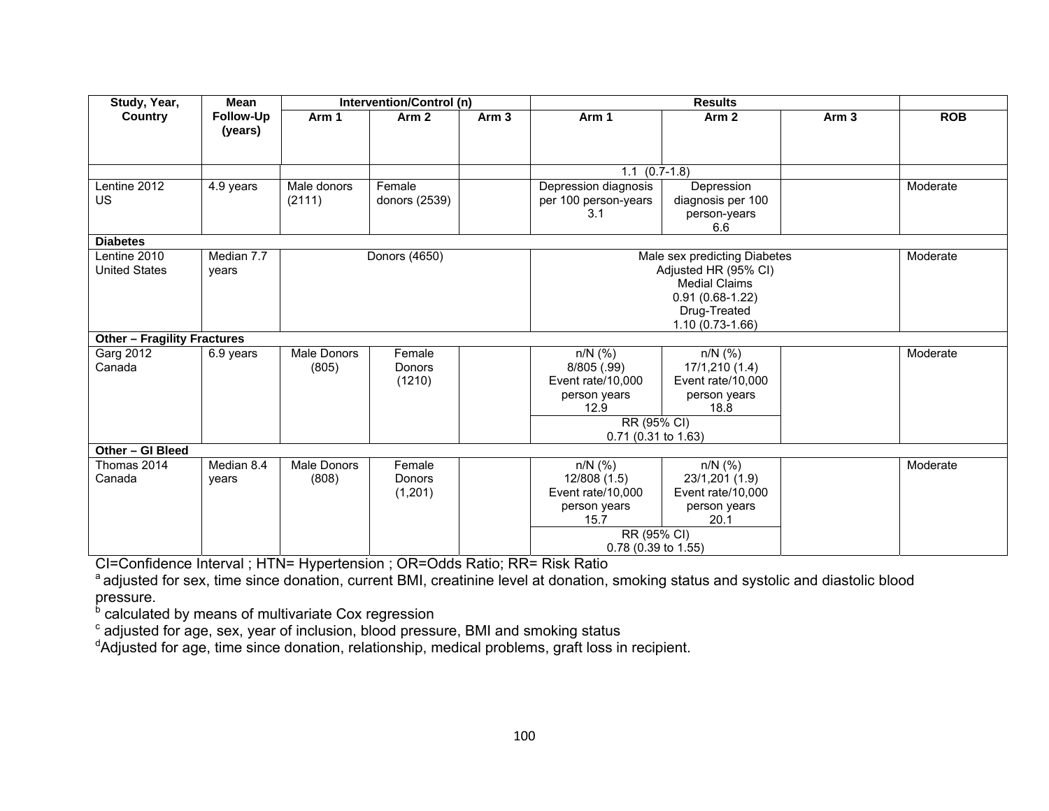| Study, Year, Country | Mean Follow-Up (years) | Intervention/Control (n) | | | Results | | | ROB |
|---|---|---|---|---|---|---|---|---|
| | | Arm 1 | Arm 2 | Arm 3 | Arm 1 | Arm 2 | Arm 3 | |
| | | | | | 1.1 (0.7-1.8) | | | |
| Lentine 2012 US | 4.9 years | Male donors (2111) | Female donors (2539) | | Depression diagnosis per 100 person-years 3.1 | Depression diagnosis per 100 person-years 6.6 | | Moderate |
| **Diabetes** | | | | | | | | |
| Lentine 2010 United States | Median 7.7 years | Donors (4650) | | | Male sex predicting Diabetes Adjusted HR (95% CI) Medial Claims 0.91 (0.68-1.22) Drug-Treated 1.10 (0.73-1.66) | | | Moderate |
| **Other – Fragility Fractures** | | | | | | | | |
| Garg 2012 Canada | 6.9 years | Male Donors (805) | Female Donors (1210) | | n/N (%) 8/805 (.99) Event rate/10,000 person years 12.9 | n/N (%) 17/1,210 (1.4) Event rate/10,000 person years 18.8 | | Moderate |
| | | | | | RR (95% CI) 0.71 (0.31 to 1.63) | | | |
| **Other – GI Bleed** | | | | | | | | |
| Thomas 2014 Canada | Median 8.4 years | Male Donors (808) | Female Donors (1,201) | | n/N (%) 12/808 (1.5) Event rate/10,000 person years 15.7 | n/N (%) 23/1,201 (1.9) Event rate/10,000 person years 20.1 | | Moderate |
| | | | | | RR (95% CI) 0.78 (0.39 to 1.55) | | | |

CI=Confidence Interval ; HTN= Hypertension ; OR=Odds Ratio; RR= Risk Ratio

[a] adjusted for sex, time since donation, current BMI, creatinine level at donation, smoking status and systolic and diastolic blood pressure.

[b] calculated by means of multivariate Cox regression

[c] adjusted for age, sex, year of inclusion, blood pressure, BMI and smoking status

[d] Adjusted for age, time since donation, relationship, medical problems, graft loss in recipient.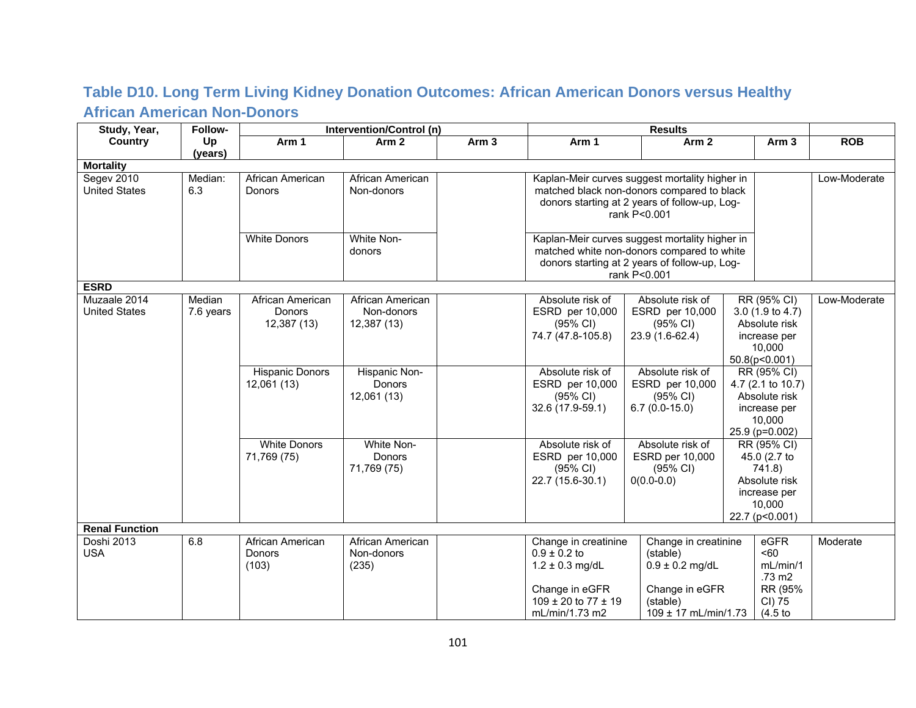## Table D10. Long Term Living Kidney Donation Outcomes: African American Donors versus Healthy African American Non-Donors

| Study, Year, Country | Follow-Up (years) | Intervention/Control (n) | | | Results | | | ROB |
|---|---|---|---|---|---|---|---|---|
| | | Arm 1 | Arm 2 | Arm 3 | Arm 1 | Arm 2 | Arm 3 | |
| **Mortality** | | | | | | | | |
| Segev 2010 United States | Median: 6.3 | African American Donors | African American Non-donors | | Kaplan-Meir curves suggest mortality higher in matched black non-donors compared to black donors starting at 2 years of follow-up, Log-rank P<0.001 | | | Low-Moderate |
| | | White Donors | White Non-donors | | Kaplan-Meir curves suggest mortality higher in matched white non-donors compared to white donors starting at 2 years of follow-up, Log-rank P<0.001 | | | |
| **ESRD** | | | | | | | | |
| Muzaale 2014 United States | Median 7.6 years | African American Donors 12,387 (13) | African American Non-donors 12,387 (13) | | Absolute risk of ESRD per 10,000 (95% CI) 74.7 (47.8-105.8) | Absolute risk of ESRD per 10,000 (95% CI) 23.9 (1.6-62.4) | RR (95% CI) 3.0 (1.9 to 4.7) Absolute risk increase per 10,000 50.8(p<0.001) | Low-Moderate |
| | | Hispanic Donors 12,061 (13) | Hispanic Non-Donors 12,061 (13) | | Absolute risk of ESRD per 10,000 (95% CI) 32.6 (17.9-59.1) | Absolute risk of ESRD per 10,000 (95% CI) 6.7 (0.0-15.0) | RR (95% CI) 4.7 (2.1 to 10.7) Absolute risk increase per 10,000 25.9 (p=0.002) | |
| | | White Donors 71,769 (75) | White Non-Donors 71,769 (75) | | Absolute risk of ESRD per 10,000 (95% CI) 22.7 (15.6-30.1) | Absolute risk of ESRD per 10,000 (95% CI) 0(0.0-0.0) | RR (95% CI) 45.0 (2.7 to 741.8) Absolute risk increase per 10,000 22.7 (p<0.001) | |
| **Renal Function** | | | | | | | | |
| Doshi 2013 USA | 6.8 | African American Donors (103) | African American Non-donors (235) | | Change in creatinine 0.9 ± 0.2 to 1.2 ± 0.3 mg/dL<br><br>Change in eGFR 109 ± 20 to 77 ± 19 mL/min/1.73 m2 | Change in creatinine (stable) 0.9 ± 0.2 mg/dL<br><br>Change in eGFR (stable) 109 ± 17 mL/min/1.73 | eGFR <60 mL/min/1.73 m2 RR (95% CI) 75 (4.5 to | Moderate |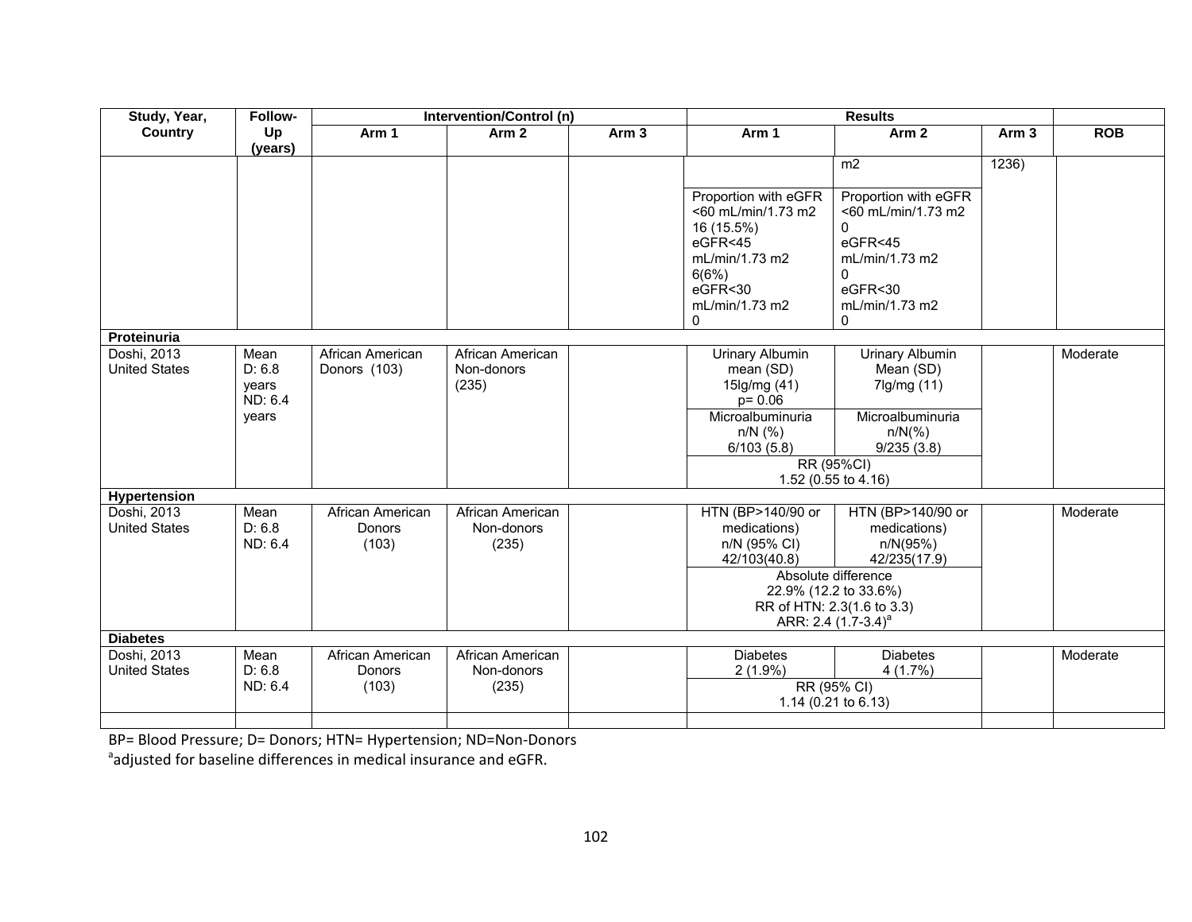| Study, Year, Country | Follow-Up (years) | Intervention/Control (n) | | | Results | | | ROB |
|---|---|---|---|---|---|---|---|---|
| | | Arm 1 | Arm 2 | Arm 3 | Arm 1 | Arm 2 | Arm 3 | |
| | | | | | | m2 | 1236) | |
| | | | | | Proportion with eGFR <60 mL/min/1.73 m2 16 (15.5%) eGFR<45 mL/min/1.73 m2 6(6%) eGFR<30 mL/min/1.73 m2 0 | Proportion with eGFR <60 mL/min/1.73 m2 0 eGFR<45 mL/min/1.73 m2 0 eGFR<30 mL/min/1.73 m2 0 | | |
| **Proteinuria** | | | | | | | | |
| Doshi, 2013 United States | Mean D: 6.8 years ND: 6.4 years | African American Donors (103) | African American Non-donors (235) | | Urinary Albumin mean (SD) 15lg/mg (41) p= 0.06 | Urinary Albumin Mean (SD) 7lg/mg (11) | | Moderate |
| | | | | | Microalbuminuria n/N (%) 6/103 (5.8) | Microalbuminuria n/N(%) 9/235 (3.8) | | |
| | | | | | RR (95%CI) 1.52 (0.55 to 4.16) | | | |
| **Hypertension** | | | | | | | | |
| Doshi, 2013 United States | Mean D: 6.8 ND: 6.4 | African American Donors (103) | African American Non-donors (235) | | HTN (BP>140/90 or medications) n/N (95% CI) 42/103(40.8) | HTN (BP>140/90 or medications) n/N(95%) 42/235(17.9) | | Moderate |
| | | | | | Absolute difference 22.9% (12.2 to 33.6%) RR of HTN: 2.3(1.6 to 3.3) ARR: 2.4 (1.7-3.4)[a] | | | |
| **Diabetes** | | | | | | | | |
| Doshi, 2013 United States | Mean D: 6.8 ND: 6.4 | African American Donors (103) | African American Non-donors (235) | | Diabetes 2 (1.9%) | Diabetes 4 (1.7%) | | Moderate |
| | | | | | RR (95% CI) 1.14 (0.21 to 6.13) | | | |

BP= Blood Pressure; D= Donors; HTN= Hypertension; ND=Non-Donors

[a]adjusted for baseline differences in medical insurance and eGFR.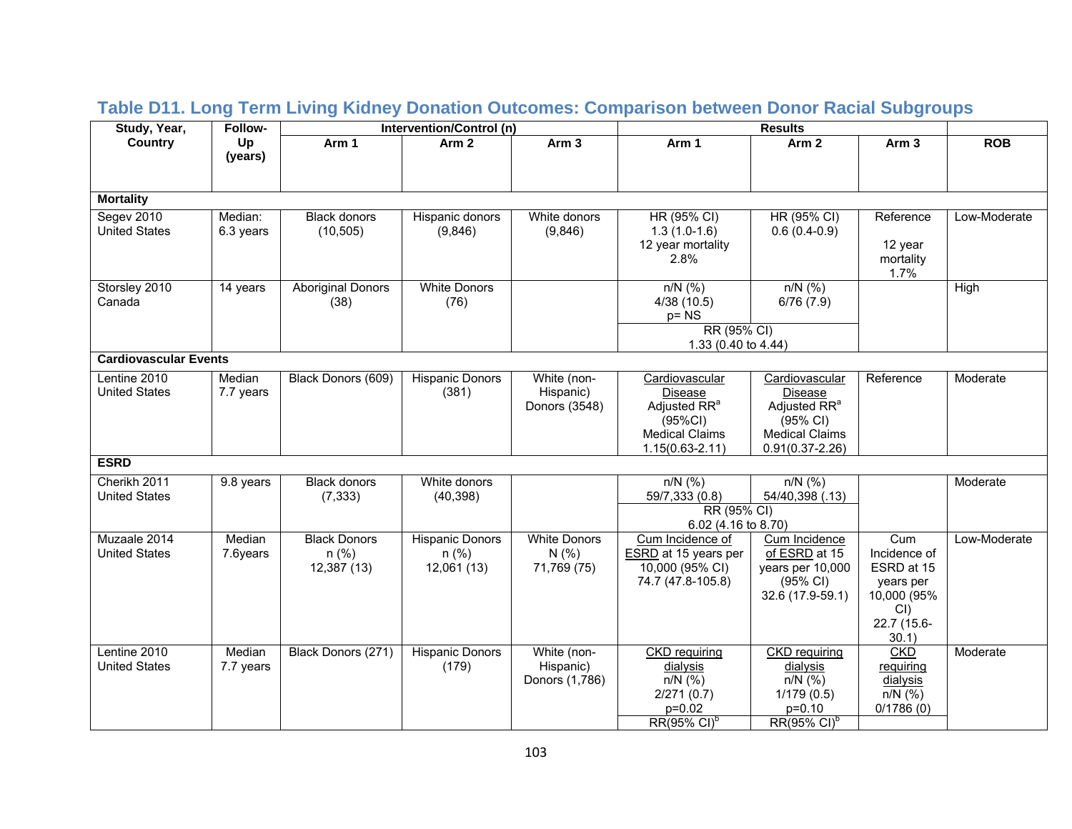## Table D11. Long Term Living Kidney Donation Outcomes: Comparison between Donor Racial Subgroups

| Study, Year, Country | Follow-Up (years) | Intervention/Control (n) | | | Results | | | |
|---|---|---|---|---|---|---|---|---|
| | | Arm 1 | Arm 2 | Arm 3 | Arm 1 | Arm 2 | Arm 3 | ROB |
| **Mortality** | | | | | | | | |
| Segev 2010 United States | Median: 6.3 years | Black donors (10,505) | Hispanic donors (9,846) | White donors (9,846) | HR (95% CI) 1.3 (1.0-1.6) 12 year mortality 2.8% | HR (95% CI) 0.6 (0.4-0.9) | Reference 12 year mortality 1.7% | Low-Moderate |
| Storsley 2010 Canada | 14 years | Aboriginal Donors (38) | White Donors (76) | | n/N (%) 4/38 (10.5) p= NS | n/N (%) 6/76 (7.9) | | High |
| | | | | | RR (95% CI) 1.33 (0.40 to 4.44) | | | |
| **Cardiovascular Events** | | | | | | | | |
| Lentine 2010 United States | Median 7.7 years | Black Donors (609) | Hispanic Donors (381) | White (non-Hispanic) Donors (3548) | Cardiovascular Disease Adjusted RR[a] (95%CI) Medical Claims 1.15(0.63-2.11) | Cardiovascular Disease Adjusted RR[a] (95% CI) Medical Claims 0.91(0.37-2.26) | Reference | Moderate |
| **ESRD** | | | | | | | | |
| Cherikh 2011 United States | 9.8 years | Black donors (7,333) | White donors (40,398) | | n/N (%) 59/7,333 (0.8) | n/N (%) 54/40,398 (.13) | | Moderate |
| | | | | | RR (95% CI) 6.02 (4.16 to 8.70) | | | |
| Muzaale 2014 United States | Median 7.6years | Black Donors n (%) 12,387 (13) | Hispanic Donors n (%) 12,061 (13) | White Donors N (%) 71,769 (75) | Cum Incidence of ESRD at 15 years per 10,000 (95% CI) 74.7 (47.8-105.8) | Cum Incidence of ESRD at 15 years per 10,000 (95% CI) 32.6 (17.9-59.1) | Cum Incidence of ESRD at 15 years per 10,000 (95% CI) 22.7 (15.6-30.1) | Low-Moderate |
| Lentine 2010 United States | Median 7.7 years | Black Donors (271) | Hispanic Donors (179) | White (non-Hispanic) Donors (1,786) | CKD requiring dialysis n/N (%) 2/271 (0.7) p=0.02 | CKD requiring dialysis n/N (%) 1/179 (0.5) p=0.10 | CKD requiring dialysis n/N (%) 0/1786 (0) | Moderate |
| | | | | | RR(95% CI)[b] | RR(95% CI)[b] | | |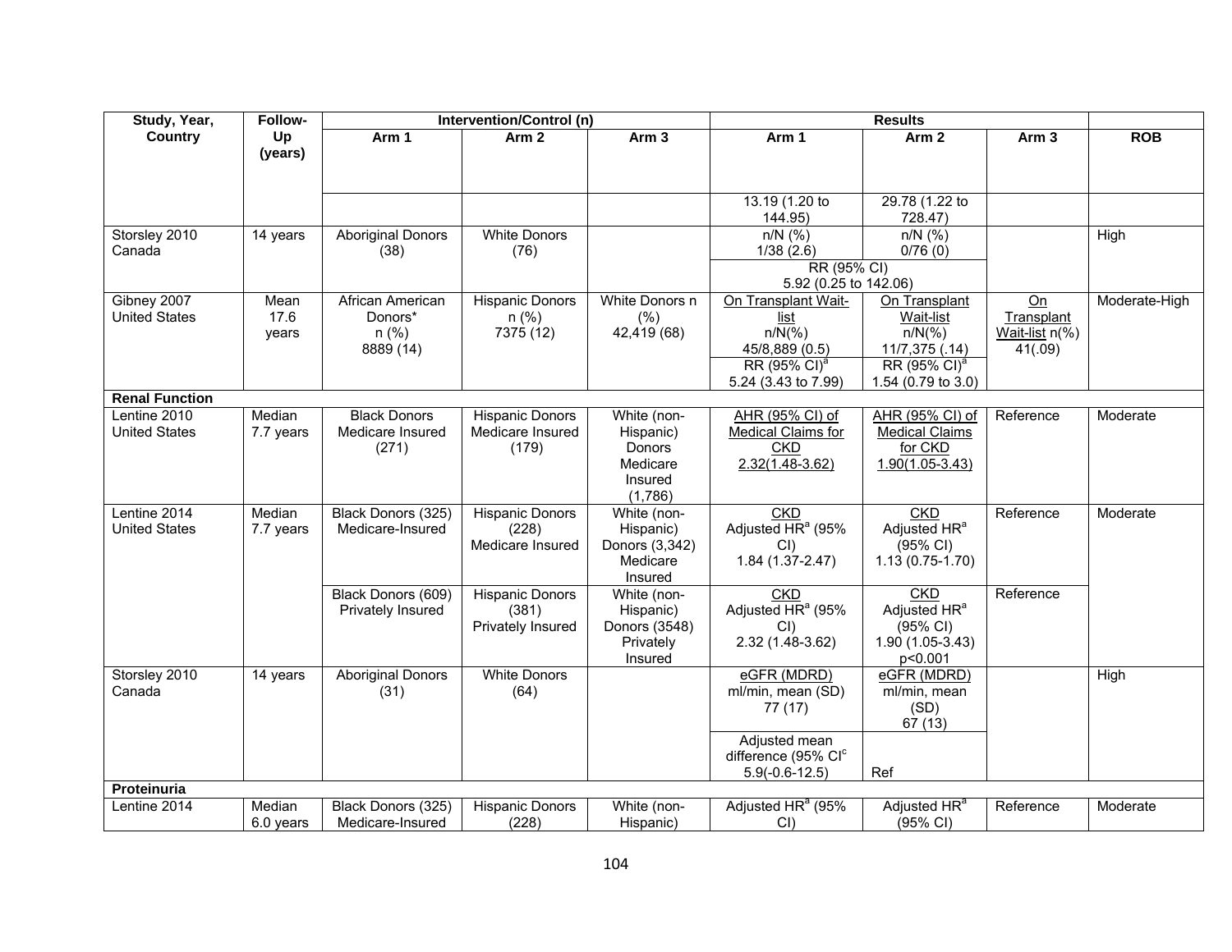| Study, Year, Country | Follow-Up (years) | Intervention/Control (n) | | | Results | | | |
|---|---|---|---|---|---|---|---|---|
| | | Arm 1 | Arm 2 | Arm 3 | Arm 1 | Arm 2 | Arm 3 | ROB |
| | | | | | 13.19 (1.20 to 144.95) | 29.78 (1.22 to 728.47) | | |
| Storsley 2010 Canada | 14 years | Aboriginal Donors (38) | White Donors (76) | | n/N (%) 1/38 (2.6) | n/N (%) 0/76 (0) | | High |
| | | | | | RR (95% CI) 5.92 (0.25 to 142.06) | | | |
| Gibney 2007 United States | Mean 17.6 years | African American Donors* n (%) 8889 (14) | Hispanic Donors n (%) 7375 (12) | White Donors n (%) 42,419 (68) | On Transplant Wait-list n/N(%) 45/8,889 (0.5) | On Transplant Wait-list n/N(%) 11/7,375 (.14) | On Transplant Wait-list n(%) 41(.09) | Moderate-High |
| | | | | | RR (95% CI)[a] 5.24 (3.43 to 7.99) | RR (95% CI)[a] 1.54 (0.79 to 3.0) | | |
| **Renal Function** | | | | | | | | |
| Lentine 2010 United States | Median 7.7 years | Black Donors Medicare Insured (271) | Hispanic Donors Medicare Insured (179) | White (non-Hispanic) Donors Medicare Insured (1,786) | AHR (95% CI) of Medical Claims for CKD 2.32(1.48-3.62) | AHR (95% CI) of Medical Claims for CKD 1.90(1.05-3.43) | Reference | Moderate |
| Lentine 2014 United States | Median 7.7 years | Black Donors (325) Medicare-Insured | Hispanic Donors (228) Medicare Insured | White (non-Hispanic) Donors (3,342) Medicare Insured | CKD Adjusted HR[a] (95% CI) 1.84 (1.37-2.47) | CKD Adjusted HR[a] (95% CI) 1.13 (0.75-1.70) | Reference | Moderate |
| | | Black Donors (609) Privately Insured | Hispanic Donors (381) Privately Insured | White (non-Hispanic) Donors (3548) Privately Insured | CKD Adjusted HR[a] (95% CI) 2.32 (1.48-3.62) | CKD Adjusted HR[a] (95% CI) 1.90 (1.05-3.43) p<0.001 | Reference | |
| Storsley 2010 Canada | 14 years | Aboriginal Donors (31) | White Donors (64) | | eGFR (MDRD) ml/min, mean (SD) 77 (17) | eGFR (MDRD) ml/min, mean (SD) 67 (13) | | High |
| | | | | | Adjusted mean difference (95% CI[c] 5.9(-0.6-12.5) | Ref | | |
| **Proteinuria** | | | | | | | | |
| Lentine 2014 | Median 6.0 years | Black Donors (325) Medicare-Insured | Hispanic Donors (228) | White (non-Hispanic) | Adjusted HR[a] (95% CI) | Adjusted HR[a] (95% CI) | Reference | Moderate |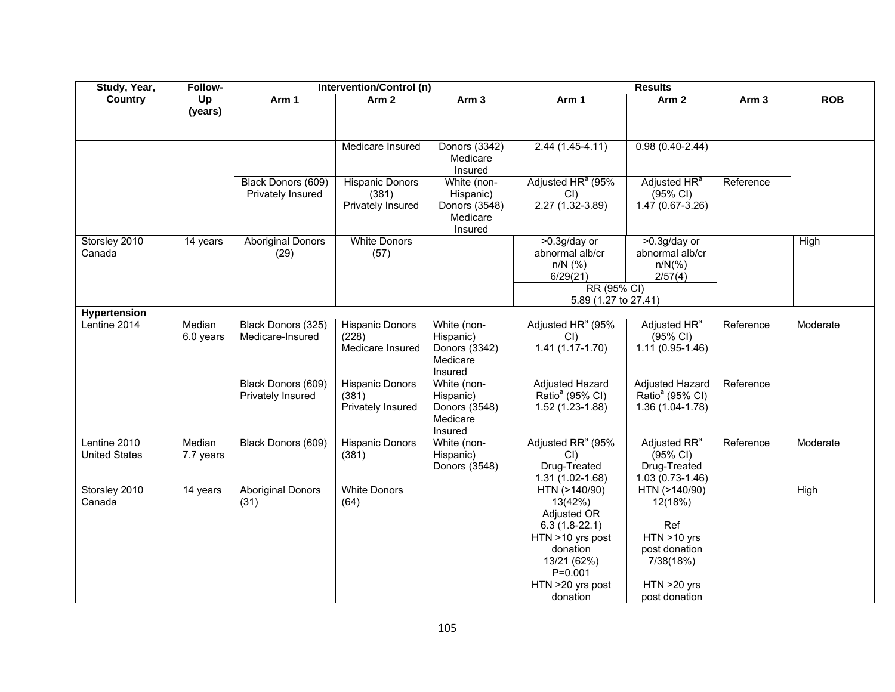| Study, Year, Country | Follow-Up (years) | Intervention/Control (n) | | | Results | | | ROB |
|---|---|---|---|---|---|---|---|---|
| | | Arm 1 | Arm 2 | Arm 3 | Arm 1 | Arm 2 | Arm 3 | |
| | | | Medicare Insured | Donors (3342) Medicare Insured | 2.44 (1.45-4.11) | 0.98 (0.40-2.44) | | |
| | | Black Donors (609) Privately Insured | Hispanic Donors (381) Privately Insured | White (non-Hispanic) Donors (3548) Medicare Insured | Adjusted HR[a] (95% CI) 2.27 (1.32-3.89) | Adjusted HR[a] (95% CI) 1.47 (0.67-3.26) | Reference | |
| Storsley 2010 Canada | 14 years | Aboriginal Donors (29) | White Donors (57) | | >0.3g/day or abnormal alb/cr n/N (%) 6/29(21) | >0.3g/day or abnormal alb/cr n/N(%) 2/57(4) | | High |
| | | | | | RR (95% CI) 5.89 (1.27 to 27.41) | | | |
| **Hypertension** | | | | | | | | |
| Lentine 2014 | Median 6.0 years | Black Donors (325) Medicare-Insured | Hispanic Donors (228) Medicare Insured | White (non-Hispanic) Donors (3342) Medicare Insured | Adjusted HR[a] (95% CI) 1.41 (1.17-1.70) | Adjusted HR[a] (95% CI) 1.11 (0.95-1.46) | Reference | Moderate |
| | | Black Donors (609) Privately Insured | Hispanic Donors (381) Privately Insured | White (non-Hispanic) Donors (3548) Medicare Insured | Adjusted Hazard Ratio[a] (95% CI) 1.52 (1.23-1.88) | Adjusted Hazard Ratio[a] (95% CI) 1.36 (1.04-1.78) | Reference | |
| Lentine 2010 United States | Median 7.7 years | Black Donors (609) | Hispanic Donors (381) | White (non-Hispanic) Donors (3548) | Adjusted RR[a] (95% CI) Drug-Treated 1.31 (1.02-1.68) | Adjusted RR[a] (95% CI) Drug-Treated 1.03 (0.73-1.46) | Reference | Moderate |
| Storsley 2010 Canada | 14 years | Aboriginal Donors (31) | White Donors (64) | | HTN (>140/90) 13(42%) Adjusted OR 6.3 (1.8-22.1) | HTN (>140/90) 12(18%) Ref | | High |
| | | | | | HTN >10 yrs post donation 13/21 (62%) P=0.001 | HTN >10 yrs post donation 7/38(18%) | | |
| | | | | | HTN >20 yrs post donation | HTN >20 yrs post donation | | |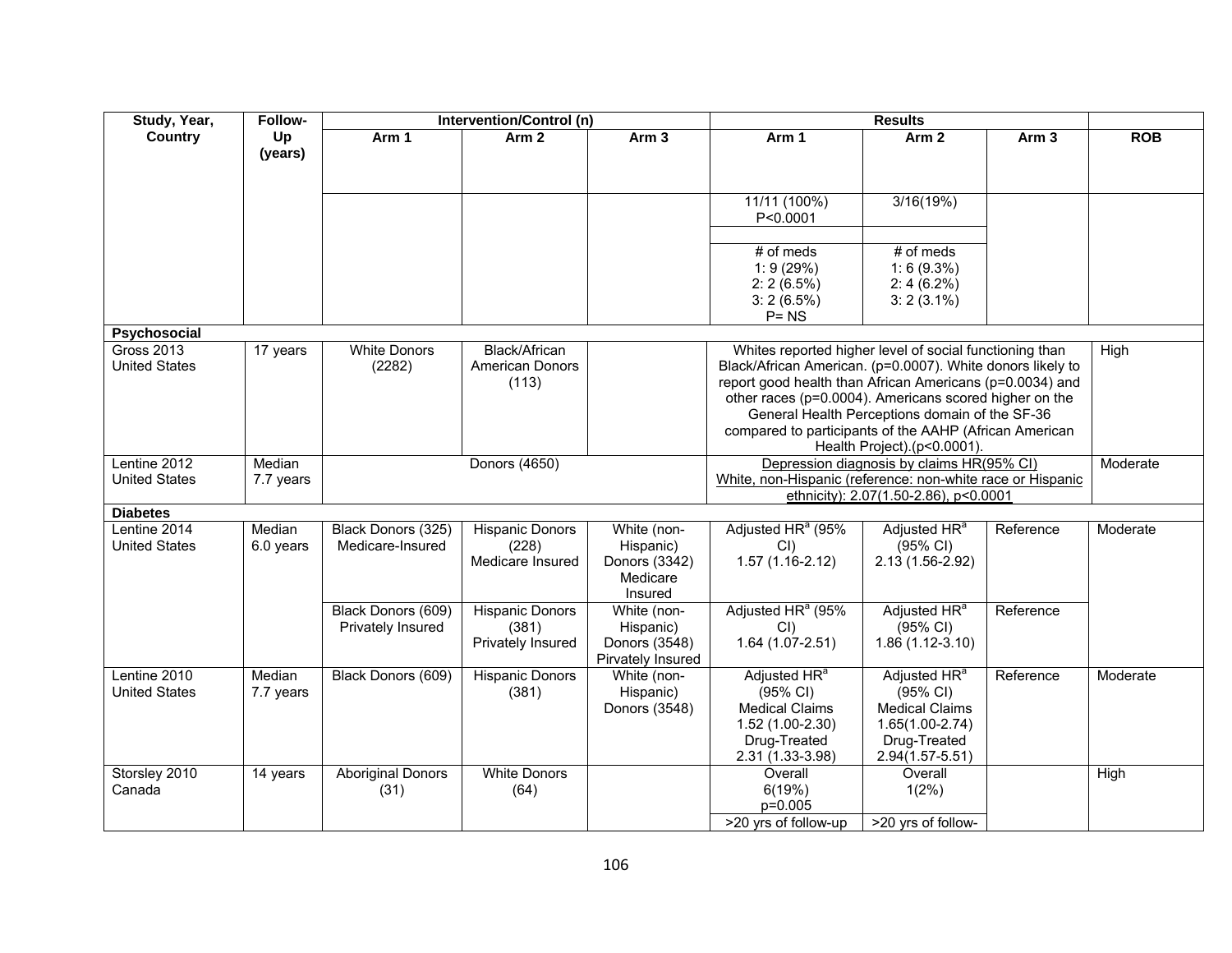| Study, Year, Country | Follow-Up (years) | Intervention/Control (n) | | | Results | | | ROB |
|---|---|---|---|---|---|---|---|---|
| | | Arm 1 | Arm 2 | Arm 3 | Arm 1 | Arm 2 | Arm 3 | |
| | | | | | 11/11 (100%) P<0.0001 | 3/16(19%) | | |
| | | | | | # of meds 1: 9 (29%) 2: 2 (6.5%) 3: 2 (6.5%) P= NS | # of meds 1: 6 (9.3%) 2: 4 (6.2%) 3: 2 (3.1%) | | |
| **Psychosocial** | | | | | | | | |
| Gross 2013 United States | 17 years | White Donors (2282) | Black/African American Donors (113) | | Whites reported higher level of social functioning than Black/African American. (p=0.0007). White donors likely to report good health than African Americans (p=0.0034) and other races (p=0.0004). Americans scored higher on the General Health Perceptions domain of the SF-36 compared to participants of the AAHP (African American Health Project).(p<0.0001). | | | High |
| Lentine 2012 United States | Median 7.7 years | Donors (4650) | | | Depression diagnosis by claims HR(95% CI) White, non-Hispanic (reference: non-white race or Hispanic ethnicity): 2.07(1.50-2.86), p<0.0001 | | | Moderate |
| **Diabetes** | | | | | | | | |
| Lentine 2014 United States | Median 6.0 years | Black Donors (325) Medicare-Insured | Hispanic Donors (228) Medicare Insured | White (non-Hispanic) Donors (3342) Medicare Insured | Adjusted HR[a] (95% CI) 1.57 (1.16-2.12) | Adjusted HR[a] (95% CI) 2.13 (1.56-2.92) | Reference | Moderate |
| | | Black Donors (609) Privately Insured | Hispanic Donors (381) Privately Insured | White (non-Hispanic) Donors (3548) Pirvately Insured | Adjusted HR[a] (95% CI) 1.64 (1.07-2.51) | Adjusted HR[a] (95% CI) 1.86 (1.12-3.10) | Reference | |
| Lentine 2010 United States | Median 7.7 years | Black Donors (609) | Hispanic Donors (381) | White (non-Hispanic) Donors (3548) | Adjusted HR[a] (95% CI) Medical Claims 1.52 (1.00-2.30) Drug-Treated 2.31 (1.33-3.98) | Adjusted HR[a] (95% CI) Medical Claims 1.65(1.00-2.74) Drug-Treated 2.94(1.57-5.51) | Reference | Moderate |
| Storsley 2010 Canada | 14 years | Aboriginal Donors (31) | White Donors (64) | | Overall 6(19%) p=0.005 | Overall 1(2%) | | High |
| | | | | | >20 yrs of follow-up | >20 yrs of follow- | | |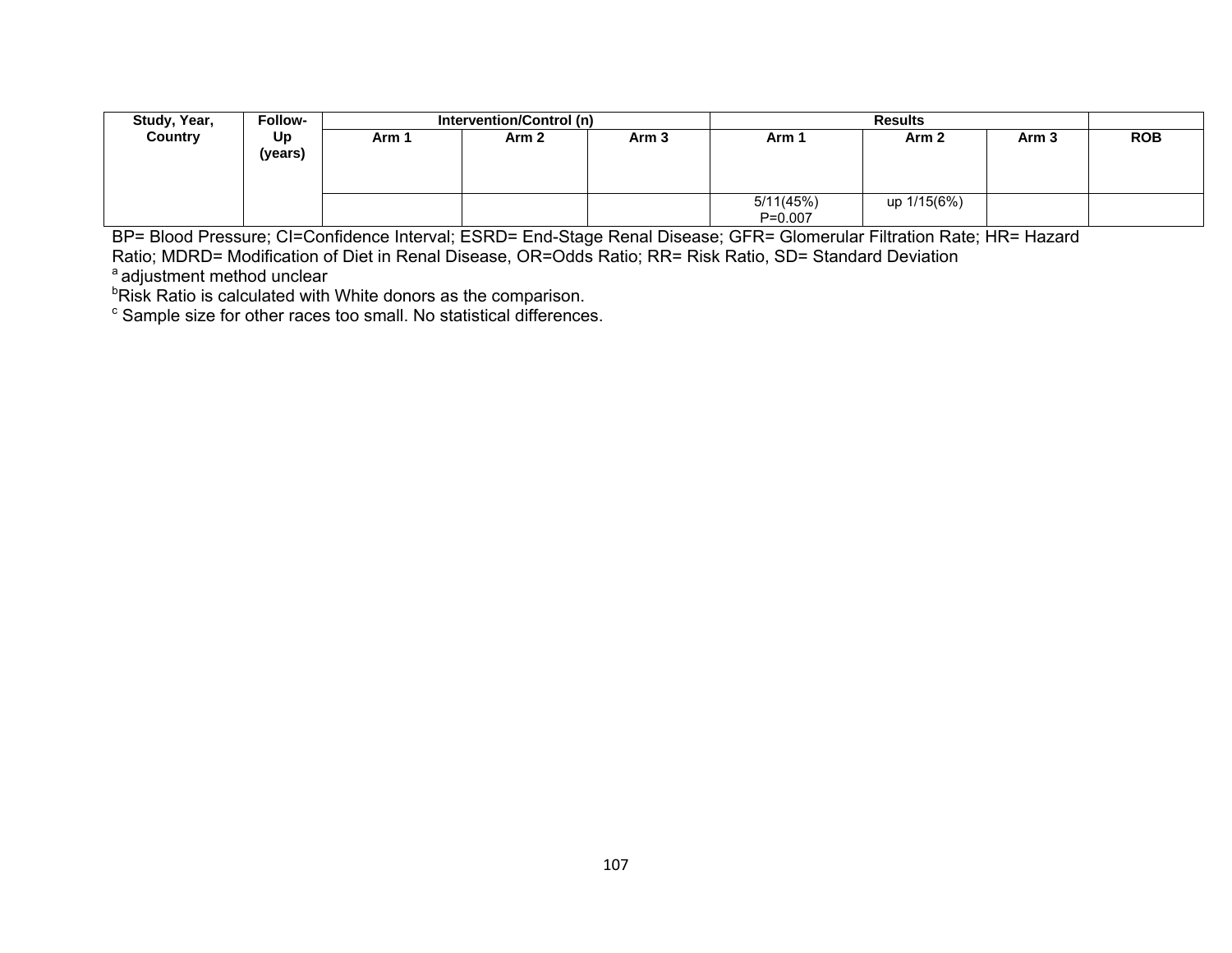| Study, Year, Country | Follow-Up (years) | Intervention/Control (n) | | | Results | | | |
|---|---|---|---|---|---|---|---|---|
| | | Arm 1 | Arm 2 | Arm 3 | Arm 1 | Arm 2 | Arm 3 | ROB |
| | | | | | 5/11(45%) P=0.007 | up 1/15(6%) | | |

BP= Blood Pressure; CI=Confidence Interval; ESRD= End-Stage Renal Disease; GFR= Glomerular Filtration Rate; HR= Hazard Ratio; MDRD= Modification of Diet in Renal Disease, OR=Odds Ratio; RR= Risk Ratio, SD= Standard Deviation

[a] adjustment method unclear

[b] Risk Ratio is calculated with White donors as the comparison.

[c] Sample size for other races too small. No statistical differences.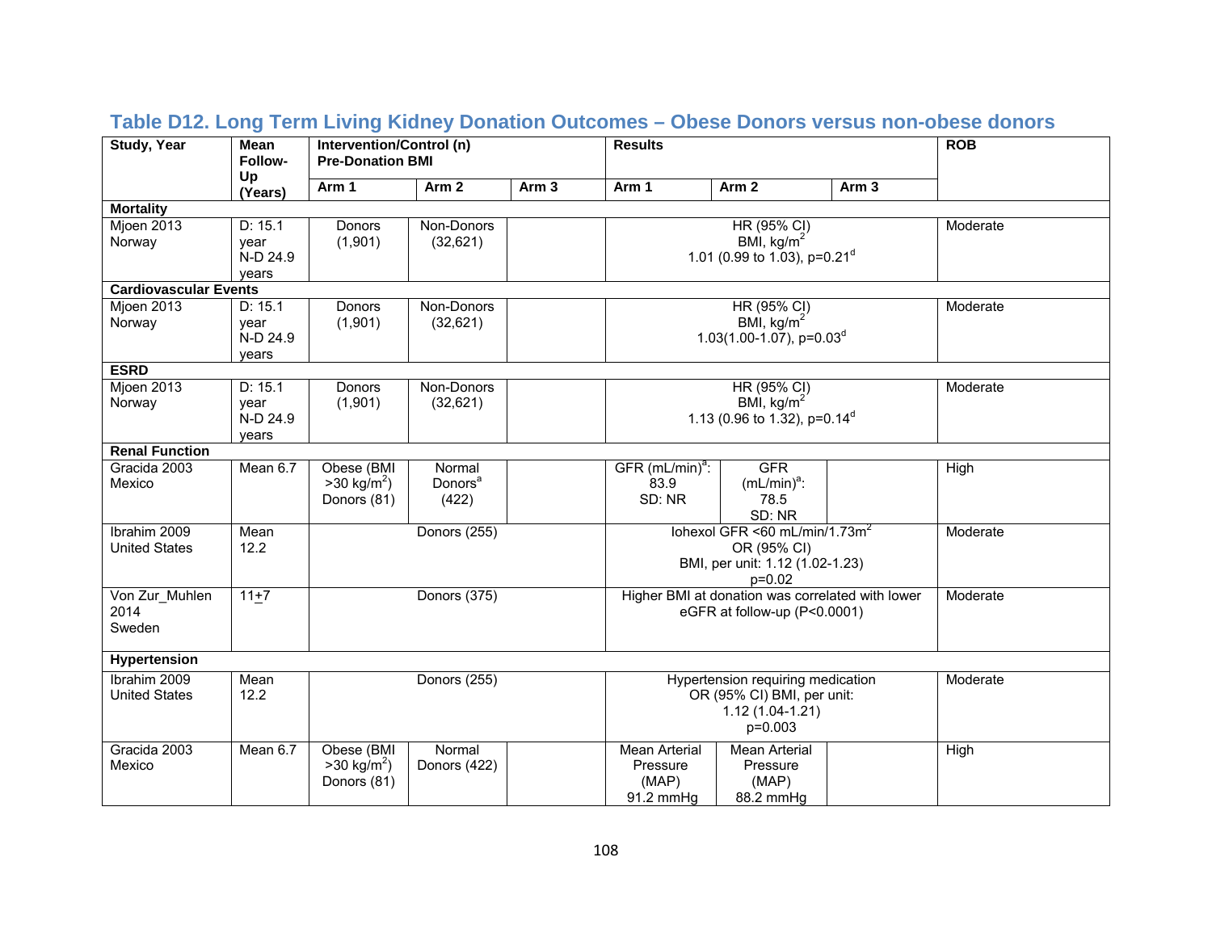### Table D12. Long Term Living Kidney Donation Outcomes – Obese Donors versus non-obese donors

| Study, Year | Mean Follow-Up (Years) | Intervention/Control (n) Pre-Donation BMI | | | Results | | | ROB |
|---|---|---|---|---|---|---|---|---|
| | | Arm 1 | Arm 2 | Arm 3 | Arm 1 | Arm 2 | Arm 3 | |
| **Mortality** | | | | | | | | |
| Mjoen 2013 Norway | D: 15.1 year N-D 24.9 years | Donors (1,901) | Non-Donors (32,621) | | HR (95% CI) BMI, kg/m$^2$ 1.01 (0.99 to 1.03), p=0.21[d] | | | Moderate |
| **Cardiovascular Events** | | | | | | | | |
| Mjoen 2013 Norway | D: 15.1 year N-D 24.9 years | Donors (1,901) | Non-Donors (32,621) | | HR (95% CI) BMI, kg/m$^2$ 1.03(1.00-1.07), p=0.03[d] | | | Moderate |
| **ESRD** | | | | | | | | |
| Mjoen 2013 Norway | D: 15.1 year N-D 24.9 years | Donors (1,901) | Non-Donors (32,621) | | HR (95% CI) BMI, kg/m$^2$ 1.13 (0.96 to 1.32), p=0.14[d] | | | Moderate |
| **Renal Function** | | | | | | | | |
| Gracida 2003 Mexico | Mean 6.7 | Obese (BMI >30 kg/m$^2$) Donors (81) | Normal Donors[a] (422) | | GFR (mL/min)[a]: 83.9 SD: NR | GFR (mL/min)[a]: 78.5 SD: NR | | High |
| Ibrahim 2009 United States | Mean 12.2 | Donors (255) | | | Iohexol GFR <60 mL/min/1.73m$^2$ OR (95% CI) BMI, per unit: 1.12 (1.02-1.23) p=0.02 | | | Moderate |
| Von Zur_Muhlen 2014 Sweden | 11±7 | Donors (375) | | | Higher BMI at donation was correlated with lower eGFR at follow-up (P<0.0001) | | | Moderate |
| **Hypertension** | | | | | | | | |
| Ibrahim 2009 United States | Mean 12.2 | Donors (255) | | | Hypertension requiring medication OR (95% CI) BMI, per unit: 1.12 (1.04-1.21) p=0.003 | | | Moderate |
| Gracida 2003 Mexico | Mean 6.7 | Obese (BMI >30 kg/m$^2$) Donors (81) | Normal Donors (422) | | Mean Arterial Pressure (MAP) 91.2 mmHg | Mean Arterial Pressure (MAP) 88.2 mmHg | | High |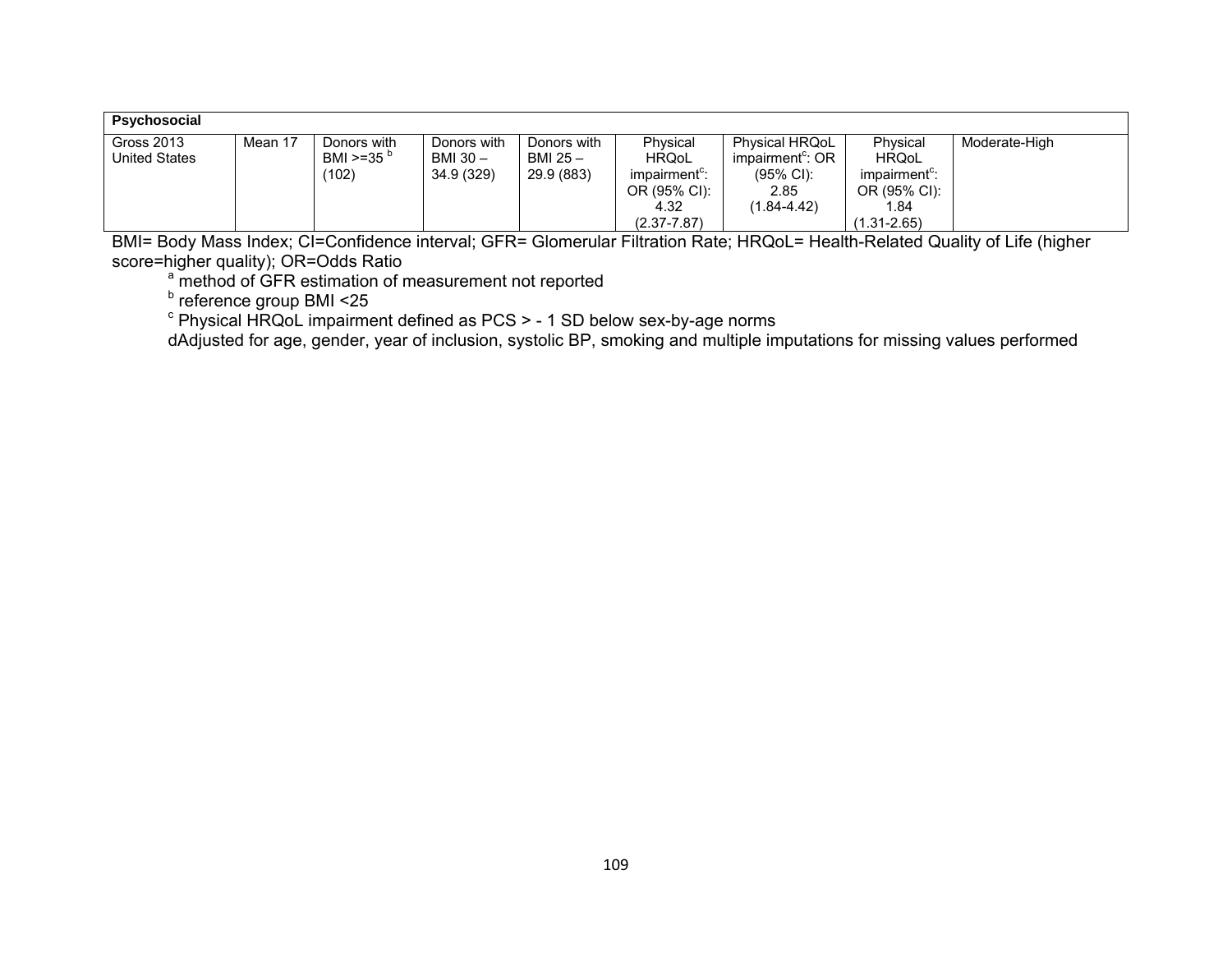| Psychosocial | | | | | | | | |
|---|---|---|---|---|---|---|---|---|
| Gross 2013 United States | Mean 17 | Donors with BMI >=35 [b] (102) | Donors with BMI 30 – 34.9 (329) | Donors with BMI 25 – 29.9 (883) | Physical HRQoL impairment[c]: OR (95% CI): 4.32 (2.37-7.87) | Physical HRQoL impairment[c]: OR (95% CI): 2.85 (1.84-4.42) | Physical HRQoL impairment[c]: OR (95% CI): 1.84 (1.31-2.65) | Moderate-High |

BMI= Body Mass Index; CI=Confidence interval; GFR= Glomerular Filtration Rate; HRQoL= Health-Related Quality of Life (higher score=higher quality); OR=Odds Ratio

[a] method of GFR estimation of measurement not reported

[b] reference group BMI <25

[c] Physical HRQoL impairment defined as PCS > - 1 SD below sex-by-age norms

dAdjusted for age, gender, year of inclusion, systolic BP, smoking and multiple imputations for missing values performed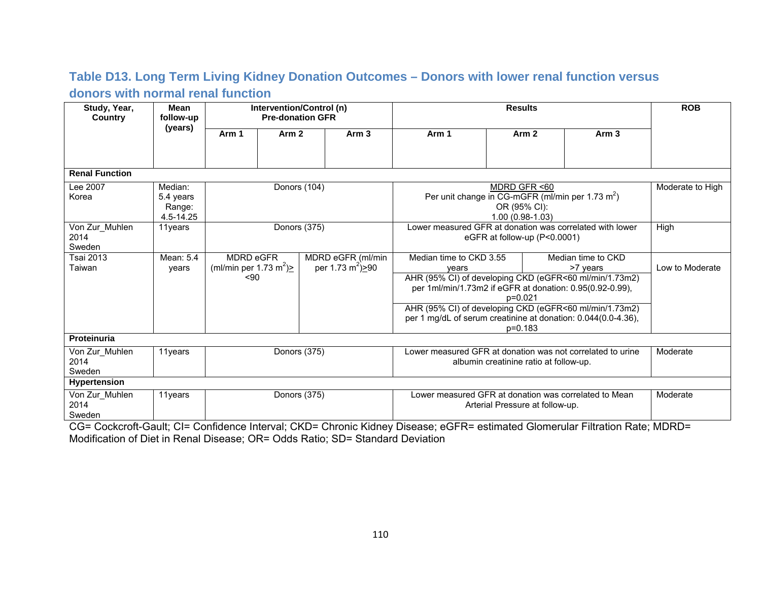## Table D13. Long Term Living Kidney Donation Outcomes – Donors with lower renal function versus donors with normal renal function

| Study, Year, Country | Mean follow-up (years) | Intervention/Control (n) Pre-donation GFR | | | Results | | | ROB |
|---|---|---|---|---|---|---|---|---|
| | | Arm 1 | Arm 2 | Arm 3 | Arm 1 | Arm 2 | Arm 3 | |
| **Renal Function** | | | | | | | | |
| Lee 2007 Korea | Median: 5.4 years Range: 4.5-14.25 | Donors (104) | | | MDRD GFR <60 Per unit change in CG-mGFR (ml/min per 1.73 $m^2$) OR (95% CI): 1.00 (0.98-1.03) | | | Moderate to High |
| Von Zur_Muhlen 2014 Sweden | 11years | Donors (375) | | | Lower measured GFR at donation was correlated with lower eGFR at follow-up (P<0.0001) | | | High |
| Tsai 2013 Taiwan | Mean: 5.4 years | MDRD eGFR (ml/min per 1.73 $m^2$)≥ <90 | MDRD eGFR (ml/min per 1.73 $m^2$)≥90 | | Median time to CKD 3.55 years | Median time to CKD >7 years | | Low to Moderate |
| | | | | | AHR (95% CI) of developing CKD (eGFR<60 ml/min/1.73m2) per 1ml/min/1.73m2 if eGFR at donation: 0.95(0.92-0.99), p=0.021 | | | |
| | | | | | AHR (95% CI) of developing CKD (eGFR<60 ml/min/1.73m2) per 1 mg/dL of serum creatinine at donation: 0.044(0.0-4.36), p=0.183 | | | |
| **Proteinuria** | | | | | | | | |
| Von Zur_Muhlen 2014 Sweden | 11years | Donors (375) | | | Lower measured GFR at donation was not correlated to urine albumin creatinine ratio at follow-up. | | | Moderate |
| **Hypertension** | | | | | | | | |
| Von Zur_Muhlen 2014 Sweden | 11years | Donors (375) | | | Lower measured GFR at donation was correlated to Mean Arterial Pressure at follow-up. | | | Moderate |

CG= Cockcroft-Gault; CI= Confidence Interval; CKD= Chronic Kidney Disease; eGFR= estimated Glomerular Filtration Rate; MDRD= Modification of Diet in Renal Disease; OR= Odds Ratio; SD= Standard Deviation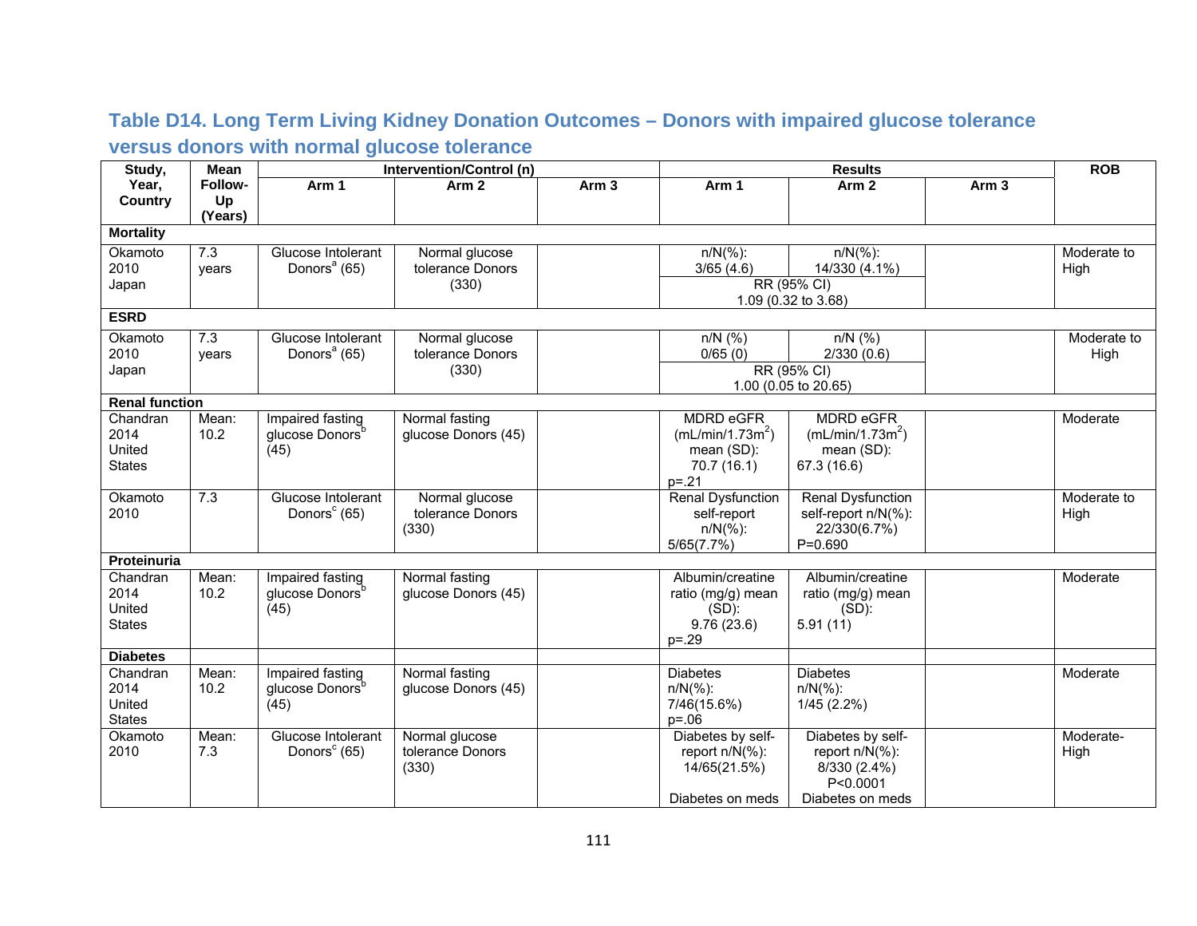## Table D14. Long Term Living Kidney Donation Outcomes – Donors with impaired glucose tolerance versus donors with normal glucose tolerance

| Study, Year, Country | Mean Follow-Up (Years) | Intervention/Control (n) Arm 1 | Intervention/Control (n) Arm 2 | Intervention/Control (n) Arm 3 | Results Arm 1 | Results Arm 2 | Results Arm 3 | ROB |
|---|---|---|---|---|---|---|---|---|
| **Mortality** | | | | | | | | |
| Okamoto 2010 Japan | 7.3 years | Glucose Intolerant Donors[a] (65) | Normal glucose tolerance Donors (330) | | n/N(%): 3/65 (4.6)<br>RR (95% CI) 1.09 (0.32 to 3.68) | n/N(%): 14/330 (4.1%) | | Moderate to High |
| **ESRD** | | | | | | | | |
| Okamoto 2010 Japan | 7.3 years | Glucose Intolerant Donors[a] (65) | Normal glucose tolerance Donors (330) | | n/N (%) 0/65 (0)<br>RR (95% CI) 1.00 (0.05 to 20.65) | n/N (%) 2/330 (0.6) | | Moderate to High |
| **Renal function** | | | | | | | | |
| Chandran 2014 United States | Mean: 10.2 | Impaired fasting glucose Donors[b] (45) | Normal fasting glucose Donors (45) | | MDRD eGFR (mL/min/1.73m$^2$) mean (SD): 70.7 (16.1) p=.21 | MDRD eGFR (mL/min/1.73m$^2$) mean (SD): 67.3 (16.6) | | Moderate |
| Okamoto 2010 | 7.3 | Glucose Intolerant Donors[c] (65) | Normal glucose tolerance Donors (330) | | Renal Dysfunction self-report n/N(%): 5/65(7.7%) | Renal Dysfunction self-report n/N(%): 22/330(6.7%) P=0.690 | | Moderate to High |
| **Proteinuria** | | | | | | | | |
| Chandran 2014 United States | Mean: 10.2 | Impaired fasting glucose Donors[b] (45) | Normal fasting glucose Donors (45) | | Albumin/creatine ratio (mg/g) mean (SD): 9.76 (23.6) p=.29 | Albumin/creatine ratio (mg/g) mean (SD): 5.91 (11) | | Moderate |
| **Diabetes** | | | | | | | | |
| Chandran 2014 United States | Mean: 10.2 | Impaired fasting glucose Donors[b] (45) | Normal fasting glucose Donors (45) | | Diabetes n/N(%): 7/46(15.6%) p=.06 | Diabetes n/N(%): 1/45 (2.2%) | | Moderate |
| Okamoto 2010 | Mean: 7.3 | Glucose Intolerant Donors[c] (65) | Normal glucose tolerance Donors (330) | | Diabetes by self-report n/N(%): 14/65(21.5%)<br><br>Diabetes on meds | Diabetes by self-report n/N(%): 8/330 (2.4%) P<0.0001<br>Diabetes on meds | | Moderate-High |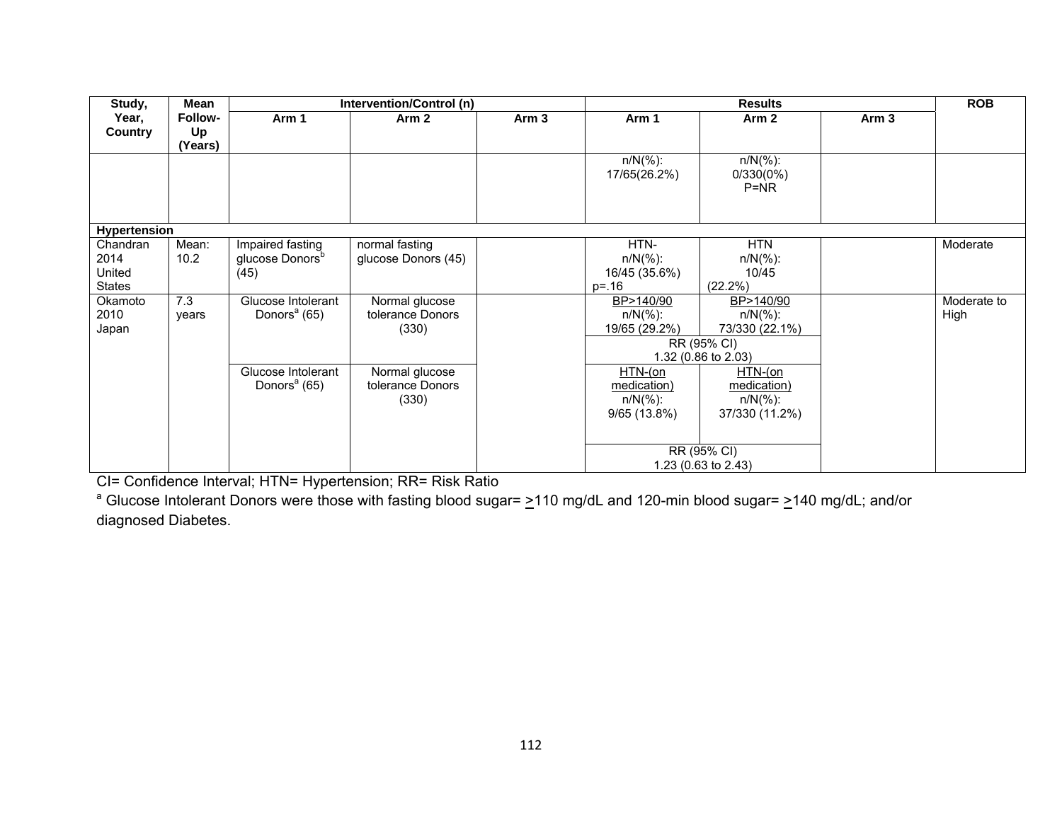| Study, Year, Country | Mean Follow-Up (Years) | Intervention/Control (n) | | | Results | | | ROB |
|---|---|---|---|---|---|---|---|---|
| | | Arm 1 | Arm 2 | Arm 3 | Arm 1 | Arm 2 | Arm 3 | |
| | | | | | n/N(%): 17/65(26.2%) | n/N(%): 0/330(0%) P=NR | | |
| **Hypertension** | | | | | | | | |
| Chandran 2014 United States | Mean: 10.2 | Impaired fasting glucose Donors[b] (45) | normal fasting glucose Donors (45) | | HTN- n/N(%): 16/45 (35.6%) p=.16 | HTN n/N(%): 10/45 (22.2%) | | Moderate |
| Okamoto 2010 Japan | 7.3 years | Glucose Intolerant Donors[a] (65) | Normal glucose tolerance Donors (330) | | BP>140/90 n/N(%): 19/65 (29.2%) | BP>140/90 n/N(%): 73/330 (22.1%) | | Moderate to High |
| | | | | | RR (95% CI) 1.32 (0.86 to 2.03) | | | |
| | | Glucose Intolerant Donors[a] (65) | Normal glucose tolerance Donors (330) | | HTN-(on medication) n/N(%): 9/65 (13.8%) | HTN-(on medication) n/N(%): 37/330 (11.2%) | | |
| | | | | | RR (95% CI) 1.23 (0.63 to 2.43) | | | |

CI= Confidence Interval; HTN= Hypertension; RR= Risk Ratio

[a] Glucose Intolerant Donors were those with fasting blood sugar= ≥110 mg/dL and 120-min blood sugar= ≥140 mg/dL; and/or diagnosed Diabetes.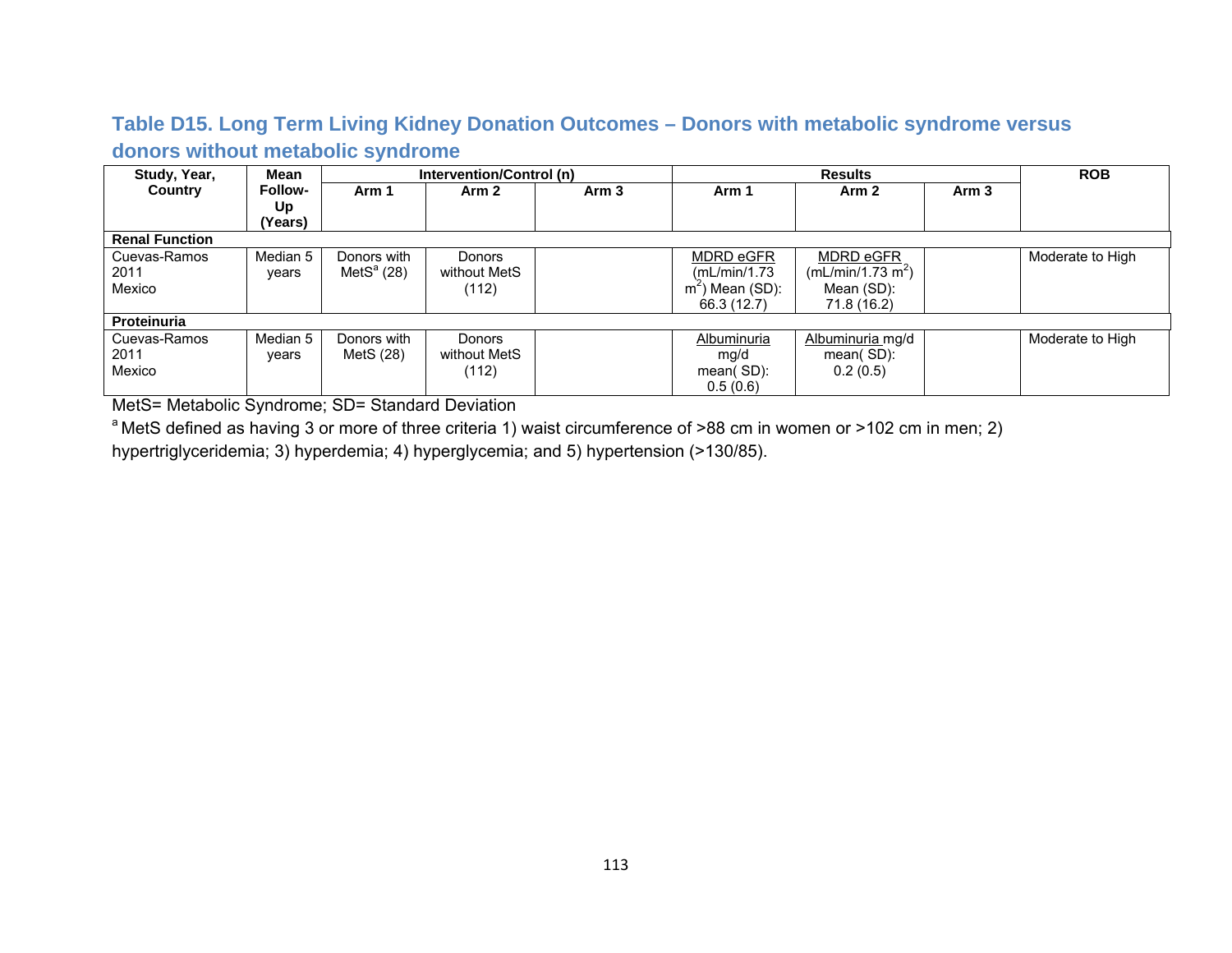## Table D15. Long Term Living Kidney Donation Outcomes – Donors with metabolic syndrome versus donors without metabolic syndrome

| Study, Year, Country | Mean Follow-Up (Years) | Intervention/Control (n) | | | Results | | | ROB |
|---|---|---|---|---|---|---|---|---|
| | | Arm 1 | Arm 2 | Arm 3 | Arm 1 | Arm 2 | Arm 3 | |
| **Renal Function** | | | | | | | | |
| Cuevas-Ramos 2011 Mexico | Median 5 years | Donors with MetS[a] (28) | Donors without MetS (112) | | MDRD eGFR (mL/min/1.73 $m^2$) Mean (SD): 66.3 (12.7) | MDRD eGFR (mL/min/1.73 $m^2$) Mean (SD): 71.8 (16.2) | | Moderate to High |
| **Proteinuria** | | | | | | | | |
| Cuevas-Ramos 2011 Mexico | Median 5 years | Donors with MetS (28) | Donors without MetS (112) | | Albuminuria mg/d mean( SD): 0.5 (0.6) | Albuminuria mg/d mean( SD): 0.2 (0.5) | | Moderate to High |

MetS= Metabolic Syndrome; SD= Standard Deviation

[a] MetS defined as having 3 or more of three criteria 1) waist circumference of >88 cm in women or >102 cm in men; 2) hypertriglyceridemia; 3) hyperdemia; 4) hyperglycemia; and 5) hypertension (>130/85).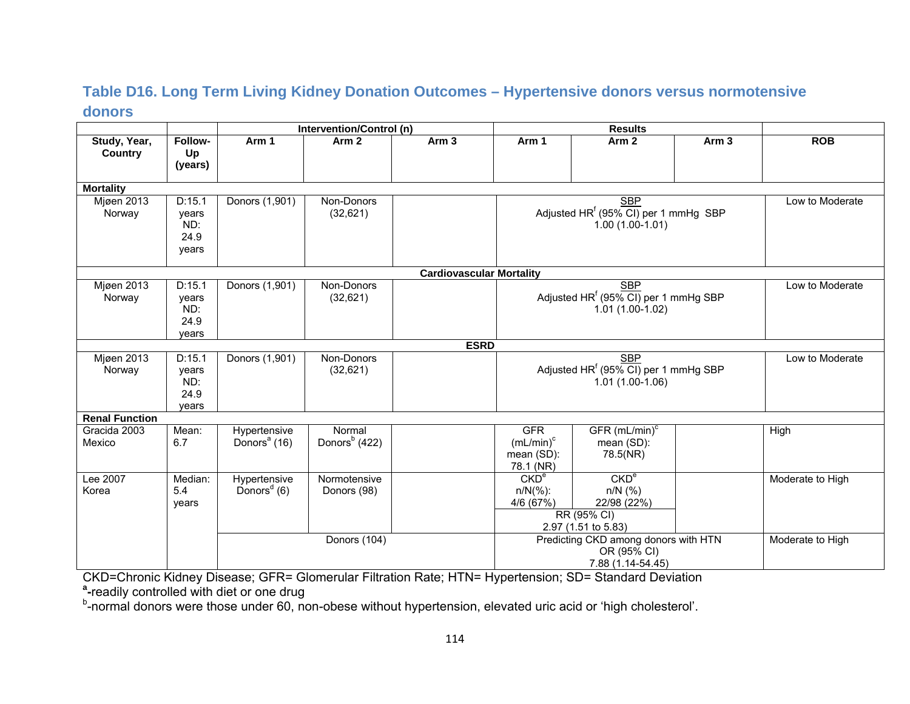## Table D16. Long Term Living Kidney Donation Outcomes – Hypertensive donors versus normotensive donors

| Study, Year, Country | Follow-Up (years) | Intervention/Control (n) Arm 1 | Intervention/Control (n) Arm 2 | Intervention/Control (n) Arm 3 | Results Arm 1 | Results Arm 2 | Results Arm 3 | ROB |
|---|---|---|---|---|---|---|---|---|
| **Mortality** | | | | | | | | |
| Mjøen 2013 Norway | D:15.1 years ND: 24.9 years | Donors (1,901) | Non-Donors (32,621) | | SBP Adjusted HR[f] (95% CI) per 1 mmHg SBP 1.00 (1.00-1.01) | | | Low to Moderate |
| **Cardiovascular Mortality** | | | | | | | | |
| Mjøen 2013 Norway | D:15.1 years ND: 24.9 years | Donors (1,901) | Non-Donors (32,621) | | SBP Adjusted HR[f] (95% CI) per 1 mmHg SBP 1.01 (1.00-1.02) | | | Low to Moderate |
| **ESRD** | | | | | | | | |
| Mjøen 2013 Norway | D:15.1 years ND: 24.9 years | Donors (1,901) | Non-Donors (32,621) | | SBP Adjusted HR[f] (95% CI) per 1 mmHg SBP 1.01 (1.00-1.06) | | | Low to Moderate |
| **Renal Function** | | | | | | | | |
| Gracida 2003 Mexico | Mean: 6.7 | Hypertensive Donors[a] (16) | Normal Donors[b] (422) | | GFR (mL/min)[c] mean (SD): 78.1 (NR) | GFR (mL/min)[c] mean (SD): 78.5(NR) | | High |
| Lee 2007 Korea | Median: 5.4 years | Hypertensive Donors[d] (6) | Normotensive Donors (98) | | CKD[e] n/N(%): 4/6 (67%) | CKD[e] n/N (%) 22/98 (22%) | | Moderate to High |
| | | | | | RR (95% CI) 2.97 (1.51 to 5.83) | | | |
| | | Donors (104) | | | Predicting CKD among donors with HTN OR (95% CI) 7.88 (1.14-54.45) | | | Moderate to High |

CKD=Chronic Kidney Disease; GFR= Glomerular Filtration Rate; HTN= Hypertension; SD= Standard Deviation

**[a]**-readily controlled with diet or one drug

[b]-normal donors were those under 60, non-obese without hypertension, elevated uric acid or 'high cholesterol'.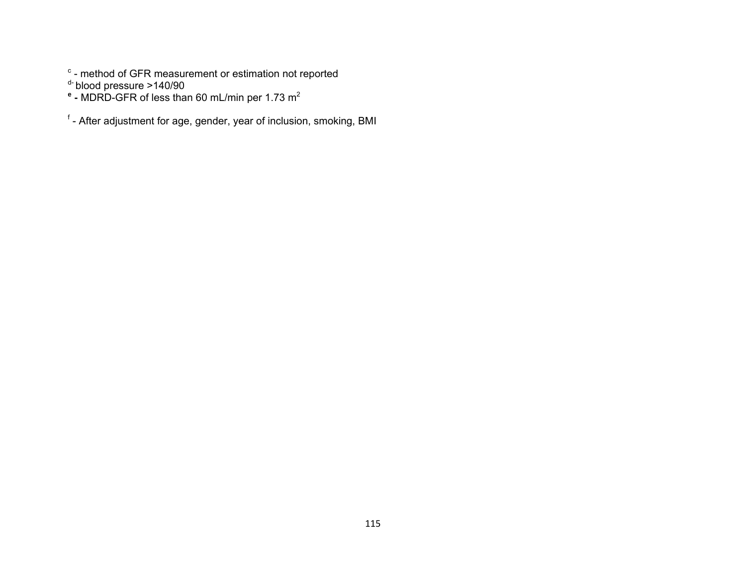[c] - method of GFR measurement or estimation not reported
[d] blood pressure >140/90
**[e] -** MDRD-GFR of less than 60 mL/min per 1.73 $m^2$

[f] - After adjustment for age, gender, year of inclusion, smoking, BMI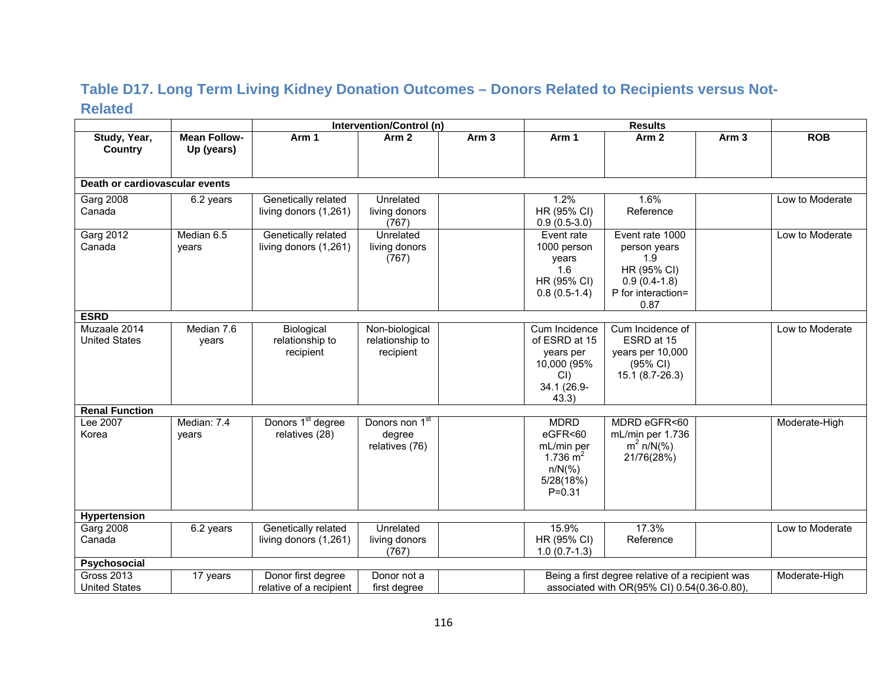## Table D17. Long Term Living Kidney Donation Outcomes – Donors Related to Recipients versus Not-Related

| Study, Year, Country | Mean Follow-Up (years) | Intervention/Control (n) Arm 1 | Intervention/Control (n) Arm 2 | Intervention/Control (n) Arm 3 | Results Arm 1 | Results Arm 2 | Results Arm 3 | ROB |
|---|---|---|---|---|---|---|---|---|
| **Death or cardiovascular events** | | | | | | | | |
| Garg 2008 Canada | 6.2 years | Genetically related living donors (1,261) | Unrelated living donors (767) | | 1.2% HR (95% CI) 0.9 (0.5-3.0) | 1.6% Reference | | Low to Moderate |
| Garg 2012 Canada | Median 6.5 years | Genetically related living donors (1,261) | Unrelated living donors (767) | | Event rate 1000 person years 1.6 HR (95% CI) 0.8 (0.5-1.4) | Event rate 1000 person years 1.9 HR (95% CI) 0.9 (0.4-1.8) P for interaction= 0.87 | | Low to Moderate |
| **ESRD** | | | | | | | | |
| Muzaale 2014 United States | Median 7.6 years | Biological relationship to recipient | Non-biological relationship to recipient | | Cum Incidence of ESRD at 15 years per 10,000 (95% CI) 34.1 (26.9-43.3) | Cum Incidence of ESRD at 15 years per 10,000 (95% CI) 15.1 (8.7-26.3) | | Low to Moderate |
| **Renal Function** | | | | | | | | |
| Lee 2007 Korea | Median: 7.4 years | Donors 1[st] degree relatives (28) | Donors non 1[st] degree relatives (76) | | MDRD eGFR<60 mL/min per 1.736 $m^2$ n/N(%) 5/28(18%) P=0.31 | MDRD eGFR<60 mL/min per 1.736 $m^2$ n/N(%) 21/76(28%) | | Moderate-High |
| **Hypertension** | | | | | | | | |
| Garg 2008 Canada | 6.2 years | Genetically related living donors (1,261) | Unrelated living donors (767) | | 15.9% HR (95% CI) 1.0 (0.7-1.3) | 17.3% Reference | | Low to Moderate |
| **Psychosocial** | | | | | | | | |
| Gross 2013 United States | 17 years | Donor first degree relative of a recipient | Donor not a first degree | | Being a first degree relative of a recipient was associated with OR(95% CI) 0.54(0.36-0.80), | | | Moderate-High |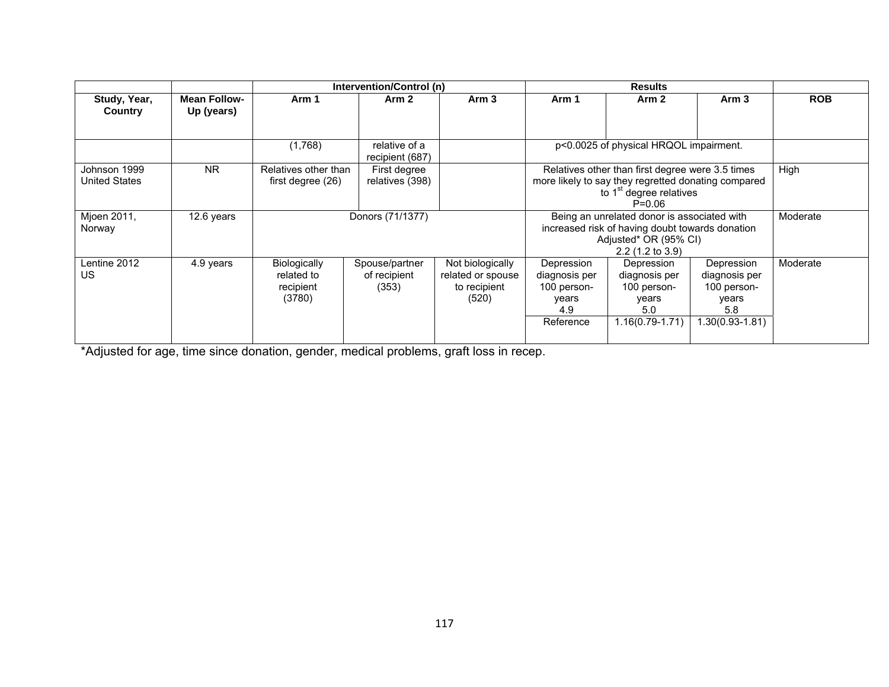| | | Intervention/Control (n) | | | Results | | | |
|---|---|---|---|---|---|---|---|---|
| Study, Year, Country | Mean Follow-Up (years) | Arm 1 | Arm 2 | Arm 3 | Arm 1 | Arm 2 | Arm 3 | ROB |
| | | (1,768) | relative of a recipient (687) | | p<0.0025 of physical HRQOL impairment. | | | |
| Johnson 1999 United States | NR | Relatives other than first degree (26) | First degree relatives (398) | | Relatives other than first degree were 3.5 times more likely to say they regretted donating compared to 1st degree relatives P=0.06 | | | High |
| Mjoen 2011, Norway | 12.6 years | Donors (71/1377) | | | Being an unrelated donor is associated with increased risk of having doubt towards donation Adjusted* OR (95% CI) 2.2 (1.2 to 3.9) | | | Moderate |
| Lentine 2012 US | 4.9 years | Biologically related to recipient (3780) | Spouse/partner of recipient (353) | Not biologically related or spouse to recipient (520) | Depression diagnosis per 100 person-years 4.9 | Depression diagnosis per 100 person-years 5.0 | Depression diagnosis per 100 person-years 5.8 | Moderate |
| | | | | | Reference | 1.16(0.79-1.71) | 1.30(0.93-1.81) | |

*Adjusted for age, time since donation, gender, medical problems, graft loss in recep.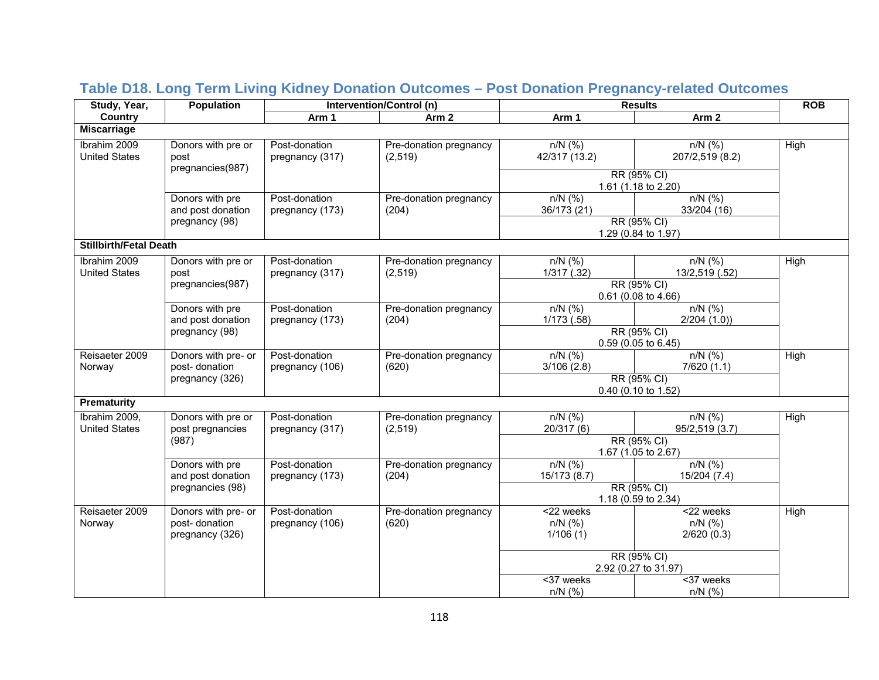## Table D18. Long Term Living Kidney Donation Outcomes – Post Donation Pregnancy-related Outcomes

| Study, Year, Country | Population | Intervention/Control (n) Arm 1 | Intervention/Control (n) Arm 2 | Results Arm 1 | Results Arm 2 | ROB |
|---|---|---|---|---|---|---|
| **Miscarriage** | | | | | | |
| Ibrahim 2009 United States | Donors with pre or post pregnancies(987) | Post-donation pregnancy (317) | Pre-donation pregnancy (2,519) | n/N (%) 42/317 (13.2) | n/N (%) 207/2,519 (8.2) | High |
| | | | | RR (95% CI) 1.61 (1.18 to 2.20) | | |
| | Donors with pre and post donation pregnancy (98) | Post-donation pregnancy (173) | Pre-donation pregnancy (204) | n/N (%) 36/173 (21) | n/N (%) 33/204 (16) | |
| | | | | RR (95% CI) 1.29 (0.84 to 1.97) | | |
| **Stillbirth/Fetal Death** | | | | | | |
| Ibrahim 2009 United States | Donors with pre or post pregnancies(987) | Post-donation pregnancy (317) | Pre-donation pregnancy (2,519) | n/N (%) 1/317 (.32) | n/N (%) 13/2,519 (.52) | High |
| | | | | RR (95% CI) 0.61 (0.08 to 4.66) | | |
| | Donors with pre and post donation pregnancy (98) | Post-donation pregnancy (173) | Pre-donation pregnancy (204) | n/N (%) 1/173 (.58) | n/N (%) 2/204 (1.0)) | |
| | | | | RR (95% CI) 0.59 (0.05 to 6.45) | | |
| Reisaeter 2009 Norway | Donors with pre- or post- donation pregnancy (326) | Post-donation pregnancy (106) | Pre-donation pregnancy (620) | n/N (%) 3/106 (2.8) | n/N (%) 7/620 (1.1) | High |
| | | | | RR (95% CI) 0.40 (0.10 to 1.52) | | |
| **Prematurity** | | | | | | |
| Ibrahim 2009, United States | Donors with pre or post pregnancies (987) | Post-donation pregnancy (317) | Pre-donation pregnancy (2,519) | n/N (%) 20/317 (6) | n/N (%) 95/2,519 (3.7) | High |
| | | | | RR (95% CI) 1.67 (1.05 to 2.67) | | |
| | Donors with pre and post donation pregnancies (98) | Post-donation pregnancy (173) | Pre-donation pregnancy (204) | n/N (%) 15/173 (8.7) | n/N (%) 15/204 (7.4) | |
| | | | | RR (95% CI) 1.18 (0.59 to 2.34) | | |
| Reisaeter 2009 Norway | Donors with pre- or post- donation pregnancy (326) | Post-donation pregnancy (106) | Pre-donation pregnancy (620) | <22 weeks n/N (%) 1/106 (1) | <22 weeks n/N (%) 2/620 (0.3) | High |
| | | | | RR (95% CI) 2.92 (0.27 to 31.97) | | |
| | | | | <37 weeks n/N (%) | <37 weeks n/N (%) | |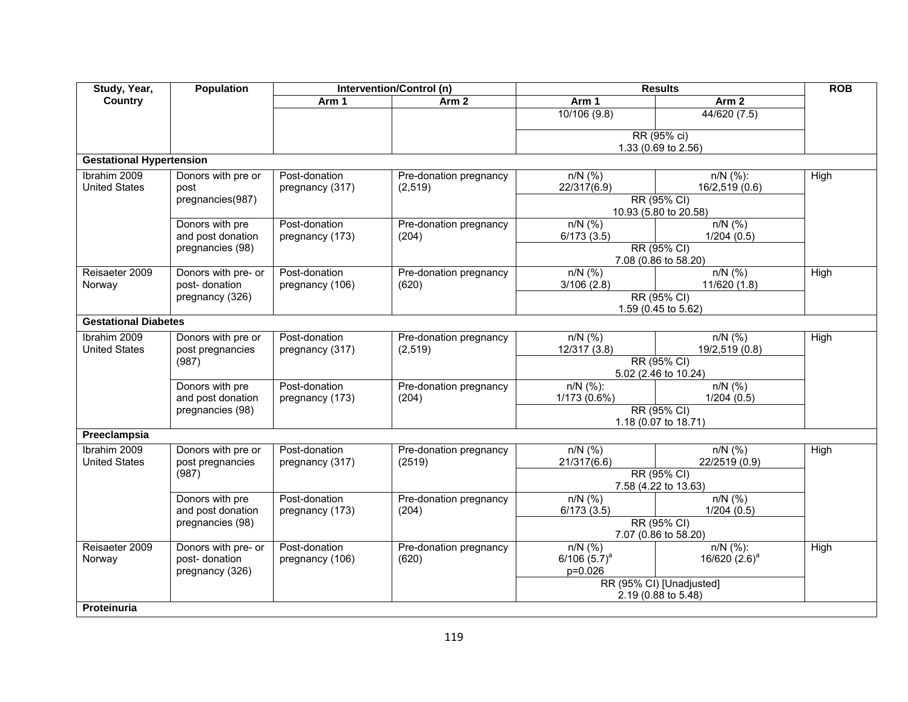| Study, Year, Country | Population | Intervention/Control (n) | | Results | | ROB |
|---|---|---|---|---|---|---|
| | | Arm 1 | Arm 2 | Arm 1 | Arm 2 | |
| | | | | 10/106 (9.8) | 44/620 (7.5) | |
| | | | | RR (95% ci) 1.33 (0.69 to 2.56) | | |
| **Gestational Hypertension** | | | | | | |
| Ibrahim 2009 United States | Donors with pre or post pregnancies(987) | Post-donation pregnancy (317) | Pre-donation pregnancy (2,519) | n/N (%) 22/317(6.9) | n/N (%): 16/2,519 (0.6) | High |
| | | | | RR (95% CI) 10.93 (5.80 to 20.58) | | |
| | Donors with pre and post donation pregnancies (98) | Post-donation pregnancy (173) | Pre-donation pregnancy (204) | n/N (%) 6/173 (3.5) | n/N (%) 1/204 (0.5) | |
| | | | | RR (95% CI) 7.08 (0.86 to 58.20) | | |
| Reisaeter 2009 Norway | Donors with pre- or post- donation pregnancy (326) | Post-donation pregnancy (106) | Pre-donation pregnancy (620) | n/N (%) 3/106 (2.8) | n/N (%) 11/620 (1.8) | High |
| | | | | RR (95% CI) 1.59 (0.45 to 5.62) | | |
| **Gestational Diabetes** | | | | | | |
| Ibrahim 2009 United States | Donors with pre or post pregnancies (987) | Post-donation pregnancy (317) | Pre-donation pregnancy (2,519) | n/N (%) 12/317 (3.8) | n/N (%) 19/2,519 (0.8) | High |
| | | | | RR (95% CI) 5.02 (2.46 to 10.24) | | |
| | Donors with pre and post donation pregnancies (98) | Post-donation pregnancy (173) | Pre-donation pregnancy (204) | n/N (%): 1/173 (0.6%) | n/N (%) 1/204 (0.5) | |
| | | | | RR (95% CI) 1.18 (0.07 to 18.71) | | |
| **Preeclampsia** | | | | | | |
| Ibrahim 2009 United States | Donors with pre or post pregnancies (987) | Post-donation pregnancy (317) | Pre-donation pregnancy (2519) | n/N (%) 21/317(6.6) | n/N (%) 22/2519 (0.9) | High |
| | | | | RR (95% CI) 7.58 (4.22 to 13.63) | | |
| | Donors with pre and post donation pregnancies (98) | Post-donation pregnancy (173) | Pre-donation pregnancy (204) | n/N (%) 6/173 (3.5) | n/N (%) 1/204 (0.5) | |
| | | | | RR (95% CI) 7.07 (0.86 to 58.20) | | |
| Reisaeter 2009 Norway | Donors with pre- or post- donation pregnancy (326) | Post-donation pregnancy (106) | Pre-donation pregnancy (620) | n/N (%) 6/106 (5.7)[a] p=0.026 | n/N (%): 16/620 (2.6)[a] | High |
| | | | | RR (95% CI) [Unadjusted] 2.19 (0.88 to 5.48) | | |
| **Proteinuria** | | | | | | |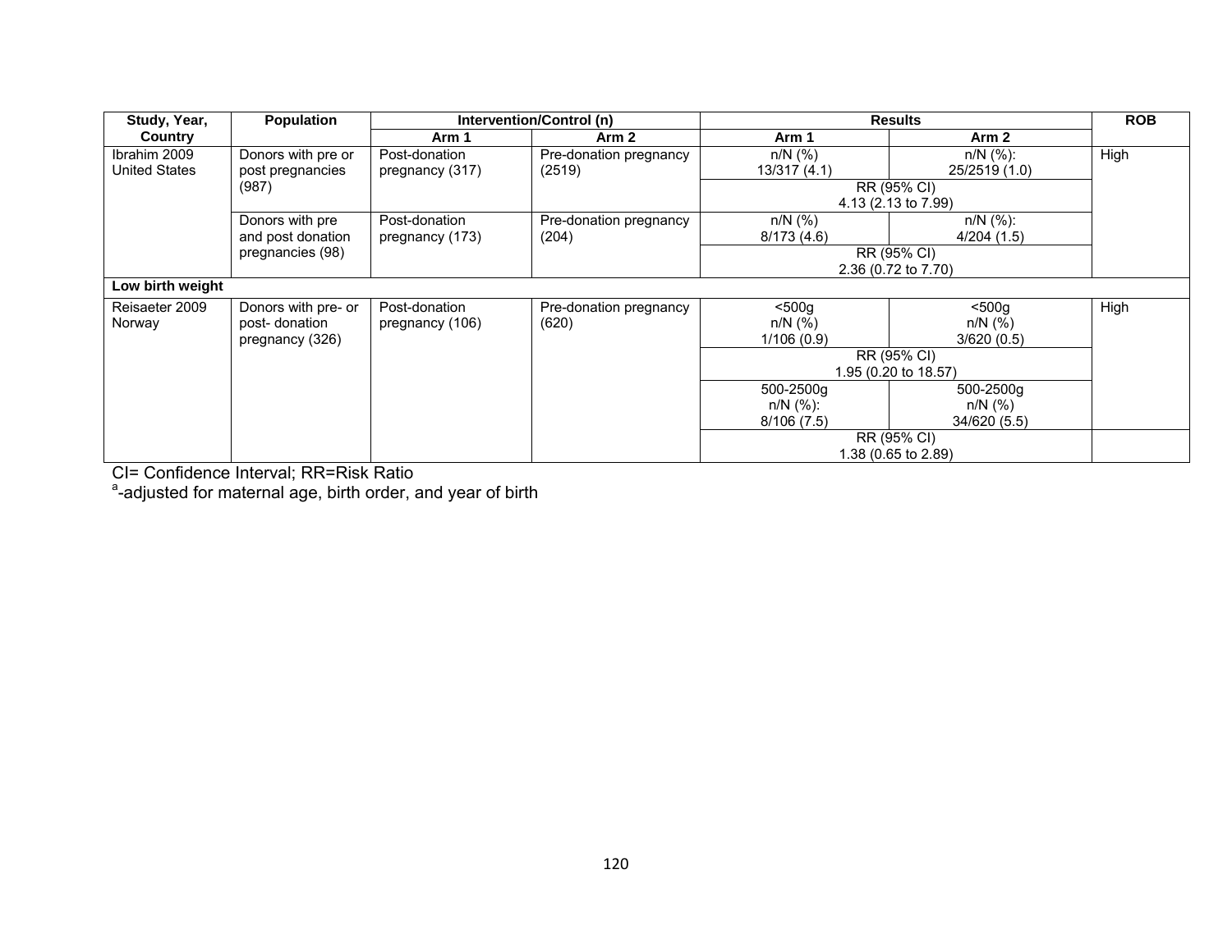| Study, Year, Country | Population | Intervention/Control (n) | | Results | | ROB |
|---|---|---|---|---|---|---|
| | | Arm 1 | Arm 2 | Arm 1 | Arm 2 | |
| Ibrahim 2009 United States | Donors with pre or post pregnancies (987) | Post-donation pregnancy (317) | Pre-donation pregnancy (2519) | n/N (%) 13/317 (4.1) | n/N (%): 25/2519 (1.0) | High |
| | | | | RR (95% CI) 4.13 (2.13 to 7.99) | | |
| | Donors with pre and post donation pregnancies (98) | Post-donation pregnancy (173) | Pre-donation pregnancy (204) | n/N (%) 8/173 (4.6) | n/N (%): 4/204 (1.5) | |
| | | | | RR (95% CI) 2.36 (0.72 to 7.70) | | |
| **Low birth weight** | | | | | | |
| Reisaeter 2009 Norway | Donors with pre- or post- donation pregnancy (326) | Post-donation pregnancy (106) | Pre-donation pregnancy (620) | <500g n/N (%) 1/106 (0.9) | <500g n/N (%) 3/620 (0.5) | High |
| | | | | RR (95% CI) 1.95 (0.20 to 18.57) | | |
| | | | | 500-2500g n/N (%): 8/106 (7.5) | 500-2500g n/N (%) 34/620 (5.5) | |
| | | | | RR (95% CI) 1.38 (0.65 to 2.89) | | |

CI= Confidence Interval; RR=Risk Ratio

[a]-adjusted for maternal age, birth order, and year of birth